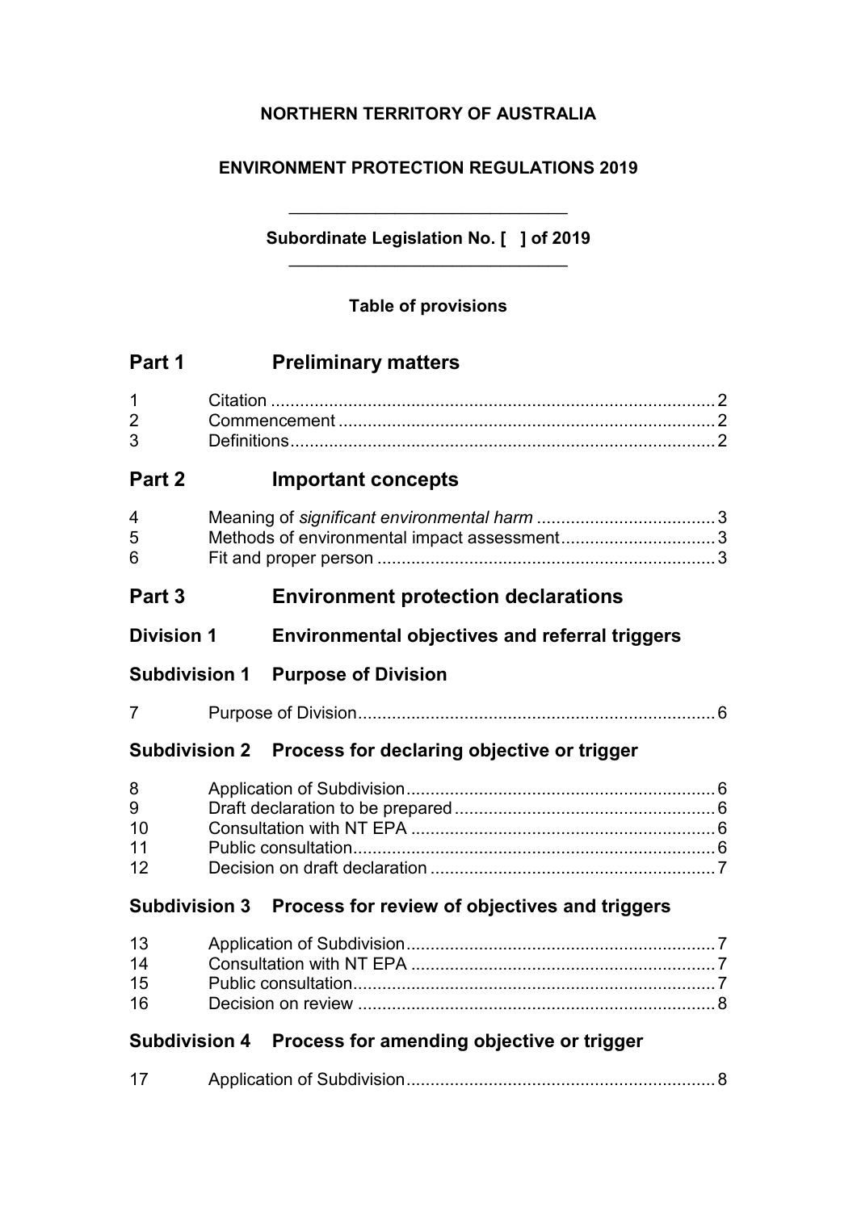**NORTHERN TERRITORY OF AUSTRALIA**

**ENVIRONMENT PROTECTION REGULATIONS 2019**

**Subordinate Legislation No. [ ] of 2019**

**Table of provisions**

## Part 1 Preliminary matters

1 Citation ........................................................................................ 2
2 Commencement .......................................................................... 2
3 Definitions .................................................................................... 2

## Part 2 Important concepts

4 Meaning of *significant environmental harm* ..................................... 3
5 Methods of environmental impact assessment ................................ 3
6 Fit and proper person ..................................................................... 3

## Part 3 Environment protection declarations

### Division 1 Environmental objectives and referral triggers

#### Subdivision 1 Purpose of Division

7 Purpose of Division ........................................................................ 6

#### Subdivision 2 Process for declaring objective or trigger

8 Application of Subdivision ............................................................... 6
9 Draft declaration to be prepared ..................................................... 6
10 Consultation with NT EPA .............................................................. 6
11 Public consultation.......................................................................... 6
12 Decision on draft declaration .......................................................... 7

#### Subdivision 3 Process for review of objectives and triggers

13 Application of Subdivision ............................................................... 7
14 Consultation with NT EPA .............................................................. 7
15 Public consultation.......................................................................... 7
16 Decision on review ......................................................................... 8

#### Subdivision 4 Process for amending objective or trigger

17 Application of Subdivision ............................................................... 8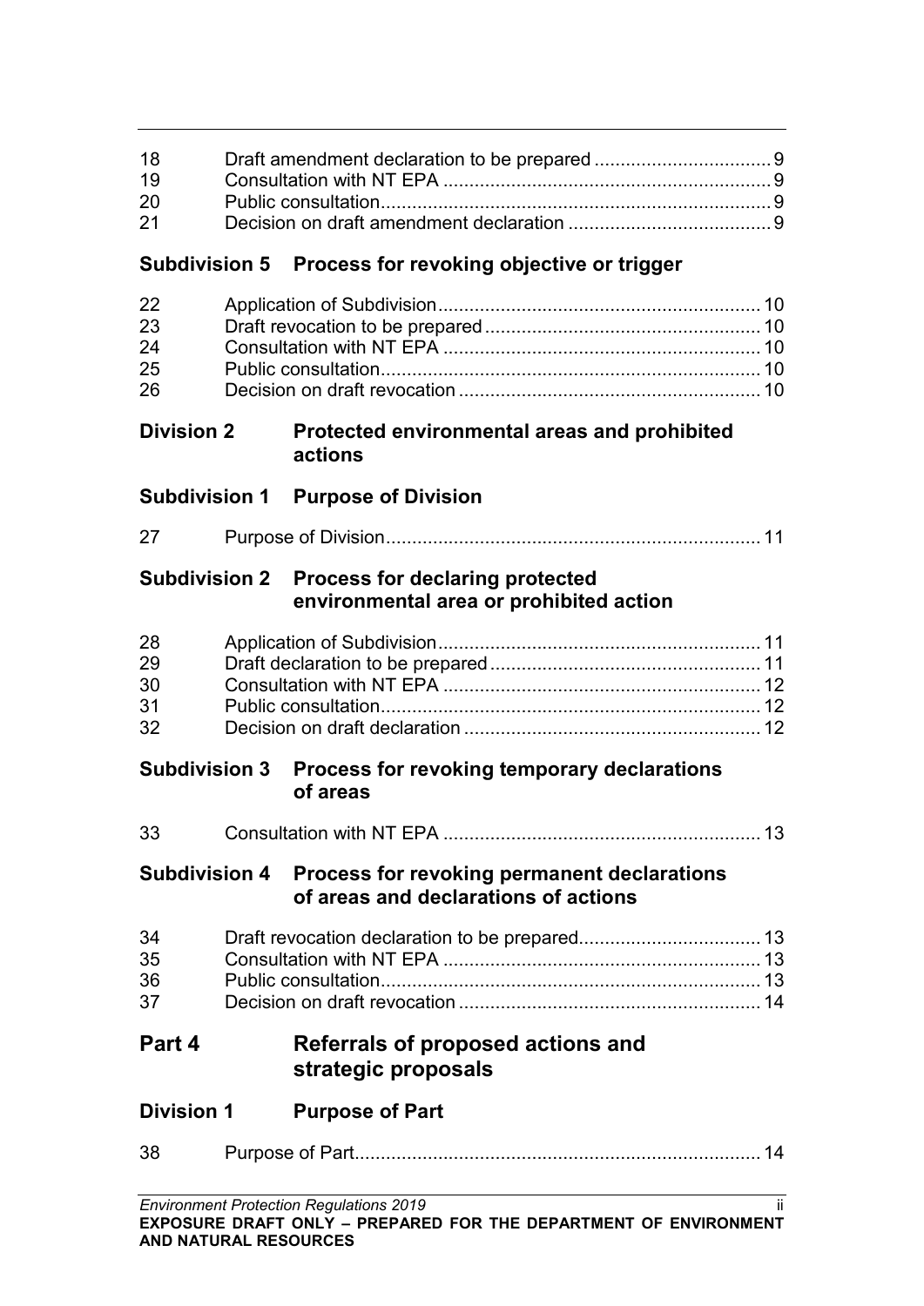18 Draft amendment declaration to be prepared 9
19 Consultation with NT EPA 9
20 Public consultation 9
21 Decision on draft amendment declaration 9

### Subdivision 5 Process for revoking objective or trigger

22 Application of Subdivision 10
23 Draft revocation to be prepared 10
24 Consultation with NT EPA 10
25 Public consultation 10
26 Decision on draft revocation 10

## Division 2 Protected environmental areas and prohibited actions

### Subdivision 1 Purpose of Division

27 Purpose of Division 11

### Subdivision 2 Process for declaring protected environmental area or prohibited action

28 Application of Subdivision 11
29 Draft declaration to be prepared 11
30 Consultation with NT EPA 12
31 Public consultation 12
32 Decision on draft declaration 12

### Subdivision 3 Process for revoking temporary declarations of areas

33 Consultation with NT EPA 13

### Subdivision 4 Process for revoking permanent declarations of areas and declarations of actions

34 Draft revocation declaration to be prepared 13
35 Consultation with NT EPA 13
36 Public consultation 13
37 Decision on draft revocation 14

# Part 4 Referrals of proposed actions and strategic proposals

## Division 1 Purpose of Part

38 Purpose of Part 14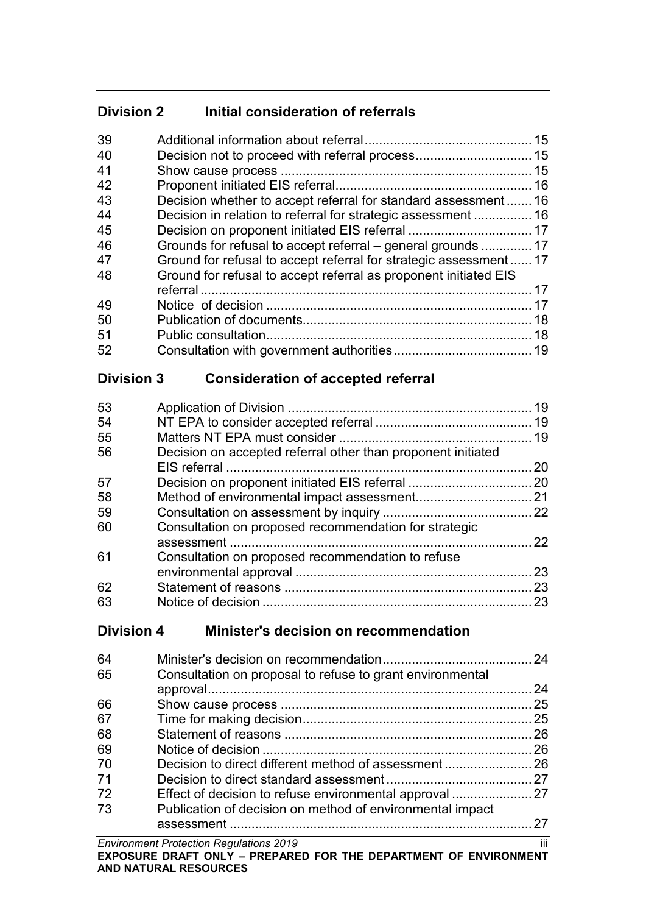## Division 2 Initial consideration of referrals

| | | |
|---|---|---|
| 39 | Additional information about referral | 15 |
| 40 | Decision not to proceed with referral process | 15 |
| 41 | Show cause process | 15 |
| 42 | Proponent initiated EIS referral | 16 |
| 43 | Decision whether to accept referral for standard assessment | 16 |
| 44 | Decision in relation to referral for strategic assessment | 16 |
| 45 | Decision on proponent initiated EIS referral | 17 |
| 46 | Grounds for refusal to accept referral – general grounds | 17 |
| 47 | Ground for refusal to accept referral for strategic assessment | 17 |
| 48 | Ground for refusal to accept referral as proponent initiated EIS referral | 17 |
| 49 | Notice of decision | 17 |
| 50 | Publication of documents | 18 |
| 51 | Public consultation | 18 |
| 52 | Consultation with government authorities | 19 |

## Division 3 Consideration of accepted referral

| | | |
|---|---|---|
| 53 | Application of Division | 19 |
| 54 | NT EPA to consider accepted referral | 19 |
| 55 | Matters NT EPA must consider | 19 |
| 56 | Decision on accepted referral other than proponent initiated EIS referral | 20 |
| 57 | Decision on proponent initiated EIS referral | 20 |
| 58 | Method of environmental impact assessment | 21 |
| 59 | Consultation on assessment by inquiry | 22 |
| 60 | Consultation on proposed recommendation for strategic assessment | 22 |
| 61 | Consultation on proposed recommendation to refuse environmental approval | 23 |
| 62 | Statement of reasons | 23 |
| 63 | Notice of decision | 23 |

## Division 4 Minister's decision on recommendation

| | | |
|---|---|---|
| 64 | Minister's decision on recommendation | 24 |
| 65 | Consultation on proposal to refuse to grant environmental approval | 24 |
| 66 | Show cause process | 25 |
| 67 | Time for making decision | 25 |
| 68 | Statement of reasons | 26 |
| 69 | Notice of decision | 26 |
| 70 | Decision to direct different method of assessment | 26 |
| 71 | Decision to direct standard assessment | 27 |
| 72 | Effect of decision to refuse environmental approval | 27 |
| 73 | Publication of decision on method of environmental impact assessment | 27 |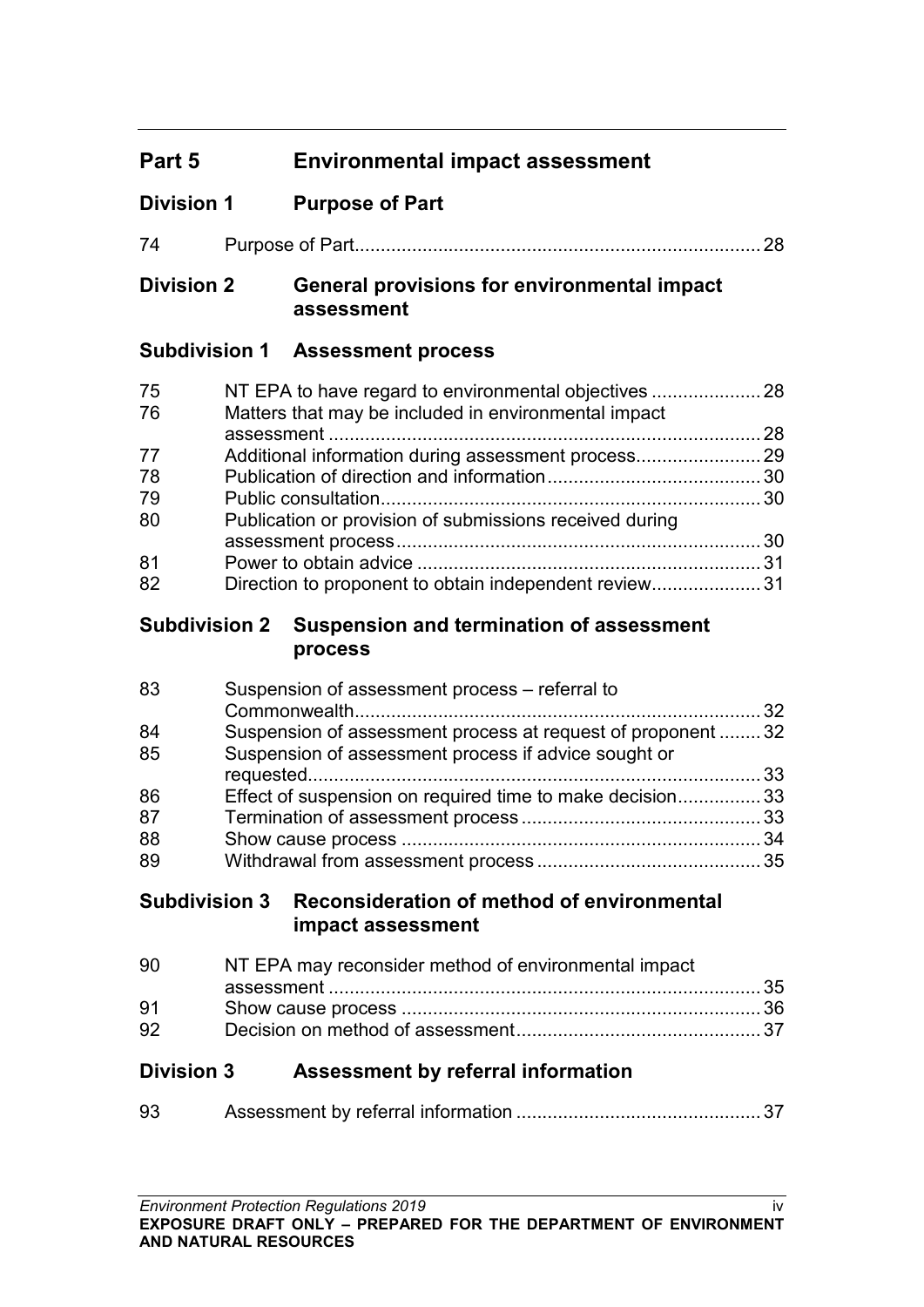## Part 5 Environmental impact assessment

### Division 1 Purpose of Part

74 Purpose of Part 28

### Division 2 General provisions for environmental impact assessment

#### Subdivision 1 Assessment process

75 NT EPA to have regard to environmental objectives 28
76 Matters that may be included in environmental impact assessment 28
77 Additional information during assessment process 29
78 Publication of direction and information 30
79 Public consultation 30
80 Publication or provision of submissions received during assessment process 30
81 Power to obtain advice 31
82 Direction to proponent to obtain independent review 31

#### Subdivision 2 Suspension and termination of assessment process

83 Suspension of assessment process – referral to Commonwealth 32
84 Suspension of assessment process at request of proponent 32
85 Suspension of assessment process if advice sought or requested 33
86 Effect of suspension on required time to make decision 33
87 Termination of assessment process 33
88 Show cause process 34
89 Withdrawal from assessment process 35

#### Subdivision 3 Reconsideration of method of environmental impact assessment

90 NT EPA may reconsider method of environmental impact assessment 35
91 Show cause process 36
92 Decision on method of assessment 37

### Division 3 Assessment by referral information

93 Assessment by referral information 37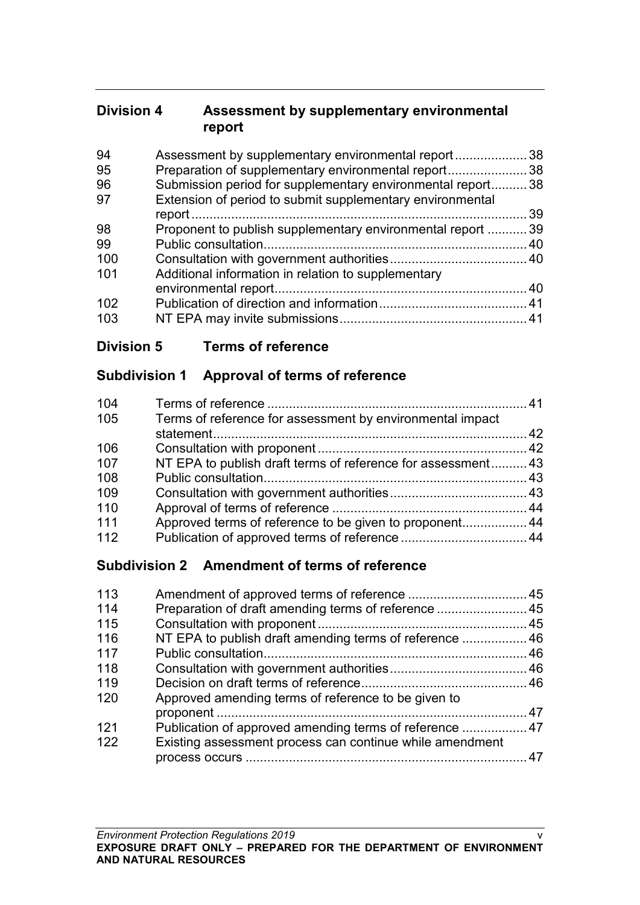### Division 4 Assessment by supplementary environmental report

| | | |
|---|---|---|
| 94 | Assessment by supplementary environmental report | 38 |
| 95 | Preparation of supplementary environmental report | 38 |
| 96 | Submission period for supplementary environmental report | 38 |
| 97 | Extension of period to submit supplementary environmental report | 39 |
| 98 | Proponent to publish supplementary environmental report | 39 |
| 99 | Public consultation | 40 |
| 100 | Consultation with government authorities | 40 |
| 101 | Additional information in relation to supplementary environmental report | 40 |
| 102 | Publication of direction and information | 41 |
| 103 | NT EPA may invite submissions | 41 |

### Division 5 Terms of reference

#### Subdivision 1 Approval of terms of reference

| | | |
|---|---|---|
| 104 | Terms of reference | 41 |
| 105 | Terms of reference for assessment by environmental impact statement | 42 |
| 106 | Consultation with proponent | 42 |
| 107 | NT EPA to publish draft terms of reference for assessment | 43 |
| 108 | Public consultation | 43 |
| 109 | Consultation with government authorities | 43 |
| 110 | Approval of terms of reference | 44 |
| 111 | Approved terms of reference to be given to proponent | 44 |
| 112 | Publication of approved terms of reference | 44 |

#### Subdivision 2 Amendment of terms of reference

| | | |
|---|---|---|
| 113 | Amendment of approved terms of reference | 45 |
| 114 | Preparation of draft amending terms of reference | 45 |
| 115 | Consultation with proponent | 45 |
| 116 | NT EPA to publish draft amending terms of reference | 46 |
| 117 | Public consultation | 46 |
| 118 | Consultation with government authorities | 46 |
| 119 | Decision on draft terms of reference | 46 |
| 120 | Approved amending terms of reference to be given to proponent | 47 |
| 121 | Publication of approved amending terms of reference | 47 |
| 122 | Existing assessment process can continue while amendment process occurs | 47 |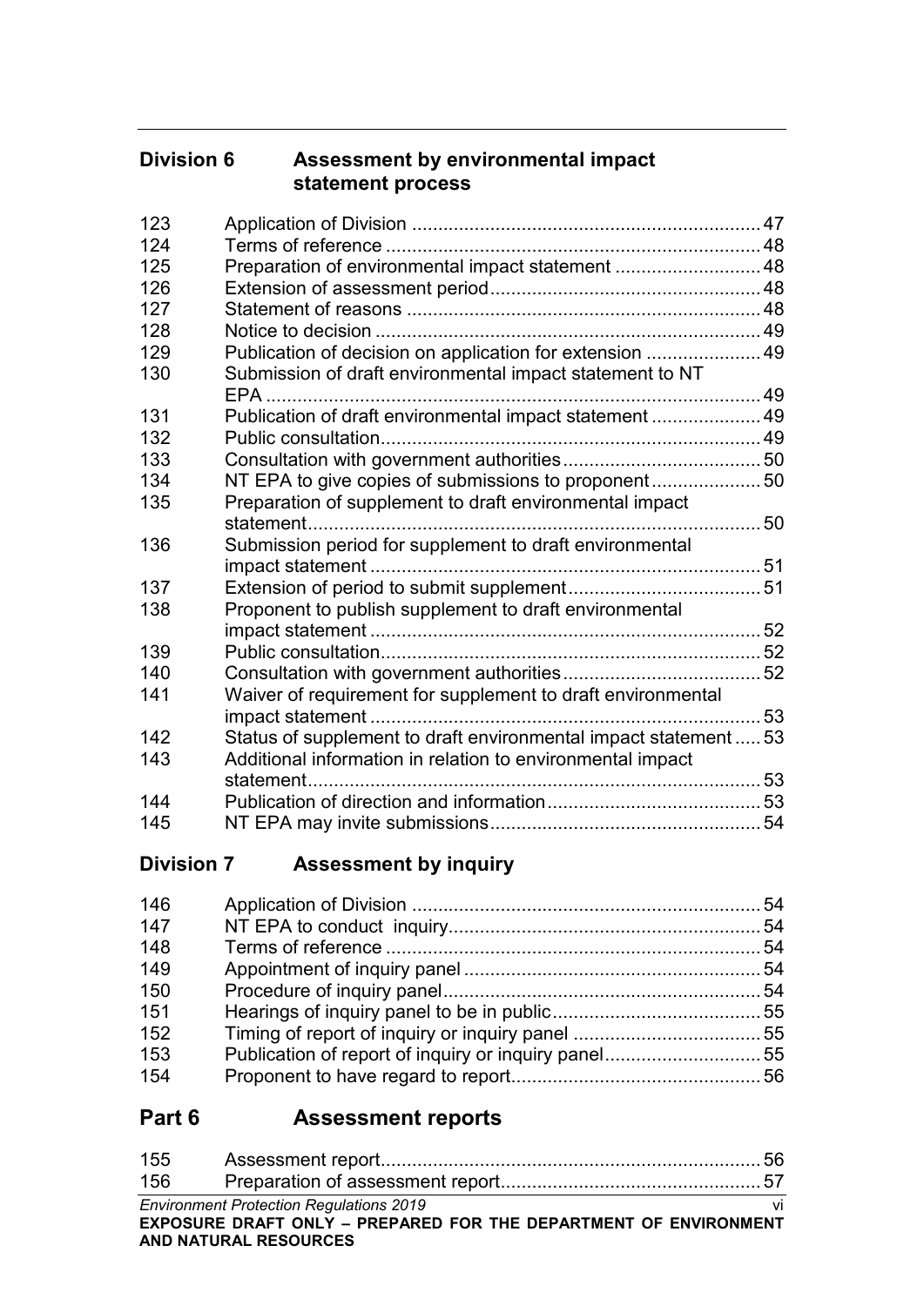## Division 6 Assessment by environmental impact statement process

| | | |
|---|---|---|
| 123 | Application of Division | 47 |
| 124 | Terms of reference | 48 |
| 125 | Preparation of environmental impact statement | 48 |
| 126 | Extension of assessment period | 48 |
| 127 | Statement of reasons | 48 |
| 128 | Notice to decision | 49 |
| 129 | Publication of decision on application for extension | 49 |
| 130 | Submission of draft environmental impact statement to NT EPA | 49 |
| 131 | Publication of draft environmental impact statement | 49 |
| 132 | Public consultation | 49 |
| 133 | Consultation with government authorities | 50 |
| 134 | NT EPA to give copies of submissions to proponent | 50 |
| 135 | Preparation of supplement to draft environmental impact statement | 50 |
| 136 | Submission period for supplement to draft environmental impact statement | 51 |
| 137 | Extension of period to submit supplement | 51 |
| 138 | Proponent to publish supplement to draft environmental impact statement | 52 |
| 139 | Public consultation | 52 |
| 140 | Consultation with government authorities | 52 |
| 141 | Waiver of requirement for supplement to draft environmental impact statement | 53 |
| 142 | Status of supplement to draft environmental impact statement | 53 |
| 143 | Additional information in relation to environmental impact statement | 53 |
| 144 | Publication of direction and information | 53 |
| 145 | NT EPA may invite submissions | 54 |

## Division 7 Assessment by inquiry

| | | |
|---|---|---|
| 146 | Application of Division | 54 |
| 147 | NT EPA to conduct inquiry | 54 |
| 148 | Terms of reference | 54 |
| 149 | Appointment of inquiry panel | 54 |
| 150 | Procedure of inquiry panel | 54 |
| 151 | Hearings of inquiry panel to be in public | 55 |
| 152 | Timing of report of inquiry or inquiry panel | 55 |
| 153 | Publication of report of inquiry or inquiry panel | 55 |
| 154 | Proponent to have regard to report | 56 |

# Part 6 Assessment reports

| | | |
|---|---|---|
| 155 | Assessment report | 56 |
| 156 | Preparation of assessment report | 57 |

EXPOSURE DRAFT ONLY – PREPARED FOR THE DEPARTMENT OF ENVIRONMENT AND NATURAL RESOURCES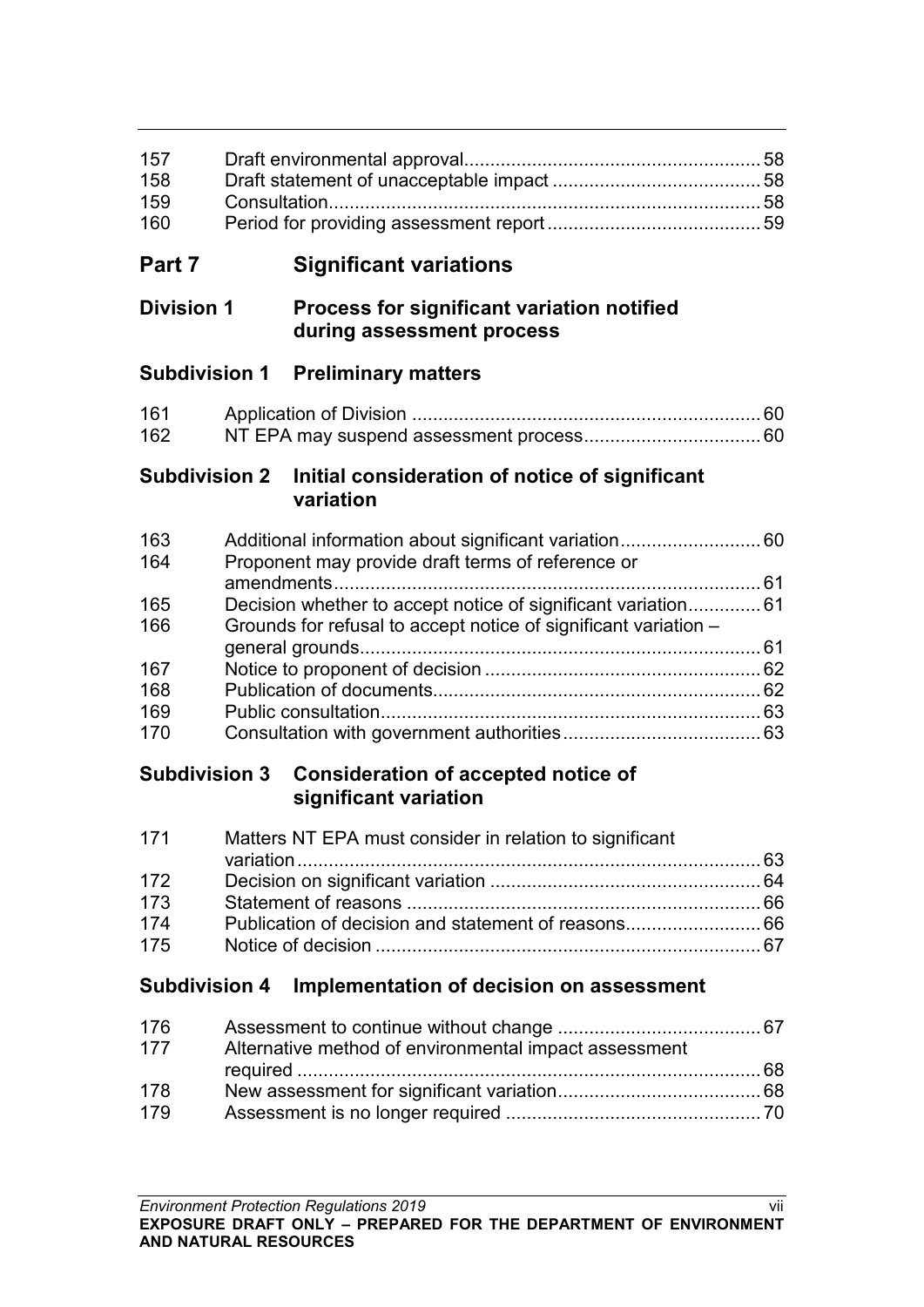157 Draft environmental approval ........................................................ 58
158 Draft statement of unacceptable impact ........................................ 58
159 Consultation .................................................................................. 58
160 Period for providing assessment report ......................................... 59

## Part 7 Significant variations

### Division 1 Process for significant variation notified during assessment process

#### Subdivision 1 Preliminary matters

161 Application of Division .................................................................. 60
162 NT EPA may suspend assessment process ................................. 60

#### Subdivision 2 Initial consideration of notice of significant variation

163 Additional information about significant variation .......................... 60
164 Proponent may provide draft terms of reference or amendments .................................................................................. 61
165 Decision whether to accept notice of significant variation ............. 61
166 Grounds for refusal to accept notice of significant variation – general grounds ............................................................................ 61
167 Notice to proponent of decision .................................................... 62
168 Publication of documents .............................................................. 62
169 Public consultation ........................................................................ 63
170 Consultation with government authorities ..................................... 63

#### Subdivision 3 Consideration of accepted notice of significant variation

171 Matters NT EPA must consider in relation to significant variation ........................................................................................ 63
172 Decision on significant variation .................................................... 64
173 Statement of reasons .................................................................... 66
174 Publication of decision and statement of reasons .......................... 66
175 Notice of decision .......................................................................... 67

#### Subdivision 4 Implementation of decision on assessment

176 Assessment to continue without change ....................................... 67
177 Alternative method of environmental impact assessment required ........................................................................................ 68
178 New assessment for significant variation ....................................... 68
179 Assessment is no longer required ................................................. 70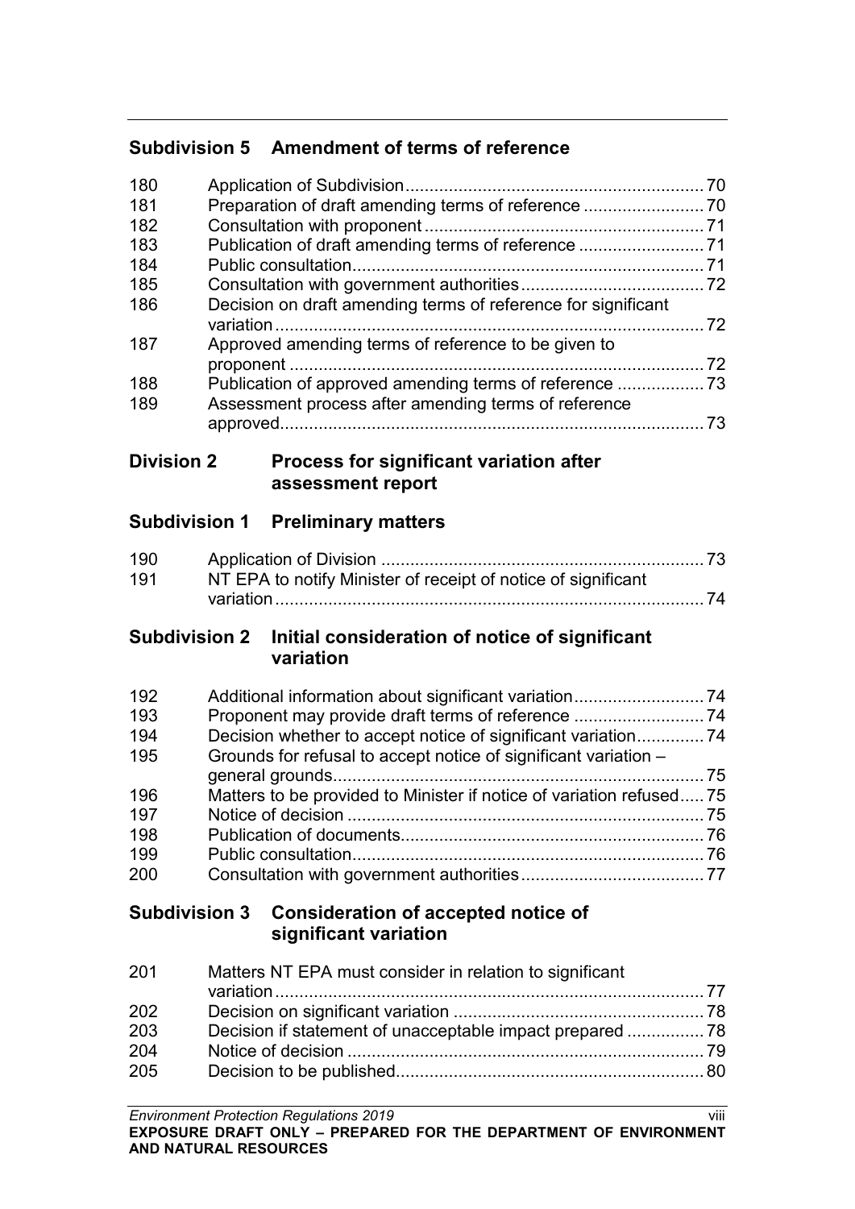## Subdivision 5 Amendment of terms of reference

| | | |
|---|---|---|
| 180 | Application of Subdivision | 70 |
| 181 | Preparation of draft amending terms of reference | 70 |
| 182 | Consultation with proponent | 71 |
| 183 | Publication of draft amending terms of reference | 71 |
| 184 | Public consultation | 71 |
| 185 | Consultation with government authorities | 72 |
| 186 | Decision on draft amending terms of reference for significant variation | 72 |
| 187 | Approved amending terms of reference to be given to proponent | 72 |
| 188 | Publication of approved amending terms of reference | 73 |
| 189 | Assessment process after amending terms of reference approved | 73 |

## Division 2 Process for significant variation after assessment report

## Subdivision 1 Preliminary matters

| | | |
|---|---|---|
| 190 | Application of Division | 73 |
| 191 | NT EPA to notify Minister of receipt of notice of significant variation | 74 |

## Subdivision 2 Initial consideration of notice of significant variation

| | | |
|---|---|---|
| 192 | Additional information about significant variation | 74 |
| 193 | Proponent may provide draft terms of reference | 74 |
| 194 | Decision whether to accept notice of significant variation | 74 |
| 195 | Grounds for refusal to accept notice of significant variation – general grounds | 75 |
| 196 | Matters to be provided to Minister if notice of variation refused | 75 |
| 197 | Notice of decision | 75 |
| 198 | Publication of documents | 76 |
| 199 | Public consultation | 76 |
| 200 | Consultation with government authorities | 77 |

## Subdivision 3 Consideration of accepted notice of significant variation

| | | |
|---|---|---|
| 201 | Matters NT EPA must consider in relation to significant variation | 77 |
| 202 | Decision on significant variation | 78 |
| 203 | Decision if statement of unacceptable impact prepared | 78 |
| 204 | Notice of decision | 79 |
| 205 | Decision to be published | 80 |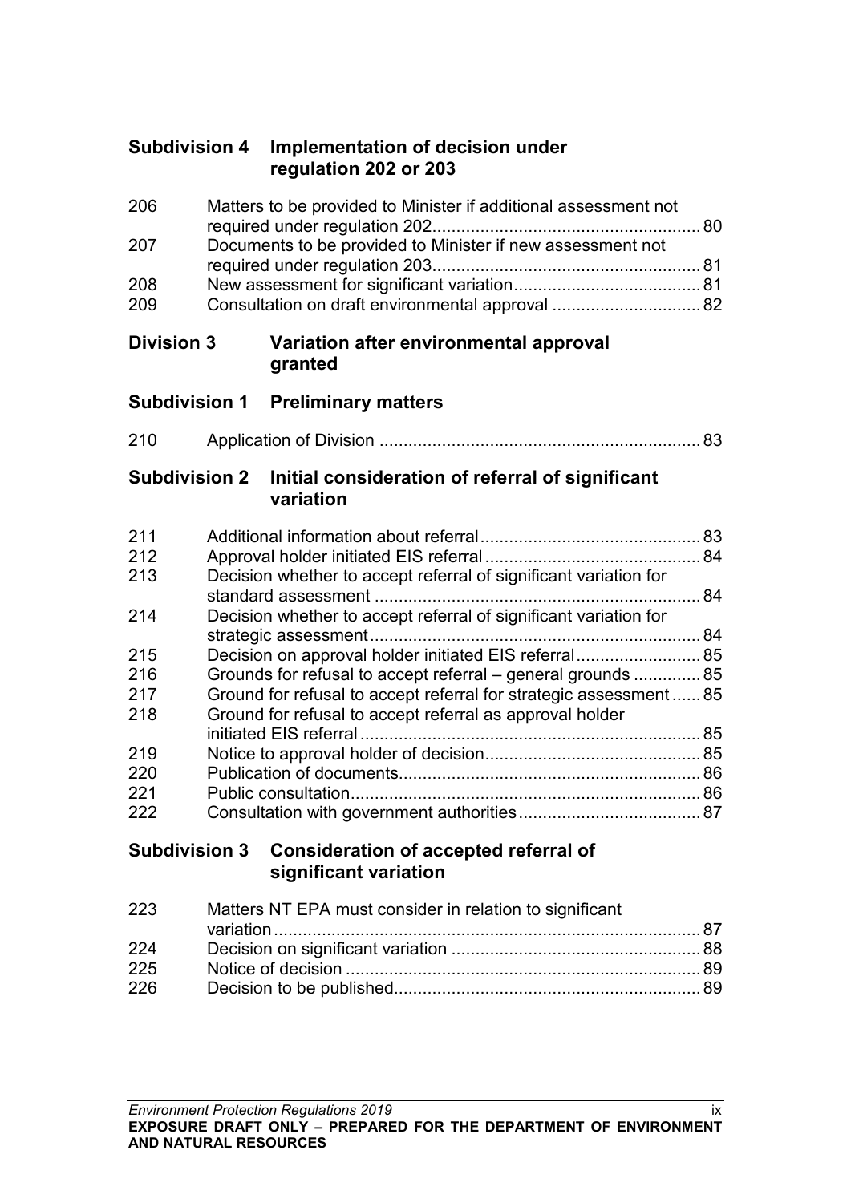**Subdivision 4 Implementation of decision under regulation 202 or 203**

| | | |
|---|---|---|
| 206 | Matters to be provided to Minister if additional assessment not required under regulation 202 | 80 |
| 207 | Documents to be provided to Minister if new assessment not required under regulation 203 | 81 |
| 208 | New assessment for significant variation | 81 |
| 209 | Consultation on draft environmental approval | 82 |

**Division 3 Variation after environmental approval granted**

**Subdivision 1 Preliminary matters**

| | | |
|---|---|---|
| 210 | Application of Division | 83 |

**Subdivision 2 Initial consideration of referral of significant variation**

| | | |
|---|---|---|
| 211 | Additional information about referral | 83 |
| 212 | Approval holder initiated EIS referral | 84 |
| 213 | Decision whether to accept referral of significant variation for standard assessment | 84 |
| 214 | Decision whether to accept referral of significant variation for strategic assessment | 84 |
| 215 | Decision on approval holder initiated EIS referral | 85 |
| 216 | Grounds for refusal to accept referral – general grounds | 85 |
| 217 | Ground for refusal to accept referral for strategic assessment | 85 |
| 218 | Ground for refusal to accept referral as approval holder initiated EIS referral | 85 |
| 219 | Notice to approval holder of decision | 85 |
| 220 | Publication of documents | 86 |
| 221 | Public consultation | 86 |
| 222 | Consultation with government authorities | 87 |

**Subdivision 3 Consideration of accepted referral of significant variation**

| | | |
|---|---|---|
| 223 | Matters NT EPA must consider in relation to significant variation | 87 |
| 224 | Decision on significant variation | 88 |
| 225 | Notice of decision | 89 |
| 226 | Decision to be published | 89 |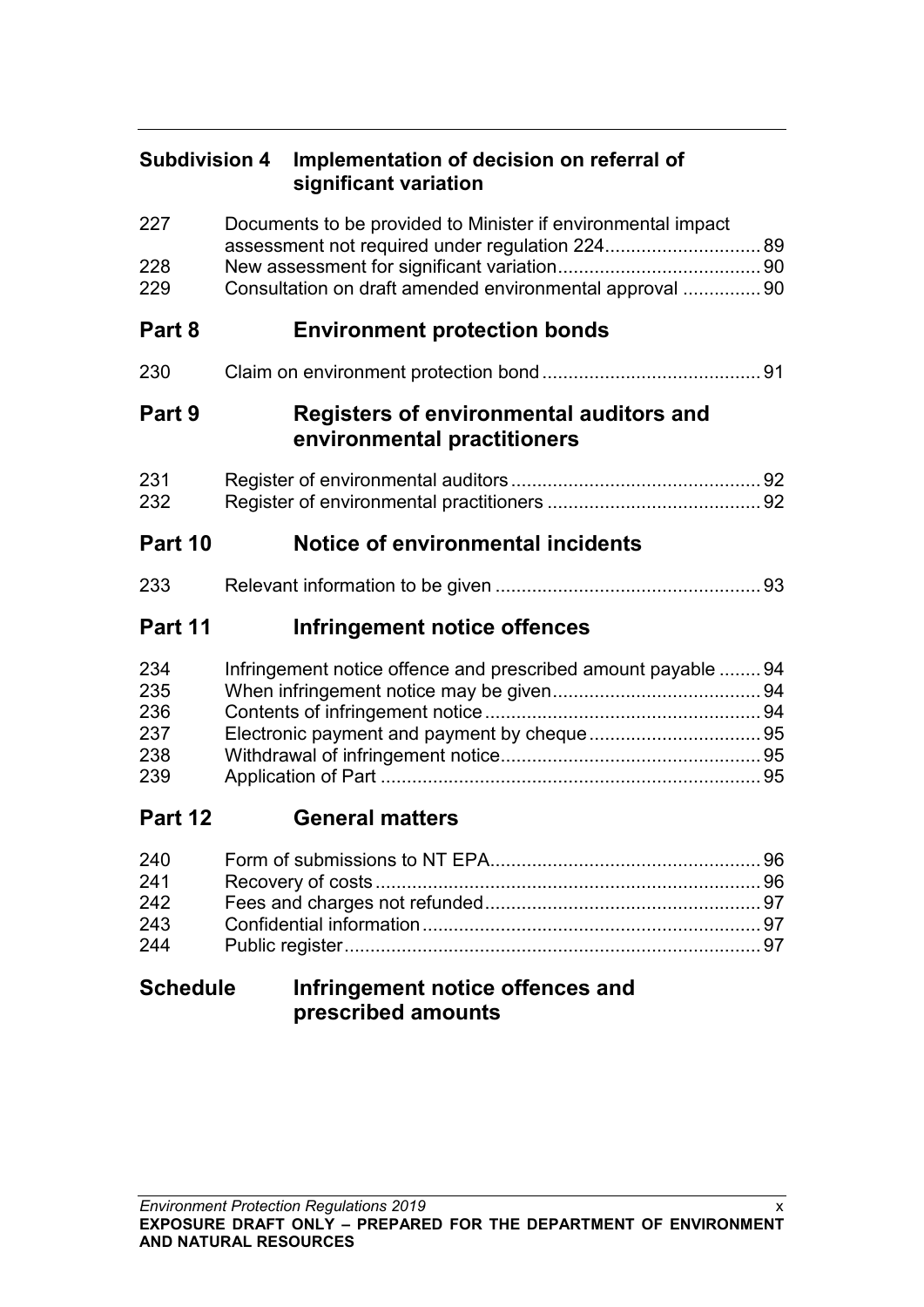### Subdivision 4 Implementation of decision on referral of significant variation

227 Documents to be provided to Minister if environmental impact assessment not required under regulation 224 ............................. 89
228 New assessment for significant variation ...................................... 90
229 Consultation on draft amended environmental approval ............... 90

## Part 8 Environment protection bonds

230 Claim on environment protection bond .......................................... 91

## Part 9 Registers of environmental auditors and environmental practitioners

231 Register of environmental auditors ................................................ 92
232 Register of environmental practitioners ......................................... 92

## Part 10 Notice of environmental incidents

233 Relevant information to be given ................................................... 93

## Part 11 Infringement notice offences

234 Infringement notice offence and prescribed amount payable ........ 94
235 When infringement notice may be given ........................................ 94
236 Contents of infringement notice ..................................................... 94
237 Electronic payment and payment by cheque ................................. 95
238 Withdrawal of infringement notice .................................................. 95
239 Application of Part ......................................................................... 95

## Part 12 General matters

240 Form of submissions to NT EPA .................................................... 96
241 Recovery of costs .......................................................................... 96
242 Fees and charges not refunded ..................................................... 97
243 Confidential information ................................................................. 97
244 Public register ................................................................................ 97

## Schedule Infringement notice offences and prescribed amounts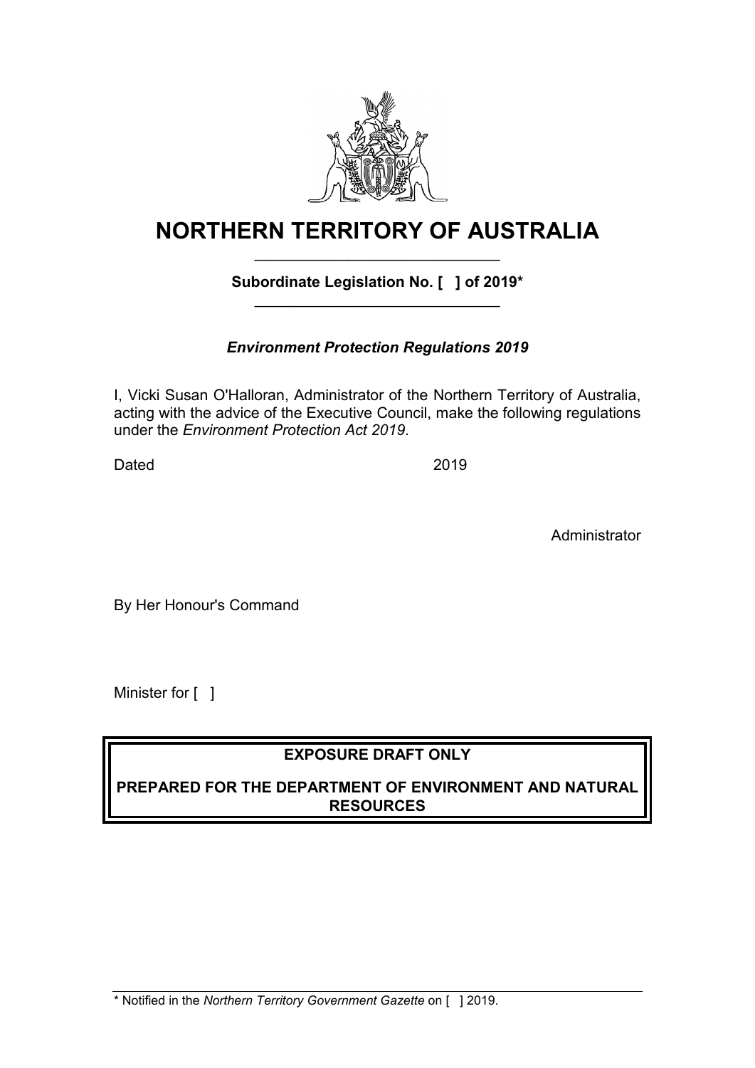# NORTHERN TERRITORY OF AUSTRALIA

**Subordinate Legislation No. [ ] of 2019***

***Environment Protection Regulations 2019***

I, Vicki Susan O'Halloran, Administrator of the Northern Territory of Australia, acting with the advice of the Executive Council, make the following regulations under the *Environment Protection Act 2019*.

Dated 2019

Administrator

By Her Honour's Command

Minister for [ ]

**EXPOSURE DRAFT ONLY**

**PREPARED FOR THE DEPARTMENT OF ENVIRONMENT AND NATURAL RESOURCES**

\* Notified in the *Northern Territory Government Gazette* on [ ] 2019.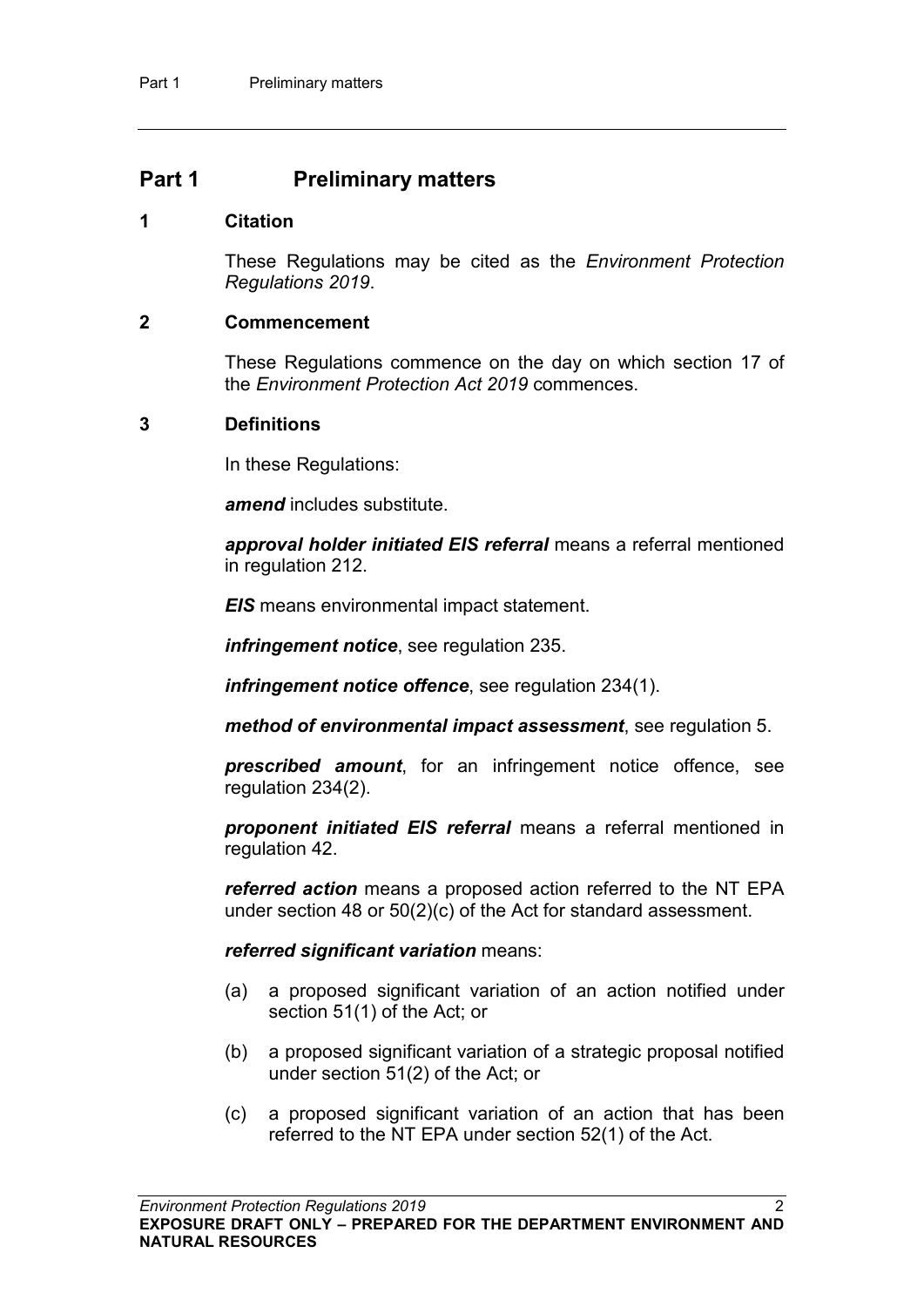## Part 1 Preliminary matters

### 1 Citation

These Regulations may be cited as the *Environment Protection Regulations 2019*.

### 2 Commencement

These Regulations commence on the day on which section 17 of the *Environment Protection Act 2019* commences.

### 3 Definitions

In these Regulations:

***amend*** includes substitute.

***approval holder initiated EIS referral*** means a referral mentioned in regulation 212.

***EIS*** means environmental impact statement.

***infringement notice***, see regulation 235.

***infringement notice offence***, see regulation 234(1).

***method of environmental impact assessment***, see regulation 5.

***prescribed amount***, for an infringement notice offence, see regulation 234(2).

***proponent initiated EIS referral*** means a referral mentioned in regulation 42.

***referred action*** means a proposed action referred to the NT EPA under section 48 or 50(2)(c) of the Act for standard assessment.

***referred significant variation*** means:

(a) a proposed significant variation of an action notified under section 51(1) of the Act; or

(b) a proposed significant variation of a strategic proposal notified under section 51(2) of the Act; or

(c) a proposed significant variation of an action that has been referred to the NT EPA under section 52(1) of the Act.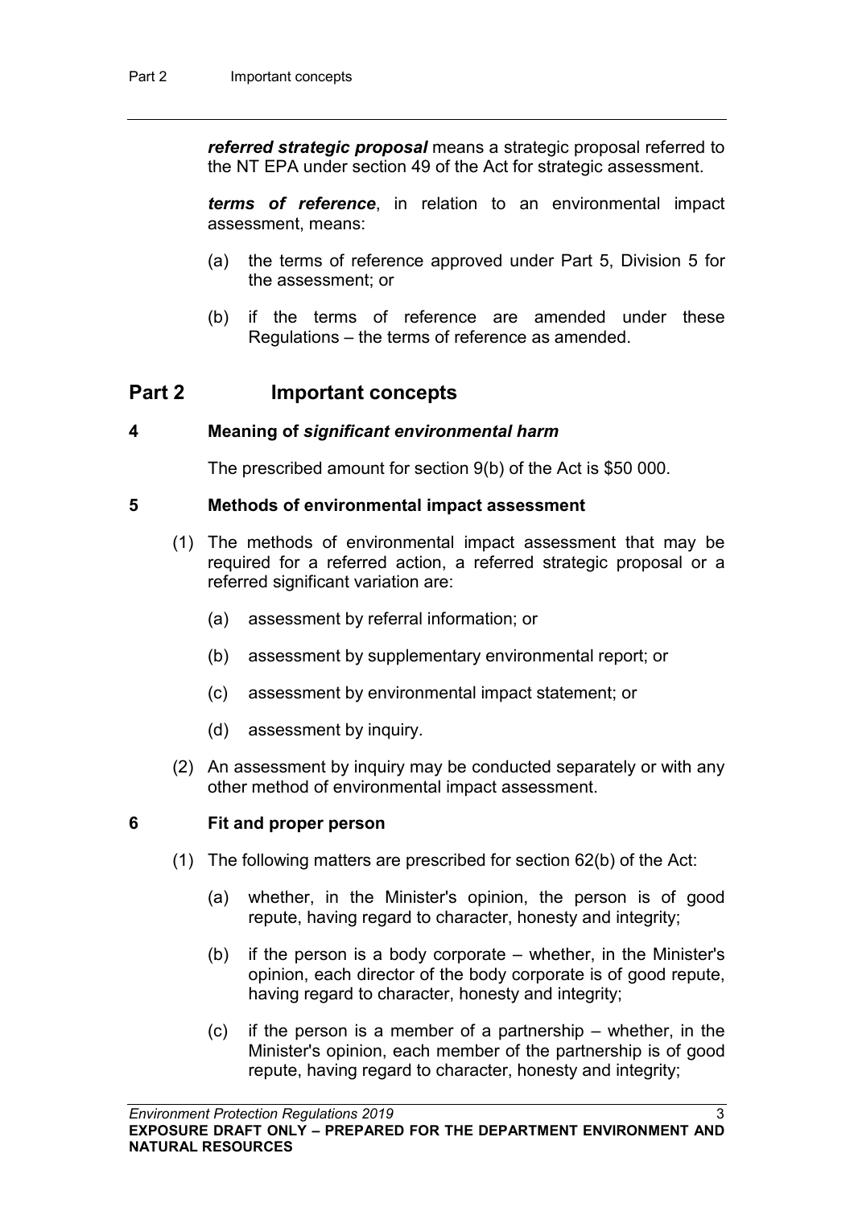***referred strategic proposal*** means a strategic proposal referred to the NT EPA under section 49 of the Act for strategic assessment.

***terms of reference***, in relation to an environmental impact assessment, means:

(a) the terms of reference approved under Part 5, Division 5 for the assessment; or

(b) if the terms of reference are amended under these Regulations – the terms of reference as amended.

## Part 2 Important concepts

### 4 Meaning of *significant environmental harm*

The prescribed amount for section 9(b) of the Act is $50 000.

### 5 Methods of environmental impact assessment

(1) The methods of environmental impact assessment that may be required for a referred action, a referred strategic proposal or a referred significant variation are:

(a) assessment by referral information; or

(b) assessment by supplementary environmental report; or

(c) assessment by environmental impact statement; or

(d) assessment by inquiry.

(2) An assessment by inquiry may be conducted separately or with any other method of environmental impact assessment.

### 6 Fit and proper person

(1) The following matters are prescribed for section 62(b) of the Act:

(a) whether, in the Minister's opinion, the person is of good repute, having regard to character, honesty and integrity;

(b) if the person is a body corporate – whether, in the Minister's opinion, each director of the body corporate is of good repute, having regard to character, honesty and integrity;

(c) if the person is a member of a partnership – whether, in the Minister's opinion, each member of the partnership is of good repute, having regard to character, honesty and integrity;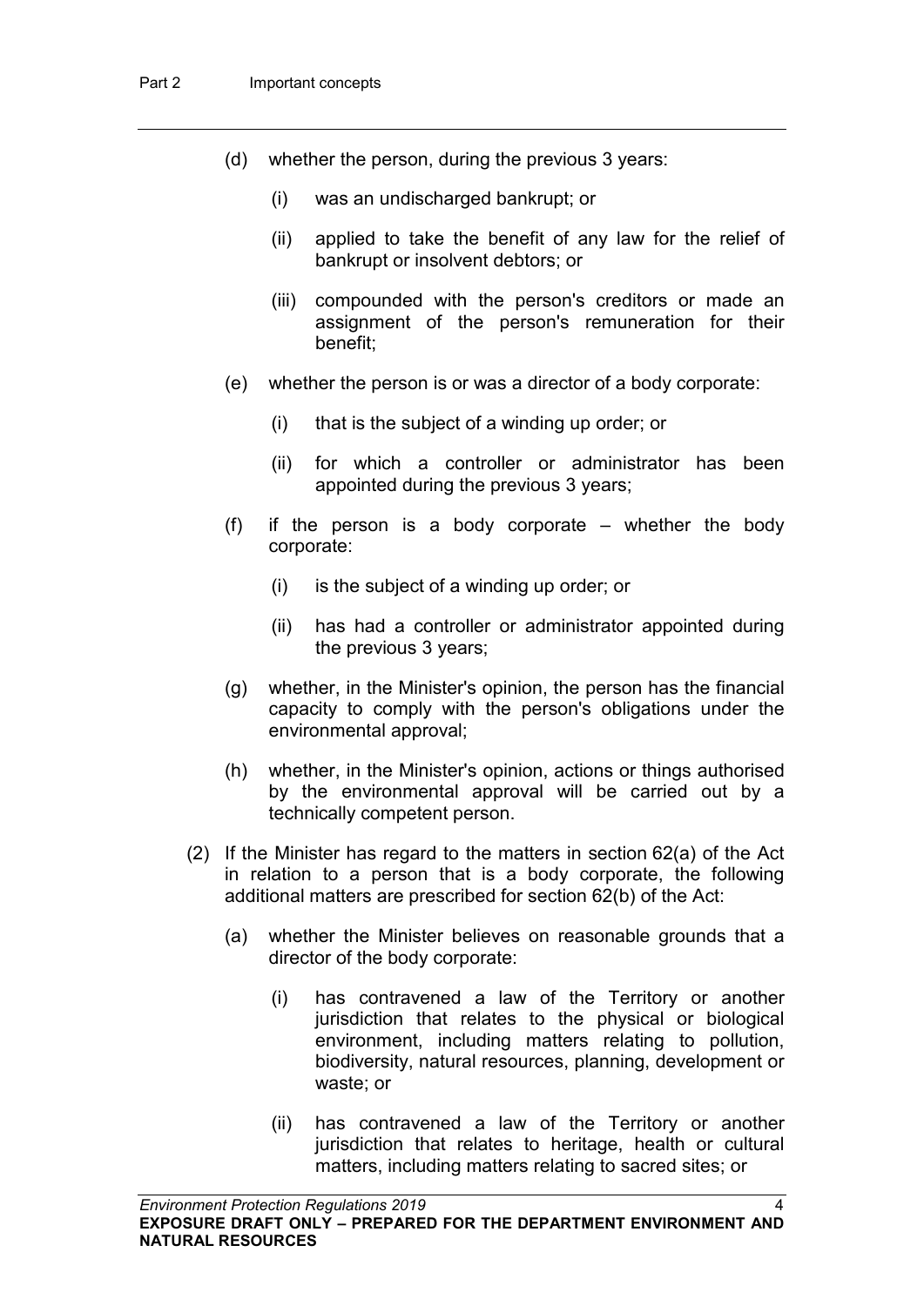(d) whether the person, during the previous 3 years:

   (i) was an undischarged bankrupt; or

   (ii) applied to take the benefit of any law for the relief of bankrupt or insolvent debtors; or

   (iii) compounded with the person's creditors or made an assignment of the person's remuneration for their benefit;

(e) whether the person is or was a director of a body corporate:

   (i) that is the subject of a winding up order; or

   (ii) for which a controller or administrator has been appointed during the previous 3 years;

(f) if the person is a body corporate – whether the body corporate:

   (i) is the subject of a winding up order; or

   (ii) has had a controller or administrator appointed during the previous 3 years;

(g) whether, in the Minister's opinion, the person has the financial capacity to comply with the person's obligations under the environmental approval;

(h) whether, in the Minister's opinion, actions or things authorised by the environmental approval will be carried out by a technically competent person.

(2) If the Minister has regard to the matters in section 62(a) of the Act in relation to a person that is a body corporate, the following additional matters are prescribed for section 62(b) of the Act:

   (a) whether the Minister believes on reasonable grounds that a director of the body corporate:

      (i) has contravened a law of the Territory or another jurisdiction that relates to the physical or biological environment, including matters relating to pollution, biodiversity, natural resources, planning, development or waste; or

      (ii) has contravened a law of the Territory or another jurisdiction that relates to heritage, health or cultural matters, including matters relating to sacred sites; or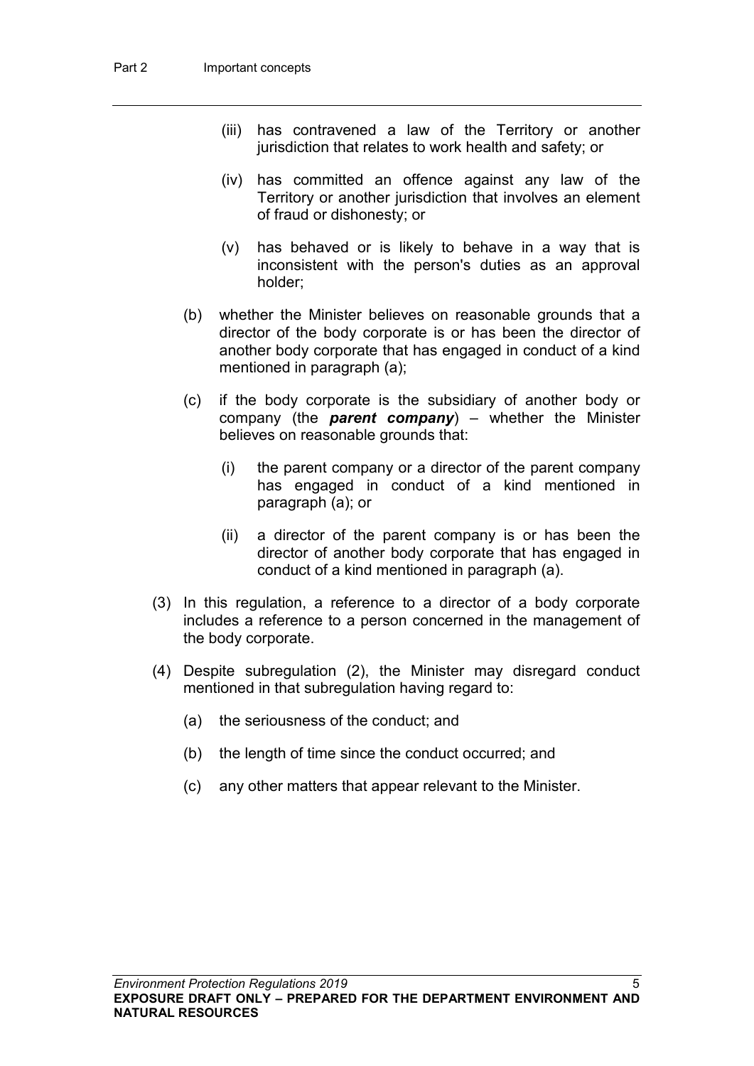(iii) has contravened a law of the Territory or another jurisdiction that relates to work health and safety; or

(iv) has committed an offence against any law of the Territory or another jurisdiction that involves an element of fraud or dishonesty; or

(v) has behaved or is likely to behave in a way that is inconsistent with the person's duties as an approval holder;

(b) whether the Minister believes on reasonable grounds that a director of the body corporate is or has been the director of another body corporate that has engaged in conduct of a kind mentioned in paragraph (a);

(c) if the body corporate is the subsidiary of another body or company (the ***parent company***) – whether the Minister believes on reasonable grounds that:

(i) the parent company or a director of the parent company has engaged in conduct of a kind mentioned in paragraph (a); or

(ii) a director of the parent company is or has been the director of another body corporate that has engaged in conduct of a kind mentioned in paragraph (a).

(3) In this regulation, a reference to a director of a body corporate includes a reference to a person concerned in the management of the body corporate.

(4) Despite subregulation (2), the Minister may disregard conduct mentioned in that subregulation having regard to:

(a) the seriousness of the conduct; and

(b) the length of time since the conduct occurred; and

(c) any other matters that appear relevant to the Minister.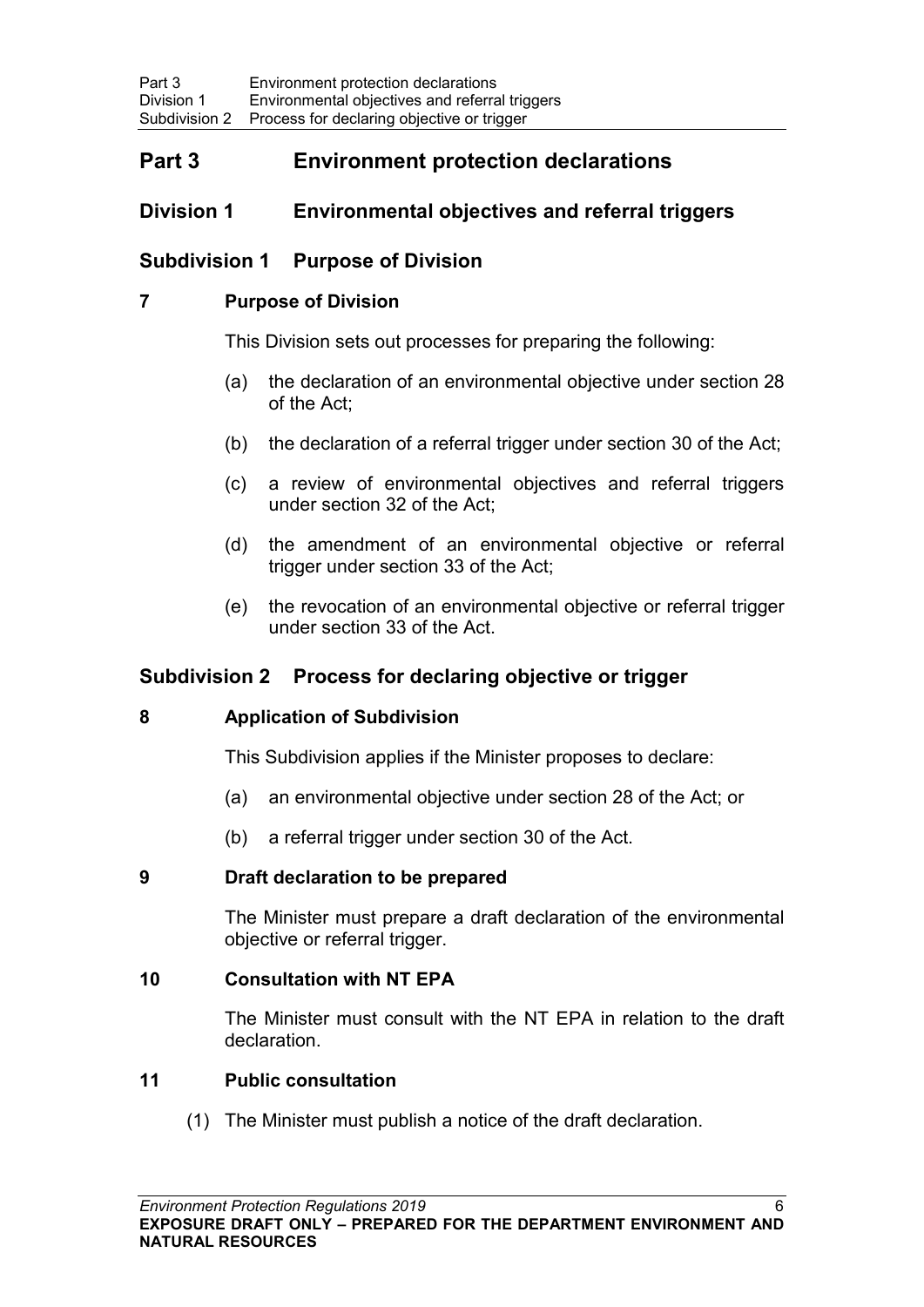# Part 3 Environment protection declarations

## Division 1 Environmental objectives and referral triggers

### Subdivision 1 Purpose of Division

#### 7 Purpose of Division

This Division sets out processes for preparing the following:

(a) the declaration of an environmental objective under section 28 of the Act;

(b) the declaration of a referral trigger under section 30 of the Act;

(c) a review of environmental objectives and referral triggers under section 32 of the Act;

(d) the amendment of an environmental objective or referral trigger under section 33 of the Act;

(e) the revocation of an environmental objective or referral trigger under section 33 of the Act.

### Subdivision 2 Process for declaring objective or trigger

#### 8 Application of Subdivision

This Subdivision applies if the Minister proposes to declare:

(a) an environmental objective under section 28 of the Act; or

(b) a referral trigger under section 30 of the Act.

#### 9 Draft declaration to be prepared

The Minister must prepare a draft declaration of the environmental objective or referral trigger.

#### 10 Consultation with NT EPA

The Minister must consult with the NT EPA in relation to the draft declaration.

#### 11 Public consultation

(1) The Minister must publish a notice of the draft declaration.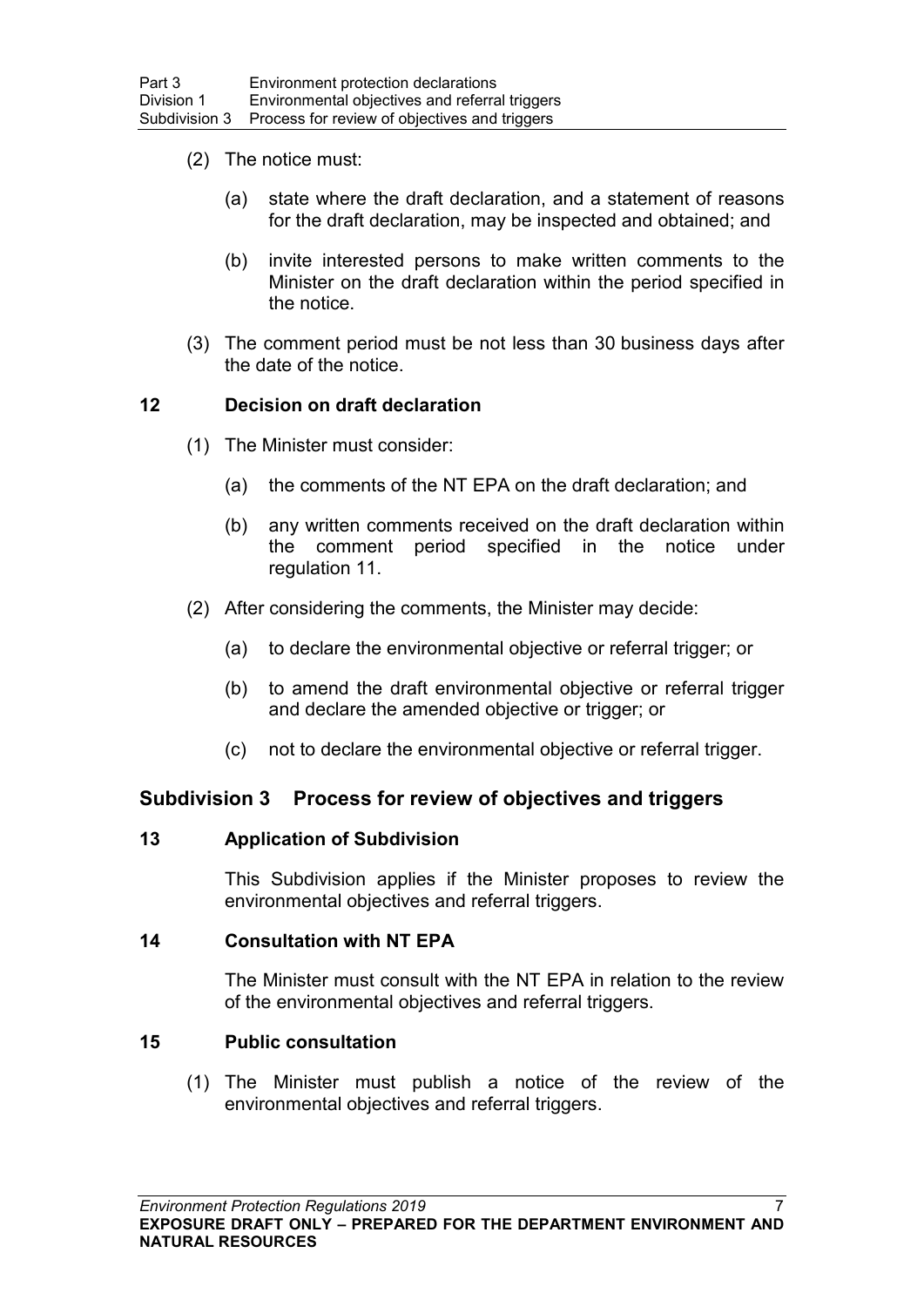(2) The notice must:

(a) state where the draft declaration, and a statement of reasons for the draft declaration, may be inspected and obtained; and

(b) invite interested persons to make written comments to the Minister on the draft declaration within the period specified in the notice.

(3) The comment period must be not less than 30 business days after the date of the notice.

### 12 Decision on draft declaration

(1) The Minister must consider:

(a) the comments of the NT EPA on the draft declaration; and

(b) any written comments received on the draft declaration within the comment period specified in the notice under regulation 11.

(2) After considering the comments, the Minister may decide:

(a) to declare the environmental objective or referral trigger; or

(b) to amend the draft environmental objective or referral trigger and declare the amended objective or trigger; or

(c) not to declare the environmental objective or referral trigger.

## Subdivision 3 Process for review of objectives and triggers

### 13 Application of Subdivision

This Subdivision applies if the Minister proposes to review the environmental objectives and referral triggers.

### 14 Consultation with NT EPA

The Minister must consult with the NT EPA in relation to the review of the environmental objectives and referral triggers.

### 15 Public consultation

(1) The Minister must publish a notice of the review of the environmental objectives and referral triggers.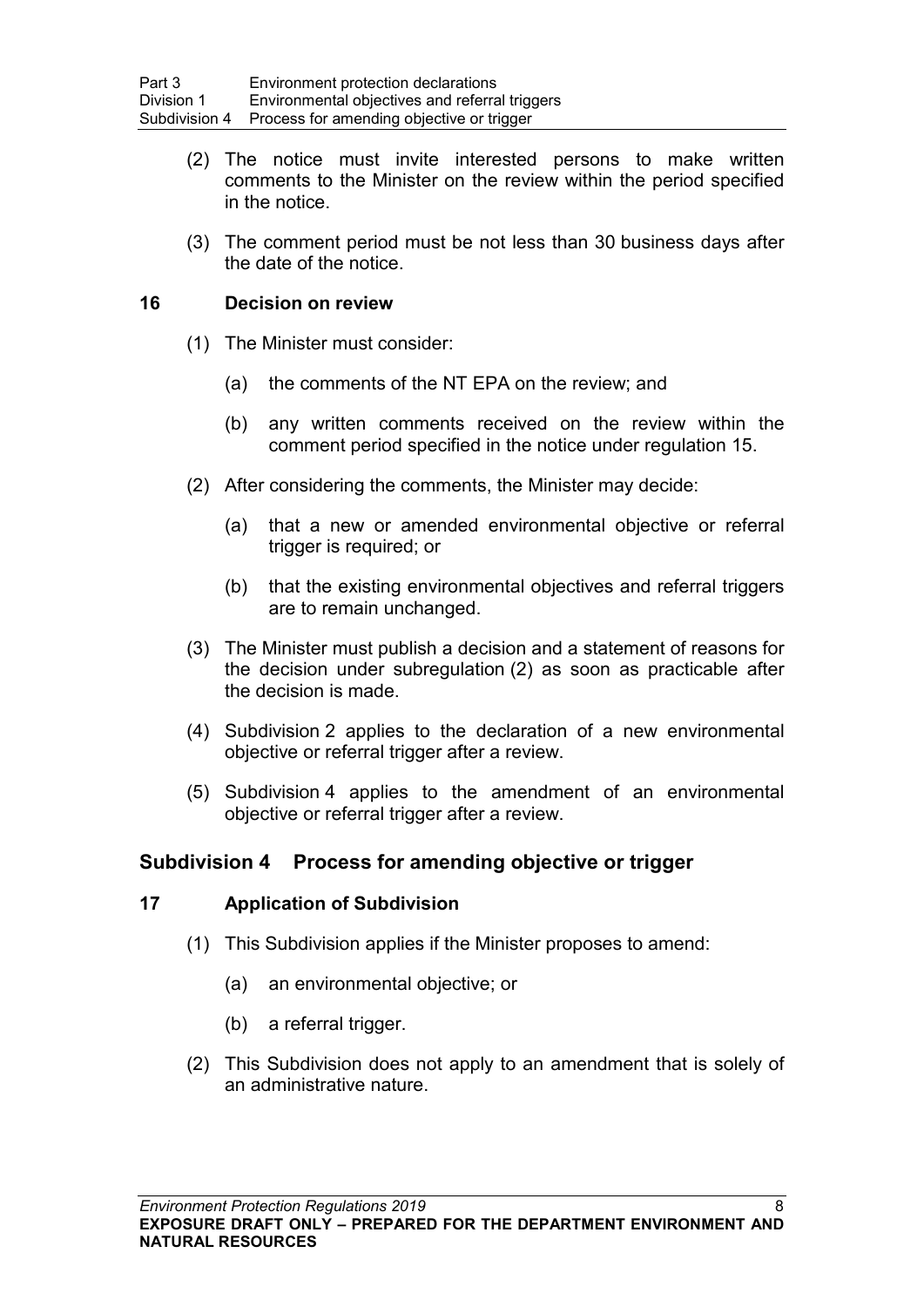(2) The notice must invite interested persons to make written comments to the Minister on the review within the period specified in the notice.

(3) The comment period must be not less than 30 business days after the date of the notice.

### 16 Decision on review

(1) The Minister must consider:

(a) the comments of the NT EPA on the review; and

(b) any written comments received on the review within the comment period specified in the notice under regulation 15.

(2) After considering the comments, the Minister may decide:

(a) that a new or amended environmental objective or referral trigger is required; or

(b) that the existing environmental objectives and referral triggers are to remain unchanged.

(3) The Minister must publish a decision and a statement of reasons for the decision under subregulation (2) as soon as practicable after the decision is made.

(4) Subdivision 2 applies to the declaration of a new environmental objective or referral trigger after a review.

(5) Subdivision 4 applies to the amendment of an environmental objective or referral trigger after a review.

## Subdivision 4 Process for amending objective or trigger

### 17 Application of Subdivision

(1) This Subdivision applies if the Minister proposes to amend:

(a) an environmental objective; or

(b) a referral trigger.

(2) This Subdivision does not apply to an amendment that is solely of an administrative nature.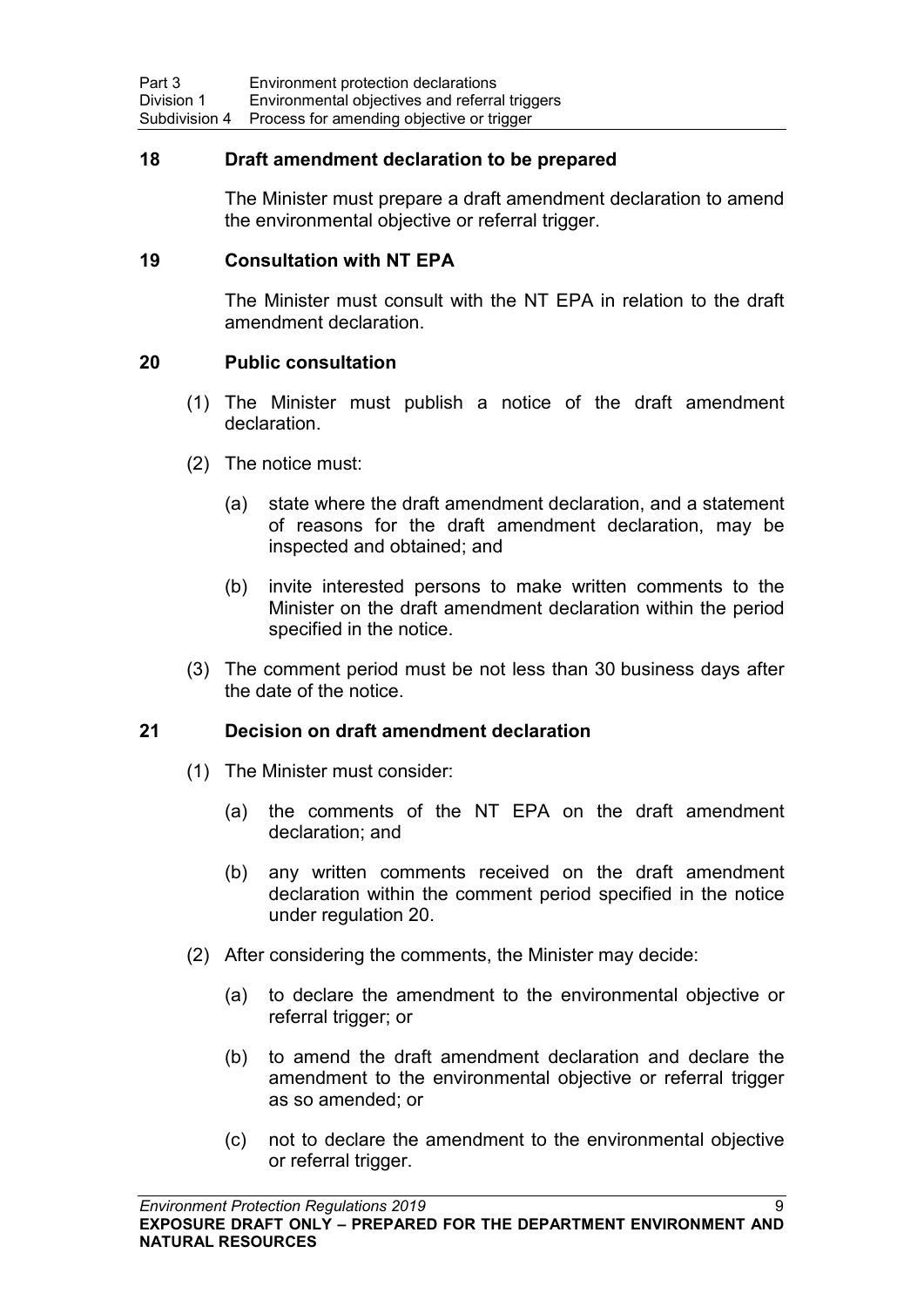### 18 Draft amendment declaration to be prepared

The Minister must prepare a draft amendment declaration to amend the environmental objective or referral trigger.

### 19 Consultation with NT EPA

The Minister must consult with the NT EPA in relation to the draft amendment declaration.

### 20 Public consultation

(1) The Minister must publish a notice of the draft amendment declaration.

(2) The notice must:

(a) state where the draft amendment declaration, and a statement of reasons for the draft amendment declaration, may be inspected and obtained; and

(b) invite interested persons to make written comments to the Minister on the draft amendment declaration within the period specified in the notice.

(3) The comment period must be not less than 30 business days after the date of the notice.

### 21 Decision on draft amendment declaration

(1) The Minister must consider:

(a) the comments of the NT EPA on the draft amendment declaration; and

(b) any written comments received on the draft amendment declaration within the comment period specified in the notice under regulation 20.

(2) After considering the comments, the Minister may decide:

(a) to declare the amendment to the environmental objective or referral trigger; or

(b) to amend the draft amendment declaration and declare the amendment to the environmental objective or referral trigger as so amended; or

(c) not to declare the amendment to the environmental objective or referral trigger.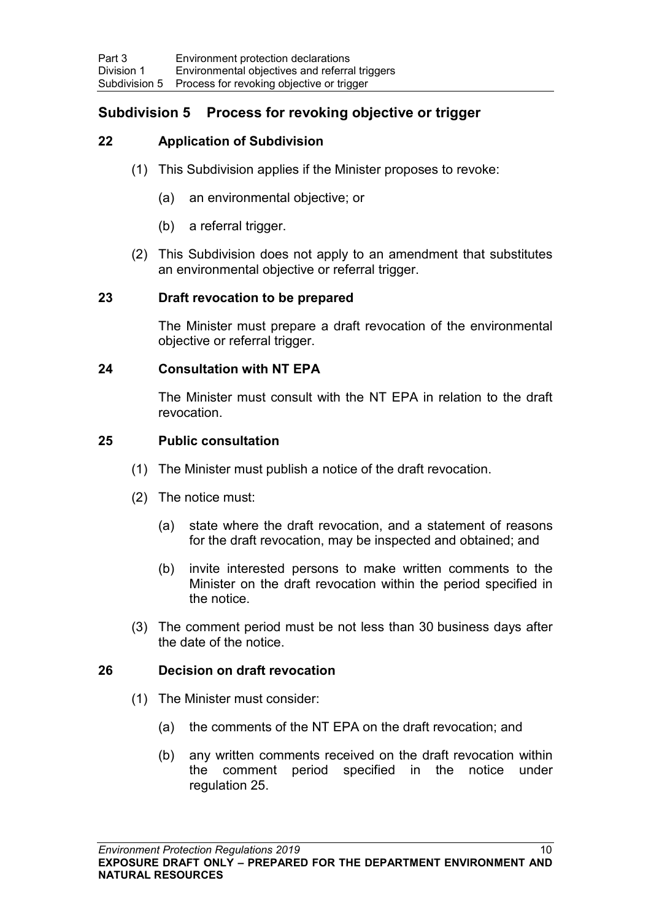## Subdivision 5 Process for revoking objective or trigger

### 22 Application of Subdivision

(1) This Subdivision applies if the Minister proposes to revoke:

(a) an environmental objective; or

(b) a referral trigger.

(2) This Subdivision does not apply to an amendment that substitutes an environmental objective or referral trigger.

### 23 Draft revocation to be prepared

The Minister must prepare a draft revocation of the environmental objective or referral trigger.

### 24 Consultation with NT EPA

The Minister must consult with the NT EPA in relation to the draft revocation.

### 25 Public consultation

(1) The Minister must publish a notice of the draft revocation.

(2) The notice must:

(a) state where the draft revocation, and a statement of reasons for the draft revocation, may be inspected and obtained; and

(b) invite interested persons to make written comments to the Minister on the draft revocation within the period specified in the notice.

(3) The comment period must be not less than 30 business days after the date of the notice.

### 26 Decision on draft revocation

(1) The Minister must consider:

(a) the comments of the NT EPA on the draft revocation; and

(b) any written comments received on the draft revocation within the comment period specified in the notice under regulation 25.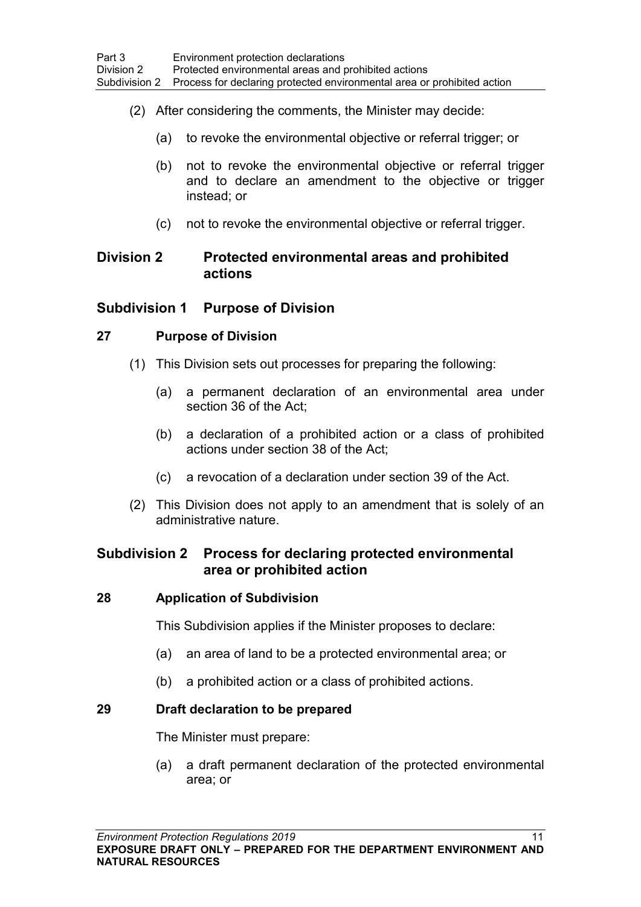(2) After considering the comments, the Minister may decide:

(a) to revoke the environmental objective or referral trigger; or

(b) not to revoke the environmental objective or referral trigger and to declare an amendment to the objective or trigger instead; or

(c) not to revoke the environmental objective or referral trigger.

## Division 2 Protected environmental areas and prohibited actions

### Subdivision 1 Purpose of Division

#### 27 Purpose of Division

(1) This Division sets out processes for preparing the following:

(a) a permanent declaration of an environmental area under section 36 of the Act;

(b) a declaration of a prohibited action or a class of prohibited actions under section 38 of the Act;

(c) a revocation of a declaration under section 39 of the Act.

(2) This Division does not apply to an amendment that is solely of an administrative nature.

### Subdivision 2 Process for declaring protected environmental area or prohibited action

#### 28 Application of Subdivision

This Subdivision applies if the Minister proposes to declare:

(a) an area of land to be a protected environmental area; or

(b) a prohibited action or a class of prohibited actions.

#### 29 Draft declaration to be prepared

The Minister must prepare:

(a) a draft permanent declaration of the protected environmental area; or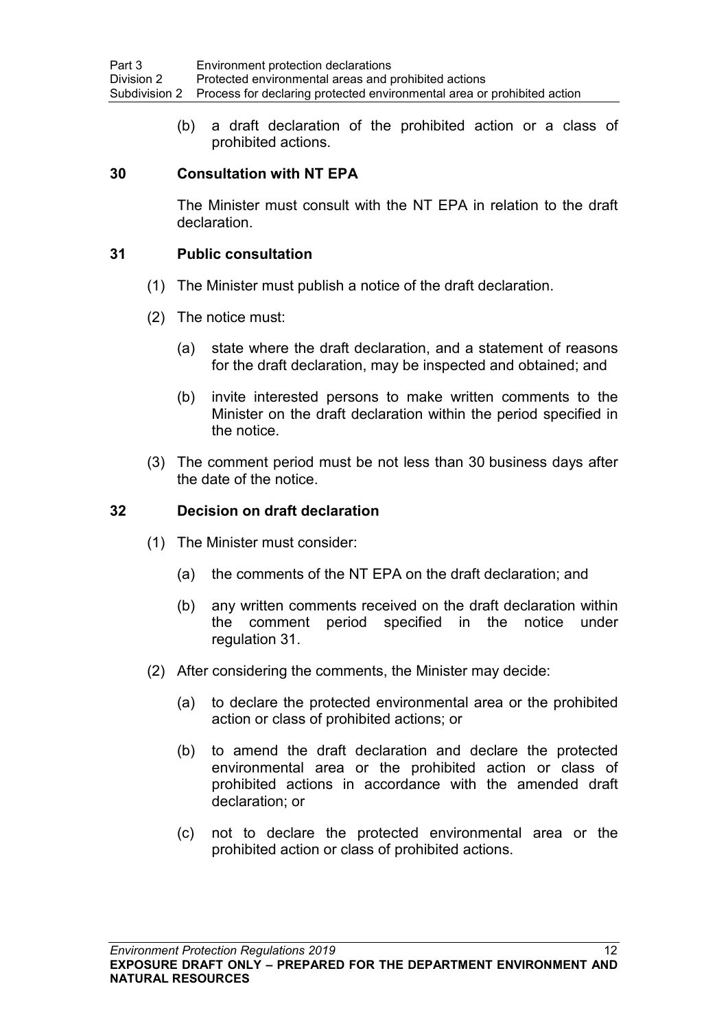(b) a draft declaration of the prohibited action or a class of prohibited actions.

### 30 Consultation with NT EPA

The Minister must consult with the NT EPA in relation to the draft declaration.

### 31 Public consultation

(1) The Minister must publish a notice of the draft declaration.

(2) The notice must:

(a) state where the draft declaration, and a statement of reasons for the draft declaration, may be inspected and obtained; and

(b) invite interested persons to make written comments to the Minister on the draft declaration within the period specified in the notice.

(3) The comment period must be not less than 30 business days after the date of the notice.

### 32 Decision on draft declaration

(1) The Minister must consider:

(a) the comments of the NT EPA on the draft declaration; and

(b) any written comments received on the draft declaration within the comment period specified in the notice under regulation 31.

(2) After considering the comments, the Minister may decide:

(a) to declare the protected environmental area or the prohibited action or class of prohibited actions; or

(b) to amend the draft declaration and declare the protected environmental area or the prohibited action or class of prohibited actions in accordance with the amended draft declaration; or

(c) not to declare the protected environmental area or the prohibited action or class of prohibited actions.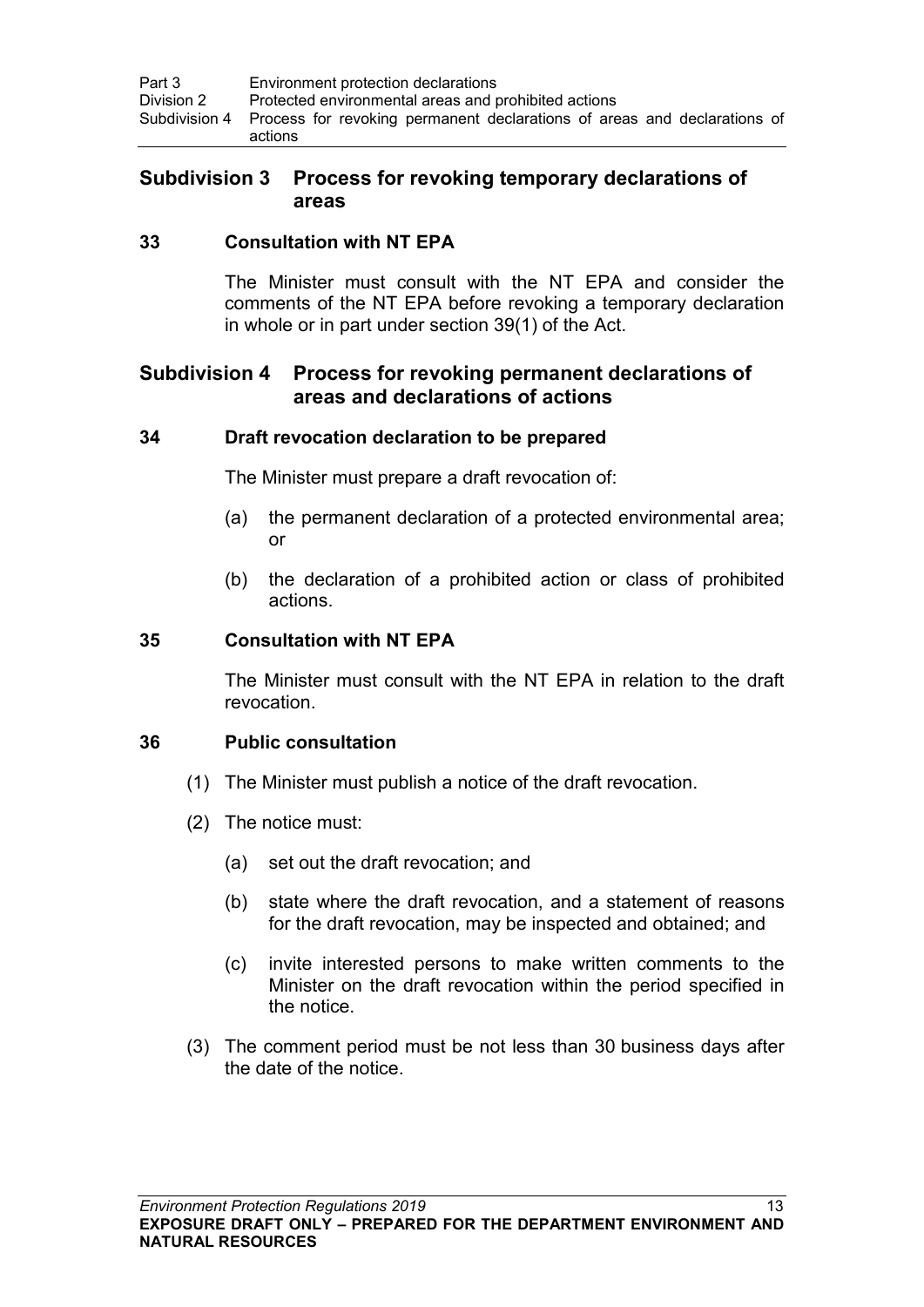## Subdivision 3 Process for revoking temporary declarations of areas

### 33 Consultation with NT EPA

The Minister must consult with the NT EPA and consider the comments of the NT EPA before revoking a temporary declaration in whole or in part under section 39(1) of the Act.

## Subdivision 4 Process for revoking permanent declarations of areas and declarations of actions

### 34 Draft revocation declaration to be prepared

The Minister must prepare a draft revocation of:

- (a) the permanent declaration of a protected environmental area; or
- (b) the declaration of a prohibited action or class of prohibited actions.

### 35 Consultation with NT EPA

The Minister must consult with the NT EPA in relation to the draft revocation.

### 36 Public consultation

(1) The Minister must publish a notice of the draft revocation.

(2) The notice must:

- (a) set out the draft revocation; and
- (b) state where the draft revocation, and a statement of reasons for the draft revocation, may be inspected and obtained; and
- (c) invite interested persons to make written comments to the Minister on the draft revocation within the period specified in the notice.

(3) The comment period must be not less than 30 business days after the date of the notice.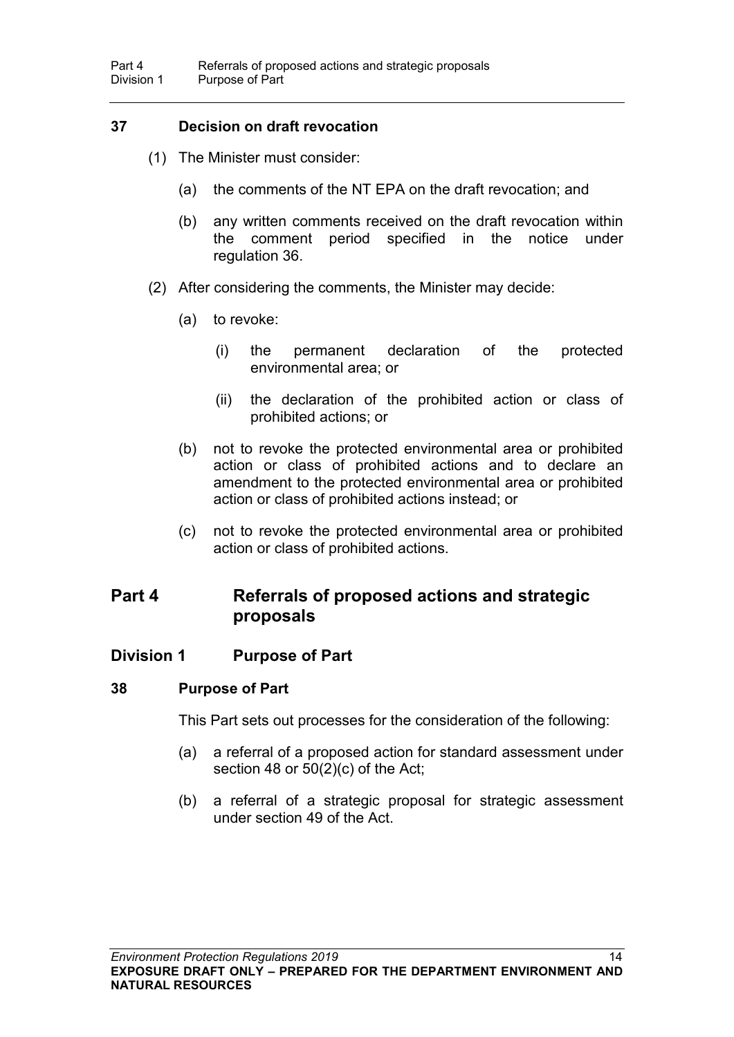### 37 Decision on draft revocation

(1) The Minister must consider:

(a) the comments of the NT EPA on the draft revocation; and

(b) any written comments received on the draft revocation within the comment period specified in the notice under regulation 36.

(2) After considering the comments, the Minister may decide:

(a) to revoke:

(i) the permanent declaration of the protected environmental area; or

(ii) the declaration of the prohibited action or class of prohibited actions; or

(b) not to revoke the protected environmental area or prohibited action or class of prohibited actions and to declare an amendment to the protected environmental area or prohibited action or class of prohibited actions instead; or

(c) not to revoke the protected environmental area or prohibited action or class of prohibited actions.

# Part 4 Referrals of proposed actions and strategic proposals

## Division 1 Purpose of Part

### 38 Purpose of Part

This Part sets out processes for the consideration of the following:

(a) a referral of a proposed action for standard assessment under section 48 or 50(2)(c) of the Act;

(b) a referral of a strategic proposal for strategic assessment under section 49 of the Act.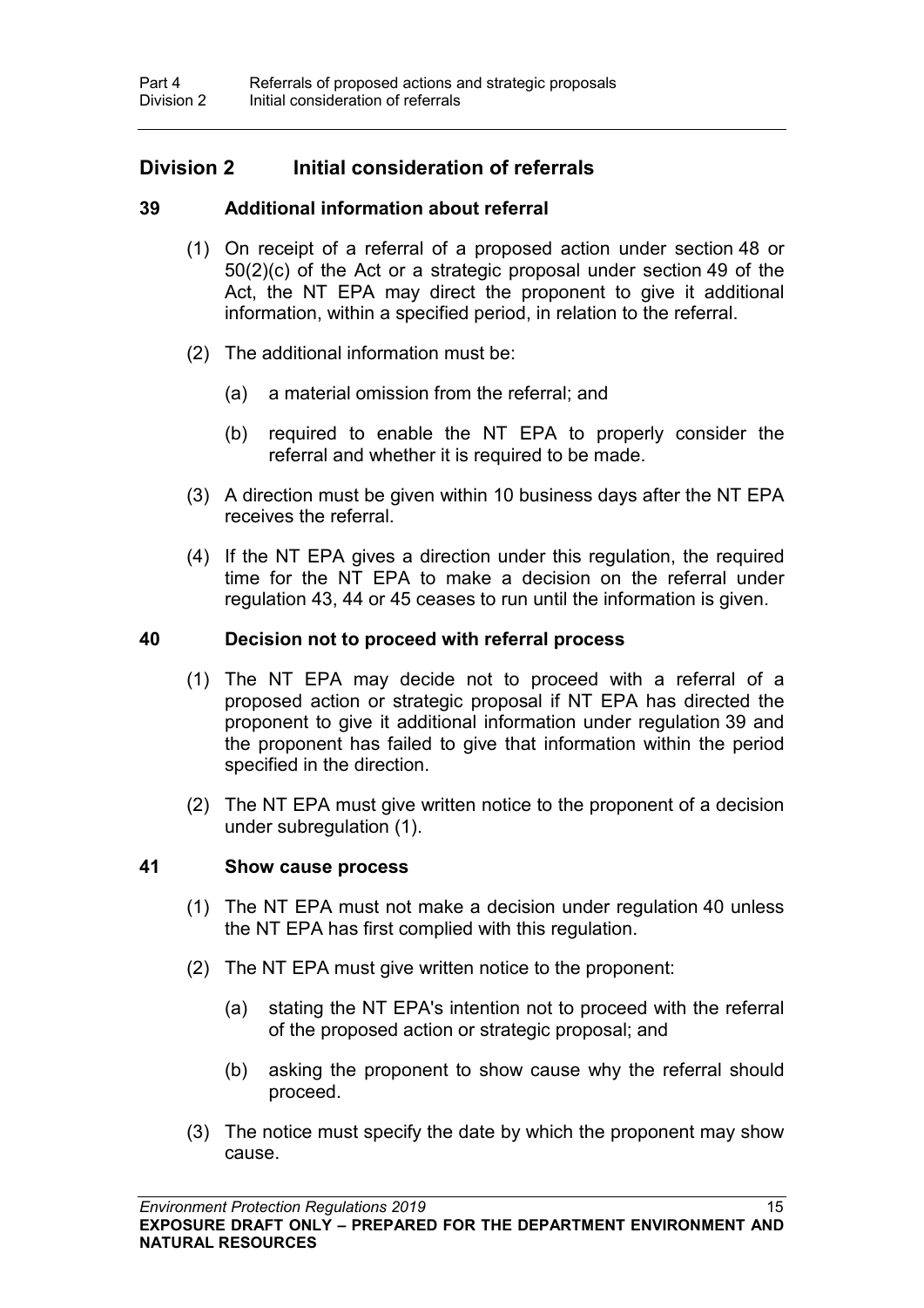## Division 2 Initial consideration of referrals

### 39 Additional information about referral

(1) On receipt of a referral of a proposed action under section 48 or 50(2)(c) of the Act or a strategic proposal under section 49 of the Act, the NT EPA may direct the proponent to give it additional information, within a specified period, in relation to the referral.

(2) The additional information must be:

(a) a material omission from the referral; and

(b) required to enable the NT EPA to properly consider the referral and whether it is required to be made.

(3) A direction must be given within 10 business days after the NT EPA receives the referral.

(4) If the NT EPA gives a direction under this regulation, the required time for the NT EPA to make a decision on the referral under regulation 43, 44 or 45 ceases to run until the information is given.

### 40 Decision not to proceed with referral process

(1) The NT EPA may decide not to proceed with a referral of a proposed action or strategic proposal if NT EPA has directed the proponent to give it additional information under regulation 39 and the proponent has failed to give that information within the period specified in the direction.

(2) The NT EPA must give written notice to the proponent of a decision under subregulation (1).

### 41 Show cause process

(1) The NT EPA must not make a decision under regulation 40 unless the NT EPA has first complied with this regulation.

(2) The NT EPA must give written notice to the proponent:

(a) stating the NT EPA's intention not to proceed with the referral of the proposed action or strategic proposal; and

(b) asking the proponent to show cause why the referral should proceed.

(3) The notice must specify the date by which the proponent may show cause.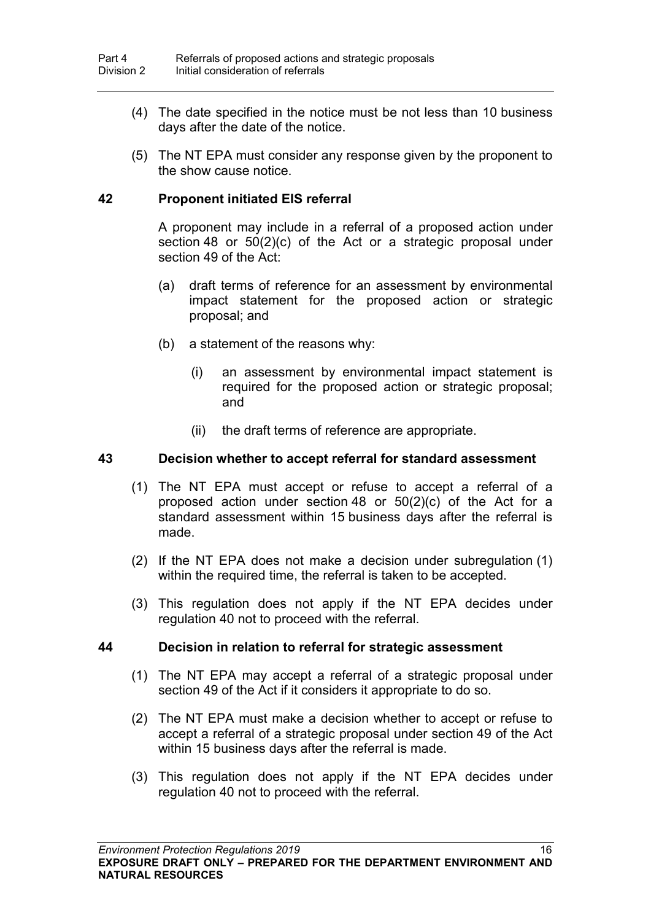(4) The date specified in the notice must be not less than 10 business days after the date of the notice.

(5) The NT EPA must consider any response given by the proponent to the show cause notice.

### 42 Proponent initiated EIS referral

A proponent may include in a referral of a proposed action under section 48 or 50(2)(c) of the Act or a strategic proposal under section 49 of the Act:

(a) draft terms of reference for an assessment by environmental impact statement for the proposed action or strategic proposal; and

(b) a statement of the reasons why:

(i) an assessment by environmental impact statement is required for the proposed action or strategic proposal; and

(ii) the draft terms of reference are appropriate.

### 43 Decision whether to accept referral for standard assessment

(1) The NT EPA must accept or refuse to accept a referral of a proposed action under section 48 or 50(2)(c) of the Act for a standard assessment within 15 business days after the referral is made.

(2) If the NT EPA does not make a decision under subregulation (1) within the required time, the referral is taken to be accepted.

(3) This regulation does not apply if the NT EPA decides under regulation 40 not to proceed with the referral.

### 44 Decision in relation to referral for strategic assessment

(1) The NT EPA may accept a referral of a strategic proposal under section 49 of the Act if it considers it appropriate to do so.

(2) The NT EPA must make a decision whether to accept or refuse to accept a referral of a strategic proposal under section 49 of the Act within 15 business days after the referral is made.

(3) This regulation does not apply if the NT EPA decides under regulation 40 not to proceed with the referral.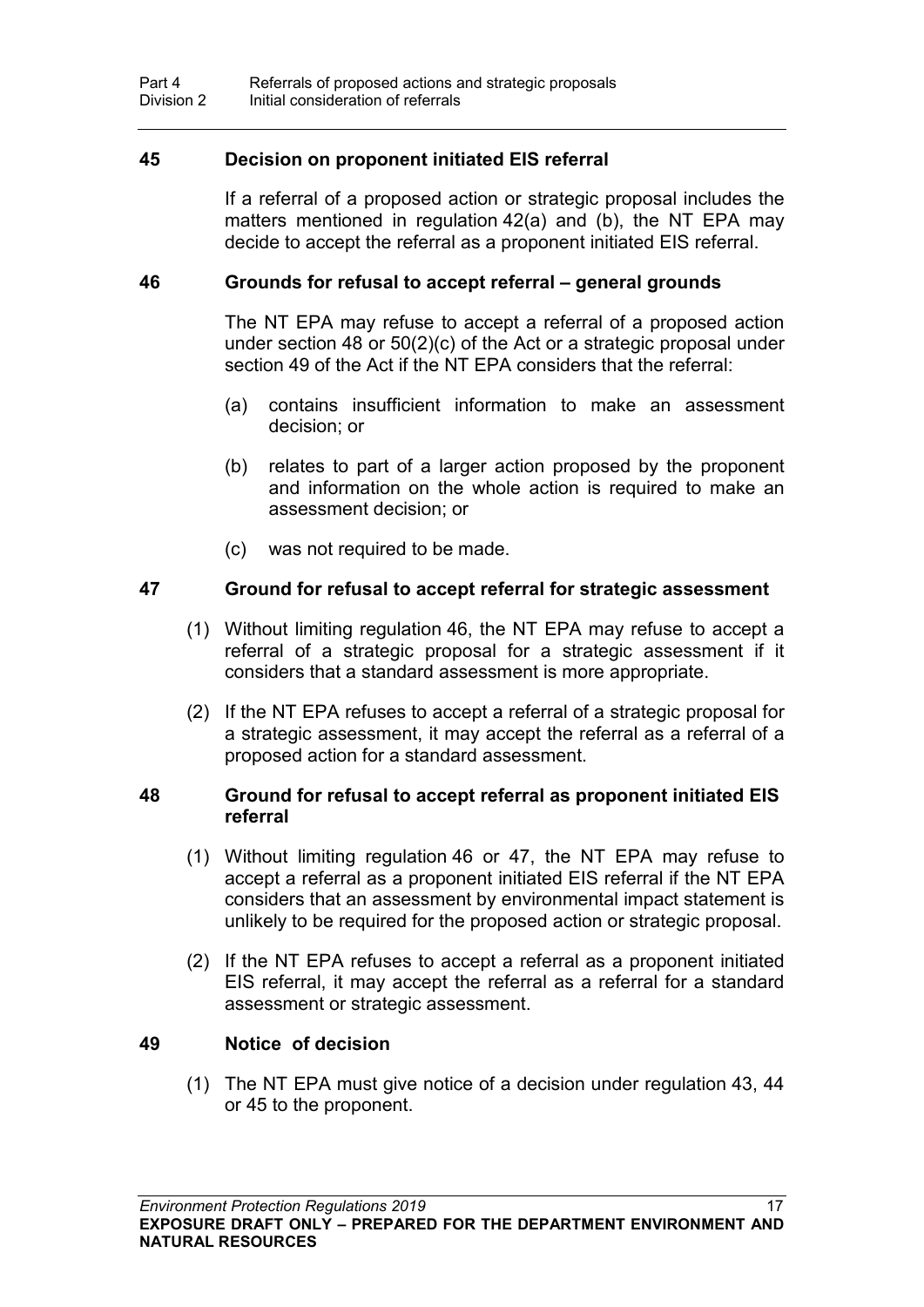### 45 Decision on proponent initiated EIS referral

If a referral of a proposed action or strategic proposal includes the matters mentioned in regulation 42(a) and (b), the NT EPA may decide to accept the referral as a proponent initiated EIS referral.

### 46 Grounds for refusal to accept referral – general grounds

The NT EPA may refuse to accept a referral of a proposed action under section 48 or 50(2)(c) of the Act or a strategic proposal under section 49 of the Act if the NT EPA considers that the referral:

(a) contains insufficient information to make an assessment decision; or

(b) relates to part of a larger action proposed by the proponent and information on the whole action is required to make an assessment decision; or

(c) was not required to be made.

### 47 Ground for refusal to accept referral for strategic assessment

(1) Without limiting regulation 46, the NT EPA may refuse to accept a referral of a strategic proposal for a strategic assessment if it considers that a standard assessment is more appropriate.

(2) If the NT EPA refuses to accept a referral of a strategic proposal for a strategic assessment, it may accept the referral as a referral of a proposed action for a standard assessment.

### 48 Ground for refusal to accept referral as proponent initiated EIS referral

(1) Without limiting regulation 46 or 47, the NT EPA may refuse to accept a referral as a proponent initiated EIS referral if the NT EPA considers that an assessment by environmental impact statement is unlikely to be required for the proposed action or strategic proposal.

(2) If the NT EPA refuses to accept a referral as a proponent initiated EIS referral, it may accept the referral as a referral for a standard assessment or strategic assessment.

### 49 Notice of decision

(1) The NT EPA must give notice of a decision under regulation 43, 44 or 45 to the proponent.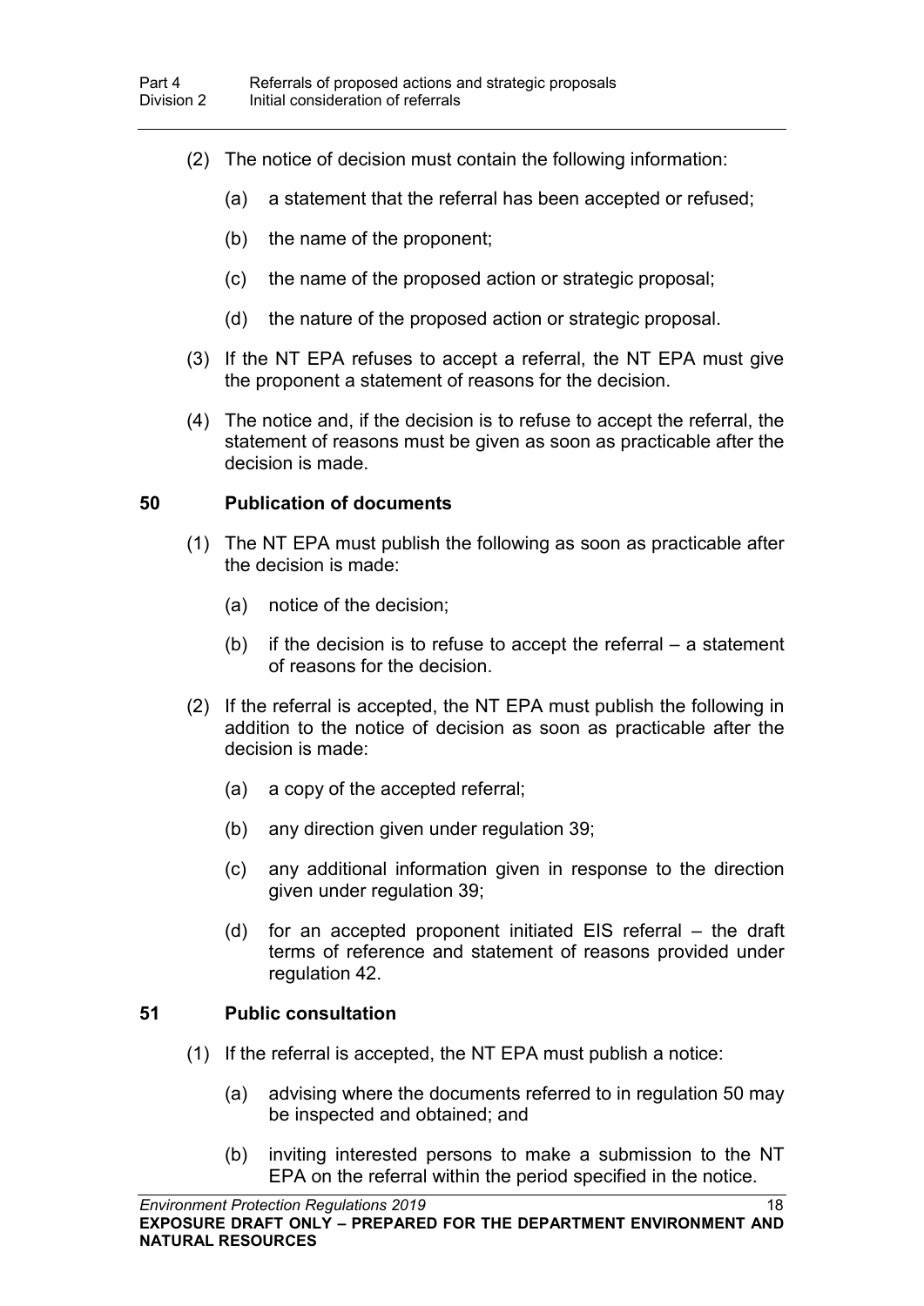(2) The notice of decision must contain the following information:

(a) a statement that the referral has been accepted or refused;

(b) the name of the proponent;

(c) the name of the proposed action or strategic proposal;

(d) the nature of the proposed action or strategic proposal.

(3) If the NT EPA refuses to accept a referral, the NT EPA must give the proponent a statement of reasons for the decision.

(4) The notice and, if the decision is to refuse to accept the referral, the statement of reasons must be given as soon as practicable after the decision is made.

**50 Publication of documents**

(1) The NT EPA must publish the following as soon as practicable after the decision is made:

(a) notice of the decision;

(b) if the decision is to refuse to accept the referral – a statement of reasons for the decision.

(2) If the referral is accepted, the NT EPA must publish the following in addition to the notice of decision as soon as practicable after the decision is made:

(a) a copy of the accepted referral;

(b) any direction given under regulation 39;

(c) any additional information given in response to the direction given under regulation 39;

(d) for an accepted proponent initiated EIS referral – the draft terms of reference and statement of reasons provided under regulation 42.

**51 Public consultation**

(1) If the referral is accepted, the NT EPA must publish a notice:

(a) advising where the documents referred to in regulation 50 may be inspected and obtained; and

(b) inviting interested persons to make a submission to the NT EPA on the referral within the period specified in the notice.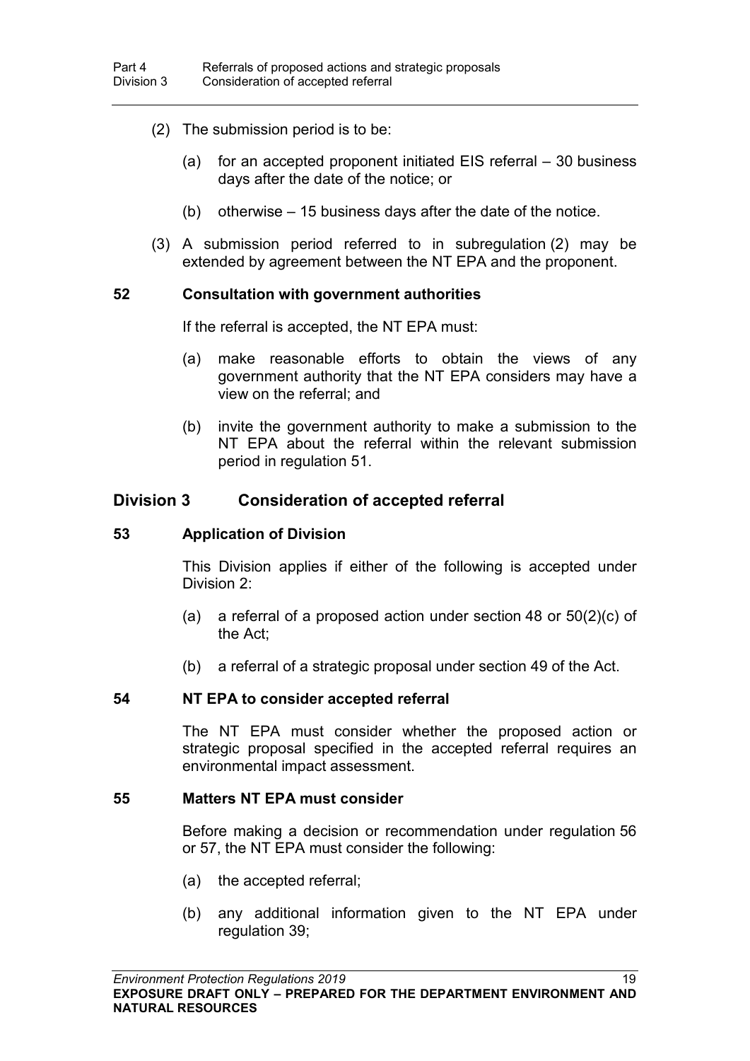(2) The submission period is to be:

(a) for an accepted proponent initiated EIS referral – 30 business days after the date of the notice; or

(b) otherwise – 15 business days after the date of the notice.

(3) A submission period referred to in subregulation (2) may be extended by agreement between the NT EPA and the proponent.

**52 Consultation with government authorities**

If the referral is accepted, the NT EPA must:

(a) make reasonable efforts to obtain the views of any government authority that the NT EPA considers may have a view on the referral; and

(b) invite the government authority to make a submission to the NT EPA about the referral within the relevant submission period in regulation 51.

## Division 3 Consideration of accepted referral

**53 Application of Division**

This Division applies if either of the following is accepted under Division 2:

(a) a referral of a proposed action under section 48 or 50(2)(c) of the Act;

(b) a referral of a strategic proposal under section 49 of the Act.

**54 NT EPA to consider accepted referral**

The NT EPA must consider whether the proposed action or strategic proposal specified in the accepted referral requires an environmental impact assessment.

**55 Matters NT EPA must consider**

Before making a decision or recommendation under regulation 56 or 57, the NT EPA must consider the following:

(a) the accepted referral;

(b) any additional information given to the NT EPA under regulation 39;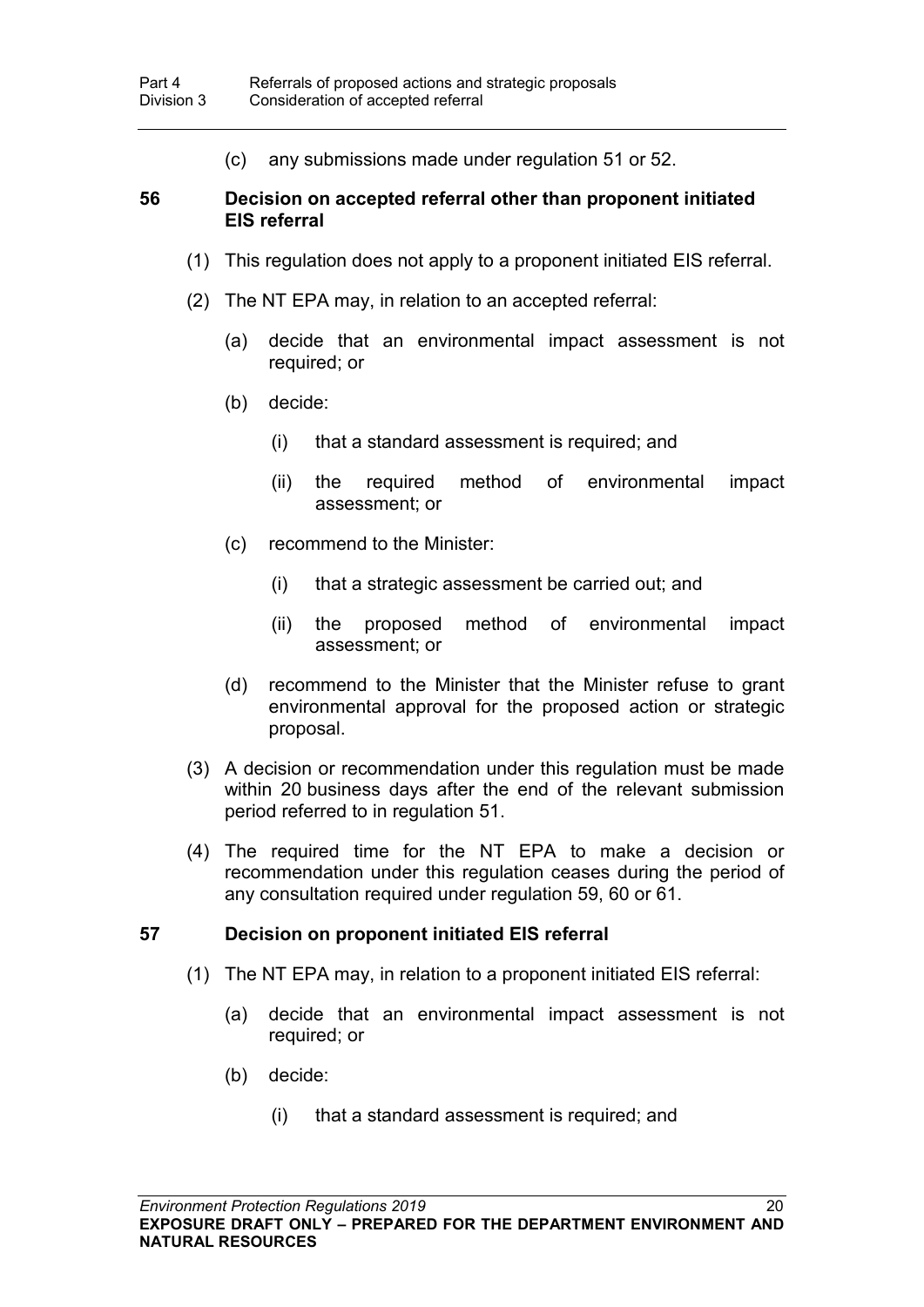(c) any submissions made under regulation 51 or 52.

### 56 Decision on accepted referral other than proponent initiated EIS referral

(1) This regulation does not apply to a proponent initiated EIS referral.

(2) The NT EPA may, in relation to an accepted referral:

(a) decide that an environmental impact assessment is not required; or

(b) decide:

(i) that a standard assessment is required; and

(ii) the required method of environmental impact assessment; or

(c) recommend to the Minister:

(i) that a strategic assessment be carried out; and

(ii) the proposed method of environmental impact assessment; or

(d) recommend to the Minister that the Minister refuse to grant environmental approval for the proposed action or strategic proposal.

(3) A decision or recommendation under this regulation must be made within 20 business days after the end of the relevant submission period referred to in regulation 51.

(4) The required time for the NT EPA to make a decision or recommendation under this regulation ceases during the period of any consultation required under regulation 59, 60 or 61.

### 57 Decision on proponent initiated EIS referral

(1) The NT EPA may, in relation to a proponent initiated EIS referral:

(a) decide that an environmental impact assessment is not required; or

(b) decide:

(i) that a standard assessment is required; and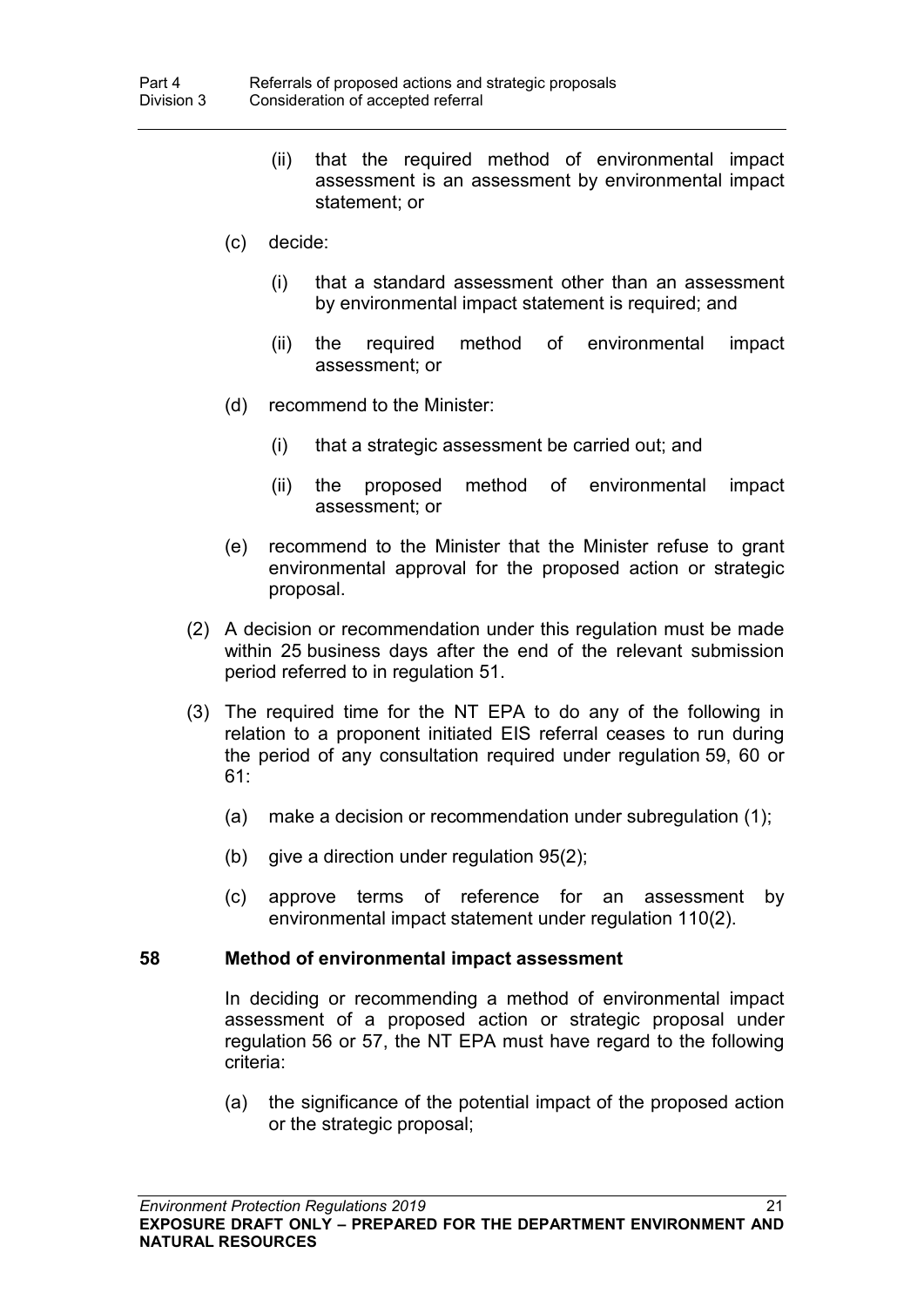(ii) that the required method of environmental impact assessment is an assessment by environmental impact statement; or

(c) decide:

(i) that a standard assessment other than an assessment by environmental impact statement is required; and

(ii) the required method of environmental impact assessment; or

(d) recommend to the Minister:

(i) that a strategic assessment be carried out; and

(ii) the proposed method of environmental impact assessment; or

(e) recommend to the Minister that the Minister refuse to grant environmental approval for the proposed action or strategic proposal.

(2) A decision or recommendation under this regulation must be made within 25 business days after the end of the relevant submission period referred to in regulation 51.

(3) The required time for the NT EPA to do any of the following in relation to a proponent initiated EIS referral ceases to run during the period of any consultation required under regulation 59, 60 or 61:

(a) make a decision or recommendation under subregulation (1);

(b) give a direction under regulation 95(2);

(c) approve terms of reference for an assessment by environmental impact statement under regulation 110(2).

### 58 Method of environmental impact assessment

In deciding or recommending a method of environmental impact assessment of a proposed action or strategic proposal under regulation 56 or 57, the NT EPA must have regard to the following criteria:

(a) the significance of the potential impact of the proposed action or the strategic proposal;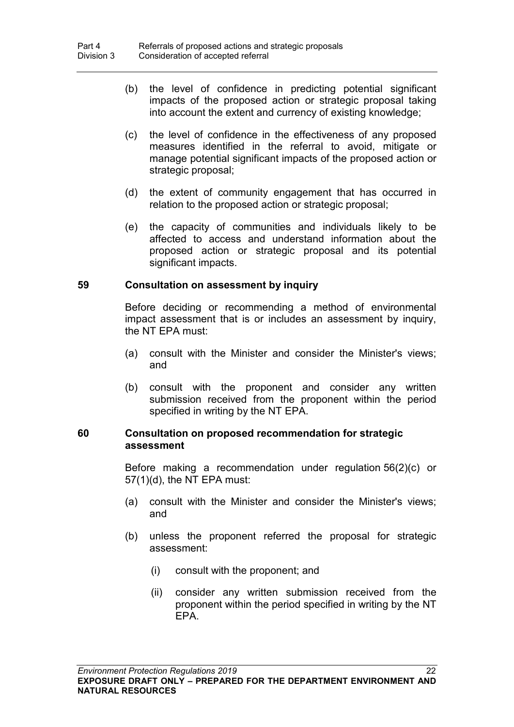(b) the level of confidence in predicting potential significant impacts of the proposed action or strategic proposal taking into account the extent and currency of existing knowledge;

(c) the level of confidence in the effectiveness of any proposed measures identified in the referral to avoid, mitigate or manage potential significant impacts of the proposed action or strategic proposal;

(d) the extent of community engagement that has occurred in relation to the proposed action or strategic proposal;

(e) the capacity of communities and individuals likely to be affected to access and understand information about the proposed action or strategic proposal and its potential significant impacts.

**59 Consultation on assessment by inquiry**

Before deciding or recommending a method of environmental impact assessment that is or includes an assessment by inquiry, the NT EPA must:

(a) consult with the Minister and consider the Minister's views; and

(b) consult with the proponent and consider any written submission received from the proponent within the period specified in writing by the NT EPA.

**60 Consultation on proposed recommendation for strategic assessment**

Before making a recommendation under regulation 56(2)(c) or 57(1)(d), the NT EPA must:

(a) consult with the Minister and consider the Minister's views; and

(b) unless the proponent referred the proposal for strategic assessment:

(i) consult with the proponent; and

(ii) consider any written submission received from the proponent within the period specified in writing by the NT EPA.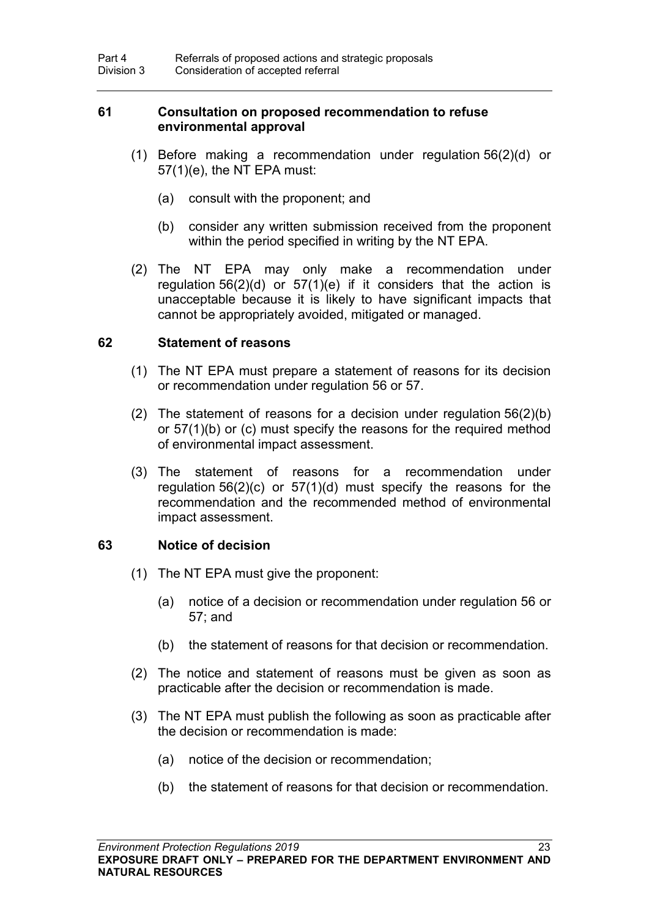### 61 Consultation on proposed recommendation to refuse environmental approval

(1) Before making a recommendation under regulation 56(2)(d) or 57(1)(e), the NT EPA must:

(a) consult with the proponent; and

(b) consider any written submission received from the proponent within the period specified in writing by the NT EPA.

(2) The NT EPA may only make a recommendation under regulation 56(2)(d) or 57(1)(e) if it considers that the action is unacceptable because it is likely to have significant impacts that cannot be appropriately avoided, mitigated or managed.

### 62 Statement of reasons

(1) The NT EPA must prepare a statement of reasons for its decision or recommendation under regulation 56 or 57.

(2) The statement of reasons for a decision under regulation 56(2)(b) or 57(1)(b) or (c) must specify the reasons for the required method of environmental impact assessment.

(3) The statement of reasons for a recommendation under regulation 56(2)(c) or 57(1)(d) must specify the reasons for the recommendation and the recommended method of environmental impact assessment.

### 63 Notice of decision

(1) The NT EPA must give the proponent:

(a) notice of a decision or recommendation under regulation 56 or 57; and

(b) the statement of reasons for that decision or recommendation.

(2) The notice and statement of reasons must be given as soon as practicable after the decision or recommendation is made.

(3) The NT EPA must publish the following as soon as practicable after the decision or recommendation is made:

(a) notice of the decision or recommendation;

(b) the statement of reasons for that decision or recommendation.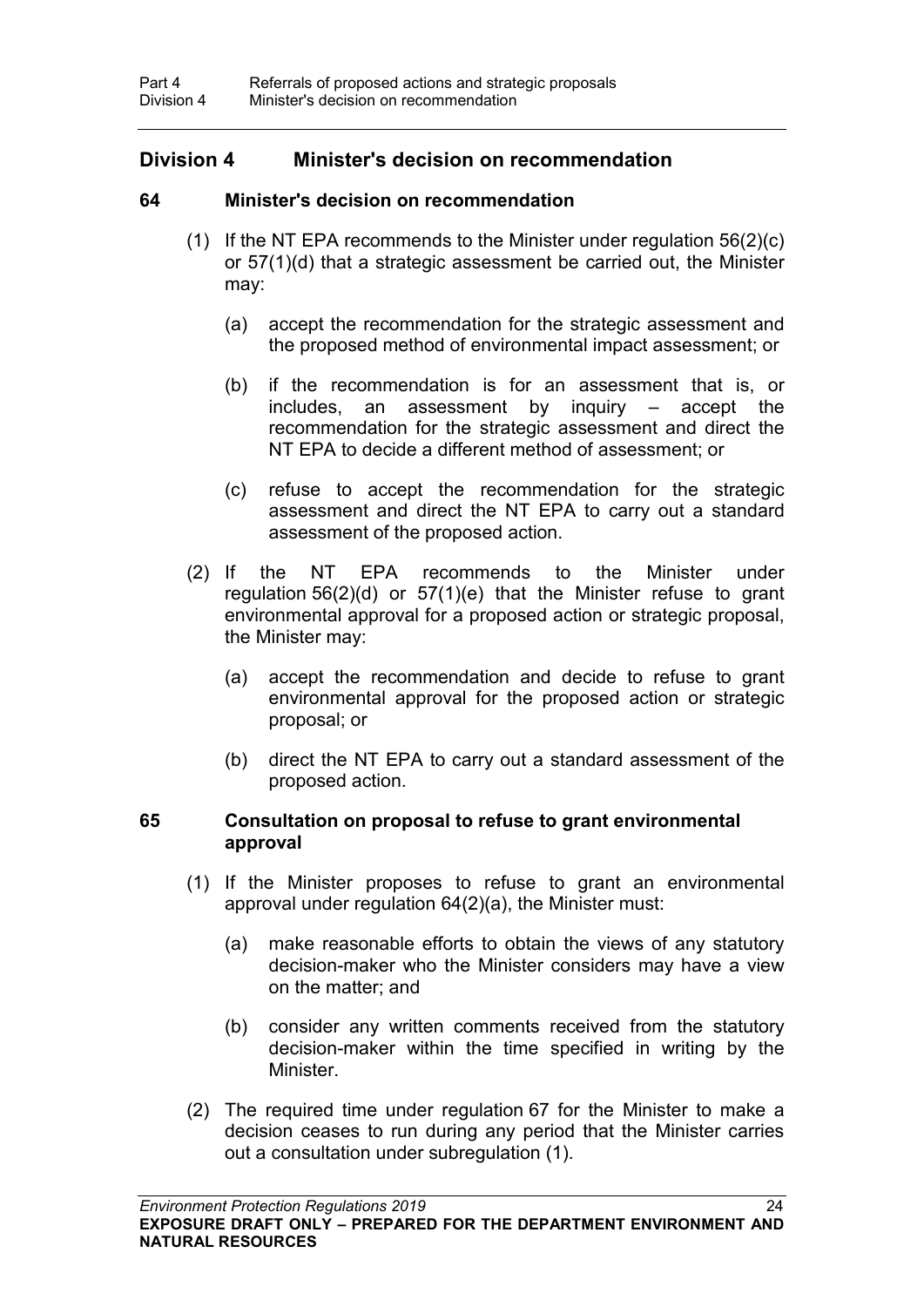## Division 4 Minister's decision on recommendation

### 64 Minister's decision on recommendation

(1) If the NT EPA recommends to the Minister under regulation 56(2)(c) or 57(1)(d) that a strategic assessment be carried out, the Minister may:

(a) accept the recommendation for the strategic assessment and the proposed method of environmental impact assessment; or

(b) if the recommendation is for an assessment that is, or includes, an assessment by inquiry – accept the recommendation for the strategic assessment and direct the NT EPA to decide a different method of assessment; or

(c) refuse to accept the recommendation for the strategic assessment and direct the NT EPA to carry out a standard assessment of the proposed action.

(2) If the NT EPA recommends to the Minister under regulation 56(2)(d) or 57(1)(e) that the Minister refuse to grant environmental approval for a proposed action or strategic proposal, the Minister may:

(a) accept the recommendation and decide to refuse to grant environmental approval for the proposed action or strategic proposal; or

(b) direct the NT EPA to carry out a standard assessment of the proposed action.

### 65 Consultation on proposal to refuse to grant environmental approval

(1) If the Minister proposes to refuse to grant an environmental approval under regulation 64(2)(a), the Minister must:

(a) make reasonable efforts to obtain the views of any statutory decision-maker who the Minister considers may have a view on the matter; and

(b) consider any written comments received from the statutory decision-maker within the time specified in writing by the Minister.

(2) The required time under regulation 67 for the Minister to make a decision ceases to run during any period that the Minister carries out a consultation under subregulation (1).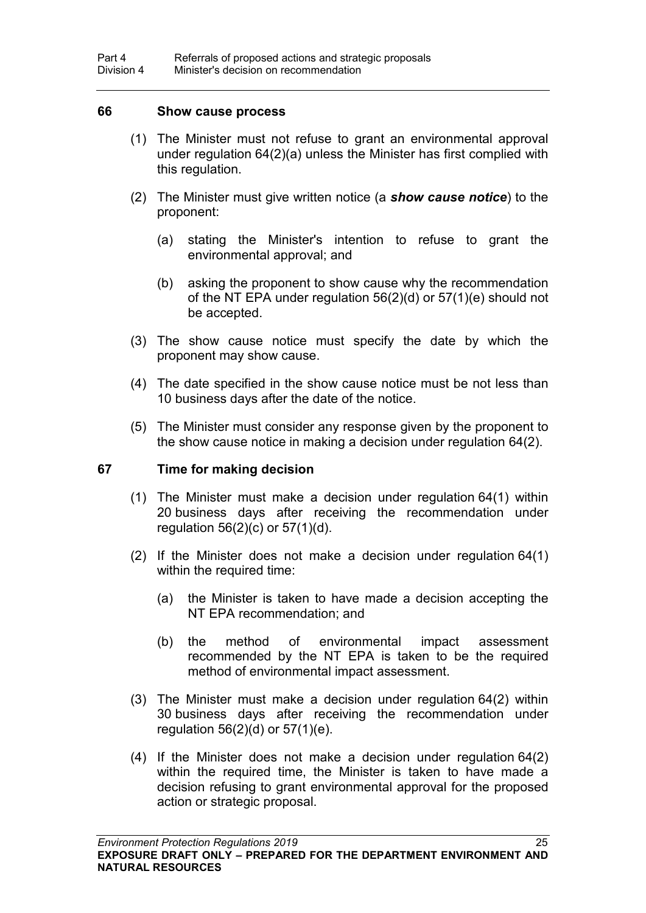## 66 Show cause process

(1) The Minister must not refuse to grant an environmental approval under regulation 64(2)(a) unless the Minister has first complied with this regulation.

(2) The Minister must give written notice (a ***show cause notice***) to the proponent:

(a) stating the Minister's intention to refuse to grant the environmental approval; and

(b) asking the proponent to show cause why the recommendation of the NT EPA under regulation 56(2)(d) or 57(1)(e) should not be accepted.

(3) The show cause notice must specify the date by which the proponent may show cause.

(4) The date specified in the show cause notice must be not less than 10 business days after the date of the notice.

(5) The Minister must consider any response given by the proponent to the show cause notice in making a decision under regulation 64(2).

## 67 Time for making decision

(1) The Minister must make a decision under regulation 64(1) within 20 business days after receiving the recommendation under regulation 56(2)(c) or 57(1)(d).

(2) If the Minister does not make a decision under regulation 64(1) within the required time:

(a) the Minister is taken to have made a decision accepting the NT EPA recommendation; and

(b) the method of environmental impact assessment recommended by the NT EPA is taken to be the required method of environmental impact assessment.

(3) The Minister must make a decision under regulation 64(2) within 30 business days after receiving the recommendation under regulation 56(2)(d) or 57(1)(e).

(4) If the Minister does not make a decision under regulation 64(2) within the required time, the Minister is taken to have made a decision refusing to grant environmental approval for the proposed action or strategic proposal.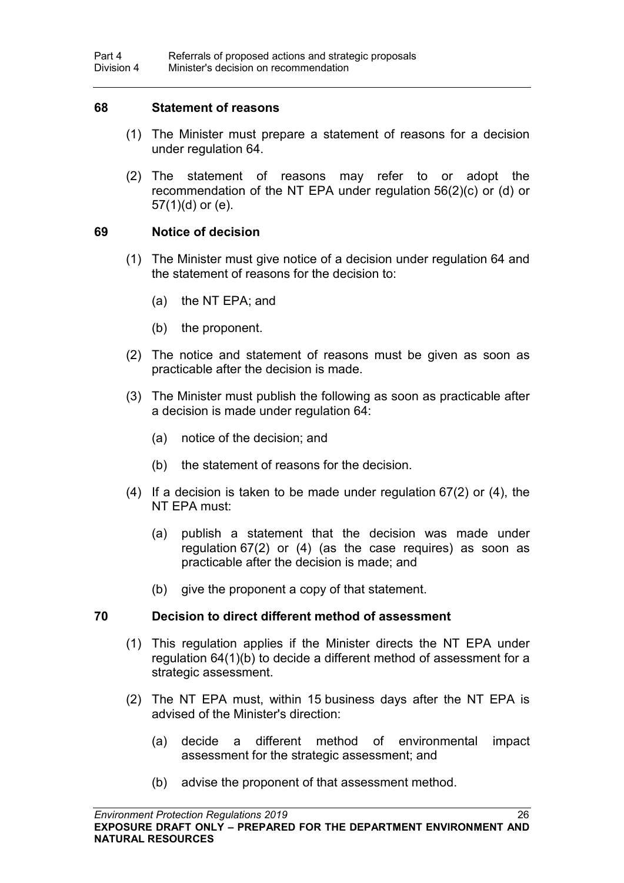## 68 Statement of reasons

(1) The Minister must prepare a statement of reasons for a decision under regulation 64.

(2) The statement of reasons may refer to or adopt the recommendation of the NT EPA under regulation 56(2)(c) or (d) or 57(1)(d) or (e).

## 69 Notice of decision

(1) The Minister must give notice of a decision under regulation 64 and the statement of reasons for the decision to:

(a) the NT EPA; and

(b) the proponent.

(2) The notice and statement of reasons must be given as soon as practicable after the decision is made.

(3) The Minister must publish the following as soon as practicable after a decision is made under regulation 64:

(a) notice of the decision; and

(b) the statement of reasons for the decision.

(4) If a decision is taken to be made under regulation 67(2) or (4), the NT EPA must:

(a) publish a statement that the decision was made under regulation 67(2) or (4) (as the case requires) as soon as practicable after the decision is made; and

(b) give the proponent a copy of that statement.

## 70 Decision to direct different method of assessment

(1) This regulation applies if the Minister directs the NT EPA under regulation 64(1)(b) to decide a different method of assessment for a strategic assessment.

(2) The NT EPA must, within 15 business days after the NT EPA is advised of the Minister's direction:

(a) decide a different method of environmental impact assessment for the strategic assessment; and

(b) advise the proponent of that assessment method.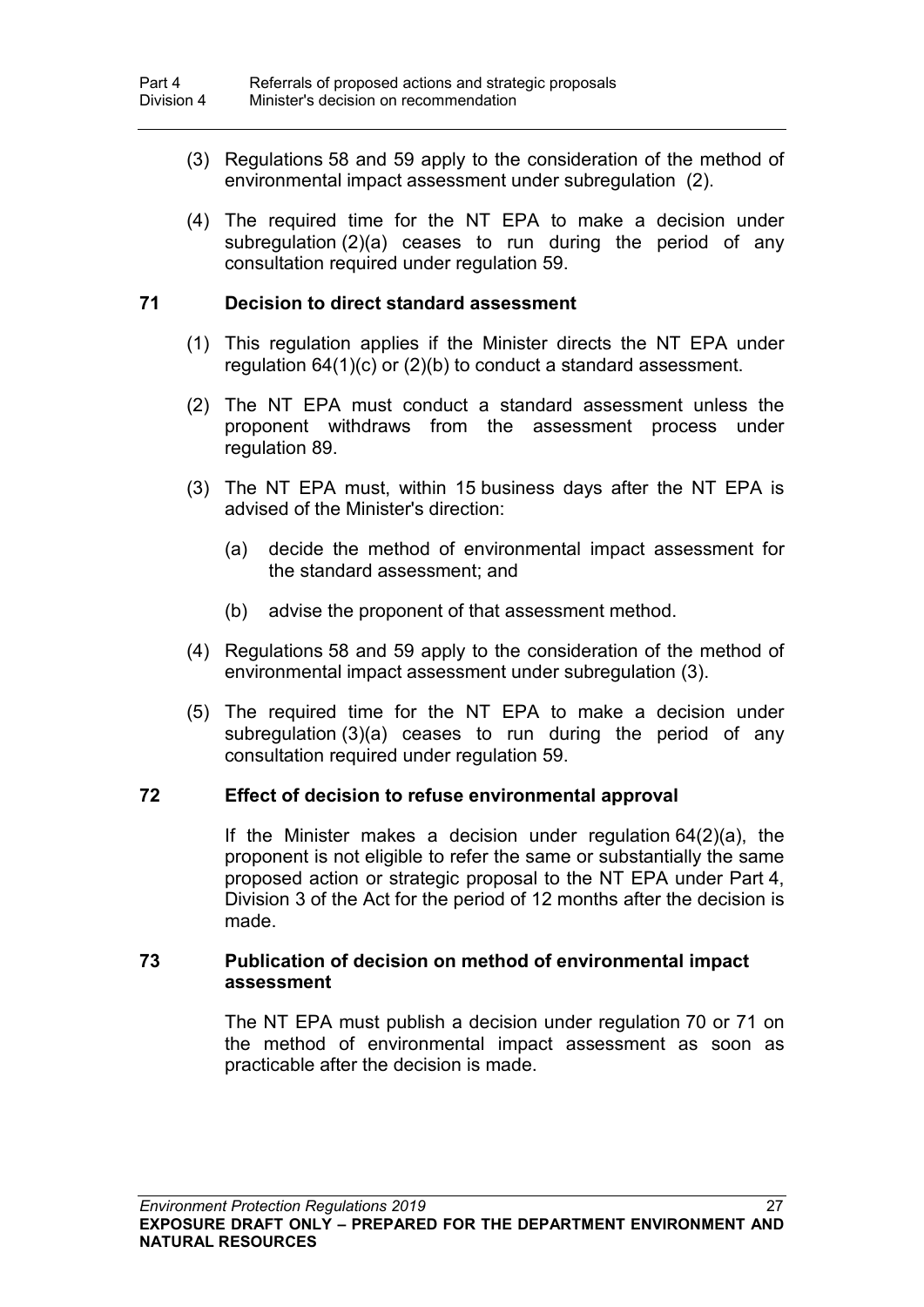(3) Regulations 58 and 59 apply to the consideration of the method of environmental impact assessment under subregulation (2).

(4) The required time for the NT EPA to make a decision under subregulation (2)(a) ceases to run during the period of any consultation required under regulation 59.

### 71 Decision to direct standard assessment

(1) This regulation applies if the Minister directs the NT EPA under regulation 64(1)(c) or (2)(b) to conduct a standard assessment.

(2) The NT EPA must conduct a standard assessment unless the proponent withdraws from the assessment process under regulation 89.

(3) The NT EPA must, within 15 business days after the NT EPA is advised of the Minister's direction:

(a) decide the method of environmental impact assessment for the standard assessment; and

(b) advise the proponent of that assessment method.

(4) Regulations 58 and 59 apply to the consideration of the method of environmental impact assessment under subregulation (3).

(5) The required time for the NT EPA to make a decision under subregulation (3)(a) ceases to run during the period of any consultation required under regulation 59.

### 72 Effect of decision to refuse environmental approval

If the Minister makes a decision under regulation 64(2)(a), the proponent is not eligible to refer the same or substantially the same proposed action or strategic proposal to the NT EPA under Part 4, Division 3 of the Act for the period of 12 months after the decision is made.

### 73 Publication of decision on method of environmental impact assessment

The NT EPA must publish a decision under regulation 70 or 71 on the method of environmental impact assessment as soon as practicable after the decision is made.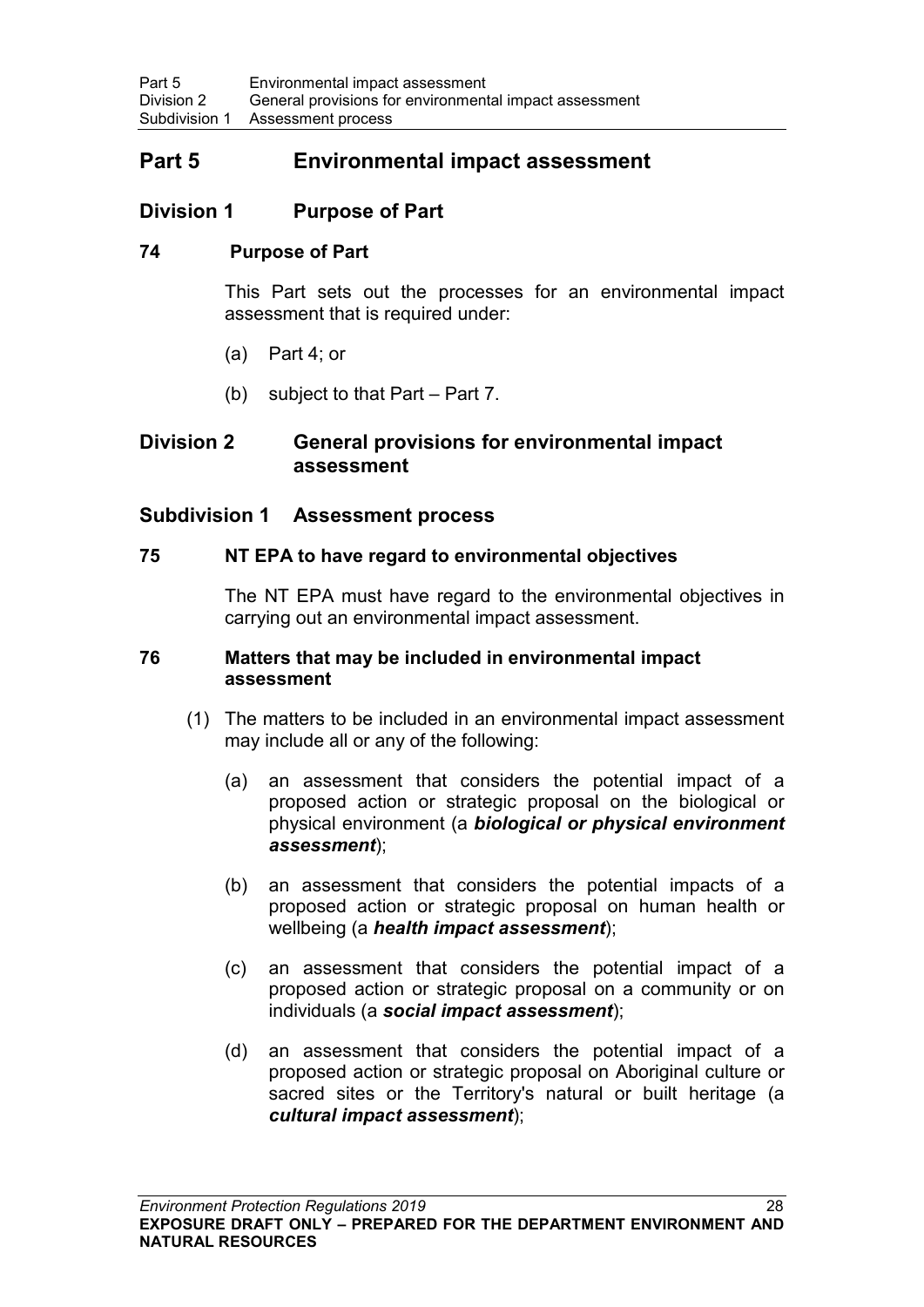# Part 5 Environmental impact assessment

## Division 1 Purpose of Part

### 74 Purpose of Part

This Part sets out the processes for an environmental impact assessment that is required under:

(a) Part 4; or

(b) subject to that Part – Part 7.

## Division 2 General provisions for environmental impact assessment

## Subdivision 1 Assessment process

### 75 NT EPA to have regard to environmental objectives

The NT EPA must have regard to the environmental objectives in carrying out an environmental impact assessment.

### 76 Matters that may be included in environmental impact assessment

(1) The matters to be included in an environmental impact assessment may include all or any of the following:

(a) an assessment that considers the potential impact of a proposed action or strategic proposal on the biological or physical environment (a ***biological or physical environment assessment***);

(b) an assessment that considers the potential impacts of a proposed action or strategic proposal on human health or wellbeing (a ***health impact assessment***);

(c) an assessment that considers the potential impact of a proposed action or strategic proposal on a community or on individuals (a ***social impact assessment***);

(d) an assessment that considers the potential impact of a proposed action or strategic proposal on Aboriginal culture or sacred sites or the Territory's natural or built heritage (a ***cultural impact assessment***);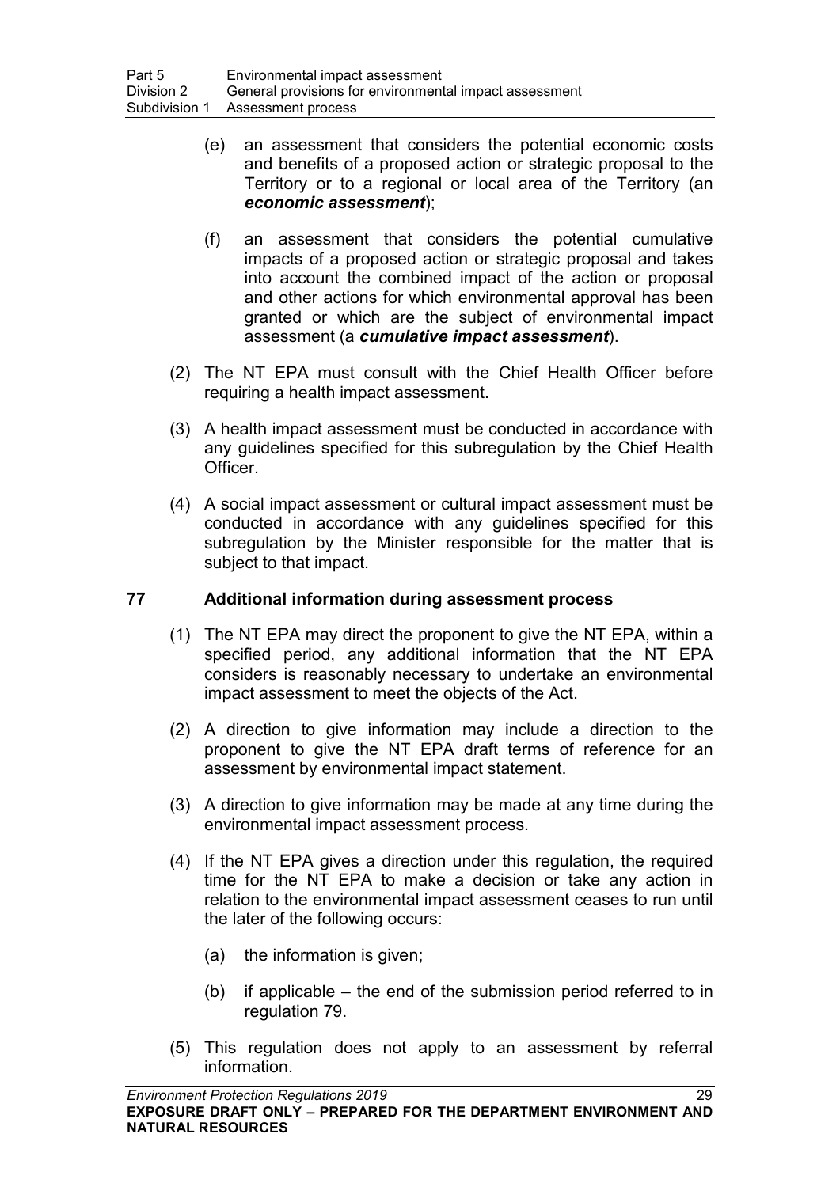(e) an assessment that considers the potential economic costs and benefits of a proposed action or strategic proposal to the Territory or to a regional or local area of the Territory (an ***economic assessment***);

(f) an assessment that considers the potential cumulative impacts of a proposed action or strategic proposal and takes into account the combined impact of the action or proposal and other actions for which environmental approval has been granted or which are the subject of environmental impact assessment (a ***cumulative impact assessment***).

(2) The NT EPA must consult with the Chief Health Officer before requiring a health impact assessment.

(3) A health impact assessment must be conducted in accordance with any guidelines specified for this subregulation by the Chief Health Officer.

(4) A social impact assessment or cultural impact assessment must be conducted in accordance with any guidelines specified for this subregulation by the Minister responsible for the matter that is subject to that impact.

### 77 Additional information during assessment process

(1) The NT EPA may direct the proponent to give the NT EPA, within a specified period, any additional information that the NT EPA considers is reasonably necessary to undertake an environmental impact assessment to meet the objects of the Act.

(2) A direction to give information may include a direction to the proponent to give the NT EPA draft terms of reference for an assessment by environmental impact statement.

(3) A direction to give information may be made at any time during the environmental impact assessment process.

(4) If the NT EPA gives a direction under this regulation, the required time for the NT EPA to make a decision or take any action in relation to the environmental impact assessment ceases to run until the later of the following occurs:

(a) the information is given;

(b) if applicable – the end of the submission period referred to in regulation 79.

(5) This regulation does not apply to an assessment by referral information.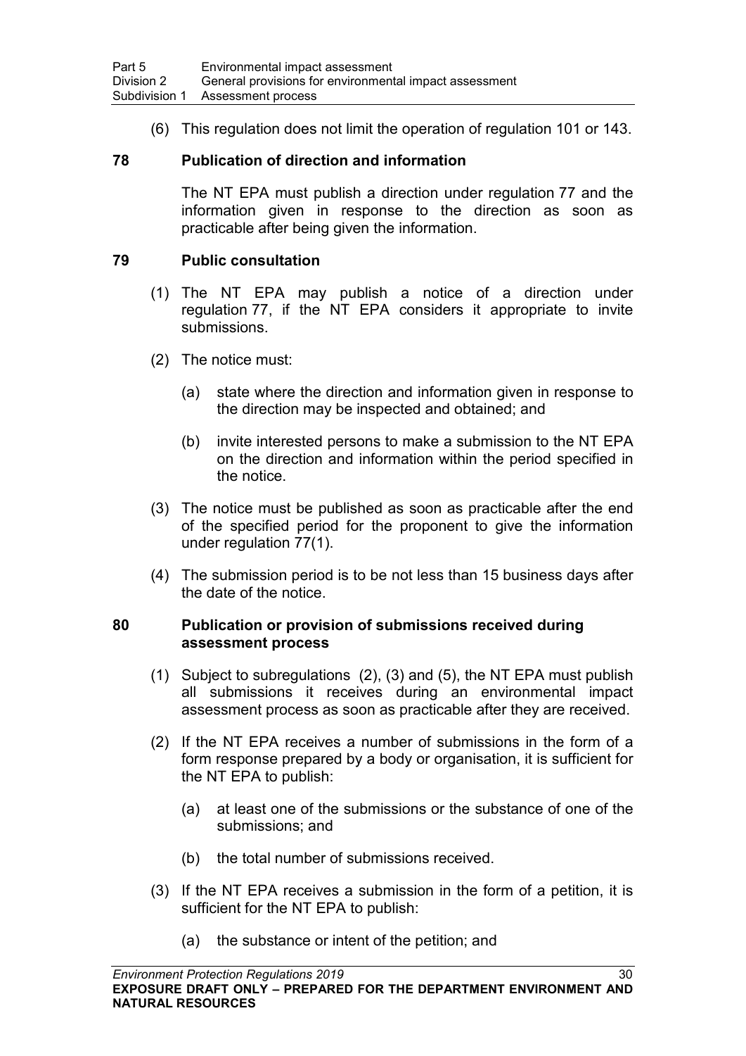(6) This regulation does not limit the operation of regulation 101 or 143.

### 78 Publication of direction and information

The NT EPA must publish a direction under regulation 77 and the information given in response to the direction as soon as practicable after being given the information.

### 79 Public consultation

(1) The NT EPA may publish a notice of a direction under regulation 77, if the NT EPA considers it appropriate to invite submissions.

(2) The notice must:

(a) state where the direction and information given in response to the direction may be inspected and obtained; and

(b) invite interested persons to make a submission to the NT EPA on the direction and information within the period specified in the notice.

(3) The notice must be published as soon as practicable after the end of the specified period for the proponent to give the information under regulation 77(1).

(4) The submission period is to be not less than 15 business days after the date of the notice.

### 80 Publication or provision of submissions received during assessment process

(1) Subject to subregulations (2), (3) and (5), the NT EPA must publish all submissions it receives during an environmental impact assessment process as soon as practicable after they are received.

(2) If the NT EPA receives a number of submissions in the form of a form response prepared by a body or organisation, it is sufficient for the NT EPA to publish:

(a) at least one of the submissions or the substance of one of the submissions; and

(b) the total number of submissions received.

(3) If the NT EPA receives a submission in the form of a petition, it is sufficient for the NT EPA to publish:

(a) the substance or intent of the petition; and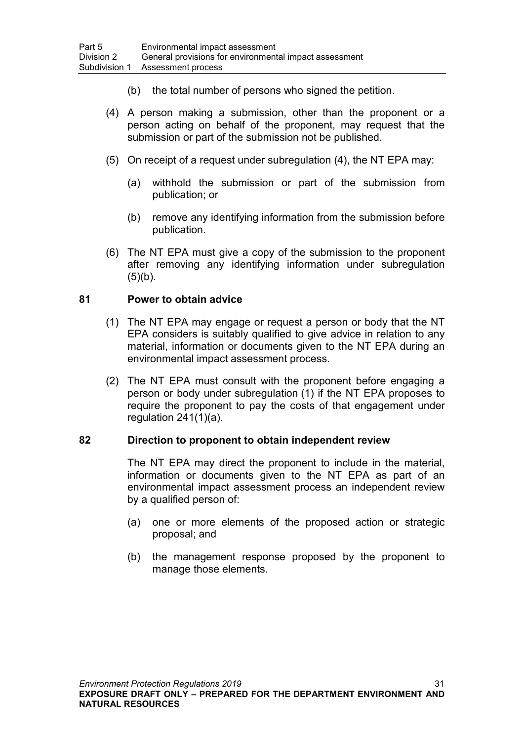(b) the total number of persons who signed the petition.

(4) A person making a submission, other than the proponent or a person acting on behalf of the proponent, may request that the submission or part of the submission not be published.

(5) On receipt of a request under subregulation (4), the NT EPA may:

(a) withhold the submission or part of the submission from publication; or

(b) remove any identifying information from the submission before publication.

(6) The NT EPA must give a copy of the submission to the proponent after removing any identifying information under subregulation (5)(b).

### 81 Power to obtain advice

(1) The NT EPA may engage or request a person or body that the NT EPA considers is suitably qualified to give advice in relation to any material, information or documents given to the NT EPA during an environmental impact assessment process.

(2) The NT EPA must consult with the proponent before engaging a person or body under subregulation (1) if the NT EPA proposes to require the proponent to pay the costs of that engagement under regulation 241(1)(a).

### 82 Direction to proponent to obtain independent review

The NT EPA may direct the proponent to include in the material, information or documents given to the NT EPA as part of an environmental impact assessment process an independent review by a qualified person of:

(a) one or more elements of the proposed action or strategic proposal; and

(b) the management response proposed by the proponent to manage those elements.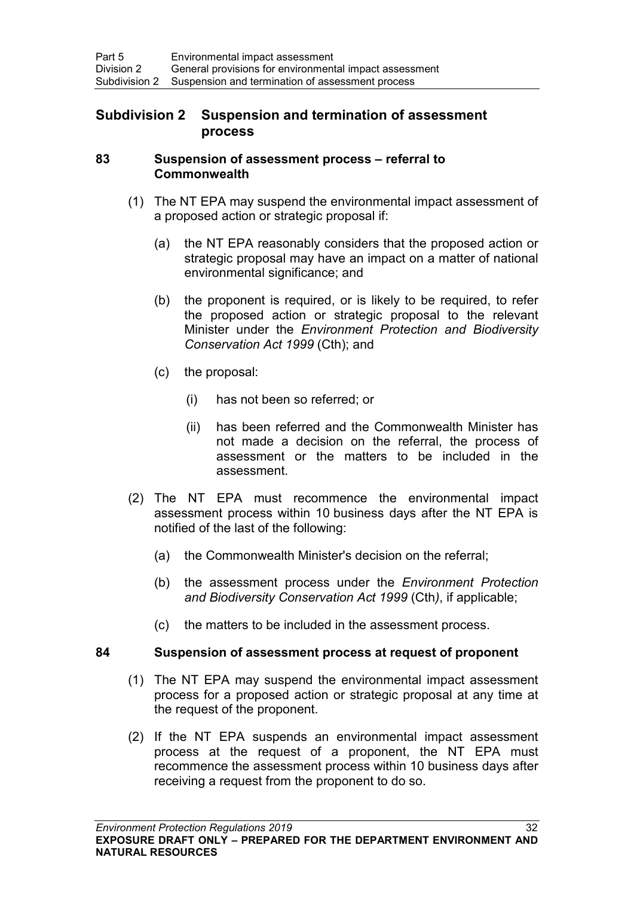## Subdivision 2 Suspension and termination of assessment process

### 83 Suspension of assessment process – referral to Commonwealth

(1) The NT EPA may suspend the environmental impact assessment of a proposed action or strategic proposal if:

(a) the NT EPA reasonably considers that the proposed action or strategic proposal may have an impact on a matter of national environmental significance; and

(b) the proponent is required, or is likely to be required, to refer the proposed action or strategic proposal to the relevant Minister under the *Environment Protection and Biodiversity Conservation Act 1999* (Cth); and

(c) the proposal:

(i) has not been so referred; or

(ii) has been referred and the Commonwealth Minister has not made a decision on the referral, the process of assessment or the matters to be included in the assessment.

(2) The NT EPA must recommence the environmental impact assessment process within 10 business days after the NT EPA is notified of the last of the following:

(a) the Commonwealth Minister's decision on the referral;

(b) the assessment process under the *Environment Protection and Biodiversity Conservation Act 1999* (Cth), if applicable;

(c) the matters to be included in the assessment process.

### 84 Suspension of assessment process at request of proponent

(1) The NT EPA may suspend the environmental impact assessment process for a proposed action or strategic proposal at any time at the request of the proponent.

(2) If the NT EPA suspends an environmental impact assessment process at the request of a proponent, the NT EPA must recommence the assessment process within 10 business days after receiving a request from the proponent to do so.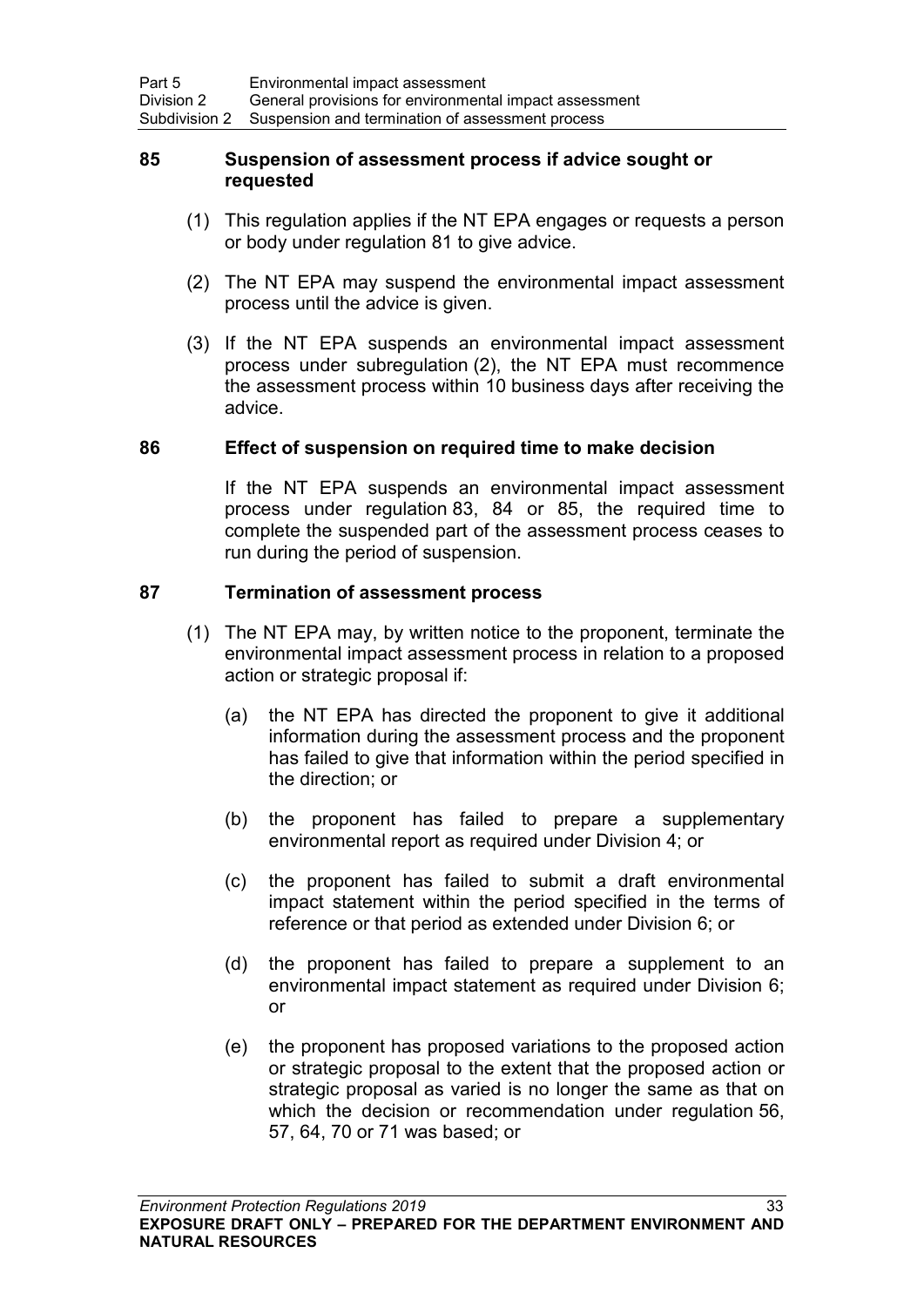### 85 Suspension of assessment process if advice sought or requested

(1) This regulation applies if the NT EPA engages or requests a person or body under regulation 81 to give advice.

(2) The NT EPA may suspend the environmental impact assessment process until the advice is given.

(3) If the NT EPA suspends an environmental impact assessment process under subregulation (2), the NT EPA must recommence the assessment process within 10 business days after receiving the advice.

### 86 Effect of suspension on required time to make decision

If the NT EPA suspends an environmental impact assessment process under regulation 83, 84 or 85, the required time to complete the suspended part of the assessment process ceases to run during the period of suspension.

### 87 Termination of assessment process

(1) The NT EPA may, by written notice to the proponent, terminate the environmental impact assessment process in relation to a proposed action or strategic proposal if:

(a) the NT EPA has directed the proponent to give it additional information during the assessment process and the proponent has failed to give that information within the period specified in the direction; or

(b) the proponent has failed to prepare a supplementary environmental report as required under Division 4; or

(c) the proponent has failed to submit a draft environmental impact statement within the period specified in the terms of reference or that period as extended under Division 6; or

(d) the proponent has failed to prepare a supplement to an environmental impact statement as required under Division 6; or

(e) the proponent has proposed variations to the proposed action or strategic proposal to the extent that the proposed action or strategic proposal as varied is no longer the same as that on which the decision or recommendation under regulation 56, 57, 64, 70 or 71 was based; or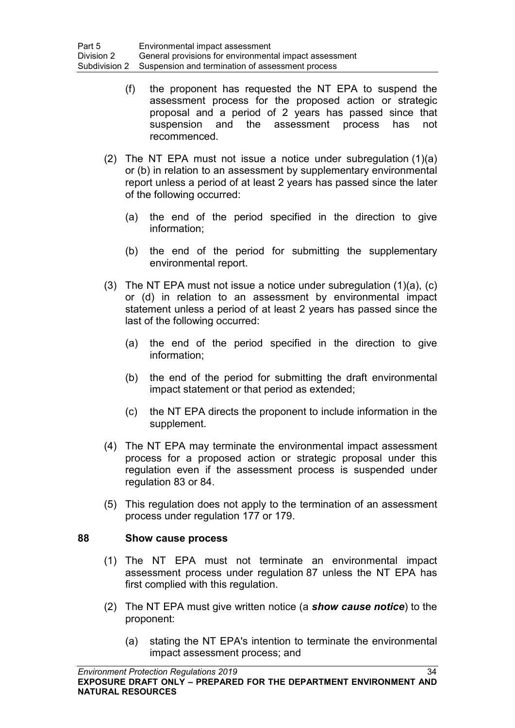(f) the proponent has requested the NT EPA to suspend the assessment process for the proposed action or strategic proposal and a period of 2 years has passed since that suspension and the assessment process has not recommenced.

(2) The NT EPA must not issue a notice under subregulation (1)(a) or (b) in relation to an assessment by supplementary environmental report unless a period of at least 2 years has passed since the later of the following occurred:

(a) the end of the period specified in the direction to give information;

(b) the end of the period for submitting the supplementary environmental report.

(3) The NT EPA must not issue a notice under subregulation (1)(a), (c) or (d) in relation to an assessment by environmental impact statement unless a period of at least 2 years has passed since the last of the following occurred:

(a) the end of the period specified in the direction to give information;

(b) the end of the period for submitting the draft environmental impact statement or that period as extended;

(c) the NT EPA directs the proponent to include information in the supplement.

(4) The NT EPA may terminate the environmental impact assessment process for a proposed action or strategic proposal under this regulation even if the assessment process is suspended under regulation 83 or 84.

(5) This regulation does not apply to the termination of an assessment process under regulation 177 or 179.

## 88 Show cause process

(1) The NT EPA must not terminate an environmental impact assessment process under regulation 87 unless the NT EPA has first complied with this regulation.

(2) The NT EPA must give written notice (a ***show cause notice***) to the proponent:

(a) stating the NT EPA's intention to terminate the environmental impact assessment process; and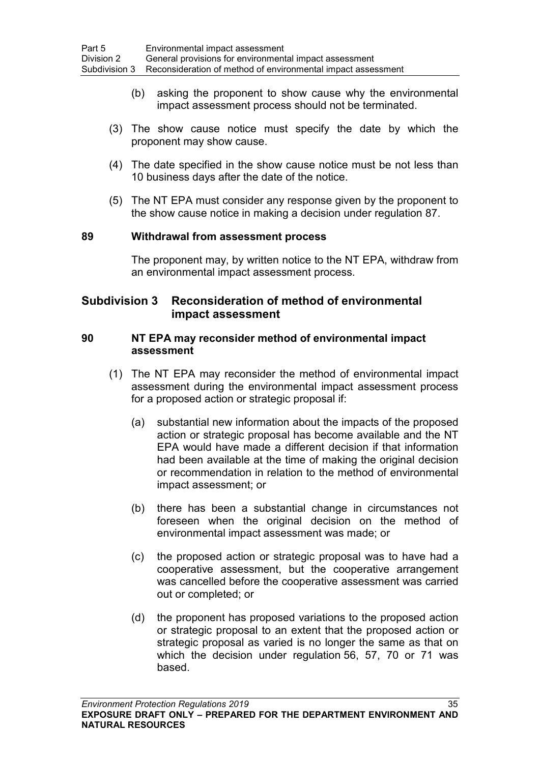(b) asking the proponent to show cause why the environmental impact assessment process should not be terminated.

(3) The show cause notice must specify the date by which the proponent may show cause.

(4) The date specified in the show cause notice must be not less than 10 business days after the date of the notice.

(5) The NT EPA must consider any response given by the proponent to the show cause notice in making a decision under regulation 87.

### 89 Withdrawal from assessment process

The proponent may, by written notice to the NT EPA, withdraw from an environmental impact assessment process.

## Subdivision 3 Reconsideration of method of environmental impact assessment

### 90 NT EPA may reconsider method of environmental impact assessment

(1) The NT EPA may reconsider the method of environmental impact assessment during the environmental impact assessment process for a proposed action or strategic proposal if:

(a) substantial new information about the impacts of the proposed action or strategic proposal has become available and the NT EPA would have made a different decision if that information had been available at the time of making the original decision or recommendation in relation to the method of environmental impact assessment; or

(b) there has been a substantial change in circumstances not foreseen when the original decision on the method of environmental impact assessment was made; or

(c) the proposed action or strategic proposal was to have had a cooperative assessment, but the cooperative arrangement was cancelled before the cooperative assessment was carried out or completed; or

(d) the proponent has proposed variations to the proposed action or strategic proposal to an extent that the proposed action or strategic proposal as varied is no longer the same as that on which the decision under regulation 56, 57, 70 or 71 was based.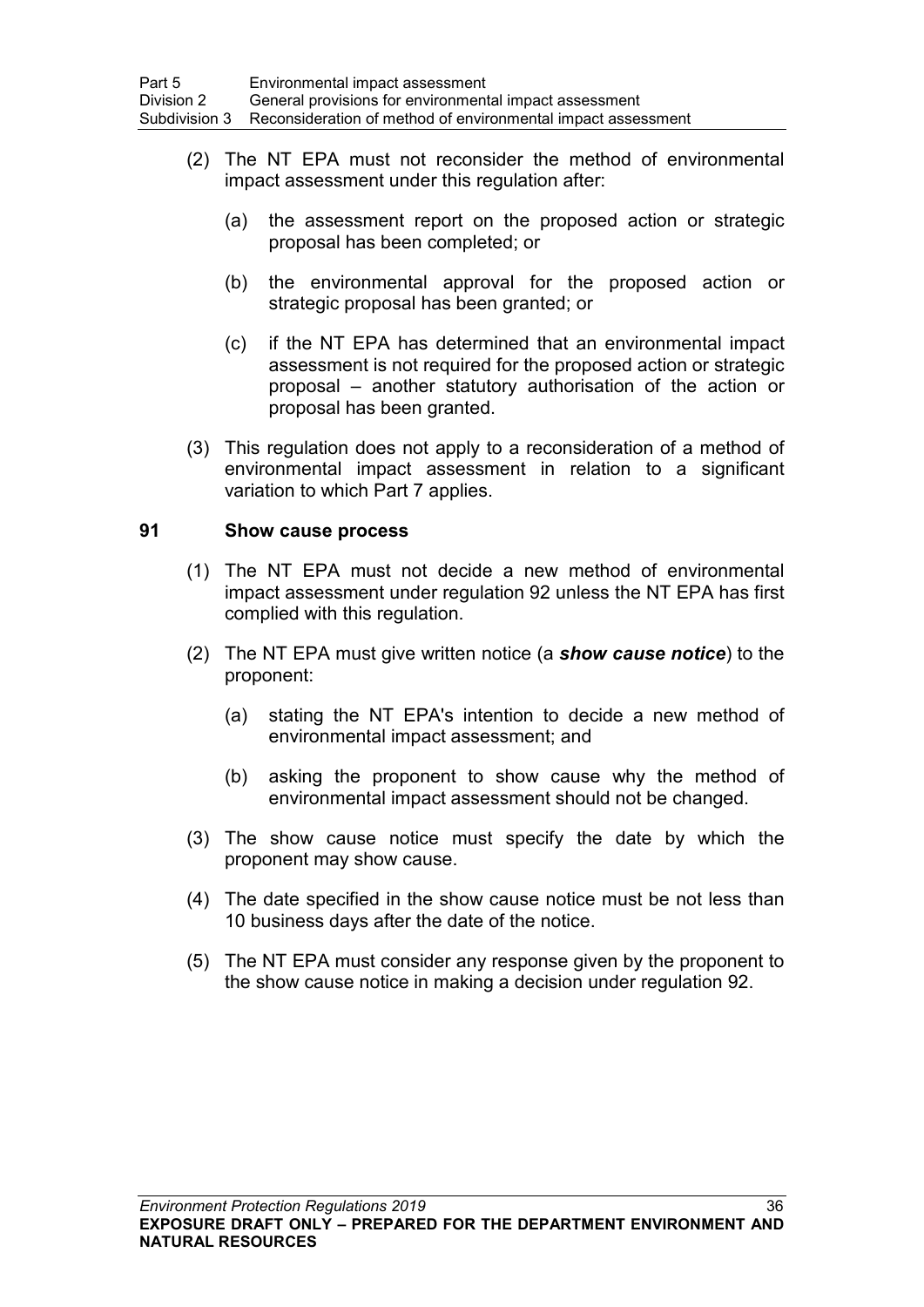(2) The NT EPA must not reconsider the method of environmental impact assessment under this regulation after:

(a) the assessment report on the proposed action or strategic proposal has been completed; or

(b) the environmental approval for the proposed action or strategic proposal has been granted; or

(c) if the NT EPA has determined that an environmental impact assessment is not required for the proposed action or strategic proposal – another statutory authorisation of the action or proposal has been granted.

(3) This regulation does not apply to a reconsideration of a method of environmental impact assessment in relation to a significant variation to which Part 7 applies.

### 91 Show cause process

(1) The NT EPA must not decide a new method of environmental impact assessment under regulation 92 unless the NT EPA has first complied with this regulation.

(2) The NT EPA must give written notice (a ***show cause notice***) to the proponent:

(a) stating the NT EPA's intention to decide a new method of environmental impact assessment; and

(b) asking the proponent to show cause why the method of environmental impact assessment should not be changed.

(3) The show cause notice must specify the date by which the proponent may show cause.

(4) The date specified in the show cause notice must be not less than 10 business days after the date of the notice.

(5) The NT EPA must consider any response given by the proponent to the show cause notice in making a decision under regulation 92.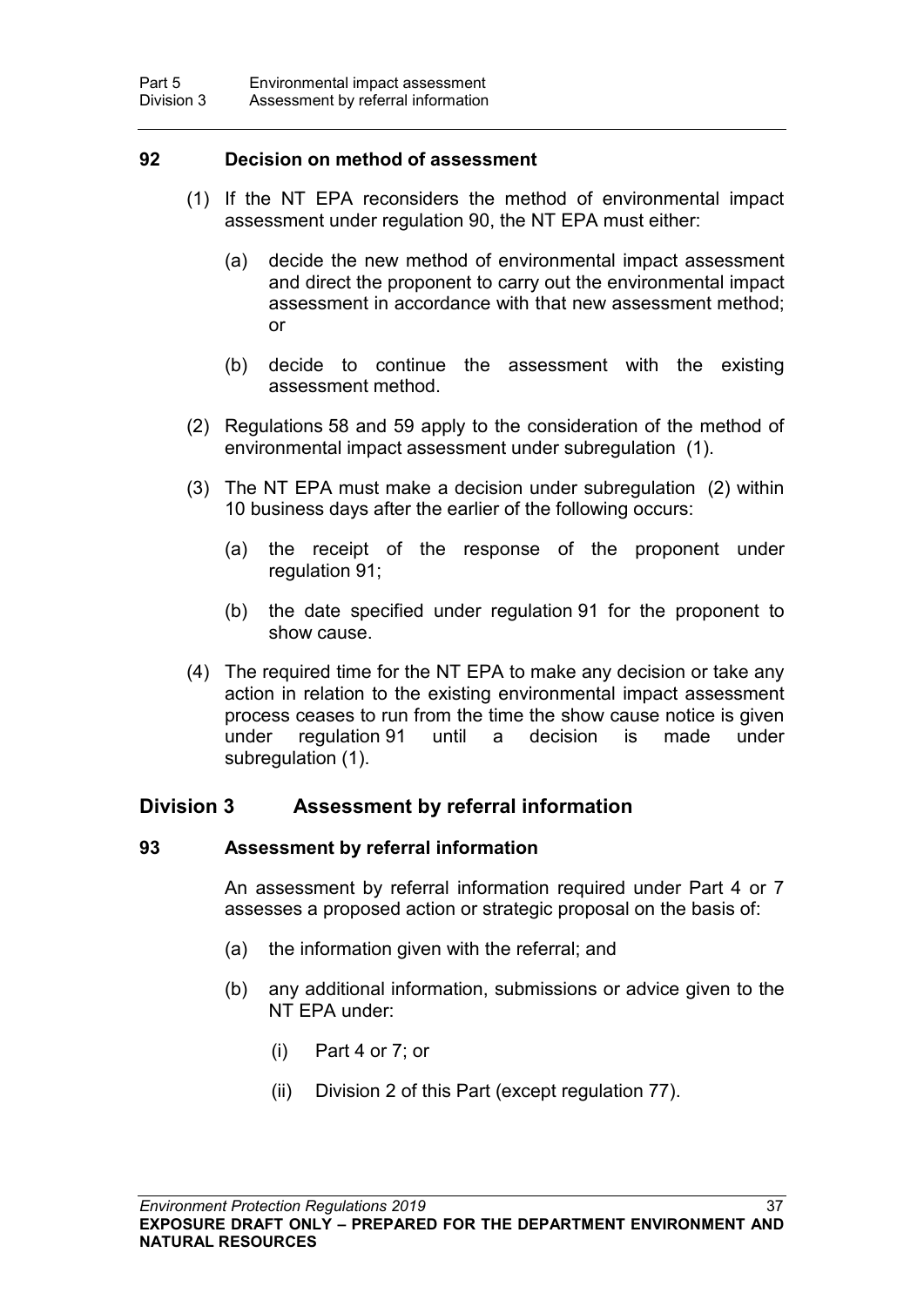### 92 Decision on method of assessment

(1) If the NT EPA reconsiders the method of environmental impact assessment under regulation 90, the NT EPA must either:

(a) decide the new method of environmental impact assessment and direct the proponent to carry out the environmental impact assessment in accordance with that new assessment method; or

(b) decide to continue the assessment with the existing assessment method.

(2) Regulations 58 and 59 apply to the consideration of the method of environmental impact assessment under subregulation (1).

(3) The NT EPA must make a decision under subregulation (2) within 10 business days after the earlier of the following occurs:

(a) the receipt of the response of the proponent under regulation 91;

(b) the date specified under regulation 91 for the proponent to show cause.

(4) The required time for the NT EPA to make any decision or take any action in relation to the existing environmental impact assessment process ceases to run from the time the show cause notice is given under regulation 91 until a decision is made under subregulation (1).

## Division 3 Assessment by referral information

### 93 Assessment by referral information

An assessment by referral information required under Part 4 or 7 assesses a proposed action or strategic proposal on the basis of:

(a) the information given with the referral; and

(b) any additional information, submissions or advice given to the NT EPA under:

(i) Part 4 or 7; or

(ii) Division 2 of this Part (except regulation 77).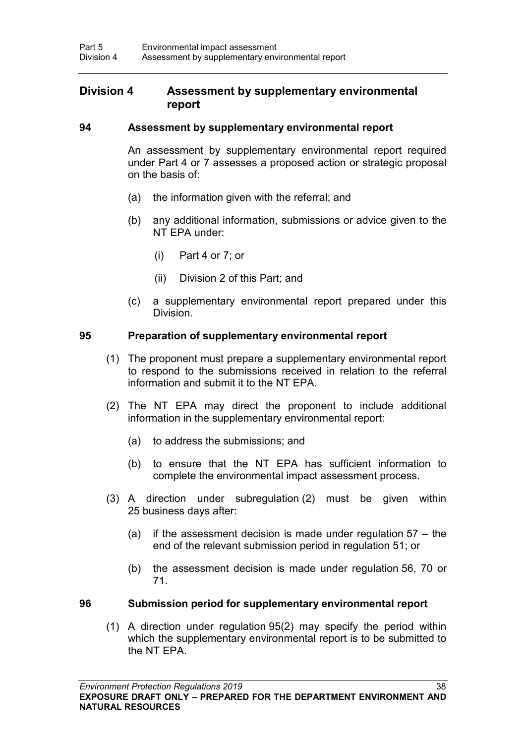## Division 4 Assessment by supplementary environmental report

### 94 Assessment by supplementary environmental report

An assessment by supplementary environmental report required under Part 4 or 7 assesses a proposed action or strategic proposal on the basis of:

(a) the information given with the referral; and

(b) any additional information, submissions or advice given to the NT EPA under:

(i) Part 4 or 7; or

(ii) Division 2 of this Part; and

(c) a supplementary environmental report prepared under this Division.

### 95 Preparation of supplementary environmental report

(1) The proponent must prepare a supplementary environmental report to respond to the submissions received in relation to the referral information and submit it to the NT EPA.

(2) The NT EPA may direct the proponent to include additional information in the supplementary environmental report:

(a) to address the submissions; and

(b) to ensure that the NT EPA has sufficient information to complete the environmental impact assessment process.

(3) A direction under subregulation (2) must be given within 25 business days after:

(a) if the assessment decision is made under regulation 57 – the end of the relevant submission period in regulation 51; or

(b) the assessment decision is made under regulation 56, 70 or 71.

### 96 Submission period for supplementary environmental report

(1) A direction under regulation 95(2) may specify the period within which the supplementary environmental report is to be submitted to the NT EPA.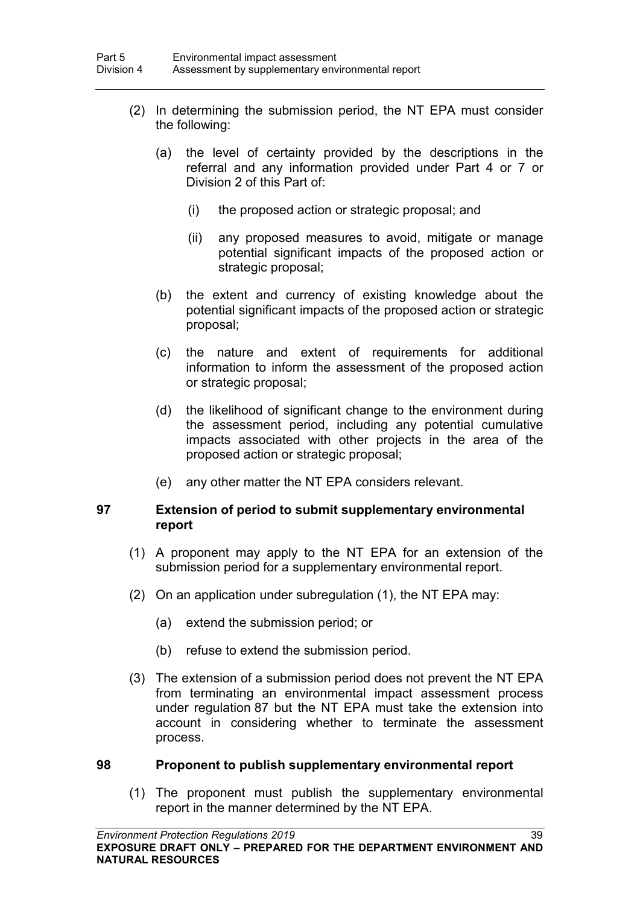(2) In determining the submission period, the NT EPA must consider the following:

(a) the level of certainty provided by the descriptions in the referral and any information provided under Part 4 or 7 or Division 2 of this Part of:

(i) the proposed action or strategic proposal; and

(ii) any proposed measures to avoid, mitigate or manage potential significant impacts of the proposed action or strategic proposal;

(b) the extent and currency of existing knowledge about the potential significant impacts of the proposed action or strategic proposal;

(c) the nature and extent of requirements for additional information to inform the assessment of the proposed action or strategic proposal;

(d) the likelihood of significant change to the environment during the assessment period, including any potential cumulative impacts associated with other projects in the area of the proposed action or strategic proposal;

(e) any other matter the NT EPA considers relevant.

### 97 Extension of period to submit supplementary environmental report

(1) A proponent may apply to the NT EPA for an extension of the submission period for a supplementary environmental report.

(2) On an application under subregulation (1), the NT EPA may:

(a) extend the submission period; or

(b) refuse to extend the submission period.

(3) The extension of a submission period does not prevent the NT EPA from terminating an environmental impact assessment process under regulation 87 but the NT EPA must take the extension into account in considering whether to terminate the assessment process.

### 98 Proponent to publish supplementary environmental report

(1) The proponent must publish the supplementary environmental report in the manner determined by the NT EPA.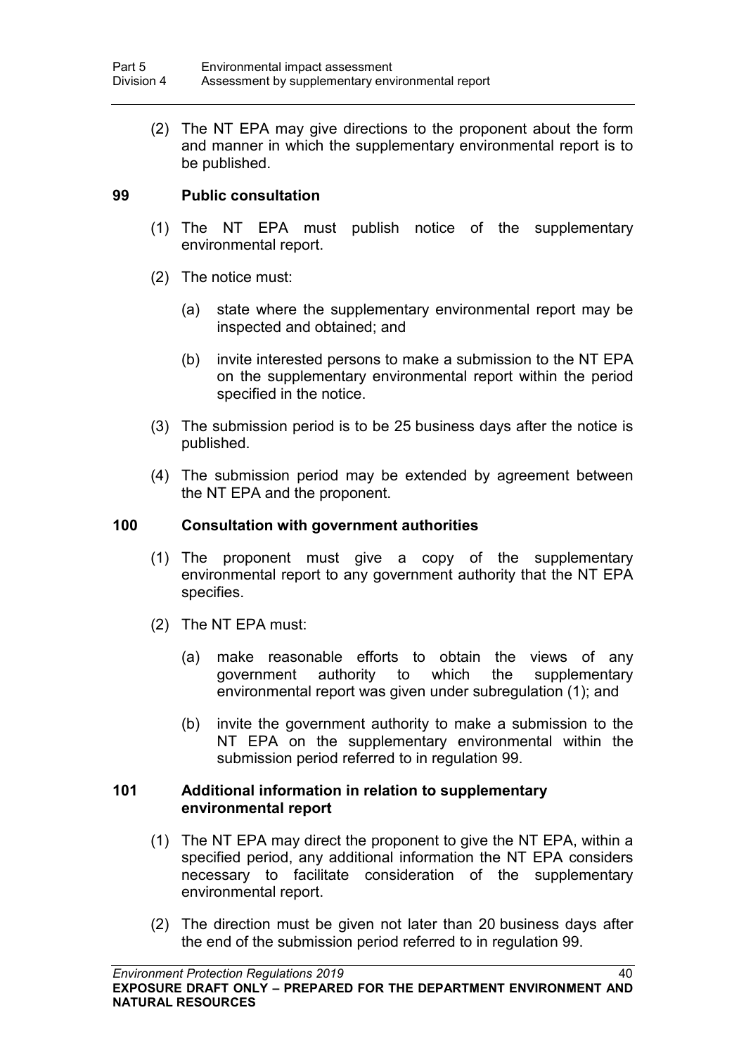(2) The NT EPA may give directions to the proponent about the form and manner in which the supplementary environmental report is to be published.

## 99 Public consultation

(1) The NT EPA must publish notice of the supplementary environmental report.

(2) The notice must:

(a) state where the supplementary environmental report may be inspected and obtained; and

(b) invite interested persons to make a submission to the NT EPA on the supplementary environmental report within the period specified in the notice.

(3) The submission period is to be 25 business days after the notice is published.

(4) The submission period may be extended by agreement between the NT EPA and the proponent.

## 100 Consultation with government authorities

(1) The proponent must give a copy of the supplementary environmental report to any government authority that the NT EPA specifies.

(2) The NT EPA must:

(a) make reasonable efforts to obtain the views of any government authority to which the supplementary environmental report was given under subregulation (1); and

(b) invite the government authority to make a submission to the NT EPA on the supplementary environmental within the submission period referred to in regulation 99.

## 101 Additional information in relation to supplementary environmental report

(1) The NT EPA may direct the proponent to give the NT EPA, within a specified period, any additional information the NT EPA considers necessary to facilitate consideration of the supplementary environmental report.

(2) The direction must be given not later than 20 business days after the end of the submission period referred to in regulation 99.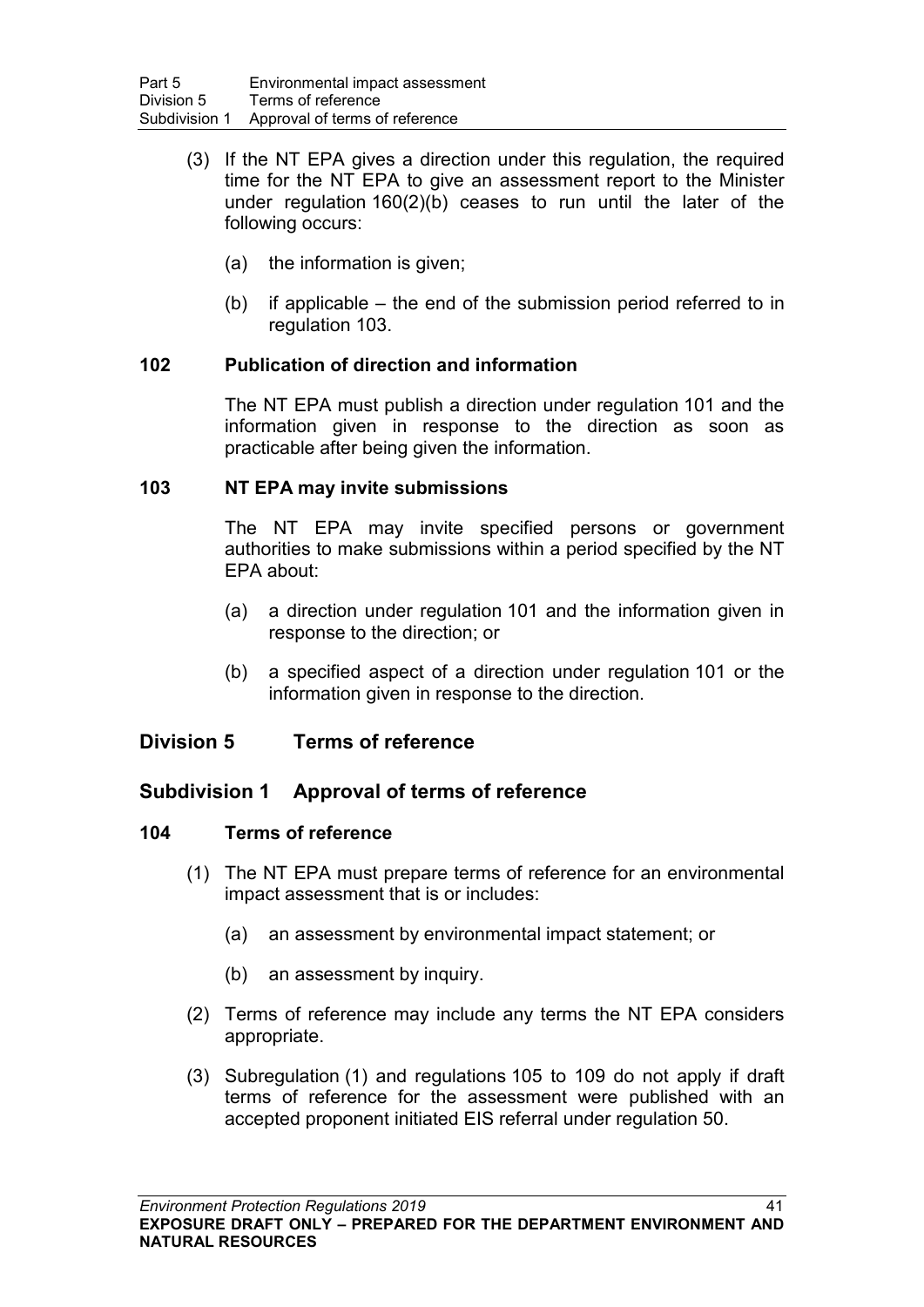(3) If the NT EPA gives a direction under this regulation, the required time for the NT EPA to give an assessment report to the Minister under regulation 160(2)(b) ceases to run until the later of the following occurs:

(a) the information is given;

(b) if applicable – the end of the submission period referred to in regulation 103.

### 102 Publication of direction and information

The NT EPA must publish a direction under regulation 101 and the information given in response to the direction as soon as practicable after being given the information.

### 103 NT EPA may invite submissions

The NT EPA may invite specified persons or government authorities to make submissions within a period specified by the NT EPA about:

(a) a direction under regulation 101 and the information given in response to the direction; or

(b) a specified aspect of a direction under regulation 101 or the information given in response to the direction.

## Division 5 Terms of reference

## Subdivision 1 Approval of terms of reference

### 104 Terms of reference

(1) The NT EPA must prepare terms of reference for an environmental impact assessment that is or includes:

(a) an assessment by environmental impact statement; or

(b) an assessment by inquiry.

(2) Terms of reference may include any terms the NT EPA considers appropriate.

(3) Subregulation (1) and regulations 105 to 109 do not apply if draft terms of reference for the assessment were published with an accepted proponent initiated EIS referral under regulation 50.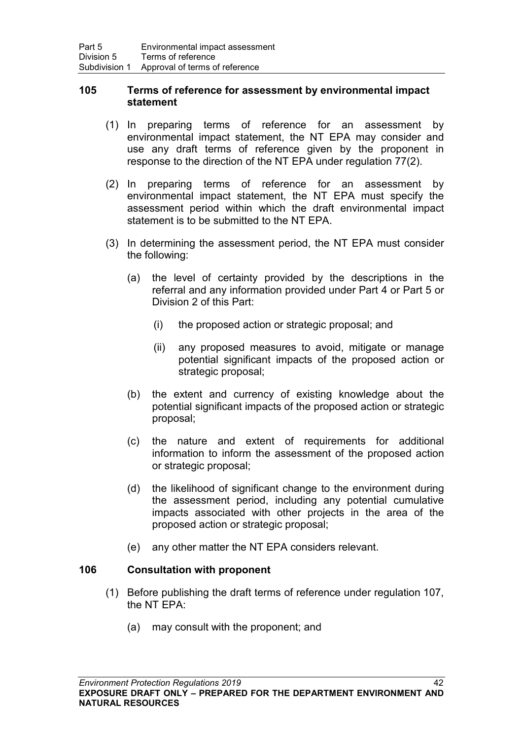### 105 Terms of reference for assessment by environmental impact statement

(1) In preparing terms of reference for an assessment by environmental impact statement, the NT EPA may consider and use any draft terms of reference given by the proponent in response to the direction of the NT EPA under regulation 77(2).

(2) In preparing terms of reference for an assessment by environmental impact statement, the NT EPA must specify the assessment period within which the draft environmental impact statement is to be submitted to the NT EPA.

(3) In determining the assessment period, the NT EPA must consider the following:

(a) the level of certainty provided by the descriptions in the referral and any information provided under Part 4 or Part 5 or Division 2 of this Part:

(i) the proposed action or strategic proposal; and

(ii) any proposed measures to avoid, mitigate or manage potential significant impacts of the proposed action or strategic proposal;

(b) the extent and currency of existing knowledge about the potential significant impacts of the proposed action or strategic proposal;

(c) the nature and extent of requirements for additional information to inform the assessment of the proposed action or strategic proposal;

(d) the likelihood of significant change to the environment during the assessment period, including any potential cumulative impacts associated with other projects in the area of the proposed action or strategic proposal;

(e) any other matter the NT EPA considers relevant.

### 106 Consultation with proponent

(1) Before publishing the draft terms of reference under regulation 107, the NT EPA:

(a) may consult with the proponent; and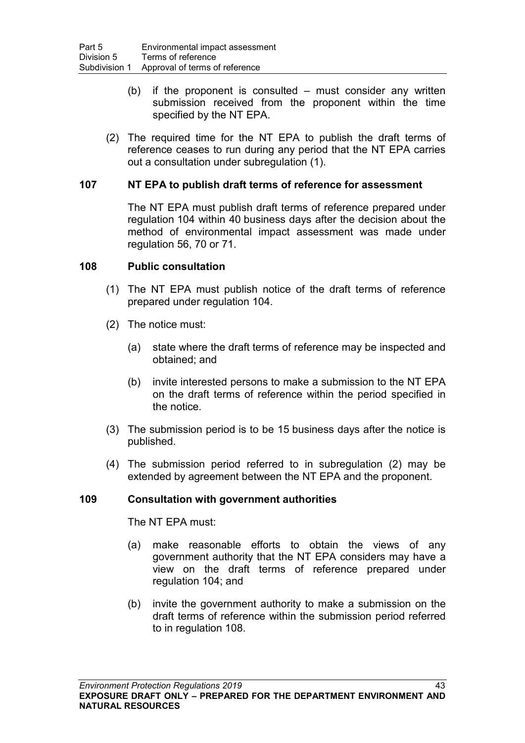(b) if the proponent is consulted – must consider any written submission received from the proponent within the time specified by the NT EPA.

(2) The required time for the NT EPA to publish the draft terms of reference ceases to run during any period that the NT EPA carries out a consultation under subregulation (1).

### 107 NT EPA to publish draft terms of reference for assessment

The NT EPA must publish draft terms of reference prepared under regulation 104 within 40 business days after the decision about the method of environmental impact assessment was made under regulation 56, 70 or 71.

### 108 Public consultation

(1) The NT EPA must publish notice of the draft terms of reference prepared under regulation 104.

(2) The notice must:

(a) state where the draft terms of reference may be inspected and obtained; and

(b) invite interested persons to make a submission to the NT EPA on the draft terms of reference within the period specified in the notice.

(3) The submission period is to be 15 business days after the notice is published.

(4) The submission period referred to in subregulation (2) may be extended by agreement between the NT EPA and the proponent.

### 109 Consultation with government authorities

The NT EPA must:

(a) make reasonable efforts to obtain the views of any government authority that the NT EPA considers may have a view on the draft terms of reference prepared under regulation 104; and

(b) invite the government authority to make a submission on the draft terms of reference within the submission period referred to in regulation 108.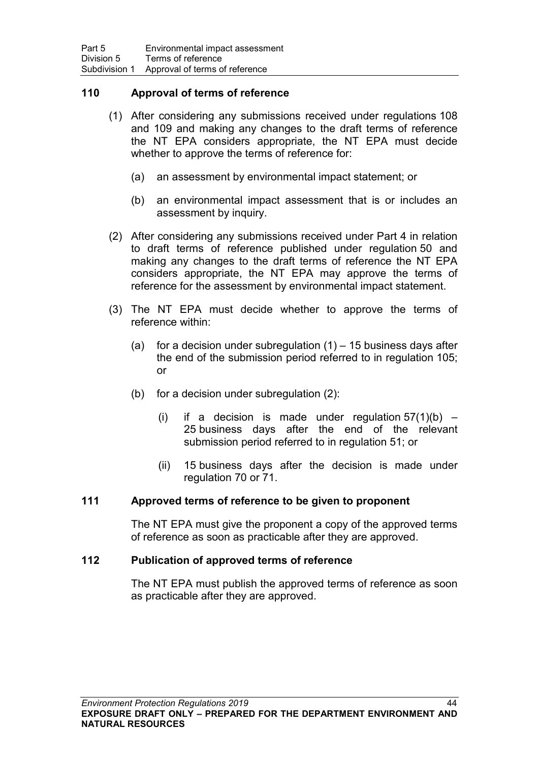### 110 Approval of terms of reference

(1) After considering any submissions received under regulations 108 and 109 and making any changes to the draft terms of reference the NT EPA considers appropriate, the NT EPA must decide whether to approve the terms of reference for:

(a) an assessment by environmental impact statement; or

(b) an environmental impact assessment that is or includes an assessment by inquiry.

(2) After considering any submissions received under Part 4 in relation to draft terms of reference published under regulation 50 and making any changes to the draft terms of reference the NT EPA considers appropriate, the NT EPA may approve the terms of reference for the assessment by environmental impact statement.

(3) The NT EPA must decide whether to approve the terms of reference within:

(a) for a decision under subregulation (1) – 15 business days after the end of the submission period referred to in regulation 105; or

(b) for a decision under subregulation (2):

(i) if a decision is made under regulation 57(1)(b) – 25 business days after the end of the relevant submission period referred to in regulation 51; or

(ii) 15 business days after the decision is made under regulation 70 or 71.

### 111 Approved terms of reference to be given to proponent

The NT EPA must give the proponent a copy of the approved terms of reference as soon as practicable after they are approved.

### 112 Publication of approved terms of reference

The NT EPA must publish the approved terms of reference as soon as practicable after they are approved.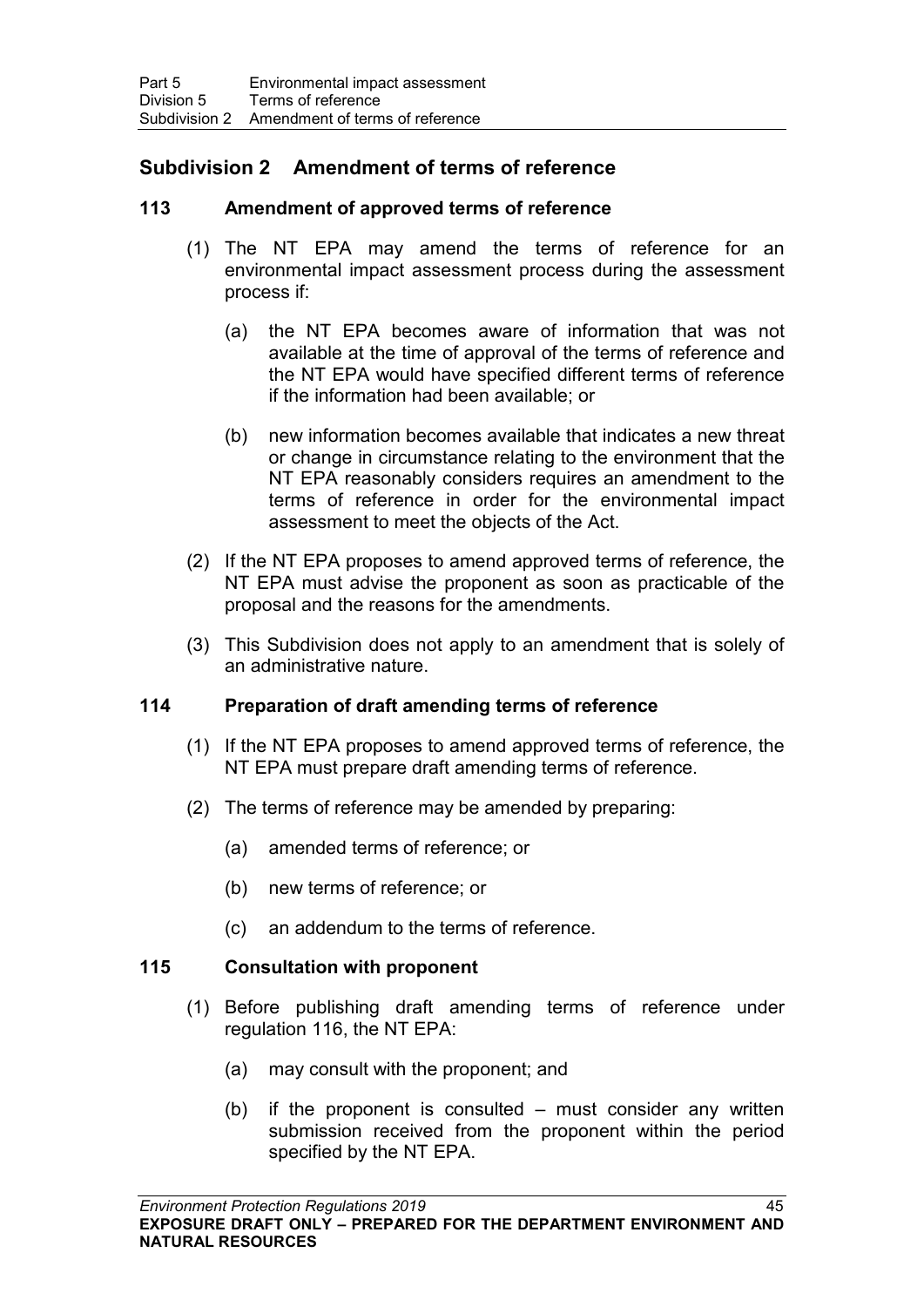## Subdivision 2 Amendment of terms of reference

### 113 Amendment of approved terms of reference

(1) The NT EPA may amend the terms of reference for an environmental impact assessment process during the assessment process if:

(a) the NT EPA becomes aware of information that was not available at the time of approval of the terms of reference and the NT EPA would have specified different terms of reference if the information had been available; or

(b) new information becomes available that indicates a new threat or change in circumstance relating to the environment that the NT EPA reasonably considers requires an amendment to the terms of reference in order for the environmental impact assessment to meet the objects of the Act.

(2) If the NT EPA proposes to amend approved terms of reference, the NT EPA must advise the proponent as soon as practicable of the proposal and the reasons for the amendments.

(3) This Subdivision does not apply to an amendment that is solely of an administrative nature.

### 114 Preparation of draft amending terms of reference

(1) If the NT EPA proposes to amend approved terms of reference, the NT EPA must prepare draft amending terms of reference.

(2) The terms of reference may be amended by preparing:

(a) amended terms of reference; or

(b) new terms of reference; or

(c) an addendum to the terms of reference.

### 115 Consultation with proponent

(1) Before publishing draft amending terms of reference under regulation 116, the NT EPA:

(a) may consult with the proponent; and

(b) if the proponent is consulted – must consider any written submission received from the proponent within the period specified by the NT EPA.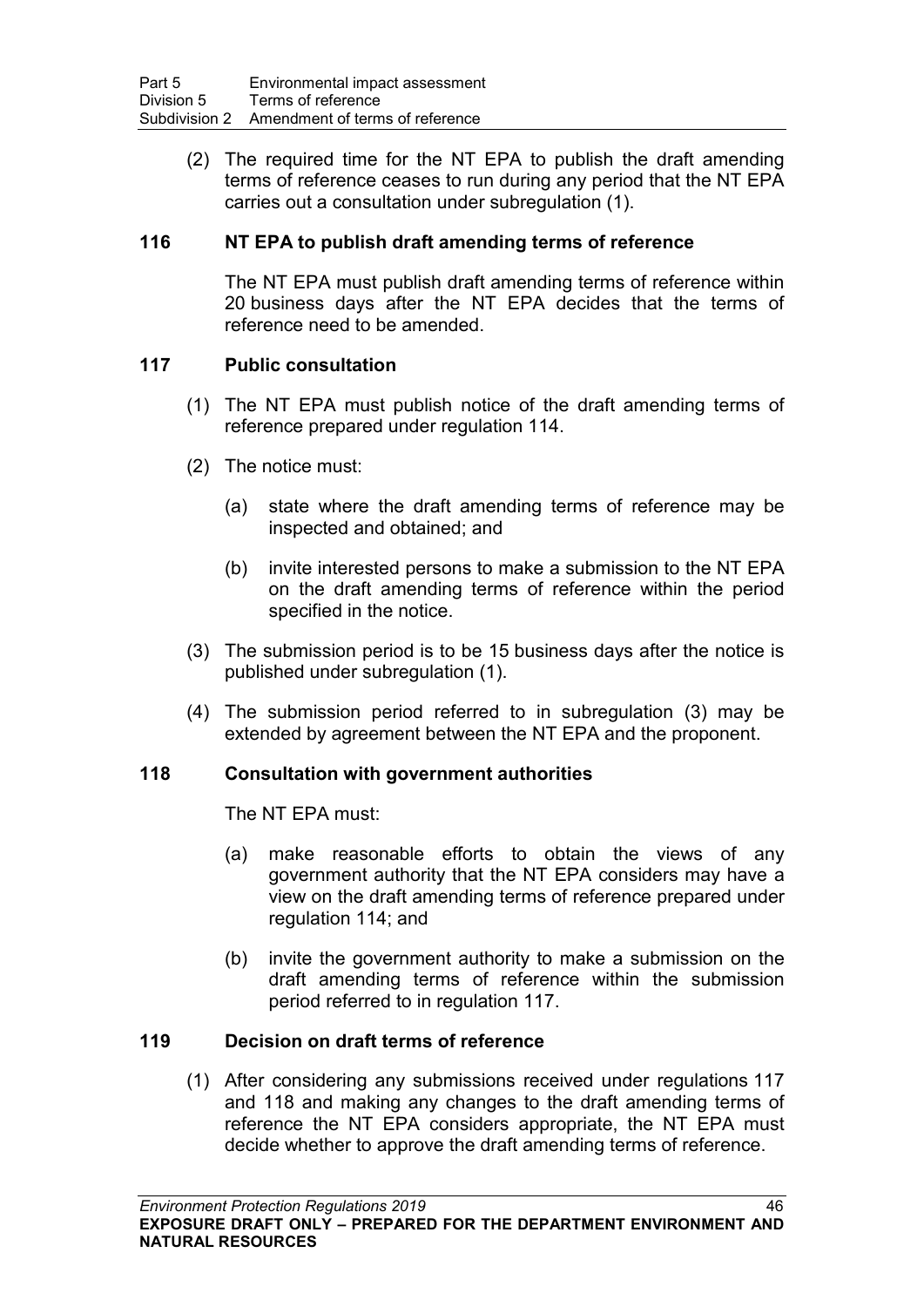(2) The required time for the NT EPA to publish the draft amending terms of reference ceases to run during any period that the NT EPA carries out a consultation under subregulation (1).

### 116 NT EPA to publish draft amending terms of reference

The NT EPA must publish draft amending terms of reference within 20 business days after the NT EPA decides that the terms of reference need to be amended.

### 117 Public consultation

(1) The NT EPA must publish notice of the draft amending terms of reference prepared under regulation 114.

(2) The notice must:

(a) state where the draft amending terms of reference may be inspected and obtained; and

(b) invite interested persons to make a submission to the NT EPA on the draft amending terms of reference within the period specified in the notice.

(3) The submission period is to be 15 business days after the notice is published under subregulation (1).

(4) The submission period referred to in subregulation (3) may be extended by agreement between the NT EPA and the proponent.

### 118 Consultation with government authorities

The NT EPA must:

(a) make reasonable efforts to obtain the views of any government authority that the NT EPA considers may have a view on the draft amending terms of reference prepared under regulation 114; and

(b) invite the government authority to make a submission on the draft amending terms of reference within the submission period referred to in regulation 117.

### 119 Decision on draft terms of reference

(1) After considering any submissions received under regulations 117 and 118 and making any changes to the draft amending terms of reference the NT EPA considers appropriate, the NT EPA must decide whether to approve the draft amending terms of reference.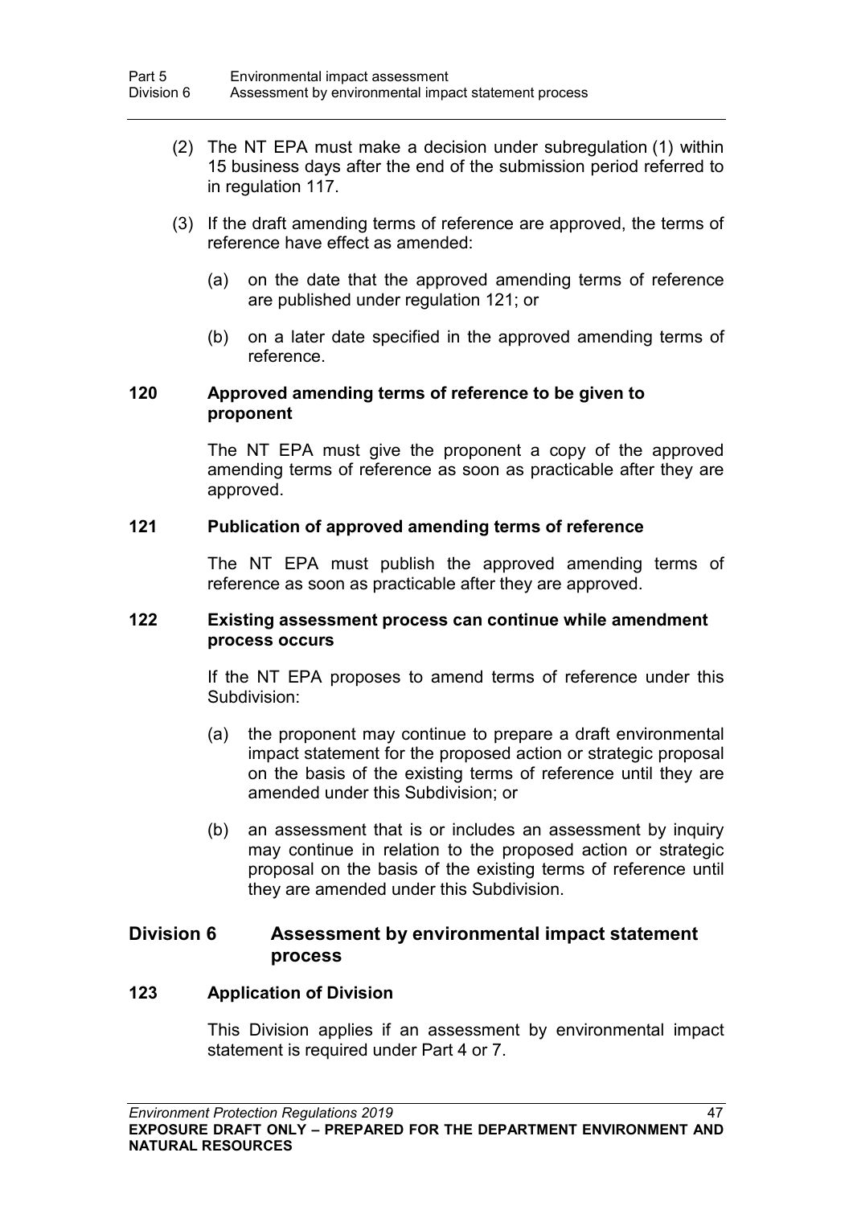(2) The NT EPA must make a decision under subregulation (1) within 15 business days after the end of the submission period referred to in regulation 117.

(3) If the draft amending terms of reference are approved, the terms of reference have effect as amended:

(a) on the date that the approved amending terms of reference are published under regulation 121; or

(b) on a later date specified in the approved amending terms of reference.

### 120 Approved amending terms of reference to be given to proponent

The NT EPA must give the proponent a copy of the approved amending terms of reference as soon as practicable after they are approved.

### 121 Publication of approved amending terms of reference

The NT EPA must publish the approved amending terms of reference as soon as practicable after they are approved.

### 122 Existing assessment process can continue while amendment process occurs

If the NT EPA proposes to amend terms of reference under this Subdivision:

(a) the proponent may continue to prepare a draft environmental impact statement for the proposed action or strategic proposal on the basis of the existing terms of reference until they are amended under this Subdivision; or

(b) an assessment that is or includes an assessment by inquiry may continue in relation to the proposed action or strategic proposal on the basis of the existing terms of reference until they are amended under this Subdivision.

## Division 6 Assessment by environmental impact statement process

### 123 Application of Division

This Division applies if an assessment by environmental impact statement is required under Part 4 or 7.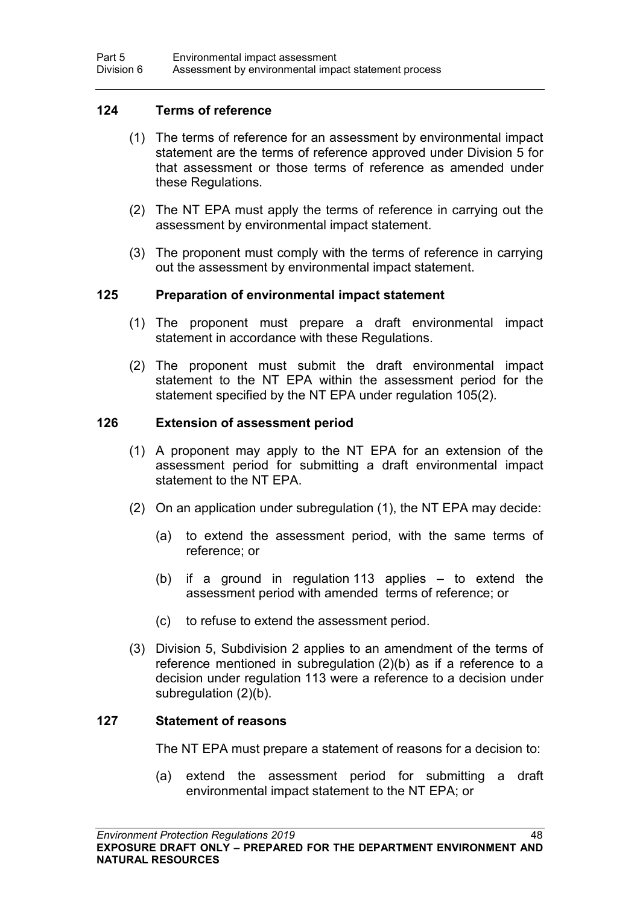### 124 Terms of reference

(1) The terms of reference for an assessment by environmental impact statement are the terms of reference approved under Division 5 for that assessment or those terms of reference as amended under these Regulations.

(2) The NT EPA must apply the terms of reference in carrying out the assessment by environmental impact statement.

(3) The proponent must comply with the terms of reference in carrying out the assessment by environmental impact statement.

### 125 Preparation of environmental impact statement

(1) The proponent must prepare a draft environmental impact statement in accordance with these Regulations.

(2) The proponent must submit the draft environmental impact statement to the NT EPA within the assessment period for the statement specified by the NT EPA under regulation 105(2).

### 126 Extension of assessment period

(1) A proponent may apply to the NT EPA for an extension of the assessment period for submitting a draft environmental impact statement to the NT EPA.

(2) On an application under subregulation (1), the NT EPA may decide:

(a) to extend the assessment period, with the same terms of reference; or

(b) if a ground in regulation 113 applies – to extend the assessment period with amended terms of reference; or

(c) to refuse to extend the assessment period.

(3) Division 5, Subdivision 2 applies to an amendment of the terms of reference mentioned in subregulation (2)(b) as if a reference to a decision under regulation 113 were a reference to a decision under subregulation (2)(b).

### 127 Statement of reasons

The NT EPA must prepare a statement of reasons for a decision to:

(a) extend the assessment period for submitting a draft environmental impact statement to the NT EPA; or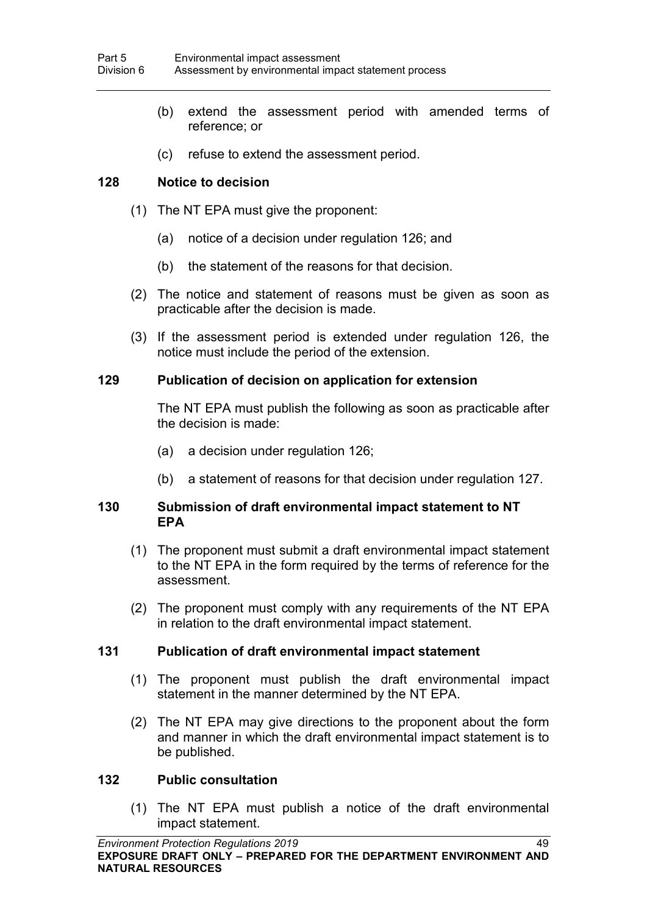(b) extend the assessment period with amended terms of reference; or

(c) refuse to extend the assessment period.

### 128 Notice to decision

(1) The NT EPA must give the proponent:

(a) notice of a decision under regulation 126; and

(b) the statement of the reasons for that decision.

(2) The notice and statement of reasons must be given as soon as practicable after the decision is made.

(3) If the assessment period is extended under regulation 126, the notice must include the period of the extension.

### 129 Publication of decision on application for extension

The NT EPA must publish the following as soon as practicable after the decision is made:

(a) a decision under regulation 126;

(b) a statement of reasons for that decision under regulation 127.

### 130 Submission of draft environmental impact statement to NT EPA

(1) The proponent must submit a draft environmental impact statement to the NT EPA in the form required by the terms of reference for the assessment.

(2) The proponent must comply with any requirements of the NT EPA in relation to the draft environmental impact statement.

### 131 Publication of draft environmental impact statement

(1) The proponent must publish the draft environmental impact statement in the manner determined by the NT EPA.

(2) The NT EPA may give directions to the proponent about the form and manner in which the draft environmental impact statement is to be published.

### 132 Public consultation

(1) The NT EPA must publish a notice of the draft environmental impact statement.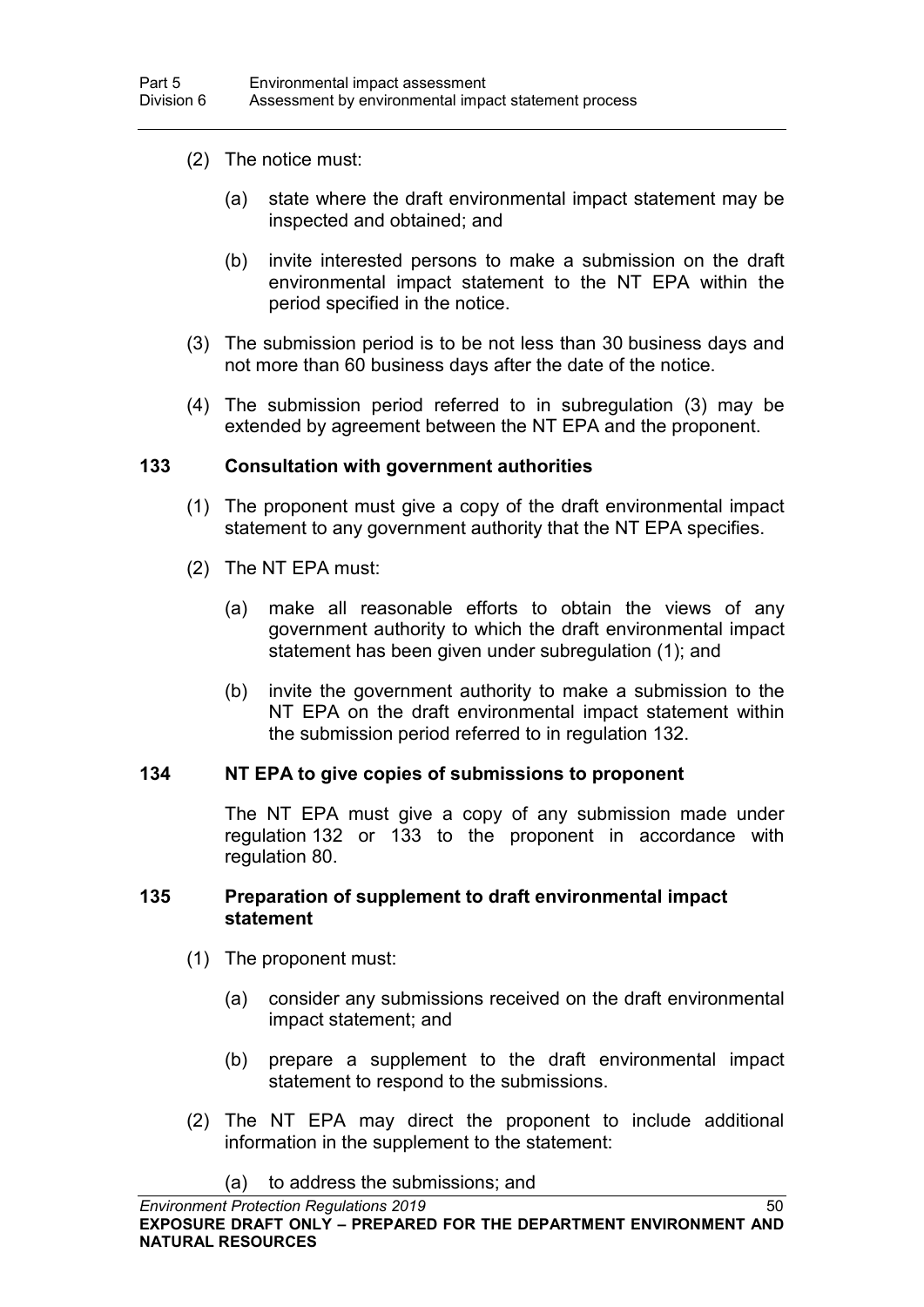(2) The notice must:

(a) state where the draft environmental impact statement may be inspected and obtained; and

(b) invite interested persons to make a submission on the draft environmental impact statement to the NT EPA within the period specified in the notice.

(3) The submission period is to be not less than 30 business days and not more than 60 business days after the date of the notice.

(4) The submission period referred to in subregulation (3) may be extended by agreement between the NT EPA and the proponent.

### 133 Consultation with government authorities

(1) The proponent must give a copy of the draft environmental impact statement to any government authority that the NT EPA specifies.

(2) The NT EPA must:

(a) make all reasonable efforts to obtain the views of any government authority to which the draft environmental impact statement has been given under subregulation (1); and

(b) invite the government authority to make a submission to the NT EPA on the draft environmental impact statement within the submission period referred to in regulation 132.

### 134 NT EPA to give copies of submissions to proponent

The NT EPA must give a copy of any submission made under regulation 132 or 133 to the proponent in accordance with regulation 80.

### 135 Preparation of supplement to draft environmental impact statement

(1) The proponent must:

(a) consider any submissions received on the draft environmental impact statement; and

(b) prepare a supplement to the draft environmental impact statement to respond to the submissions.

(2) The NT EPA may direct the proponent to include additional information in the supplement to the statement:

(a) to address the submissions; and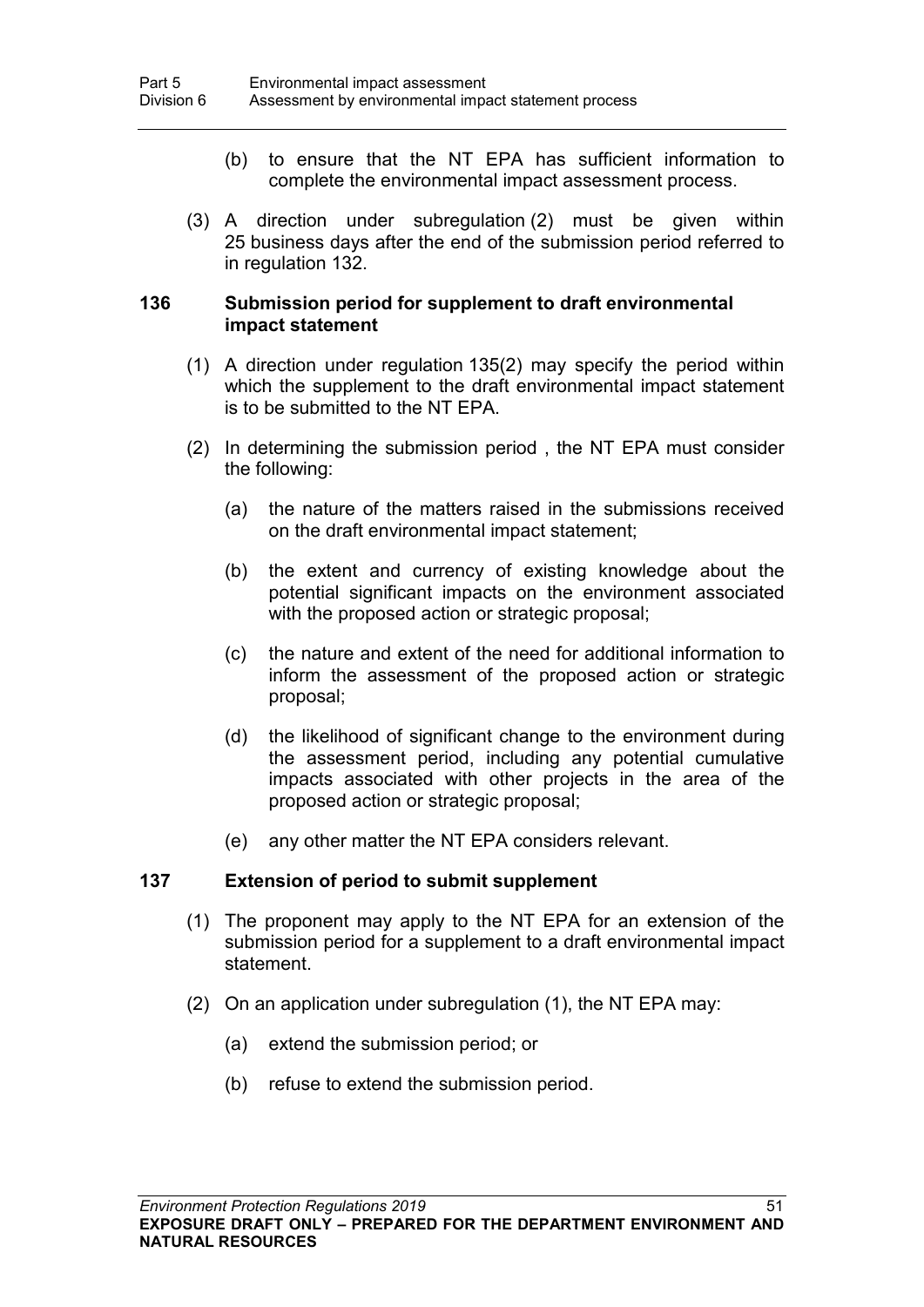(b) to ensure that the NT EPA has sufficient information to complete the environmental impact assessment process.

(3) A direction under subregulation (2) must be given within 25 business days after the end of the submission period referred to in regulation 132.

### 136 Submission period for supplement to draft environmental impact statement

(1) A direction under regulation 135(2) may specify the period within which the supplement to the draft environmental impact statement is to be submitted to the NT EPA.

(2) In determining the submission period , the NT EPA must consider the following:

(a) the nature of the matters raised in the submissions received on the draft environmental impact statement;

(b) the extent and currency of existing knowledge about the potential significant impacts on the environment associated with the proposed action or strategic proposal;

(c) the nature and extent of the need for additional information to inform the assessment of the proposed action or strategic proposal;

(d) the likelihood of significant change to the environment during the assessment period, including any potential cumulative impacts associated with other projects in the area of the proposed action or strategic proposal;

(e) any other matter the NT EPA considers relevant.

### 137 Extension of period to submit supplement

(1) The proponent may apply to the NT EPA for an extension of the submission period for a supplement to a draft environmental impact statement.

(2) On an application under subregulation (1), the NT EPA may:

(a) extend the submission period; or

(b) refuse to extend the submission period.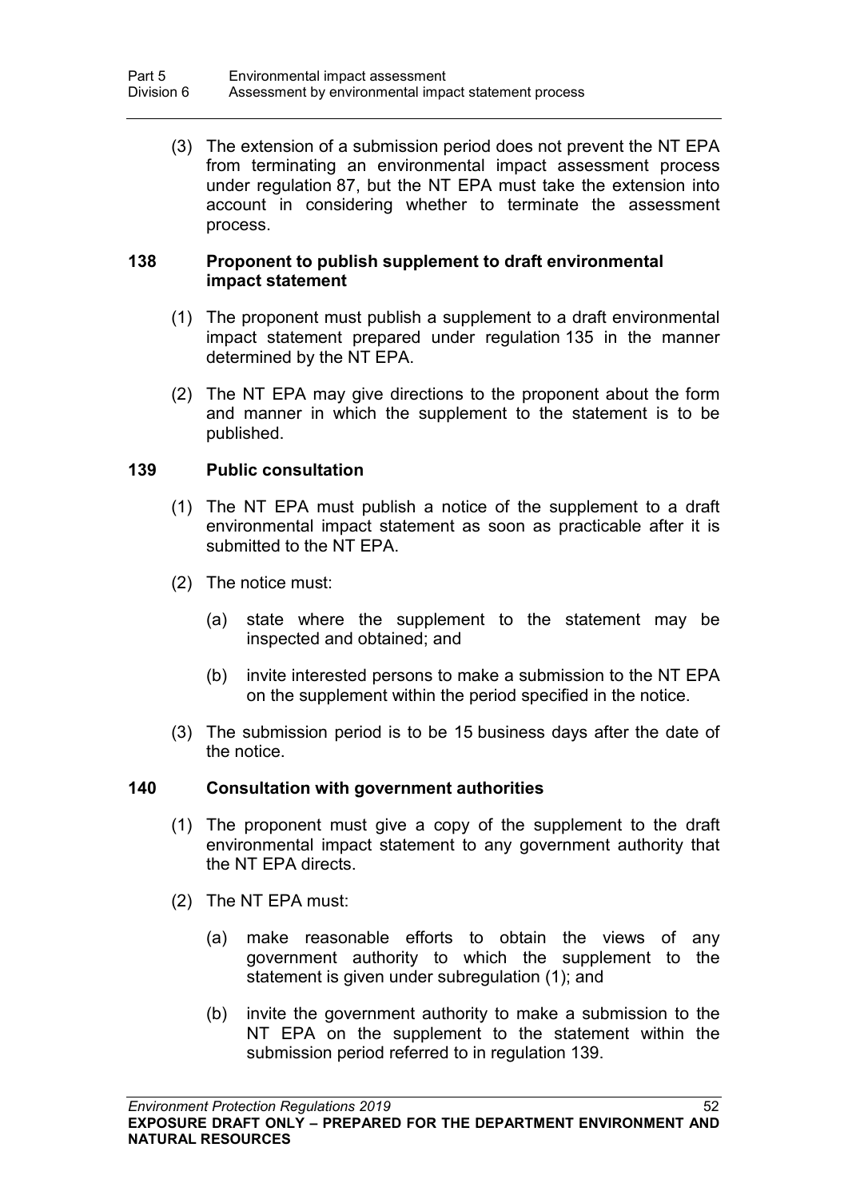(3) The extension of a submission period does not prevent the NT EPA from terminating an environmental impact assessment process under regulation 87, but the NT EPA must take the extension into account in considering whether to terminate the assessment process.

### 138 Proponent to publish supplement to draft environmental impact statement

(1) The proponent must publish a supplement to a draft environmental impact statement prepared under regulation 135 in the manner determined by the NT EPA.

(2) The NT EPA may give directions to the proponent about the form and manner in which the supplement to the statement is to be published.

### 139 Public consultation

(1) The NT EPA must publish a notice of the supplement to a draft environmental impact statement as soon as practicable after it is submitted to the NT EPA.

(2) The notice must:

(a) state where the supplement to the statement may be inspected and obtained; and

(b) invite interested persons to make a submission to the NT EPA on the supplement within the period specified in the notice.

(3) The submission period is to be 15 business days after the date of the notice.

### 140 Consultation with government authorities

(1) The proponent must give a copy of the supplement to the draft environmental impact statement to any government authority that the NT EPA directs.

(2) The NT EPA must:

(a) make reasonable efforts to obtain the views of any government authority to which the supplement to the statement is given under subregulation (1); and

(b) invite the government authority to make a submission to the NT EPA on the supplement to the statement within the submission period referred to in regulation 139.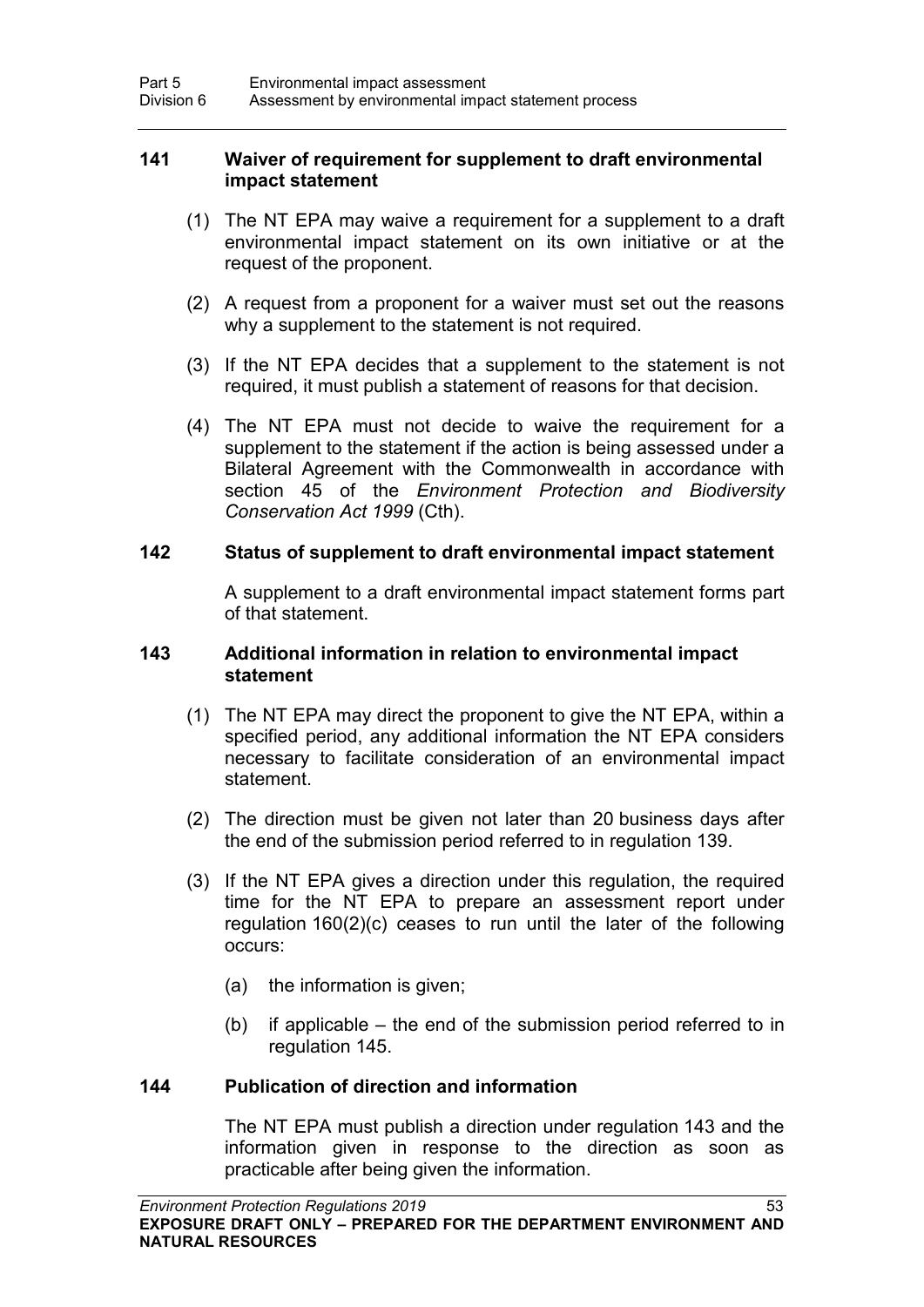### 141 Waiver of requirement for supplement to draft environmental impact statement

(1) The NT EPA may waive a requirement for a supplement to a draft environmental impact statement on its own initiative or at the request of the proponent.

(2) A request from a proponent for a waiver must set out the reasons why a supplement to the statement is not required.

(3) If the NT EPA decides that a supplement to the statement is not required, it must publish a statement of reasons for that decision.

(4) The NT EPA must not decide to waive the requirement for a supplement to the statement if the action is being assessed under a Bilateral Agreement with the Commonwealth in accordance with section 45 of the *Environment Protection and Biodiversity Conservation Act 1999* (Cth).

### 142 Status of supplement to draft environmental impact statement

A supplement to a draft environmental impact statement forms part of that statement.

### 143 Additional information in relation to environmental impact statement

(1) The NT EPA may direct the proponent to give the NT EPA, within a specified period, any additional information the NT EPA considers necessary to facilitate consideration of an environmental impact statement.

(2) The direction must be given not later than 20 business days after the end of the submission period referred to in regulation 139.

(3) If the NT EPA gives a direction under this regulation, the required time for the NT EPA to prepare an assessment report under regulation 160(2)(c) ceases to run until the later of the following occurs:

(a) the information is given;

(b) if applicable – the end of the submission period referred to in regulation 145.

### 144 Publication of direction and information

The NT EPA must publish a direction under regulation 143 and the information given in response to the direction as soon as practicable after being given the information.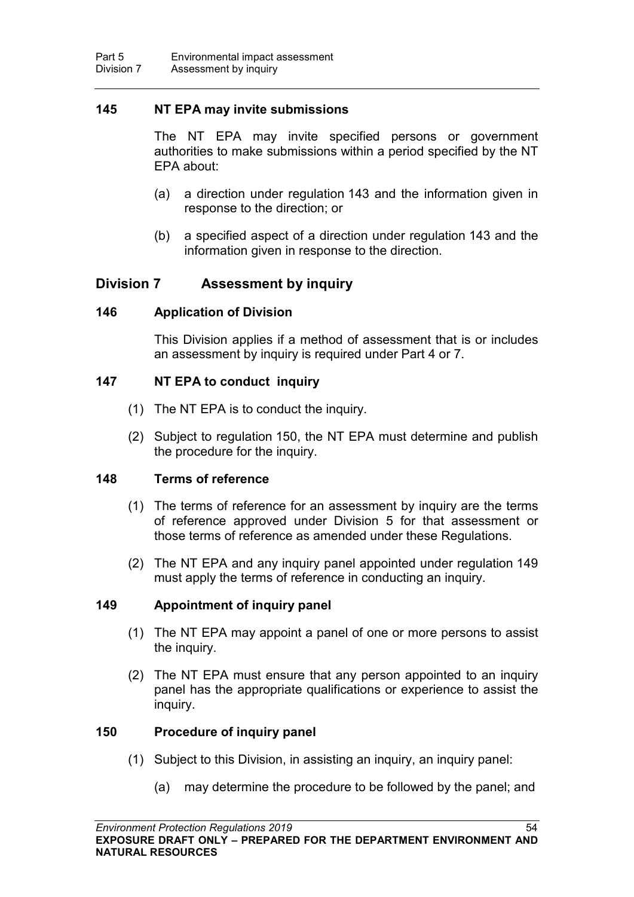### 145 NT EPA may invite submissions

The NT EPA may invite specified persons or government authorities to make submissions within a period specified by the NT EPA about:

(a) a direction under regulation 143 and the information given in response to the direction; or

(b) a specified aspect of a direction under regulation 143 and the information given in response to the direction.

## Division 7 Assessment by inquiry

### 146 Application of Division

This Division applies if a method of assessment that is or includes an assessment by inquiry is required under Part 4 or 7.

### 147 NT EPA to conduct inquiry

(1) The NT EPA is to conduct the inquiry.

(2) Subject to regulation 150, the NT EPA must determine and publish the procedure for the inquiry.

### 148 Terms of reference

(1) The terms of reference for an assessment by inquiry are the terms of reference approved under Division 5 for that assessment or those terms of reference as amended under these Regulations.

(2) The NT EPA and any inquiry panel appointed under regulation 149 must apply the terms of reference in conducting an inquiry.

### 149 Appointment of inquiry panel

(1) The NT EPA may appoint a panel of one or more persons to assist the inquiry.

(2) The NT EPA must ensure that any person appointed to an inquiry panel has the appropriate qualifications or experience to assist the inquiry.

### 150 Procedure of inquiry panel

(1) Subject to this Division, in assisting an inquiry, an inquiry panel:

(a) may determine the procedure to be followed by the panel; and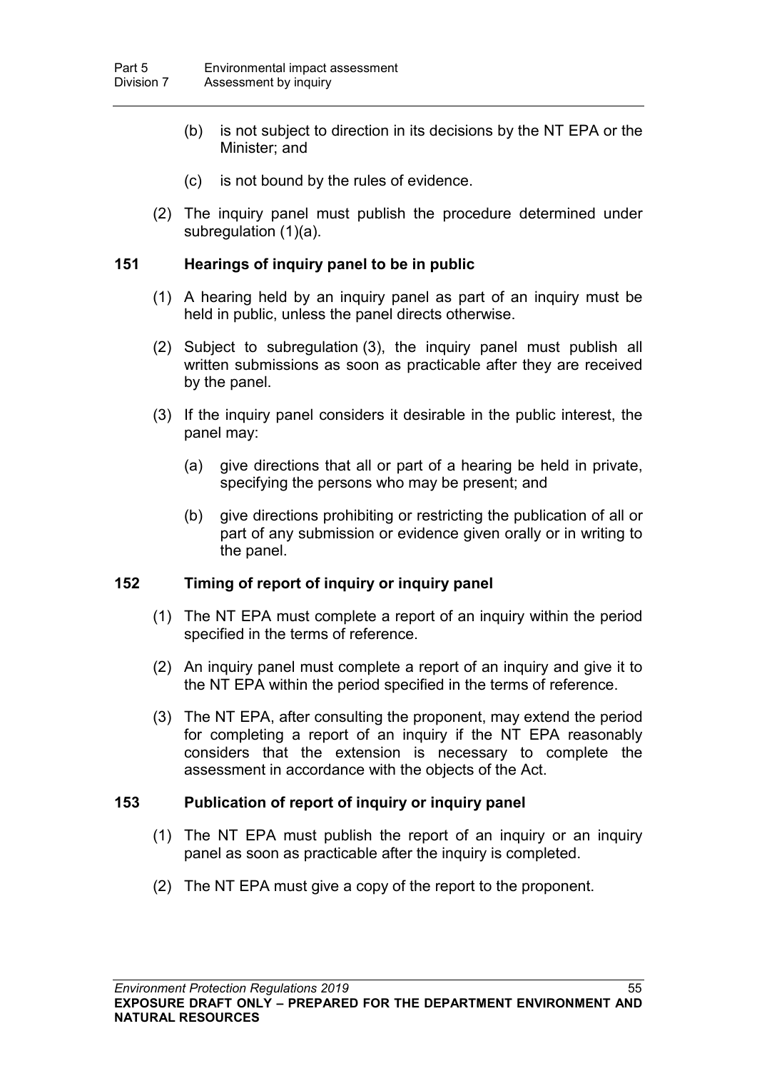(b) is not subject to direction in its decisions by the NT EPA or the Minister; and

(c) is not bound by the rules of evidence.

(2) The inquiry panel must publish the procedure determined under subregulation (1)(a).

### 151 Hearings of inquiry panel to be in public

(1) A hearing held by an inquiry panel as part of an inquiry must be held in public, unless the panel directs otherwise.

(2) Subject to subregulation (3), the inquiry panel must publish all written submissions as soon as practicable after they are received by the panel.

(3) If the inquiry panel considers it desirable in the public interest, the panel may:

(a) give directions that all or part of a hearing be held in private, specifying the persons who may be present; and

(b) give directions prohibiting or restricting the publication of all or part of any submission or evidence given orally or in writing to the panel.

### 152 Timing of report of inquiry or inquiry panel

(1) The NT EPA must complete a report of an inquiry within the period specified in the terms of reference.

(2) An inquiry panel must complete a report of an inquiry and give it to the NT EPA within the period specified in the terms of reference.

(3) The NT EPA, after consulting the proponent, may extend the period for completing a report of an inquiry if the NT EPA reasonably considers that the extension is necessary to complete the assessment in accordance with the objects of the Act.

### 153 Publication of report of inquiry or inquiry panel

(1) The NT EPA must publish the report of an inquiry or an inquiry panel as soon as practicable after the inquiry is completed.

(2) The NT EPA must give a copy of the report to the proponent.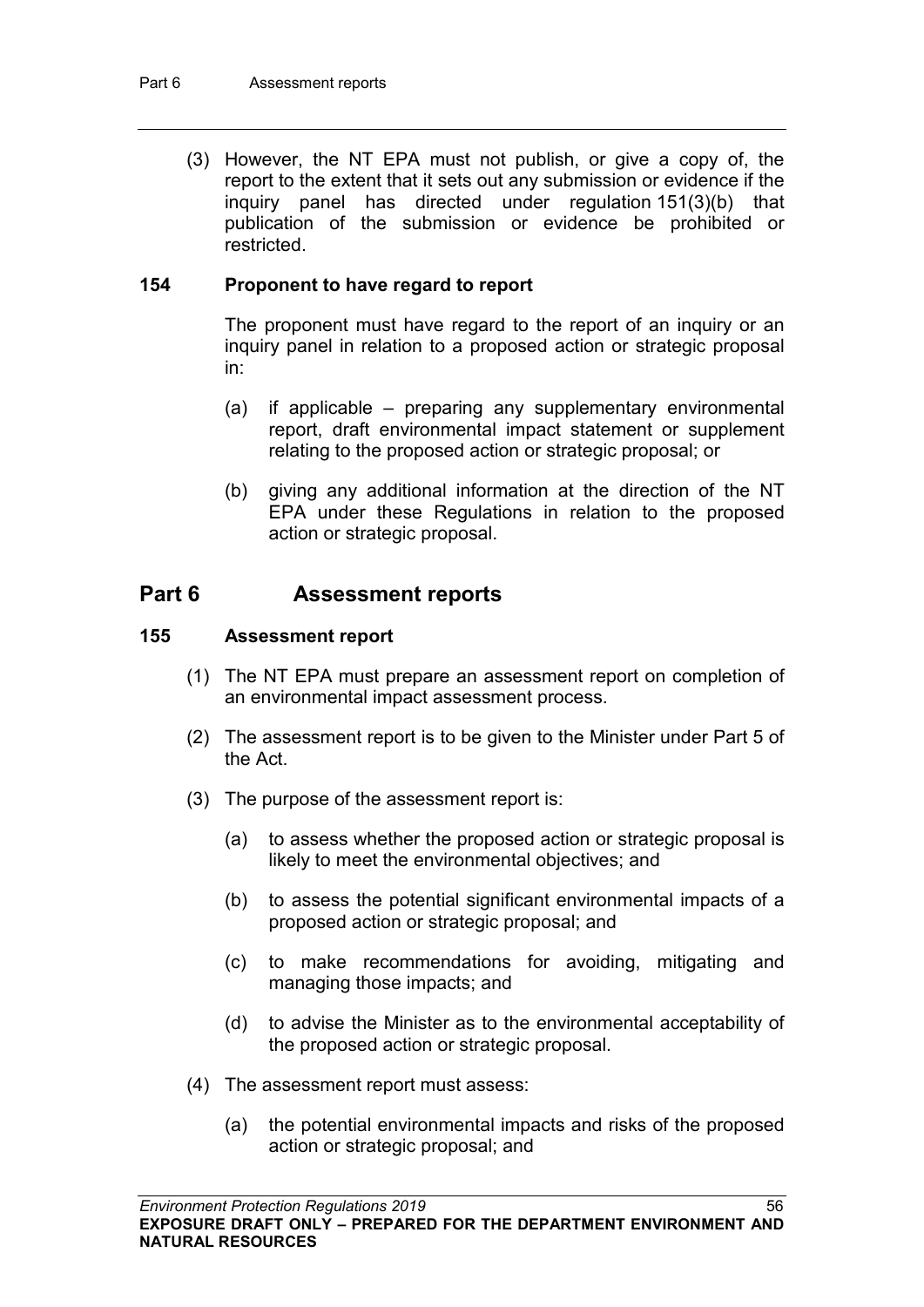(3) However, the NT EPA must not publish, or give a copy of, the report to the extent that it sets out any submission or evidence if the inquiry panel has directed under regulation 151(3)(b) that publication of the submission or evidence be prohibited or restricted.

**154 Proponent to have regard to report**

The proponent must have regard to the report of an inquiry or an inquiry panel in relation to a proposed action or strategic proposal in:

(a) if applicable – preparing any supplementary environmental report, draft environmental impact statement or supplement relating to the proposed action or strategic proposal; or

(b) giving any additional information at the direction of the NT EPA under these Regulations in relation to the proposed action or strategic proposal.

## Part 6 Assessment reports

**155 Assessment report**

(1) The NT EPA must prepare an assessment report on completion of an environmental impact assessment process.

(2) The assessment report is to be given to the Minister under Part 5 of the Act.

(3) The purpose of the assessment report is:

(a) to assess whether the proposed action or strategic proposal is likely to meet the environmental objectives; and

(b) to assess the potential significant environmental impacts of a proposed action or strategic proposal; and

(c) to make recommendations for avoiding, mitigating and managing those impacts; and

(d) to advise the Minister as to the environmental acceptability of the proposed action or strategic proposal.

(4) The assessment report must assess:

(a) the potential environmental impacts and risks of the proposed action or strategic proposal; and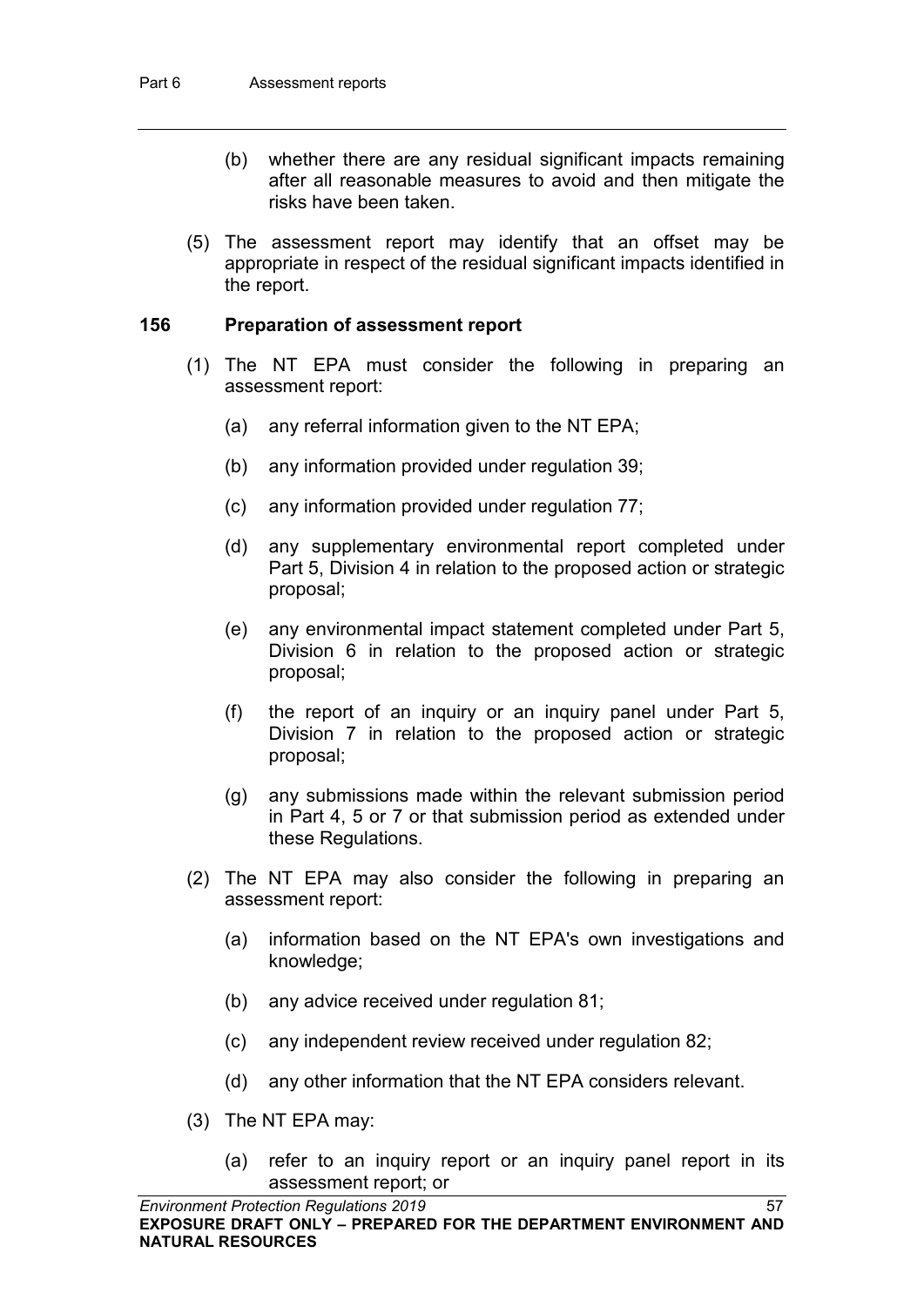(b) whether there are any residual significant impacts remaining after all reasonable measures to avoid and then mitigate the risks have been taken.

(5) The assessment report may identify that an offset may be appropriate in respect of the residual significant impacts identified in the report.

### 156 Preparation of assessment report

(1) The NT EPA must consider the following in preparing an assessment report:

(a) any referral information given to the NT EPA;

(b) any information provided under regulation 39;

(c) any information provided under regulation 77;

(d) any supplementary environmental report completed under Part 5, Division 4 in relation to the proposed action or strategic proposal;

(e) any environmental impact statement completed under Part 5, Division 6 in relation to the proposed action or strategic proposal;

(f) the report of an inquiry or an inquiry panel under Part 5, Division 7 in relation to the proposed action or strategic proposal;

(g) any submissions made within the relevant submission period in Part 4, 5 or 7 or that submission period as extended under these Regulations.

(2) The NT EPA may also consider the following in preparing an assessment report:

(a) information based on the NT EPA's own investigations and knowledge;

(b) any advice received under regulation 81;

(c) any independent review received under regulation 82;

(d) any other information that the NT EPA considers relevant.

(3) The NT EPA may:

(a) refer to an inquiry report or an inquiry panel report in its assessment report; or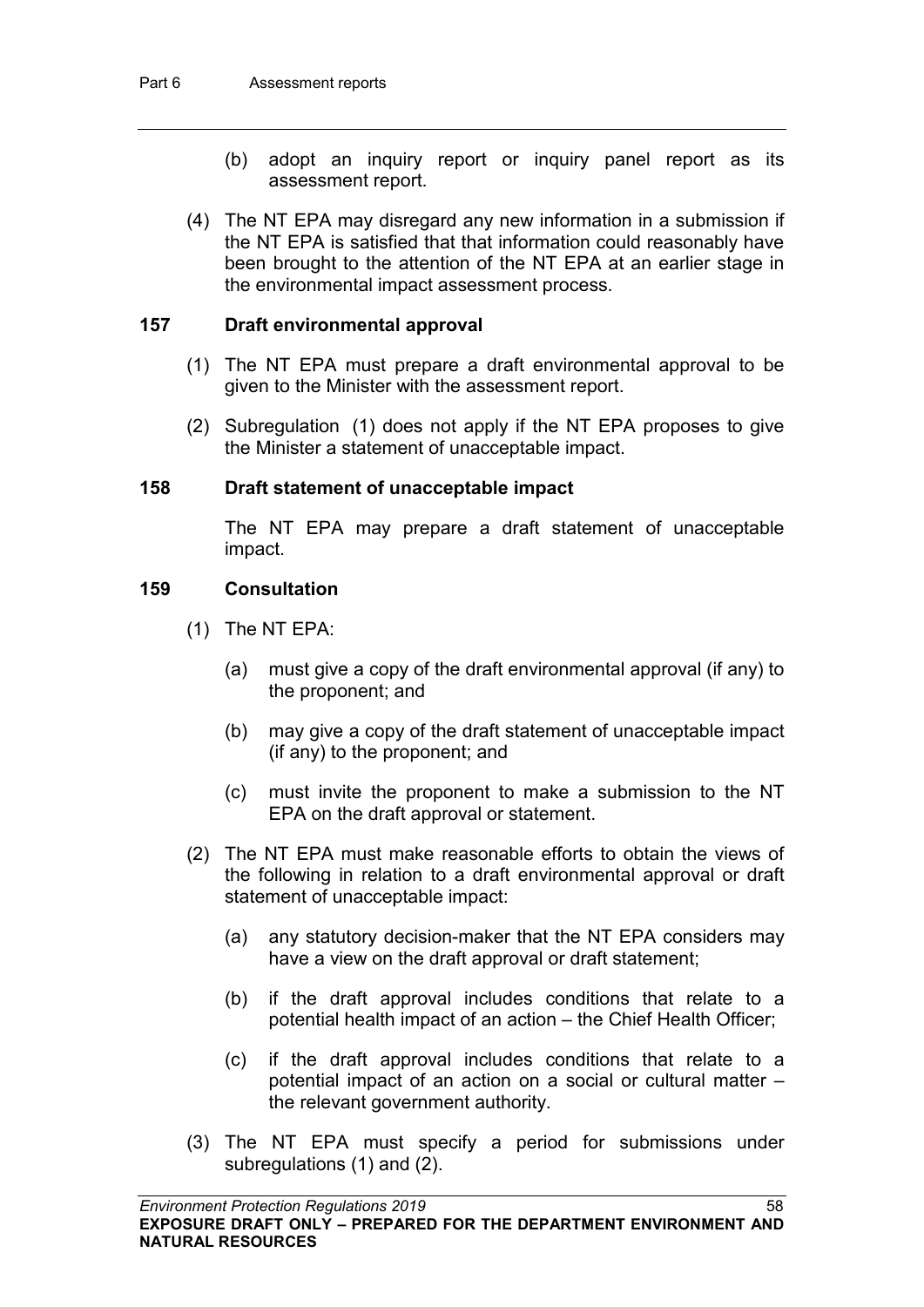(b) adopt an inquiry report or inquiry panel report as its assessment report.

(4) The NT EPA may disregard any new information in a submission if the NT EPA is satisfied that that information could reasonably have been brought to the attention of the NT EPA at an earlier stage in the environmental impact assessment process.

### 157 Draft environmental approval

(1) The NT EPA must prepare a draft environmental approval to be given to the Minister with the assessment report.

(2) Subregulation (1) does not apply if the NT EPA proposes to give the Minister a statement of unacceptable impact.

### 158 Draft statement of unacceptable impact

The NT EPA may prepare a draft statement of unacceptable impact.

### 159 Consultation

(1) The NT EPA:

(a) must give a copy of the draft environmental approval (if any) to the proponent; and

(b) may give a copy of the draft statement of unacceptable impact (if any) to the proponent; and

(c) must invite the proponent to make a submission to the NT EPA on the draft approval or statement.

(2) The NT EPA must make reasonable efforts to obtain the views of the following in relation to a draft environmental approval or draft statement of unacceptable impact:

(a) any statutory decision-maker that the NT EPA considers may have a view on the draft approval or draft statement;

(b) if the draft approval includes conditions that relate to a potential health impact of an action – the Chief Health Officer;

(c) if the draft approval includes conditions that relate to a potential impact of an action on a social or cultural matter – the relevant government authority.

(3) The NT EPA must specify a period for submissions under subregulations (1) and (2).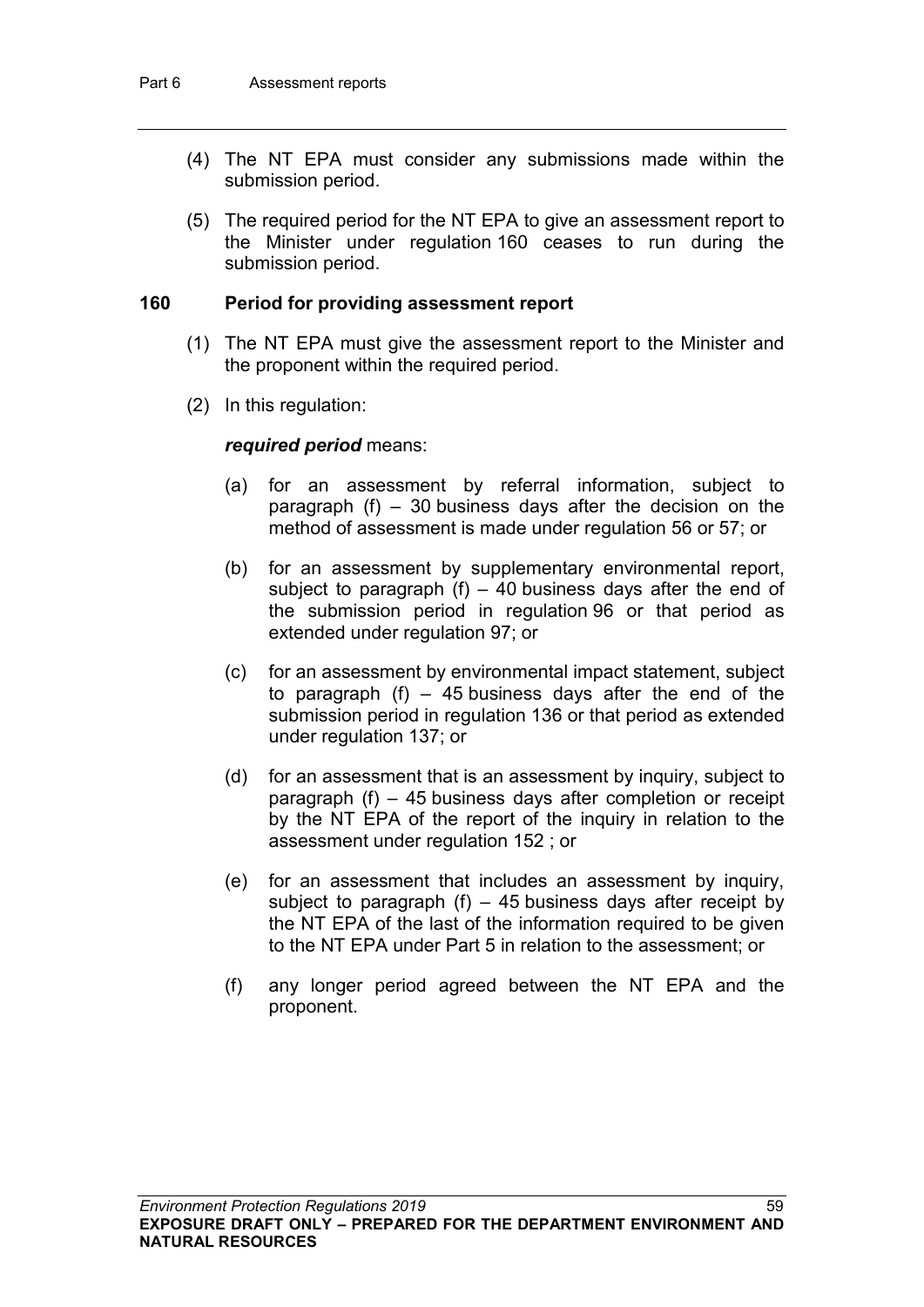(4) The NT EPA must consider any submissions made within the submission period.

(5) The required period for the NT EPA to give an assessment report to the Minister under regulation 160 ceases to run during the submission period.

### 160 Period for providing assessment report

(1) The NT EPA must give the assessment report to the Minister and the proponent within the required period.

(2) In this regulation:

***required period*** means:

(a) for an assessment by referral information, subject to paragraph (f) – 30 business days after the decision on the method of assessment is made under regulation 56 or 57; or

(b) for an assessment by supplementary environmental report, subject to paragraph (f) – 40 business days after the end of the submission period in regulation 96 or that period as extended under regulation 97; or

(c) for an assessment by environmental impact statement, subject to paragraph (f) – 45 business days after the end of the submission period in regulation 136 or that period as extended under regulation 137; or

(d) for an assessment that is an assessment by inquiry, subject to paragraph (f) – 45 business days after completion or receipt by the NT EPA of the report of the inquiry in relation to the assessment under regulation 152 ; or

(e) for an assessment that includes an assessment by inquiry, subject to paragraph (f) – 45 business days after receipt by the NT EPA of the last of the information required to be given to the NT EPA under Part 5 in relation to the assessment; or

(f) any longer period agreed between the NT EPA and the proponent.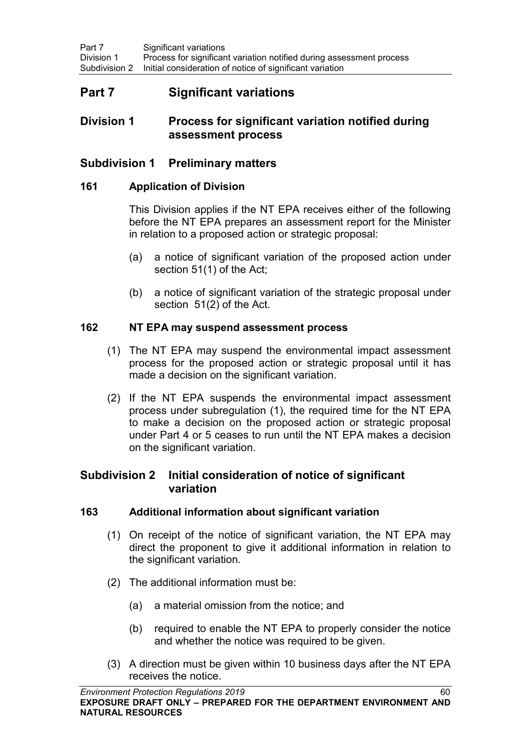# Part 7 Significant variations

## Division 1 Process for significant variation notified during assessment process

### Subdivision 1 Preliminary matters

#### 161 Application of Division

This Division applies if the NT EPA receives either of the following before the NT EPA prepares an assessment report for the Minister in relation to a proposed action or strategic proposal:

(a) a notice of significant variation of the proposed action under section 51(1) of the Act;

(b) a notice of significant variation of the strategic proposal under section 51(2) of the Act.

#### 162 NT EPA may suspend assessment process

(1) The NT EPA may suspend the environmental impact assessment process for the proposed action or strategic proposal until it has made a decision on the significant variation.

(2) If the NT EPA suspends the environmental impact assessment process under subregulation (1), the required time for the NT EPA to make a decision on the proposed action or strategic proposal under Part 4 or 5 ceases to run until the NT EPA makes a decision on the significant variation.

### Subdivision 2 Initial consideration of notice of significant variation

#### 163 Additional information about significant variation

(1) On receipt of the notice of significant variation, the NT EPA may direct the proponent to give it additional information in relation to the significant variation.

(2) The additional information must be:

(a) a material omission from the notice; and

(b) required to enable the NT EPA to properly consider the notice and whether the notice was required to be given.

(3) A direction must be given within 10 business days after the NT EPA receives the notice.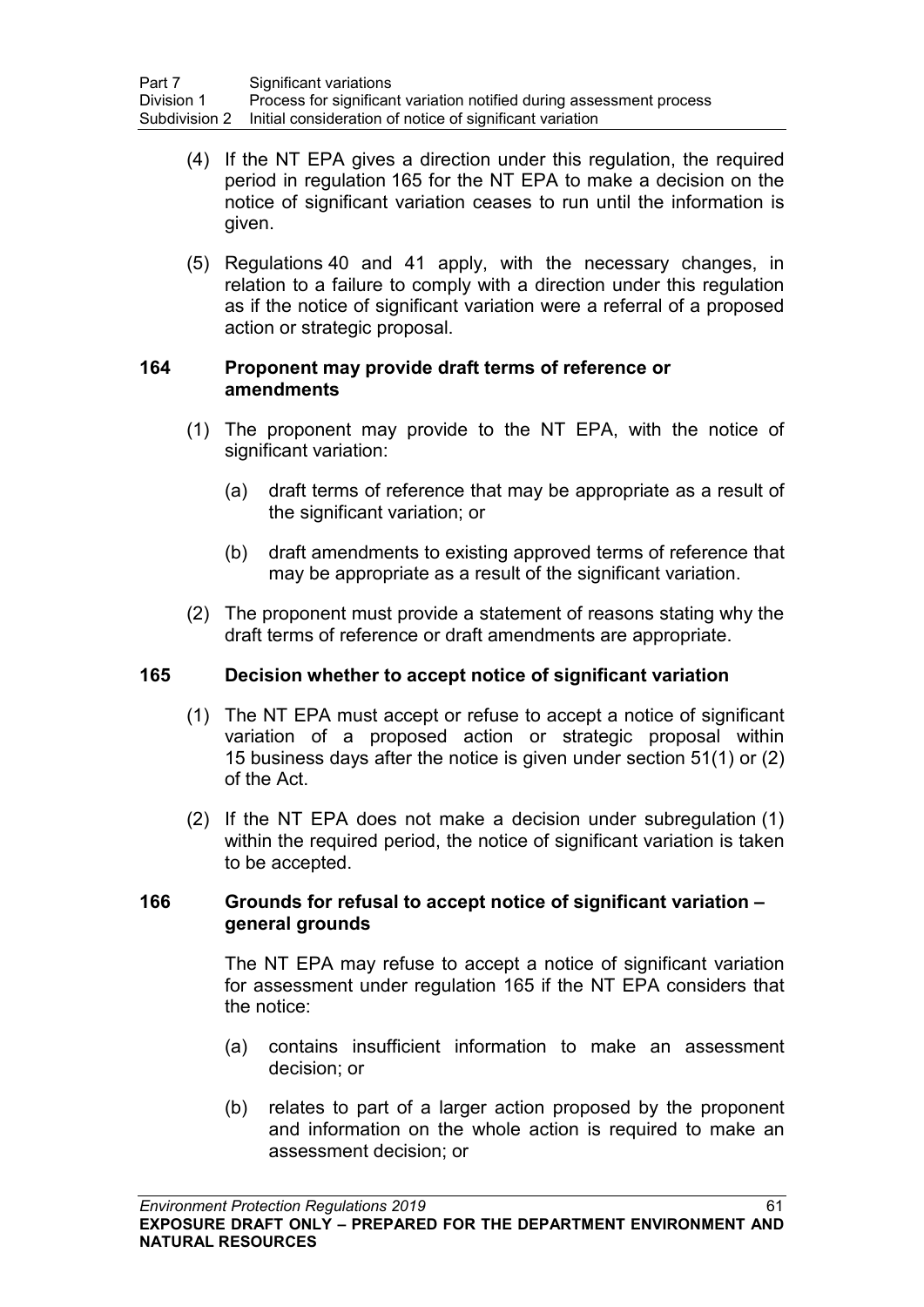(4) If the NT EPA gives a direction under this regulation, the required period in regulation 165 for the NT EPA to make a decision on the notice of significant variation ceases to run until the information is given.

(5) Regulations 40 and 41 apply, with the necessary changes, in relation to a failure to comply with a direction under this regulation as if the notice of significant variation were a referral of a proposed action or strategic proposal.

### 164 Proponent may provide draft terms of reference or amendments

(1) The proponent may provide to the NT EPA, with the notice of significant variation:

(a) draft terms of reference that may be appropriate as a result of the significant variation; or

(b) draft amendments to existing approved terms of reference that may be appropriate as a result of the significant variation.

(2) The proponent must provide a statement of reasons stating why the draft terms of reference or draft amendments are appropriate.

### 165 Decision whether to accept notice of significant variation

(1) The NT EPA must accept or refuse to accept a notice of significant variation of a proposed action or strategic proposal within 15 business days after the notice is given under section 51(1) or (2) of the Act.

(2) If the NT EPA does not make a decision under subregulation (1) within the required period, the notice of significant variation is taken to be accepted.

### 166 Grounds for refusal to accept notice of significant variation – general grounds

The NT EPA may refuse to accept a notice of significant variation for assessment under regulation 165 if the NT EPA considers that the notice:

(a) contains insufficient information to make an assessment decision; or

(b) relates to part of a larger action proposed by the proponent and information on the whole action is required to make an assessment decision; or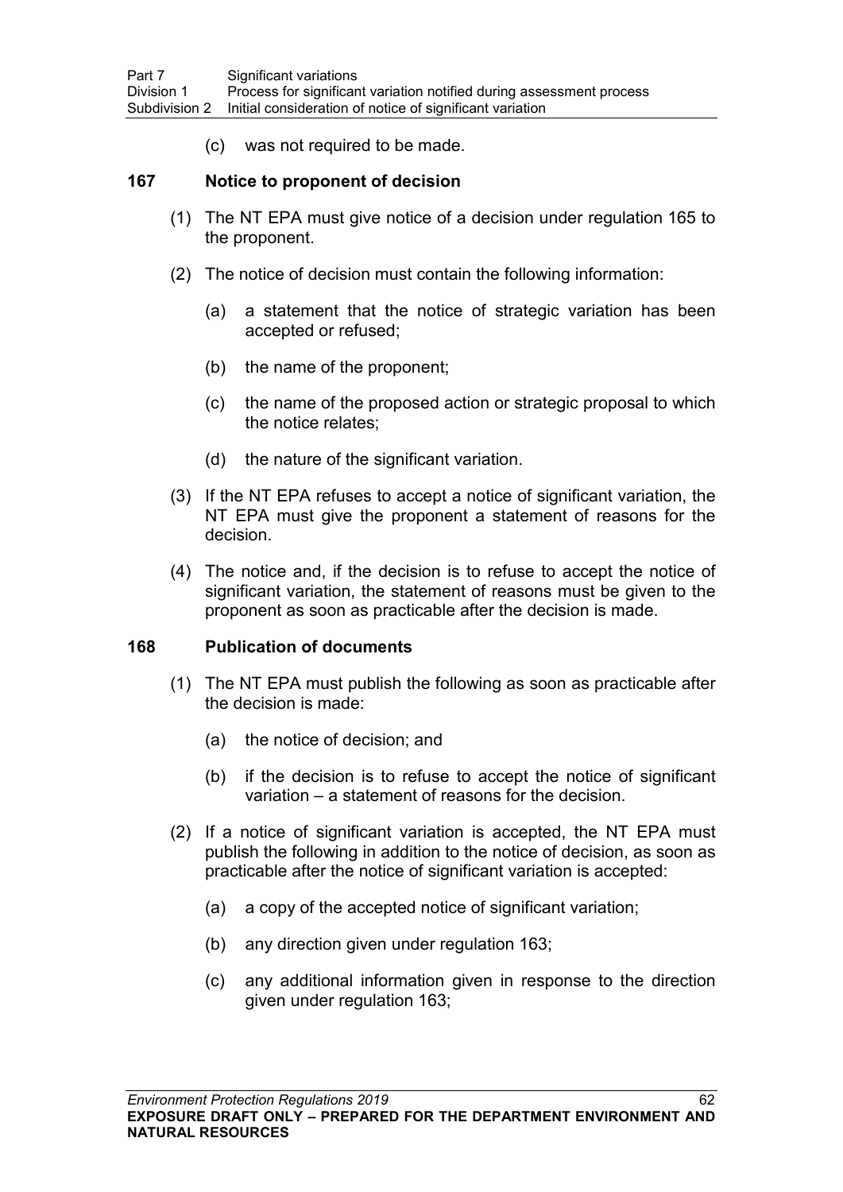(c) was not required to be made.

### 167 Notice to proponent of decision

(1) The NT EPA must give notice of a decision under regulation 165 to the proponent.

(2) The notice of decision must contain the following information:

(a) a statement that the notice of strategic variation has been accepted or refused;

(b) the name of the proponent;

(c) the name of the proposed action or strategic proposal to which the notice relates;

(d) the nature of the significant variation.

(3) If the NT EPA refuses to accept a notice of significant variation, the NT EPA must give the proponent a statement of reasons for the decision.

(4) The notice and, if the decision is to refuse to accept the notice of significant variation, the statement of reasons must be given to the proponent as soon as practicable after the decision is made.

### 168 Publication of documents

(1) The NT EPA must publish the following as soon as practicable after the decision is made:

(a) the notice of decision; and

(b) if the decision is to refuse to accept the notice of significant variation – a statement of reasons for the decision.

(2) If a notice of significant variation is accepted, the NT EPA must publish the following in addition to the notice of decision, as soon as practicable after the notice of significant variation is accepted:

(a) a copy of the accepted notice of significant variation;

(b) any direction given under regulation 163;

(c) any additional information given in response to the direction given under regulation 163;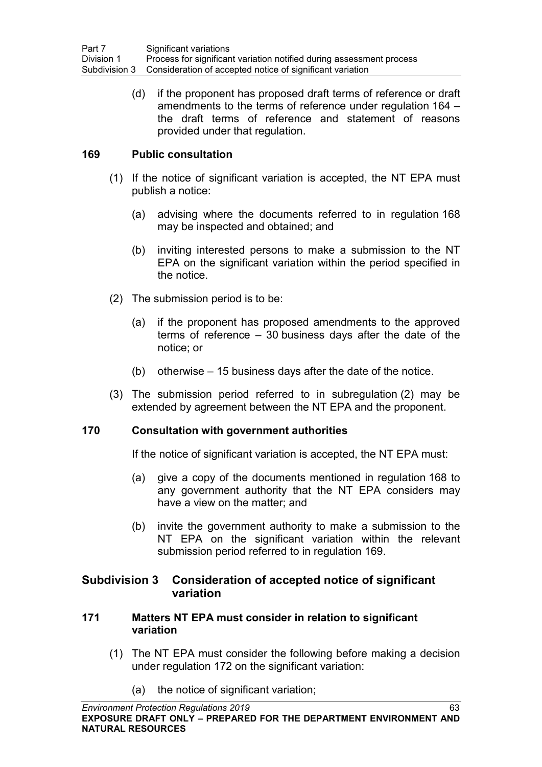(d) if the proponent has proposed draft terms of reference or draft amendments to the terms of reference under regulation 164 – the draft terms of reference and statement of reasons provided under that regulation.

### 169 Public consultation

(1) If the notice of significant variation is accepted, the NT EPA must publish a notice:

(a) advising where the documents referred to in regulation 168 may be inspected and obtained; and

(b) inviting interested persons to make a submission to the NT EPA on the significant variation within the period specified in the notice.

(2) The submission period is to be:

(a) if the proponent has proposed amendments to the approved terms of reference – 30 business days after the date of the notice; or

(b) otherwise – 15 business days after the date of the notice.

(3) The submission period referred to in subregulation (2) may be extended by agreement between the NT EPA and the proponent.

### 170 Consultation with government authorities

If the notice of significant variation is accepted, the NT EPA must:

(a) give a copy of the documents mentioned in regulation 168 to any government authority that the NT EPA considers may have a view on the matter; and

(b) invite the government authority to make a submission to the NT EPA on the significant variation within the relevant submission period referred to in regulation 169.

## Subdivision 3 Consideration of accepted notice of significant variation

### 171 Matters NT EPA must consider in relation to significant variation

(1) The NT EPA must consider the following before making a decision under regulation 172 on the significant variation:

(a) the notice of significant variation;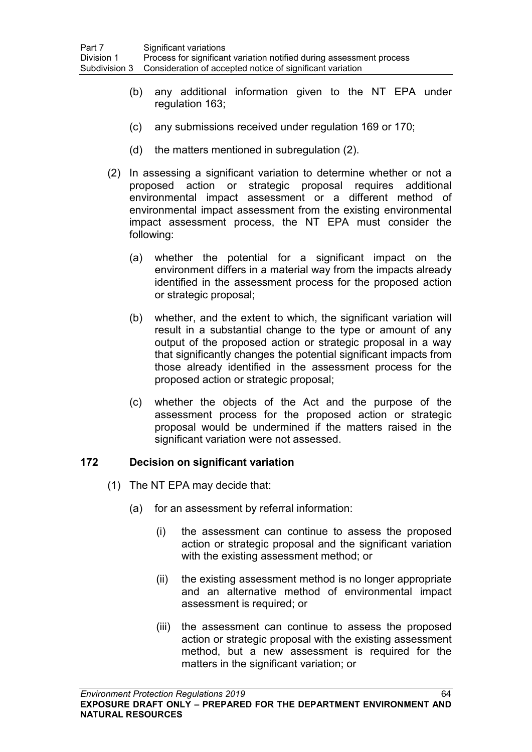(b) any additional information given to the NT EPA under regulation 163;

(c) any submissions received under regulation 169 or 170;

(d) the matters mentioned in subregulation (2).

(2) In assessing a significant variation to determine whether or not a proposed action or strategic proposal requires additional environmental impact assessment or a different method of environmental impact assessment from the existing environmental impact assessment process, the NT EPA must consider the following:

(a) whether the potential for a significant impact on the environment differs in a material way from the impacts already identified in the assessment process for the proposed action or strategic proposal;

(b) whether, and the extent to which, the significant variation will result in a substantial change to the type or amount of any output of the proposed action or strategic proposal in a way that significantly changes the potential significant impacts from those already identified in the assessment process for the proposed action or strategic proposal;

(c) whether the objects of the Act and the purpose of the assessment process for the proposed action or strategic proposal would be undermined if the matters raised in the significant variation were not assessed.

### 172 Decision on significant variation

(1) The NT EPA may decide that:

(a) for an assessment by referral information:

(i) the assessment can continue to assess the proposed action or strategic proposal and the significant variation with the existing assessment method; or

(ii) the existing assessment method is no longer appropriate and an alternative method of environmental impact assessment is required; or

(iii) the assessment can continue to assess the proposed action or strategic proposal with the existing assessment method, but a new assessment is required for the matters in the significant variation; or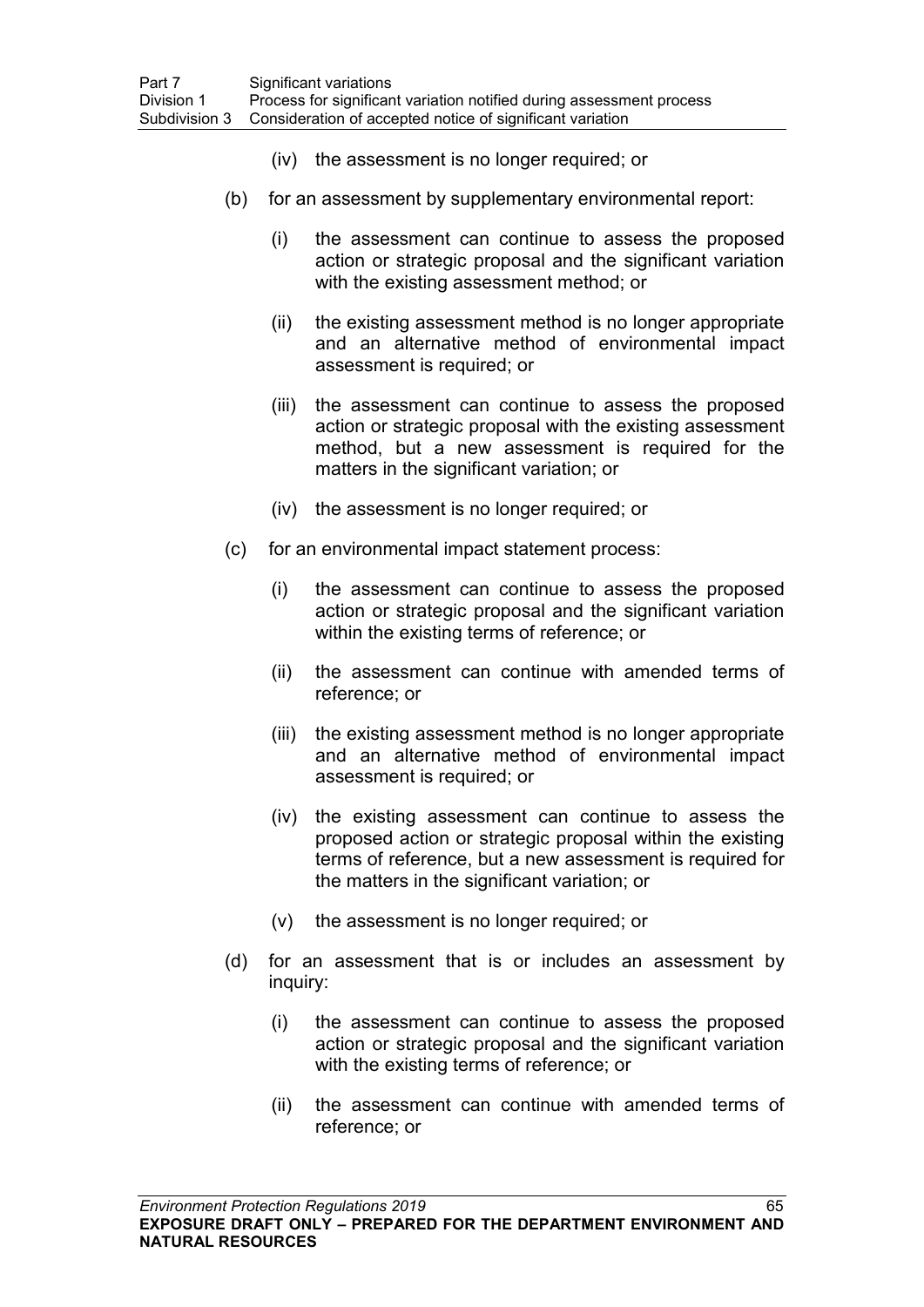(iv) the assessment is no longer required; or

(b) for an assessment by supplementary environmental report:

(i) the assessment can continue to assess the proposed action or strategic proposal and the significant variation with the existing assessment method; or

(ii) the existing assessment method is no longer appropriate and an alternative method of environmental impact assessment is required; or

(iii) the assessment can continue to assess the proposed action or strategic proposal with the existing assessment method, but a new assessment is required for the matters in the significant variation; or

(iv) the assessment is no longer required; or

(c) for an environmental impact statement process:

(i) the assessment can continue to assess the proposed action or strategic proposal and the significant variation within the existing terms of reference; or

(ii) the assessment can continue with amended terms of reference; or

(iii) the existing assessment method is no longer appropriate and an alternative method of environmental impact assessment is required; or

(iv) the existing assessment can continue to assess the proposed action or strategic proposal within the existing terms of reference, but a new assessment is required for the matters in the significant variation; or

(v) the assessment is no longer required; or

(d) for an assessment that is or includes an assessment by inquiry:

(i) the assessment can continue to assess the proposed action or strategic proposal and the significant variation with the existing terms of reference; or

(ii) the assessment can continue with amended terms of reference; or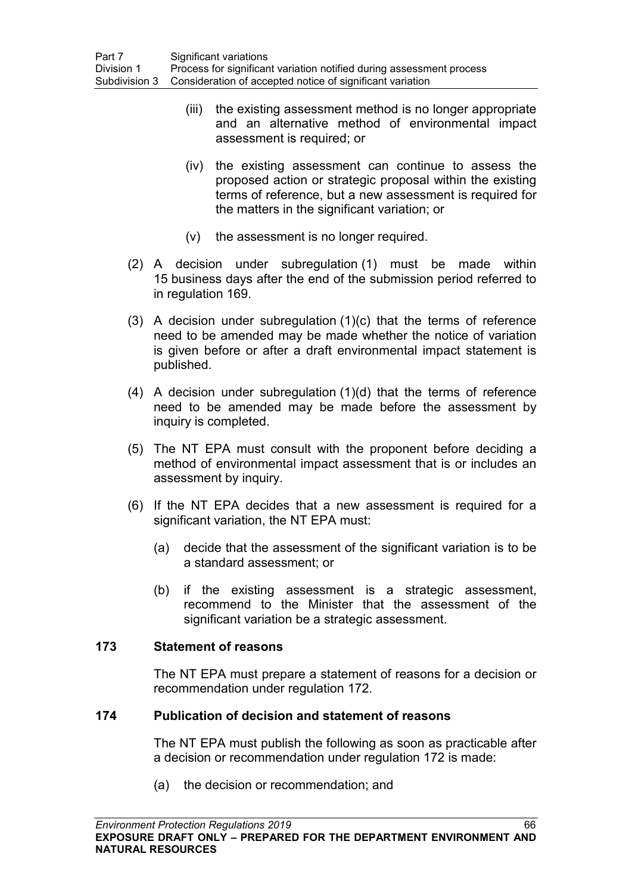(iii) the existing assessment method is no longer appropriate and an alternative method of environmental impact assessment is required; or

(iv) the existing assessment can continue to assess the proposed action or strategic proposal within the existing terms of reference, but a new assessment is required for the matters in the significant variation; or

(v) the assessment is no longer required.

(2) A decision under subregulation (1) must be made within 15 business days after the end of the submission period referred to in regulation 169.

(3) A decision under subregulation (1)(c) that the terms of reference need to be amended may be made whether the notice of variation is given before or after a draft environmental impact statement is published.

(4) A decision under subregulation (1)(d) that the terms of reference need to be amended may be made before the assessment by inquiry is completed.

(5) The NT EPA must consult with the proponent before deciding a method of environmental impact assessment that is or includes an assessment by inquiry.

(6) If the NT EPA decides that a new assessment is required for a significant variation, the NT EPA must:

(a) decide that the assessment of the significant variation is to be a standard assessment; or

(b) if the existing assessment is a strategic assessment, recommend to the Minister that the assessment of the significant variation be a strategic assessment.

### 173 Statement of reasons

The NT EPA must prepare a statement of reasons for a decision or recommendation under regulation 172.

### 174 Publication of decision and statement of reasons

The NT EPA must publish the following as soon as practicable after a decision or recommendation under regulation 172 is made:

(a) the decision or recommendation; and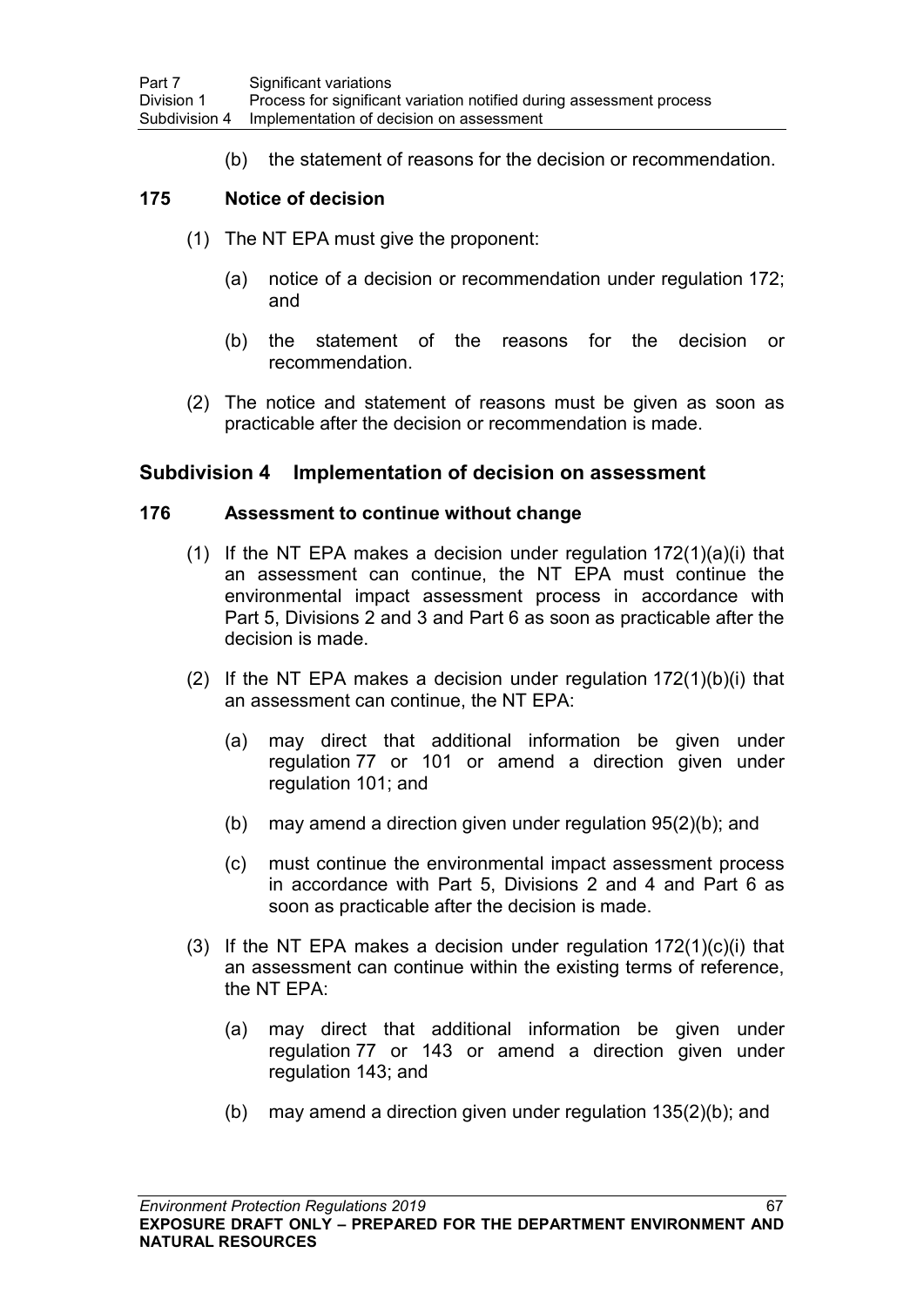(b) the statement of reasons for the decision or recommendation.

### 175 Notice of decision

(1) The NT EPA must give the proponent:

(a) notice of a decision or recommendation under regulation 172; and

(b) the statement of the reasons for the decision or recommendation.

(2) The notice and statement of reasons must be given as soon as practicable after the decision or recommendation is made.

## Subdivision 4 Implementation of decision on assessment

### 176 Assessment to continue without change

(1) If the NT EPA makes a decision under regulation 172(1)(a)(i) that an assessment can continue, the NT EPA must continue the environmental impact assessment process in accordance with Part 5, Divisions 2 and 3 and Part 6 as soon as practicable after the decision is made.

(2) If the NT EPA makes a decision under regulation 172(1)(b)(i) that an assessment can continue, the NT EPA:

(a) may direct that additional information be given under regulation 77 or 101 or amend a direction given under regulation 101; and

(b) may amend a direction given under regulation 95(2)(b); and

(c) must continue the environmental impact assessment process in accordance with Part 5, Divisions 2 and 4 and Part 6 as soon as practicable after the decision is made.

(3) If the NT EPA makes a decision under regulation 172(1)(c)(i) that an assessment can continue within the existing terms of reference, the NT EPA:

(a) may direct that additional information be given under regulation 77 or 143 or amend a direction given under regulation 143; and

(b) may amend a direction given under regulation 135(2)(b); and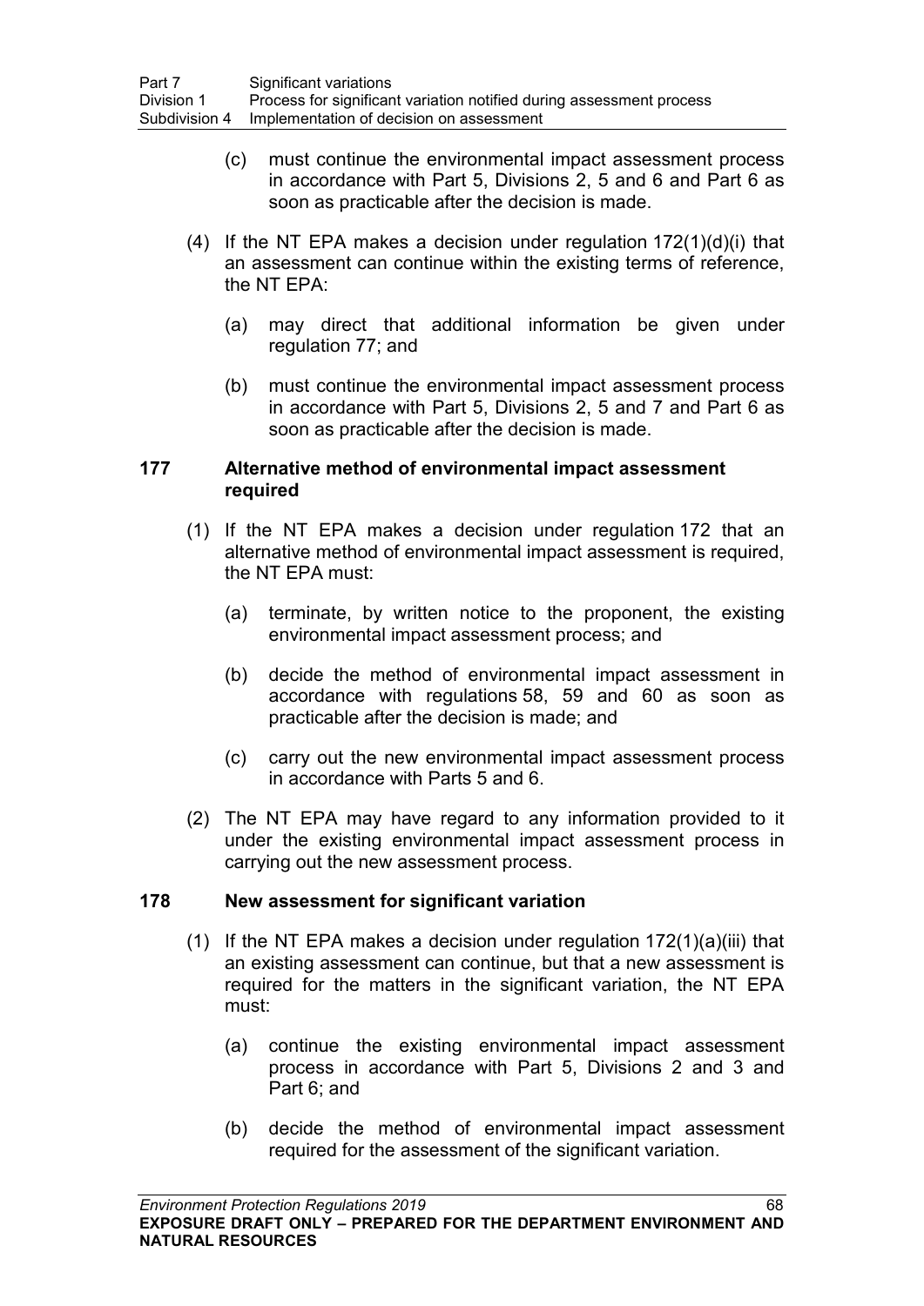(c) must continue the environmental impact assessment process in accordance with Part 5, Divisions 2, 5 and 6 and Part 6 as soon as practicable after the decision is made.

(4) If the NT EPA makes a decision under regulation 172(1)(d)(i) that an assessment can continue within the existing terms of reference, the NT EPA:

(a) may direct that additional information be given under regulation 77; and

(b) must continue the environmental impact assessment process in accordance with Part 5, Divisions 2, 5 and 7 and Part 6 as soon as practicable after the decision is made.

### 177 Alternative method of environmental impact assessment required

(1) If the NT EPA makes a decision under regulation 172 that an alternative method of environmental impact assessment is required, the NT EPA must:

(a) terminate, by written notice to the proponent, the existing environmental impact assessment process; and

(b) decide the method of environmental impact assessment in accordance with regulations 58, 59 and 60 as soon as practicable after the decision is made; and

(c) carry out the new environmental impact assessment process in accordance with Parts 5 and 6.

(2) The NT EPA may have regard to any information provided to it under the existing environmental impact assessment process in carrying out the new assessment process.

### 178 New assessment for significant variation

(1) If the NT EPA makes a decision under regulation 172(1)(a)(iii) that an existing assessment can continue, but that a new assessment is required for the matters in the significant variation, the NT EPA must:

(a) continue the existing environmental impact assessment process in accordance with Part 5, Divisions 2 and 3 and Part 6; and

(b) decide the method of environmental impact assessment required for the assessment of the significant variation.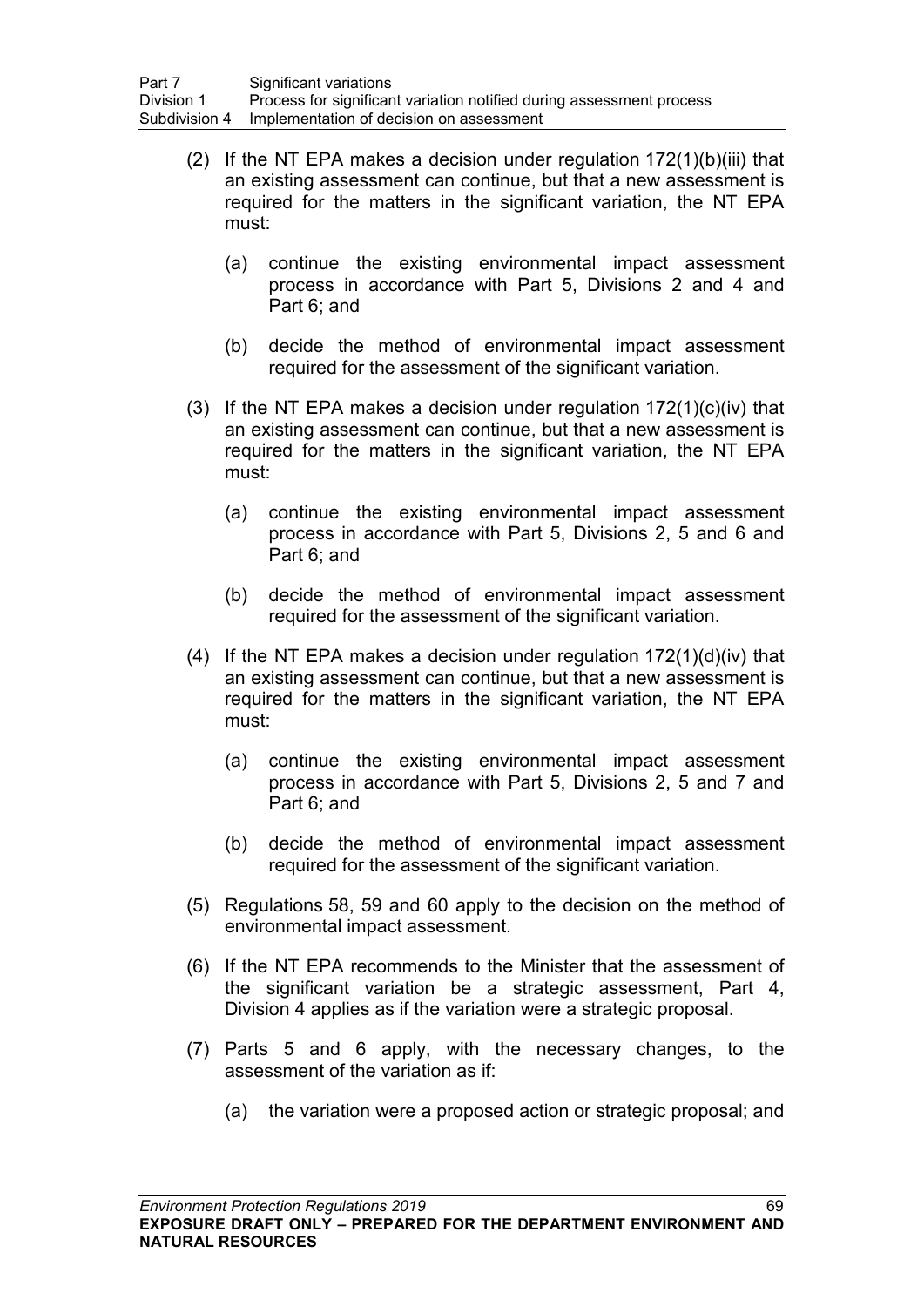(2) If the NT EPA makes a decision under regulation 172(1)(b)(iii) that an existing assessment can continue, but that a new assessment is required for the matters in the significant variation, the NT EPA must:

(a) continue the existing environmental impact assessment process in accordance with Part 5, Divisions 2 and 4 and Part 6; and

(b) decide the method of environmental impact assessment required for the assessment of the significant variation.

(3) If the NT EPA makes a decision under regulation 172(1)(c)(iv) that an existing assessment can continue, but that a new assessment is required for the matters in the significant variation, the NT EPA must:

(a) continue the existing environmental impact assessment process in accordance with Part 5, Divisions 2, 5 and 6 and Part 6; and

(b) decide the method of environmental impact assessment required for the assessment of the significant variation.

(4) If the NT EPA makes a decision under regulation 172(1)(d)(iv) that an existing assessment can continue, but that a new assessment is required for the matters in the significant variation, the NT EPA must:

(a) continue the existing environmental impact assessment process in accordance with Part 5, Divisions 2, 5 and 7 and Part 6; and

(b) decide the method of environmental impact assessment required for the assessment of the significant variation.

(5) Regulations 58, 59 and 60 apply to the decision on the method of environmental impact assessment.

(6) If the NT EPA recommends to the Minister that the assessment of the significant variation be a strategic assessment, Part 4, Division 4 applies as if the variation were a strategic proposal.

(7) Parts 5 and 6 apply, with the necessary changes, to the assessment of the variation as if:

(a) the variation were a proposed action or strategic proposal; and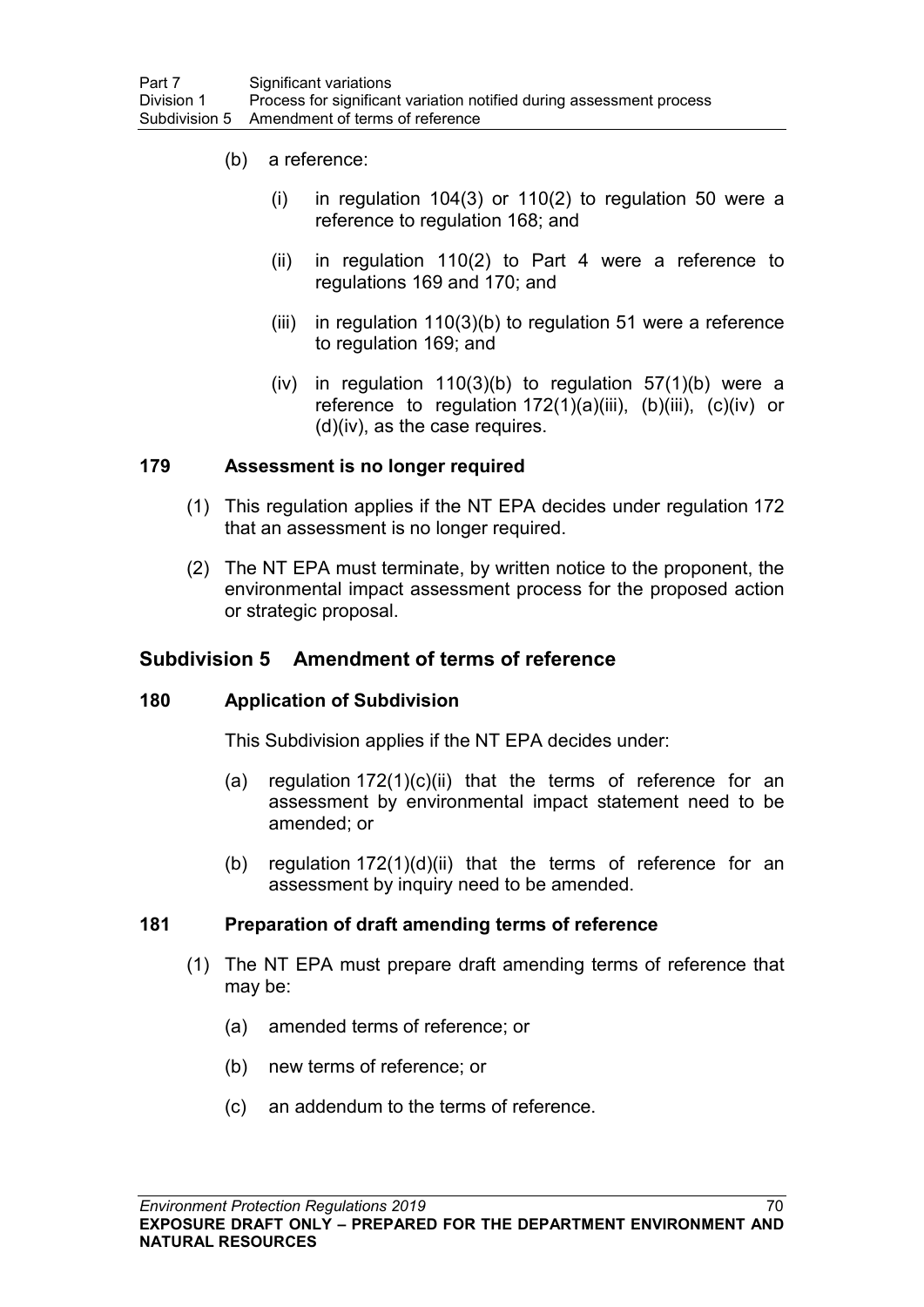(b) a reference:

(i) in regulation 104(3) or 110(2) to regulation 50 were a reference to regulation 168; and

(ii) in regulation 110(2) to Part 4 were a reference to regulations 169 and 170; and

(iii) in regulation 110(3)(b) to regulation 51 were a reference to regulation 169; and

(iv) in regulation 110(3)(b) to regulation 57(1)(b) were a reference to regulation 172(1)(a)(iii), (b)(iii), (c)(iv) or (d)(iv), as the case requires.

### 179 Assessment is no longer required

(1) This regulation applies if the NT EPA decides under regulation 172 that an assessment is no longer required.

(2) The NT EPA must terminate, by written notice to the proponent, the environmental impact assessment process for the proposed action or strategic proposal.

## Subdivision 5 Amendment of terms of reference

### 180 Application of Subdivision

This Subdivision applies if the NT EPA decides under:

(a) regulation 172(1)(c)(ii) that the terms of reference for an assessment by environmental impact statement need to be amended; or

(b) regulation 172(1)(d)(ii) that the terms of reference for an assessment by inquiry need to be amended.

### 181 Preparation of draft amending terms of reference

(1) The NT EPA must prepare draft amending terms of reference that may be:

(a) amended terms of reference; or

(b) new terms of reference; or

(c) an addendum to the terms of reference.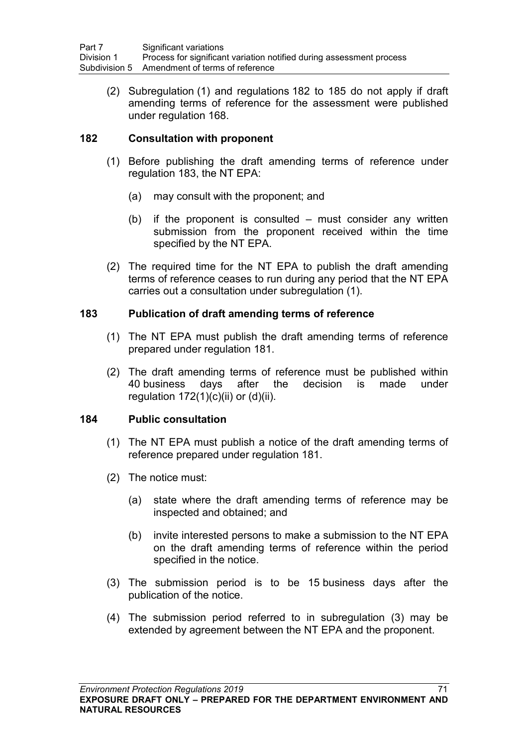(2) Subregulation (1) and regulations 182 to 185 do not apply if draft amending terms of reference for the assessment were published under regulation 168.

### 182 Consultation with proponent

(1) Before publishing the draft amending terms of reference under regulation 183, the NT EPA:

(a) may consult with the proponent; and

(b) if the proponent is consulted – must consider any written submission from the proponent received within the time specified by the NT EPA.

(2) The required time for the NT EPA to publish the draft amending terms of reference ceases to run during any period that the NT EPA carries out a consultation under subregulation (1).

### 183 Publication of draft amending terms of reference

(1) The NT EPA must publish the draft amending terms of reference prepared under regulation 181.

(2) The draft amending terms of reference must be published within 40 business days after the decision is made under regulation 172(1)(c)(ii) or (d)(ii).

### 184 Public consultation

(1) The NT EPA must publish a notice of the draft amending terms of reference prepared under regulation 181.

(2) The notice must:

(a) state where the draft amending terms of reference may be inspected and obtained; and

(b) invite interested persons to make a submission to the NT EPA on the draft amending terms of reference within the period specified in the notice.

(3) The submission period is to be 15 business days after the publication of the notice.

(4) The submission period referred to in subregulation (3) may be extended by agreement between the NT EPA and the proponent.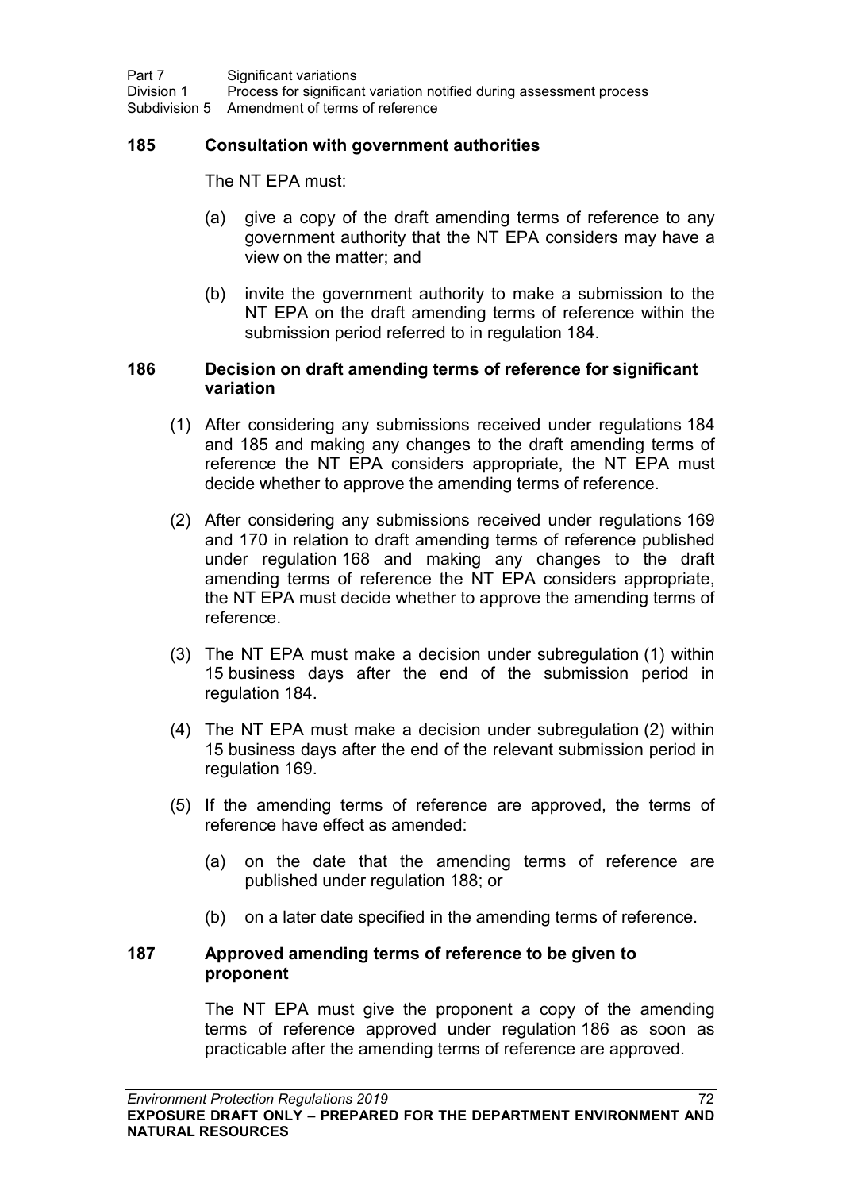### 185 Consultation with government authorities

The NT EPA must:

(a) give a copy of the draft amending terms of reference to any government authority that the NT EPA considers may have a view on the matter; and

(b) invite the government authority to make a submission to the NT EPA on the draft amending terms of reference within the submission period referred to in regulation 184.

### 186 Decision on draft amending terms of reference for significant variation

(1) After considering any submissions received under regulations 184 and 185 and making any changes to the draft amending terms of reference the NT EPA considers appropriate, the NT EPA must decide whether to approve the amending terms of reference.

(2) After considering any submissions received under regulations 169 and 170 in relation to draft amending terms of reference published under regulation 168 and making any changes to the draft amending terms of reference the NT EPA considers appropriate, the NT EPA must decide whether to approve the amending terms of reference.

(3) The NT EPA must make a decision under subregulation (1) within 15 business days after the end of the submission period in regulation 184.

(4) The NT EPA must make a decision under subregulation (2) within 15 business days after the end of the relevant submission period in regulation 169.

(5) If the amending terms of reference are approved, the terms of reference have effect as amended:

(a) on the date that the amending terms of reference are published under regulation 188; or

(b) on a later date specified in the amending terms of reference.

### 187 Approved amending terms of reference to be given to proponent

The NT EPA must give the proponent a copy of the amending terms of reference approved under regulation 186 as soon as practicable after the amending terms of reference are approved.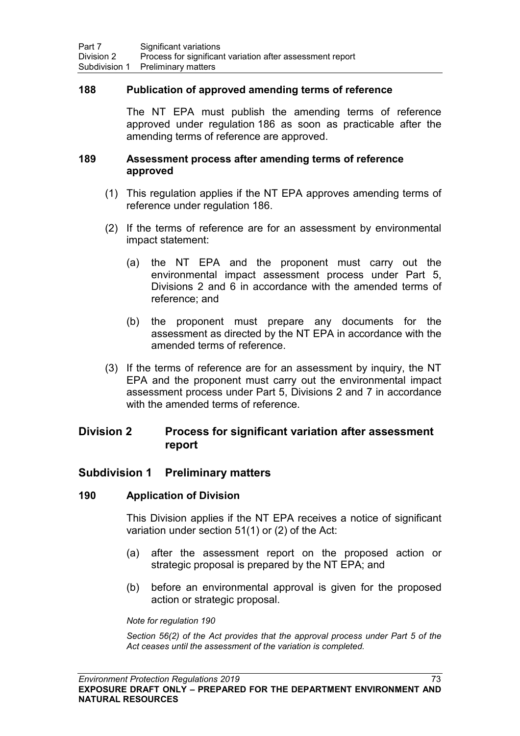### 188 Publication of approved amending terms of reference

The NT EPA must publish the amending terms of reference approved under regulation 186 as soon as practicable after the amending terms of reference are approved.

### 189 Assessment process after amending terms of reference approved

(1) This regulation applies if the NT EPA approves amending terms of reference under regulation 186.

(2) If the terms of reference are for an assessment by environmental impact statement:

(a) the NT EPA and the proponent must carry out the environmental impact assessment process under Part 5, Divisions 2 and 6 in accordance with the amended terms of reference; and

(b) the proponent must prepare any documents for the assessment as directed by the NT EPA in accordance with the amended terms of reference.

(3) If the terms of reference are for an assessment by inquiry, the NT EPA and the proponent must carry out the environmental impact assessment process under Part 5, Divisions 2 and 7 in accordance with the amended terms of reference.

## Division 2 Process for significant variation after assessment report

## Subdivision 1 Preliminary matters

### 190 Application of Division

This Division applies if the NT EPA receives a notice of significant variation under section 51(1) or (2) of the Act:

(a) after the assessment report on the proposed action or strategic proposal is prepared by the NT EPA; and

(b) before an environmental approval is given for the proposed action or strategic proposal.

*Note for regulation 190*

*Section 56(2) of the Act provides that the approval process under Part 5 of the Act ceases until the assessment of the variation is completed.*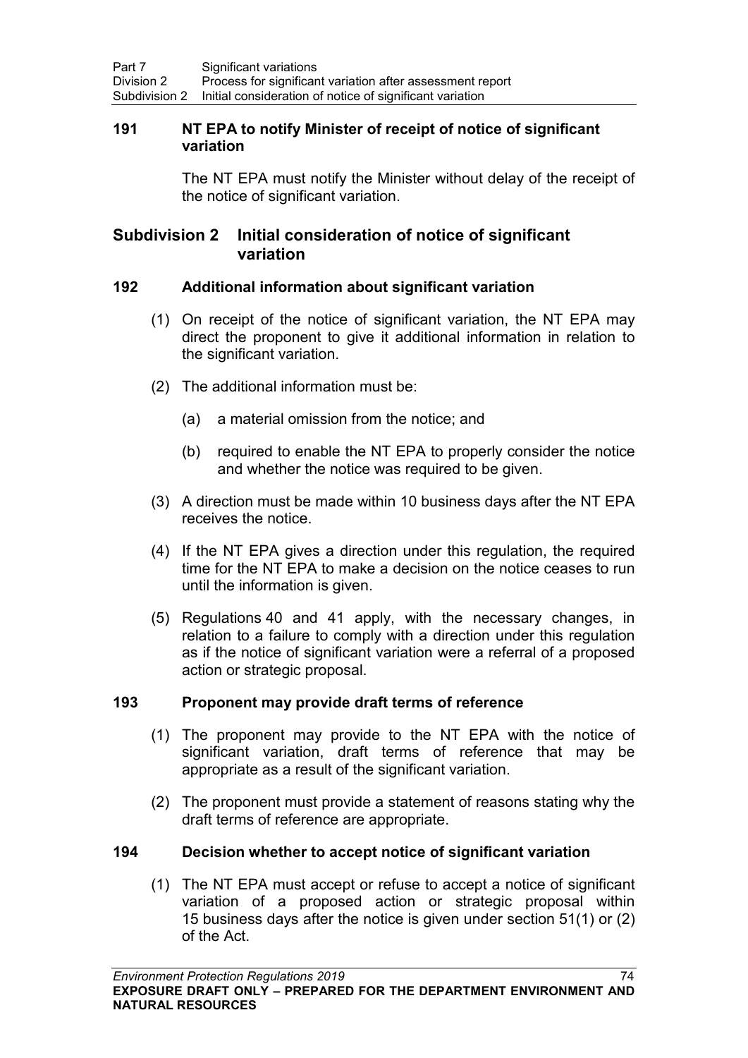### 191 NT EPA to notify Minister of receipt of notice of significant variation

The NT EPA must notify the Minister without delay of the receipt of the notice of significant variation.

## Subdivision 2 Initial consideration of notice of significant variation

### 192 Additional information about significant variation

(1) On receipt of the notice of significant variation, the NT EPA may direct the proponent to give it additional information in relation to the significant variation.

(2) The additional information must be:

(a) a material omission from the notice; and

(b) required to enable the NT EPA to properly consider the notice and whether the notice was required to be given.

(3) A direction must be made within 10 business days after the NT EPA receives the notice.

(4) If the NT EPA gives a direction under this regulation, the required time for the NT EPA to make a decision on the notice ceases to run until the information is given.

(5) Regulations 40 and 41 apply, with the necessary changes, in relation to a failure to comply with a direction under this regulation as if the notice of significant variation were a referral of a proposed action or strategic proposal.

### 193 Proponent may provide draft terms of reference

(1) The proponent may provide to the NT EPA with the notice of significant variation, draft terms of reference that may be appropriate as a result of the significant variation.

(2) The proponent must provide a statement of reasons stating why the draft terms of reference are appropriate.

### 194 Decision whether to accept notice of significant variation

(1) The NT EPA must accept or refuse to accept a notice of significant variation of a proposed action or strategic proposal within 15 business days after the notice is given under section 51(1) or (2) of the Act.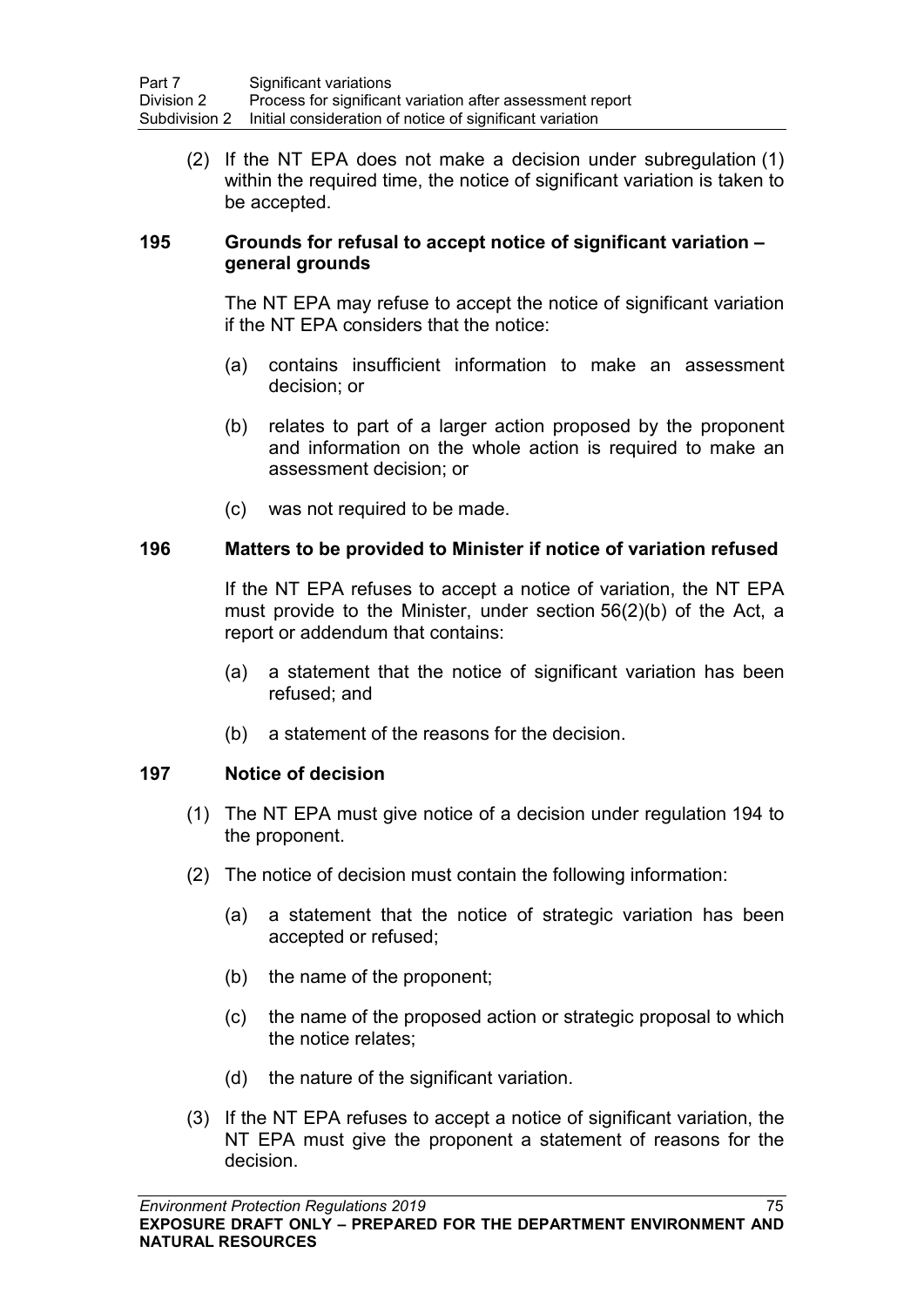(2) If the NT EPA does not make a decision under subregulation (1) within the required time, the notice of significant variation is taken to be accepted.

### 195 Grounds for refusal to accept notice of significant variation – general grounds

The NT EPA may refuse to accept the notice of significant variation if the NT EPA considers that the notice:

(a) contains insufficient information to make an assessment decision; or

(b) relates to part of a larger action proposed by the proponent and information on the whole action is required to make an assessment decision; or

(c) was not required to be made.

### 196 Matters to be provided to Minister if notice of variation refused

If the NT EPA refuses to accept a notice of variation, the NT EPA must provide to the Minister, under section 56(2)(b) of the Act, a report or addendum that contains:

(a) a statement that the notice of significant variation has been refused; and

(b) a statement of the reasons for the decision.

### 197 Notice of decision

(1) The NT EPA must give notice of a decision under regulation 194 to the proponent.

(2) The notice of decision must contain the following information:

(a) a statement that the notice of strategic variation has been accepted or refused;

(b) the name of the proponent;

(c) the name of the proposed action or strategic proposal to which the notice relates;

(d) the nature of the significant variation.

(3) If the NT EPA refuses to accept a notice of significant variation, the NT EPA must give the proponent a statement of reasons for the decision.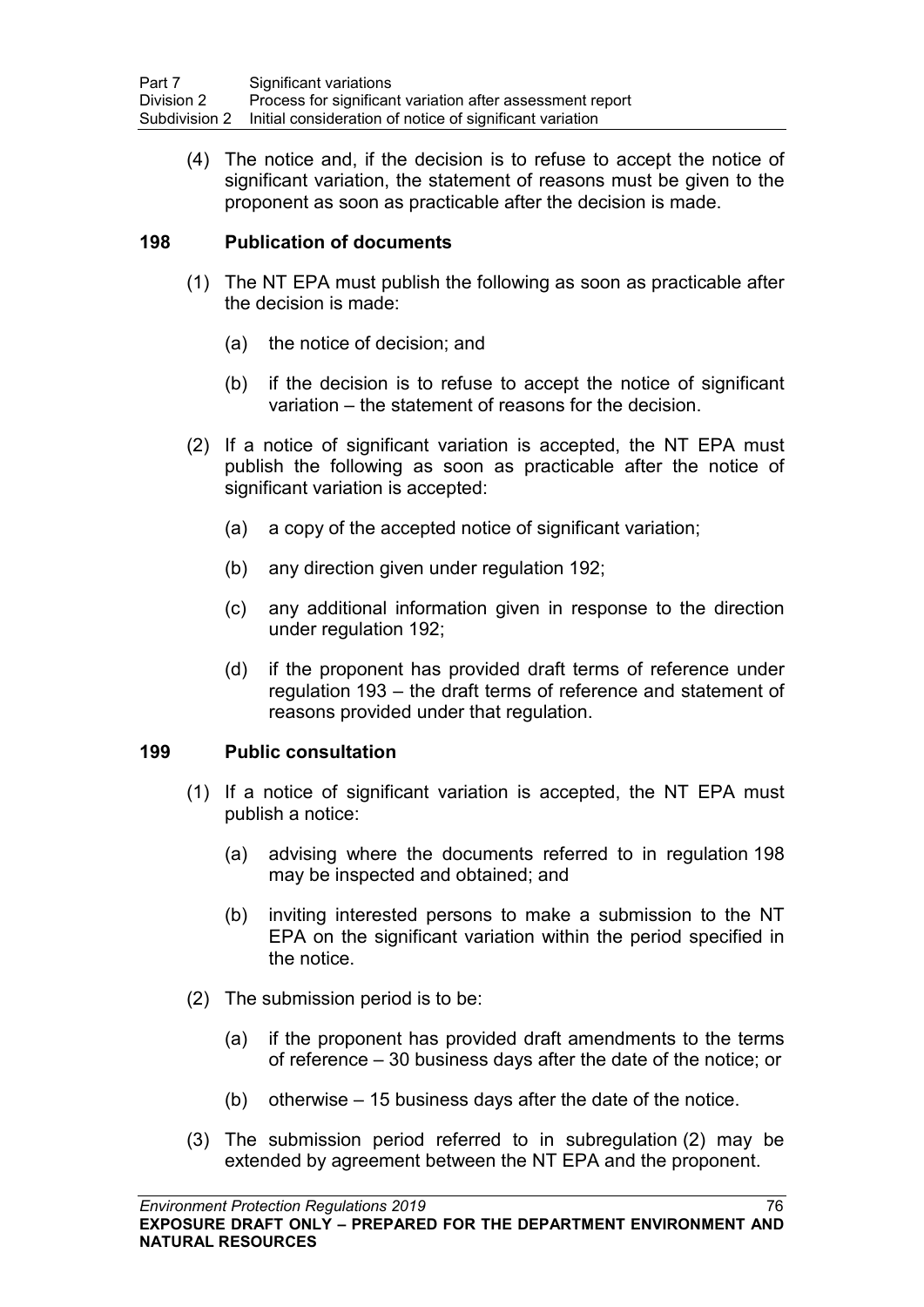(4) The notice and, if the decision is to refuse to accept the notice of significant variation, the statement of reasons must be given to the proponent as soon as practicable after the decision is made.

### 198 Publication of documents

(1) The NT EPA must publish the following as soon as practicable after the decision is made:

- (a) the notice of decision; and
- (b) if the decision is to refuse to accept the notice of significant variation – the statement of reasons for the decision.

(2) If a notice of significant variation is accepted, the NT EPA must publish the following as soon as practicable after the notice of significant variation is accepted:

- (a) a copy of the accepted notice of significant variation;
- (b) any direction given under regulation 192;
- (c) any additional information given in response to the direction under regulation 192;
- (d) if the proponent has provided draft terms of reference under regulation 193 – the draft terms of reference and statement of reasons provided under that regulation.

### 199 Public consultation

(1) If a notice of significant variation is accepted, the NT EPA must publish a notice:

- (a) advising where the documents referred to in regulation 198 may be inspected and obtained; and
- (b) inviting interested persons to make a submission to the NT EPA on the significant variation within the period specified in the notice.

(2) The submission period is to be:

- (a) if the proponent has provided draft amendments to the terms of reference – 30 business days after the date of the notice; or
- (b) otherwise – 15 business days after the date of the notice.

(3) The submission period referred to in subregulation (2) may be extended by agreement between the NT EPA and the proponent.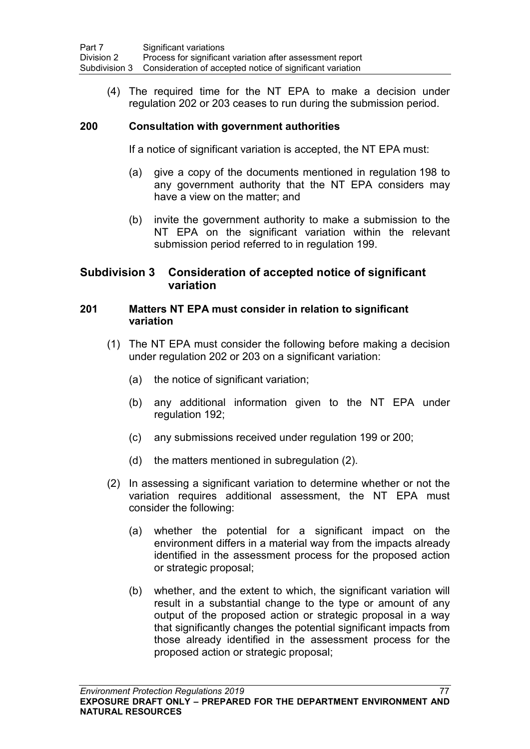(4) The required time for the NT EPA to make a decision under regulation 202 or 203 ceases to run during the submission period.

**200 Consultation with government authorities**

If a notice of significant variation is accepted, the NT EPA must:

(a) give a copy of the documents mentioned in regulation 198 to any government authority that the NT EPA considers may have a view on the matter; and

(b) invite the government authority to make a submission to the NT EPA on the significant variation within the relevant submission period referred to in regulation 199.

## Subdivision 3 Consideration of accepted notice of significant variation

**201 Matters NT EPA must consider in relation to significant variation**

(1) The NT EPA must consider the following before making a decision under regulation 202 or 203 on a significant variation:

(a) the notice of significant variation;

(b) any additional information given to the NT EPA under regulation 192;

(c) any submissions received under regulation 199 or 200;

(d) the matters mentioned in subregulation (2).

(2) In assessing a significant variation to determine whether or not the variation requires additional assessment, the NT EPA must consider the following:

(a) whether the potential for a significant impact on the environment differs in a material way from the impacts already identified in the assessment process for the proposed action or strategic proposal;

(b) whether, and the extent to which, the significant variation will result in a substantial change to the type or amount of any output of the proposed action or strategic proposal in a way that significantly changes the potential significant impacts from those already identified in the assessment process for the proposed action or strategic proposal;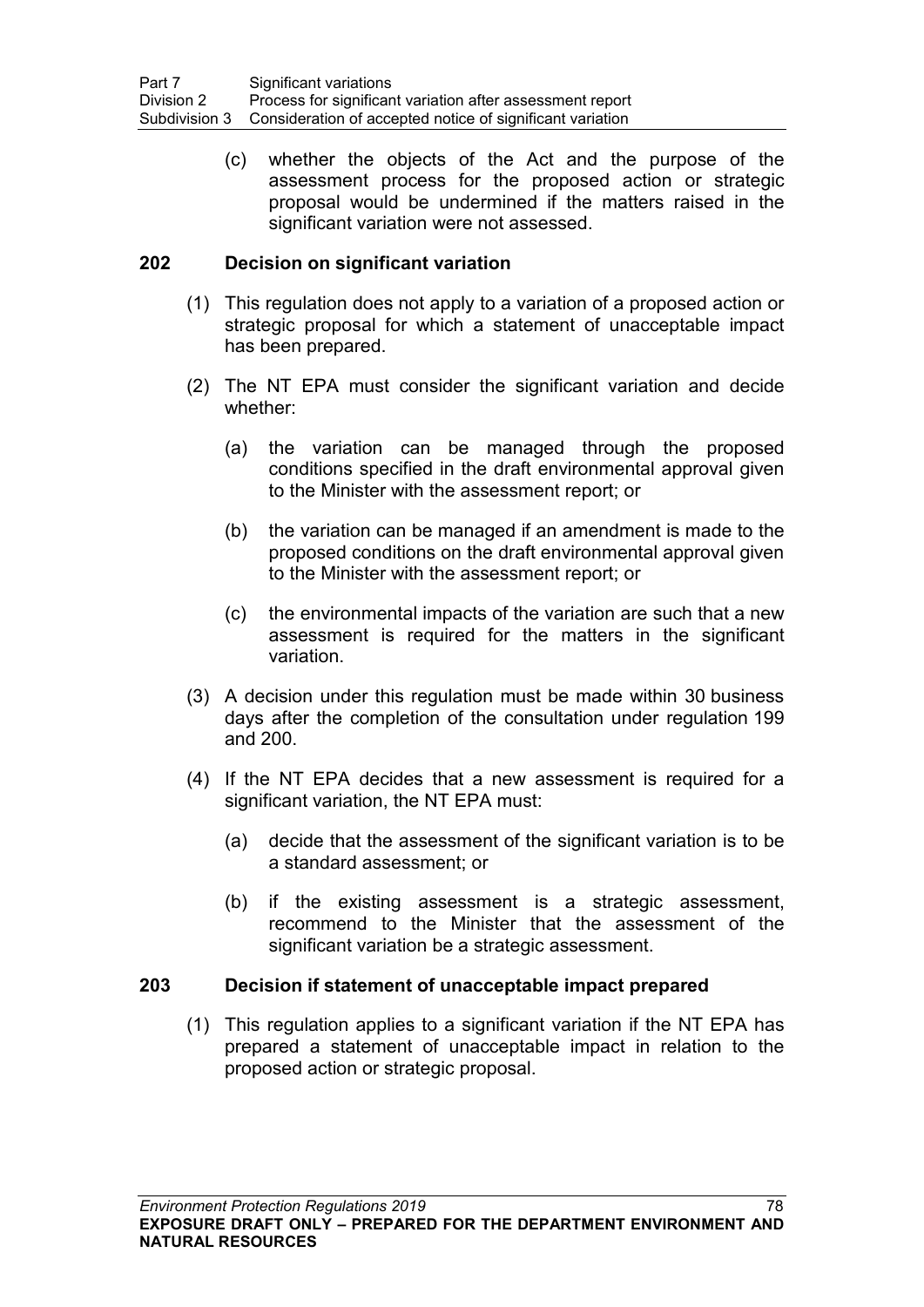(c) whether the objects of the Act and the purpose of the assessment process for the proposed action or strategic proposal would be undermined if the matters raised in the significant variation were not assessed.

### 202 Decision on significant variation

(1) This regulation does not apply to a variation of a proposed action or strategic proposal for which a statement of unacceptable impact has been prepared.

(2) The NT EPA must consider the significant variation and decide whether:

(a) the variation can be managed through the proposed conditions specified in the draft environmental approval given to the Minister with the assessment report; or

(b) the variation can be managed if an amendment is made to the proposed conditions on the draft environmental approval given to the Minister with the assessment report; or

(c) the environmental impacts of the variation are such that a new assessment is required for the matters in the significant variation.

(3) A decision under this regulation must be made within 30 business days after the completion of the consultation under regulation 199 and 200.

(4) If the NT EPA decides that a new assessment is required for a significant variation, the NT EPA must:

(a) decide that the assessment of the significant variation is to be a standard assessment; or

(b) if the existing assessment is a strategic assessment, recommend to the Minister that the assessment of the significant variation be a strategic assessment.

### 203 Decision if statement of unacceptable impact prepared

(1) This regulation applies to a significant variation if the NT EPA has prepared a statement of unacceptable impact in relation to the proposed action or strategic proposal.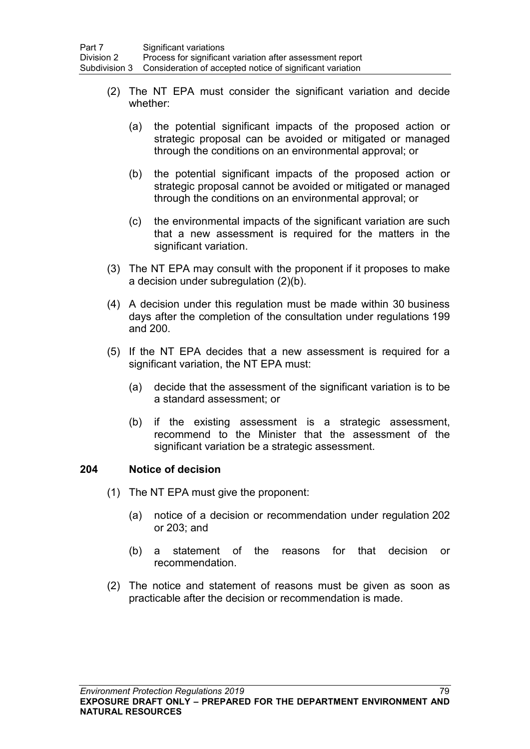(2) The NT EPA must consider the significant variation and decide whether:

(a) the potential significant impacts of the proposed action or strategic proposal can be avoided or mitigated or managed through the conditions on an environmental approval; or

(b) the potential significant impacts of the proposed action or strategic proposal cannot be avoided or mitigated or managed through the conditions on an environmental approval; or

(c) the environmental impacts of the significant variation are such that a new assessment is required for the matters in the significant variation.

(3) The NT EPA may consult with the proponent if it proposes to make a decision under subregulation (2)(b).

(4) A decision under this regulation must be made within 30 business days after the completion of the consultation under regulations 199 and 200.

(5) If the NT EPA decides that a new assessment is required for a significant variation, the NT EPA must:

(a) decide that the assessment of the significant variation is to be a standard assessment; or

(b) if the existing assessment is a strategic assessment, recommend to the Minister that the assessment of the significant variation be a strategic assessment.

### 204 Notice of decision

(1) The NT EPA must give the proponent:

(a) notice of a decision or recommendation under regulation 202 or 203; and

(b) a statement of the reasons for that decision or recommendation.

(2) The notice and statement of reasons must be given as soon as practicable after the decision or recommendation is made.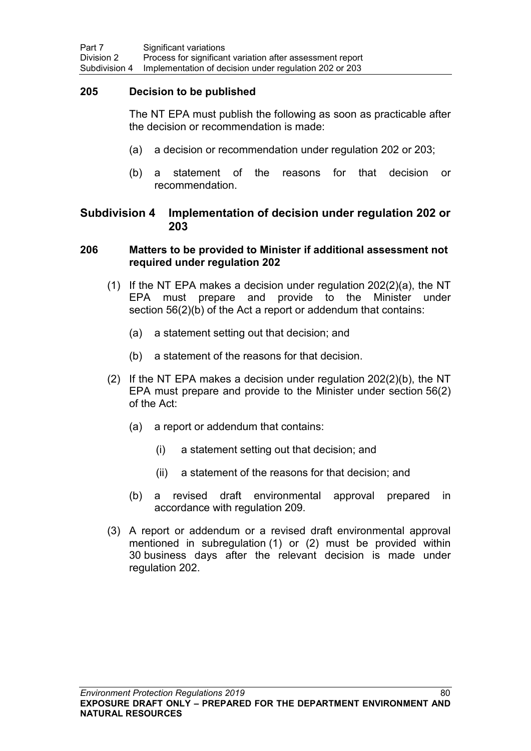**205 Decision to be published**

The NT EPA must publish the following as soon as practicable after the decision or recommendation is made:

(a) a decision or recommendation under regulation 202 or 203;

(b) a statement of the reasons for that decision or recommendation.

## Subdivision 4 Implementation of decision under regulation 202 or 203

**206 Matters to be provided to Minister if additional assessment not required under regulation 202**

(1) If the NT EPA makes a decision under regulation 202(2)(a), the NT EPA must prepare and provide to the Minister under section 56(2)(b) of the Act a report or addendum that contains:

(a) a statement setting out that decision; and

(b) a statement of the reasons for that decision.

(2) If the NT EPA makes a decision under regulation 202(2)(b), the NT EPA must prepare and provide to the Minister under section 56(2) of the Act:

(a) a report or addendum that contains:

(i) a statement setting out that decision; and

(ii) a statement of the reasons for that decision; and

(b) a revised draft environmental approval prepared in accordance with regulation 209.

(3) A report or addendum or a revised draft environmental approval mentioned in subregulation (1) or (2) must be provided within 30 business days after the relevant decision is made under regulation 202.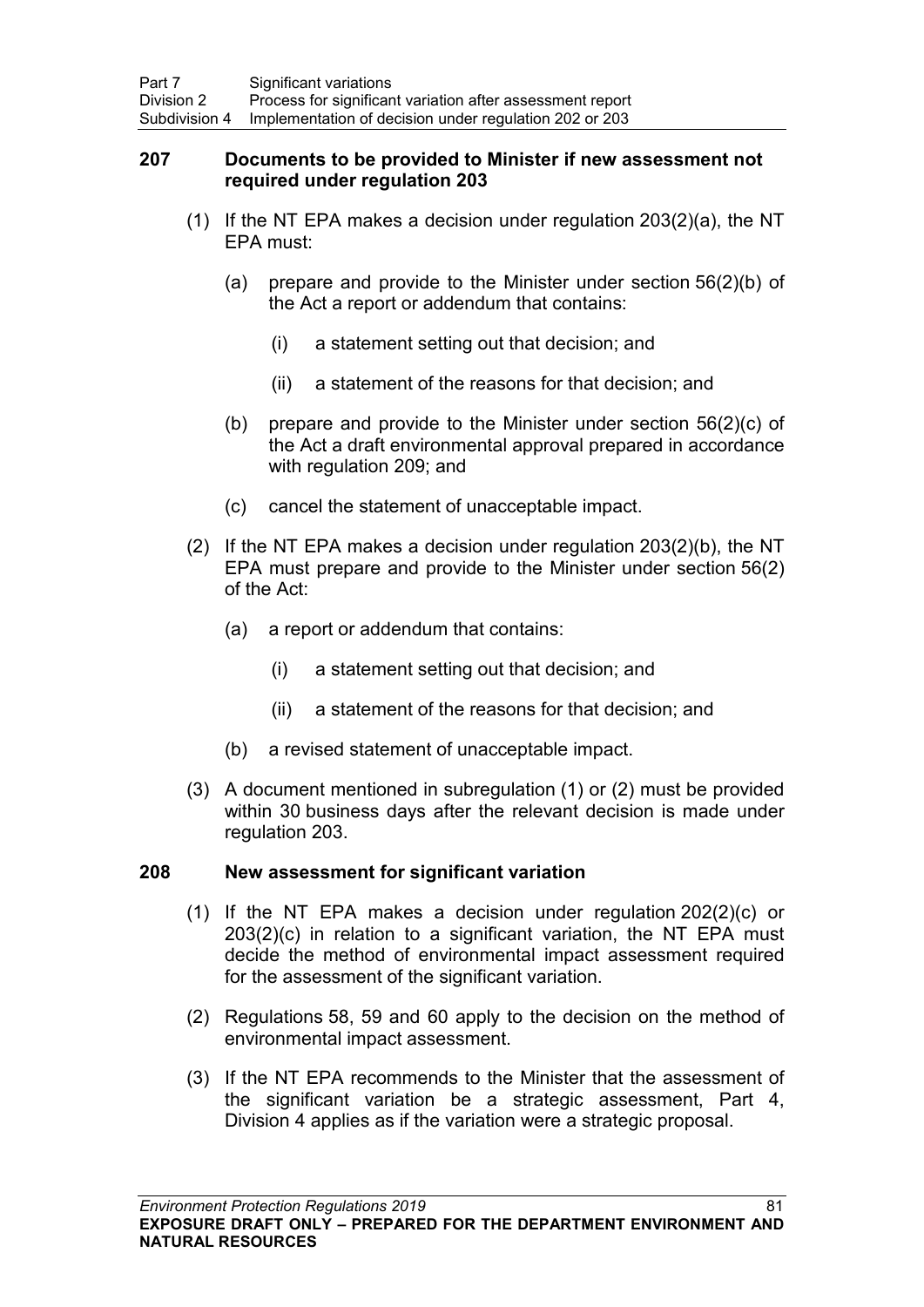### 207 Documents to be provided to Minister if new assessment not required under regulation 203

(1) If the NT EPA makes a decision under regulation 203(2)(a), the NT EPA must:

(a) prepare and provide to the Minister under section 56(2)(b) of the Act a report or addendum that contains:

(i) a statement setting out that decision; and

(ii) a statement of the reasons for that decision; and

(b) prepare and provide to the Minister under section 56(2)(c) of the Act a draft environmental approval prepared in accordance with regulation 209; and

(c) cancel the statement of unacceptable impact.

(2) If the NT EPA makes a decision under regulation 203(2)(b), the NT EPA must prepare and provide to the Minister under section 56(2) of the Act:

(a) a report or addendum that contains:

(i) a statement setting out that decision; and

(ii) a statement of the reasons for that decision; and

(b) a revised statement of unacceptable impact.

(3) A document mentioned in subregulation (1) or (2) must be provided within 30 business days after the relevant decision is made under regulation 203.

### 208 New assessment for significant variation

(1) If the NT EPA makes a decision under regulation 202(2)(c) or 203(2)(c) in relation to a significant variation, the NT EPA must decide the method of environmental impact assessment required for the assessment of the significant variation.

(2) Regulations 58, 59 and 60 apply to the decision on the method of environmental impact assessment.

(3) If the NT EPA recommends to the Minister that the assessment of the significant variation be a strategic assessment, Part 4, Division 4 applies as if the variation were a strategic proposal.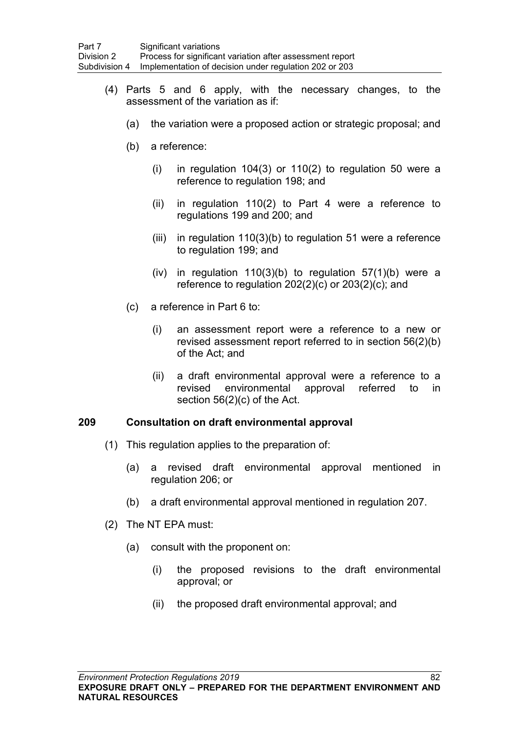(4) Parts 5 and 6 apply, with the necessary changes, to the assessment of the variation as if:

(a) the variation were a proposed action or strategic proposal; and

(b) a reference:

(i) in regulation 104(3) or 110(2) to regulation 50 were a reference to regulation 198; and

(ii) in regulation 110(2) to Part 4 were a reference to regulations 199 and 200; and

(iii) in regulation 110(3)(b) to regulation 51 were a reference to regulation 199; and

(iv) in regulation 110(3)(b) to regulation 57(1)(b) were a reference to regulation 202(2)(c) or 203(2)(c); and

(c) a reference in Part 6 to:

(i) an assessment report were a reference to a new or revised assessment report referred to in section 56(2)(b) of the Act; and

(ii) a draft environmental approval were a reference to a revised environmental approval referred to in section 56(2)(c) of the Act.

### 209 Consultation on draft environmental approval

(1) This regulation applies to the preparation of:

(a) a revised draft environmental approval mentioned in regulation 206; or

(b) a draft environmental approval mentioned in regulation 207.

(2) The NT EPA must:

(a) consult with the proponent on:

(i) the proposed revisions to the draft environmental approval; or

(ii) the proposed draft environmental approval; and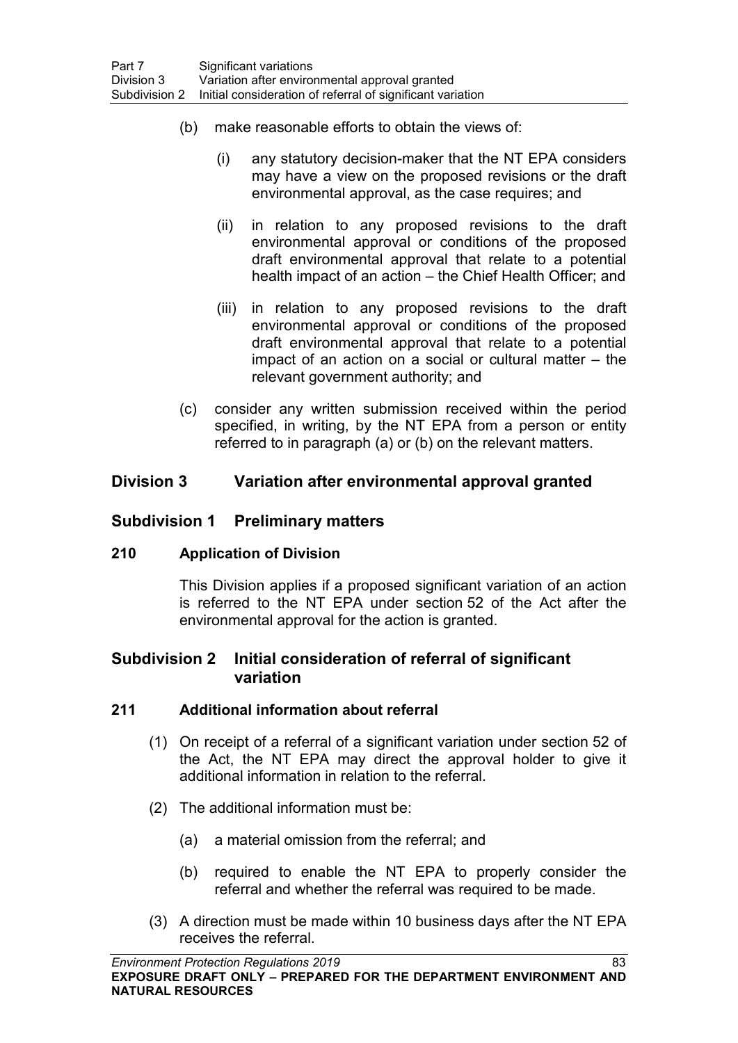(b) make reasonable efforts to obtain the views of:

(i) any statutory decision-maker that the NT EPA considers may have a view on the proposed revisions or the draft environmental approval, as the case requires; and

(ii) in relation to any proposed revisions to the draft environmental approval or conditions of the proposed draft environmental approval that relate to a potential health impact of an action – the Chief Health Officer; and

(iii) in relation to any proposed revisions to the draft environmental approval or conditions of the proposed draft environmental approval that relate to a potential impact of an action on a social or cultural matter – the relevant government authority; and

(c) consider any written submission received within the period specified, in writing, by the NT EPA from a person or entity referred to in paragraph (a) or (b) on the relevant matters.

## Division 3 Variation after environmental approval granted

### Subdivision 1 Preliminary matters

#### 210 Application of Division

This Division applies if a proposed significant variation of an action is referred to the NT EPA under section 52 of the Act after the environmental approval for the action is granted.

### Subdivision 2 Initial consideration of referral of significant variation

#### 211 Additional information about referral

(1) On receipt of a referral of a significant variation under section 52 of the Act, the NT EPA may direct the approval holder to give it additional information in relation to the referral.

(2) The additional information must be:

(a) a material omission from the referral; and

(b) required to enable the NT EPA to properly consider the referral and whether the referral was required to be made.

(3) A direction must be made within 10 business days after the NT EPA receives the referral.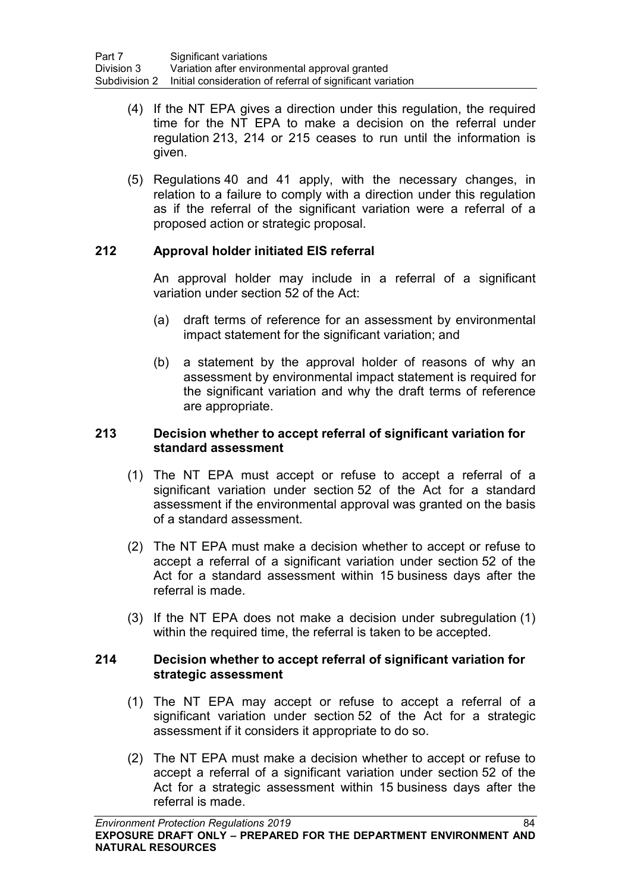(4) If the NT EPA gives a direction under this regulation, the required time for the NT EPA to make a decision on the referral under regulation 213, 214 or 215 ceases to run until the information is given.

(5) Regulations 40 and 41 apply, with the necessary changes, in relation to a failure to comply with a direction under this regulation as if the referral of the significant variation were a referral of a proposed action or strategic proposal.

### 212 Approval holder initiated EIS referral

An approval holder may include in a referral of a significant variation under section 52 of the Act:

(a) draft terms of reference for an assessment by environmental impact statement for the significant variation; and

(b) a statement by the approval holder of reasons of why an assessment by environmental impact statement is required for the significant variation and why the draft terms of reference are appropriate.

### 213 Decision whether to accept referral of significant variation for standard assessment

(1) The NT EPA must accept or refuse to accept a referral of a significant variation under section 52 of the Act for a standard assessment if the environmental approval was granted on the basis of a standard assessment.

(2) The NT EPA must make a decision whether to accept or refuse to accept a referral of a significant variation under section 52 of the Act for a standard assessment within 15 business days after the referral is made.

(3) If the NT EPA does not make a decision under subregulation (1) within the required time, the referral is taken to be accepted.

### 214 Decision whether to accept referral of significant variation for strategic assessment

(1) The NT EPA may accept or refuse to accept a referral of a significant variation under section 52 of the Act for a strategic assessment if it considers it appropriate to do so.

(2) The NT EPA must make a decision whether to accept or refuse to accept a referral of a significant variation under section 52 of the Act for a strategic assessment within 15 business days after the referral is made.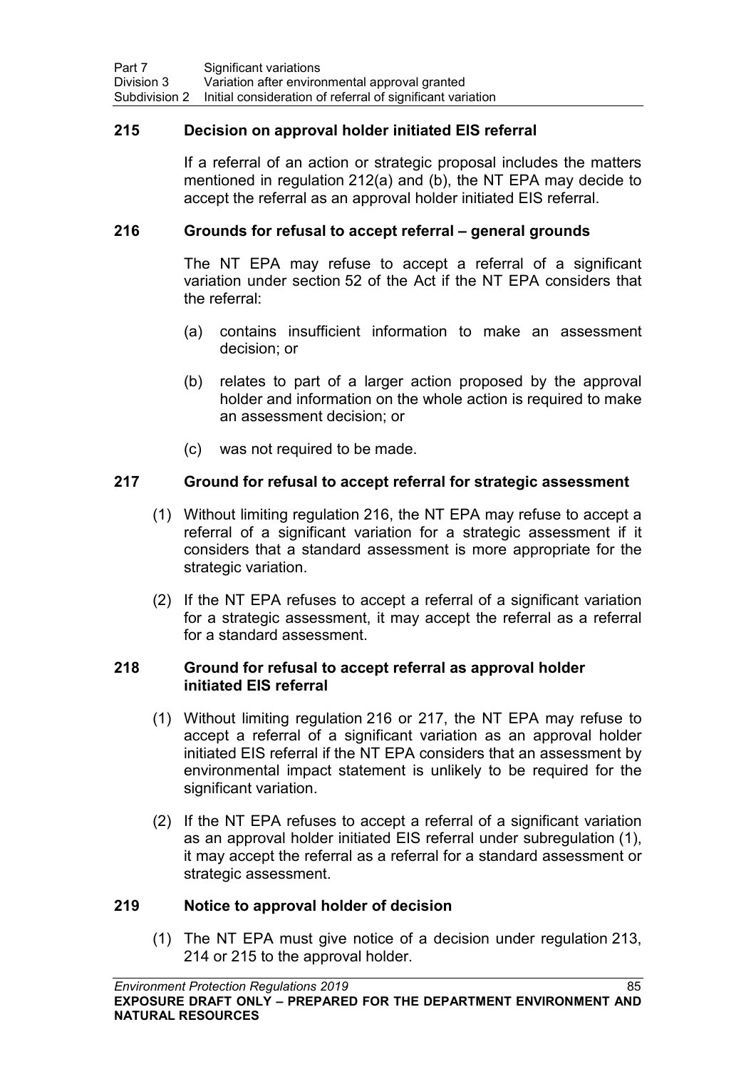## 215 Decision on approval holder initiated EIS referral

If a referral of an action or strategic proposal includes the matters mentioned in regulation 212(a) and (b), the NT EPA may decide to accept the referral as an approval holder initiated EIS referral.

## 216 Grounds for refusal to accept referral – general grounds

The NT EPA may refuse to accept a referral of a significant variation under section 52 of the Act if the NT EPA considers that the referral:

(a) contains insufficient information to make an assessment decision; or

(b) relates to part of a larger action proposed by the approval holder and information on the whole action is required to make an assessment decision; or

(c) was not required to be made.

## 217 Ground for refusal to accept referral for strategic assessment

(1) Without limiting regulation 216, the NT EPA may refuse to accept a referral of a significant variation for a strategic assessment if it considers that a standard assessment is more appropriate for the strategic variation.

(2) If the NT EPA refuses to accept a referral of a significant variation for a strategic assessment, it may accept the referral as a referral for a standard assessment.

## 218 Ground for refusal to accept referral as approval holder initiated EIS referral

(1) Without limiting regulation 216 or 217, the NT EPA may refuse to accept a referral of a significant variation as an approval holder initiated EIS referral if the NT EPA considers that an assessment by environmental impact statement is unlikely to be required for the significant variation.

(2) If the NT EPA refuses to accept a referral of a significant variation as an approval holder initiated EIS referral under subregulation (1), it may accept the referral as a referral for a standard assessment or strategic assessment.

## 219 Notice to approval holder of decision

(1) The NT EPA must give notice of a decision under regulation 213, 214 or 215 to the approval holder.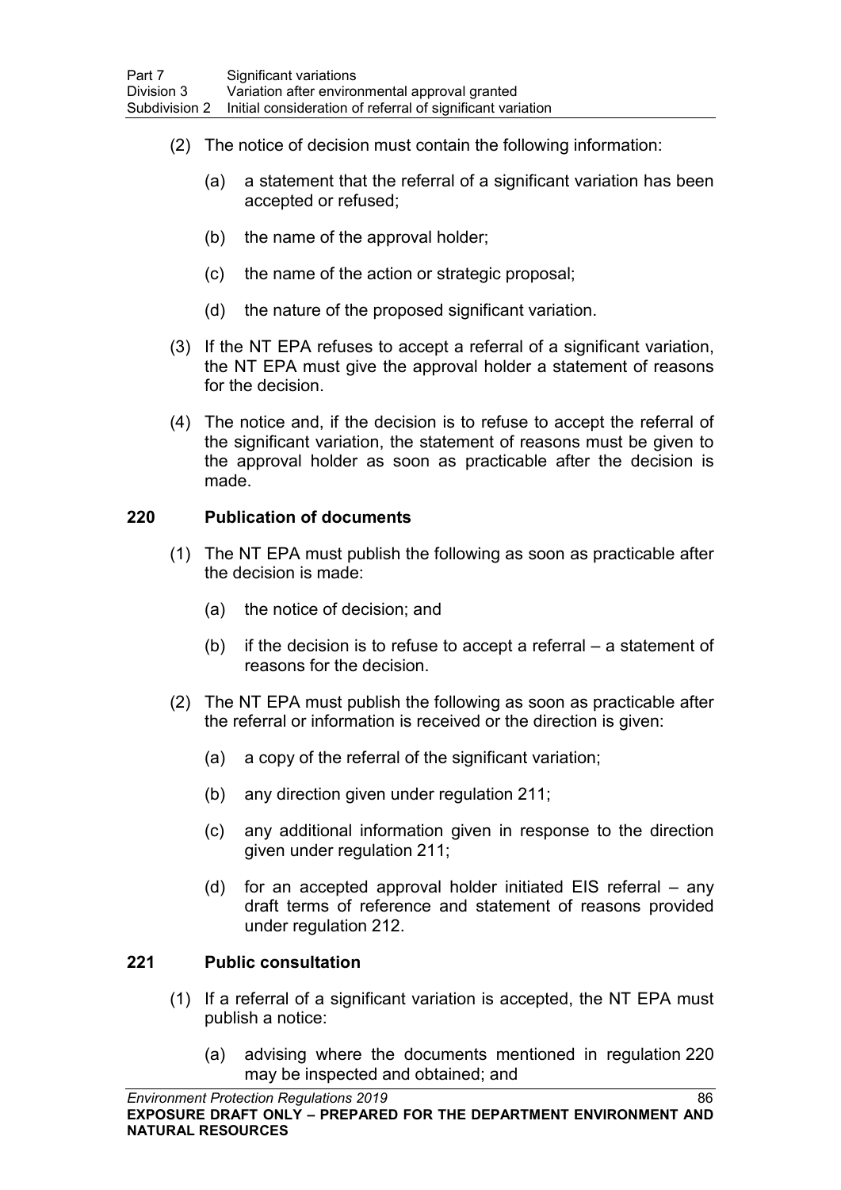(2) The notice of decision must contain the following information:

(a) a statement that the referral of a significant variation has been accepted or refused;

(b) the name of the approval holder;

(c) the name of the action or strategic proposal;

(d) the nature of the proposed significant variation.

(3) If the NT EPA refuses to accept a referral of a significant variation, the NT EPA must give the approval holder a statement of reasons for the decision.

(4) The notice and, if the decision is to refuse to accept the referral of the significant variation, the statement of reasons must be given to the approval holder as soon as practicable after the decision is made.

### 220 Publication of documents

(1) The NT EPA must publish the following as soon as practicable after the decision is made:

(a) the notice of decision; and

(b) if the decision is to refuse to accept a referral – a statement of reasons for the decision.

(2) The NT EPA must publish the following as soon as practicable after the referral or information is received or the direction is given:

(a) a copy of the referral of the significant variation;

(b) any direction given under regulation 211;

(c) any additional information given in response to the direction given under regulation 211;

(d) for an accepted approval holder initiated EIS referral – any draft terms of reference and statement of reasons provided under regulation 212.

### 221 Public consultation

(1) If a referral of a significant variation is accepted, the NT EPA must publish a notice:

(a) advising where the documents mentioned in regulation 220 may be inspected and obtained; and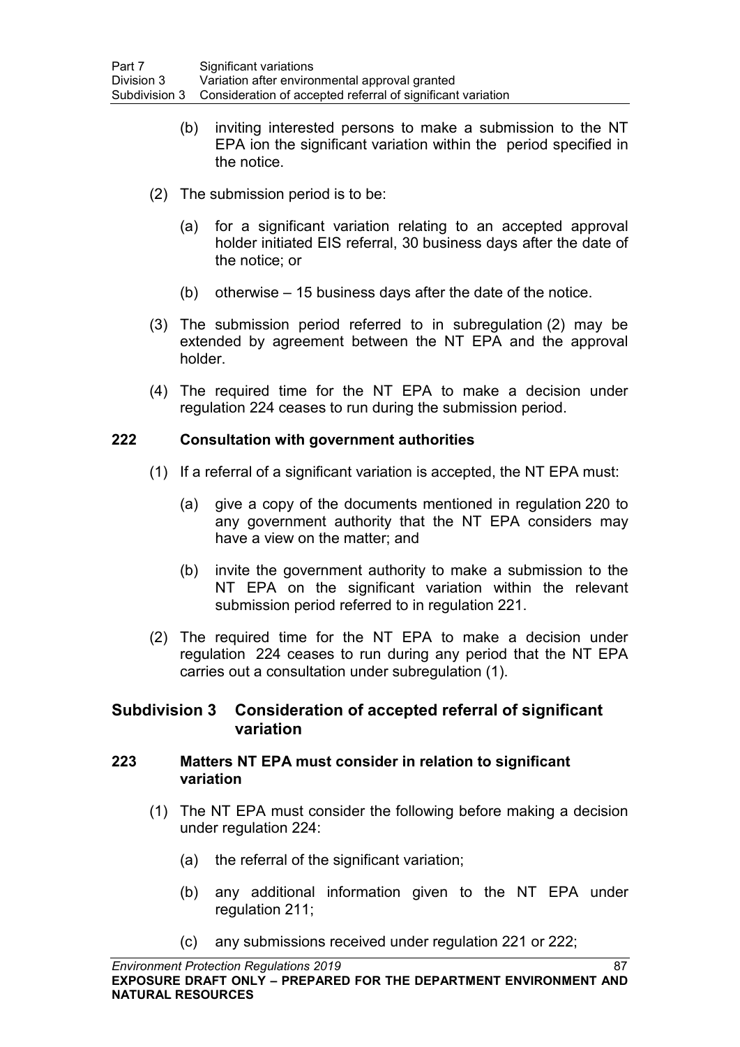(b) inviting interested persons to make a submission to the NT EPA ion the significant variation within the period specified in the notice.

(2) The submission period is to be:

(a) for a significant variation relating to an accepted approval holder initiated EIS referral, 30 business days after the date of the notice; or

(b) otherwise – 15 business days after the date of the notice.

(3) The submission period referred to in subregulation (2) may be extended by agreement between the NT EPA and the approval holder.

(4) The required time for the NT EPA to make a decision under regulation 224 ceases to run during the submission period.

### 222 Consultation with government authorities

(1) If a referral of a significant variation is accepted, the NT EPA must:

(a) give a copy of the documents mentioned in regulation 220 to any government authority that the NT EPA considers may have a view on the matter; and

(b) invite the government authority to make a submission to the NT EPA on the significant variation within the relevant submission period referred to in regulation 221.

(2) The required time for the NT EPA to make a decision under regulation 224 ceases to run during any period that the NT EPA carries out a consultation under subregulation (1).

## Subdivision 3 Consideration of accepted referral of significant variation

### 223 Matters NT EPA must consider in relation to significant variation

(1) The NT EPA must consider the following before making a decision under regulation 224:

(a) the referral of the significant variation;

(b) any additional information given to the NT EPA under regulation 211;

(c) any submissions received under regulation 221 or 222;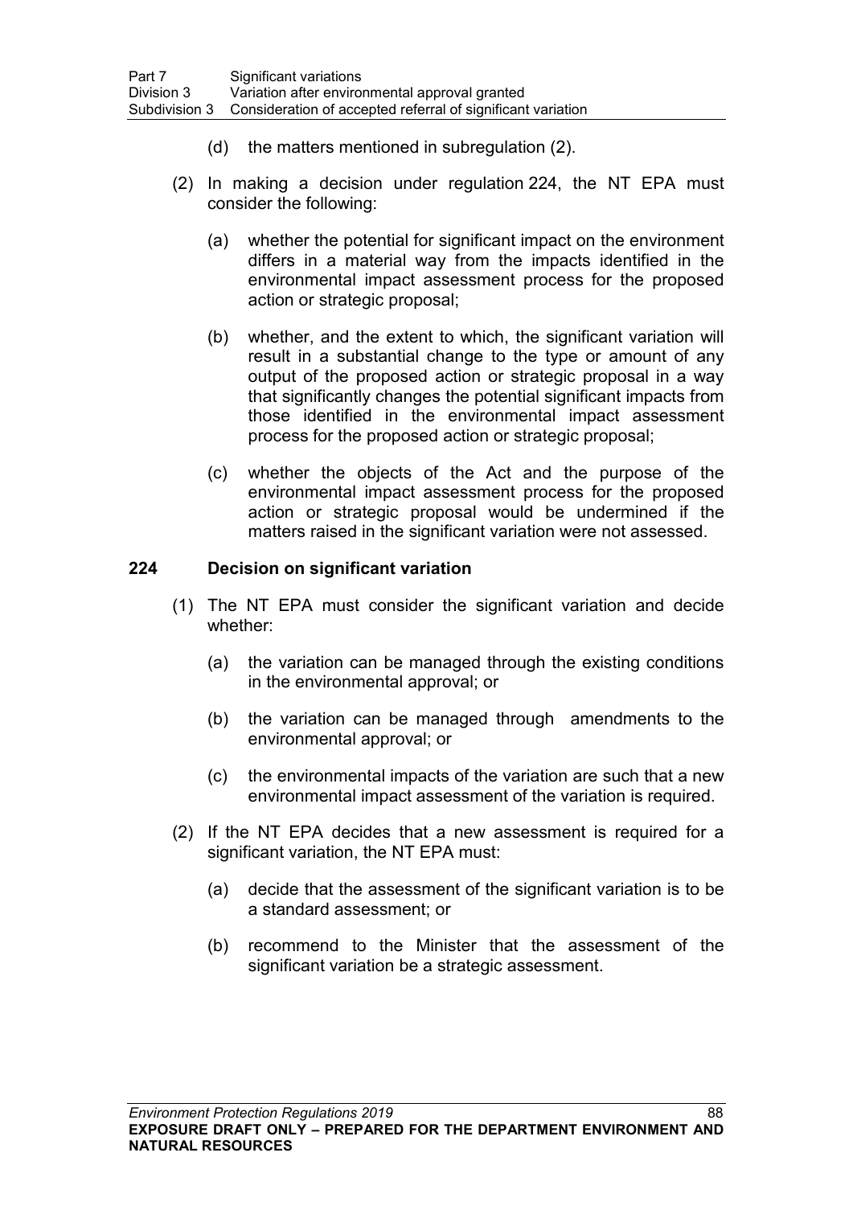(d) the matters mentioned in subregulation (2).

(2) In making a decision under regulation 224, the NT EPA must consider the following:

(a) whether the potential for significant impact on the environment differs in a material way from the impacts identified in the environmental impact assessment process for the proposed action or strategic proposal;

(b) whether, and the extent to which, the significant variation will result in a substantial change to the type or amount of any output of the proposed action or strategic proposal in a way that significantly changes the potential significant impacts from those identified in the environmental impact assessment process for the proposed action or strategic proposal;

(c) whether the objects of the Act and the purpose of the environmental impact assessment process for the proposed action or strategic proposal would be undermined if the matters raised in the significant variation were not assessed.

### 224 Decision on significant variation

(1) The NT EPA must consider the significant variation and decide whether:

(a) the variation can be managed through the existing conditions in the environmental approval; or

(b) the variation can be managed through amendments to the environmental approval; or

(c) the environmental impacts of the variation are such that a new environmental impact assessment of the variation is required.

(2) If the NT EPA decides that a new assessment is required for a significant variation, the NT EPA must:

(a) decide that the assessment of the significant variation is to be a standard assessment; or

(b) recommend to the Minister that the assessment of the significant variation be a strategic assessment.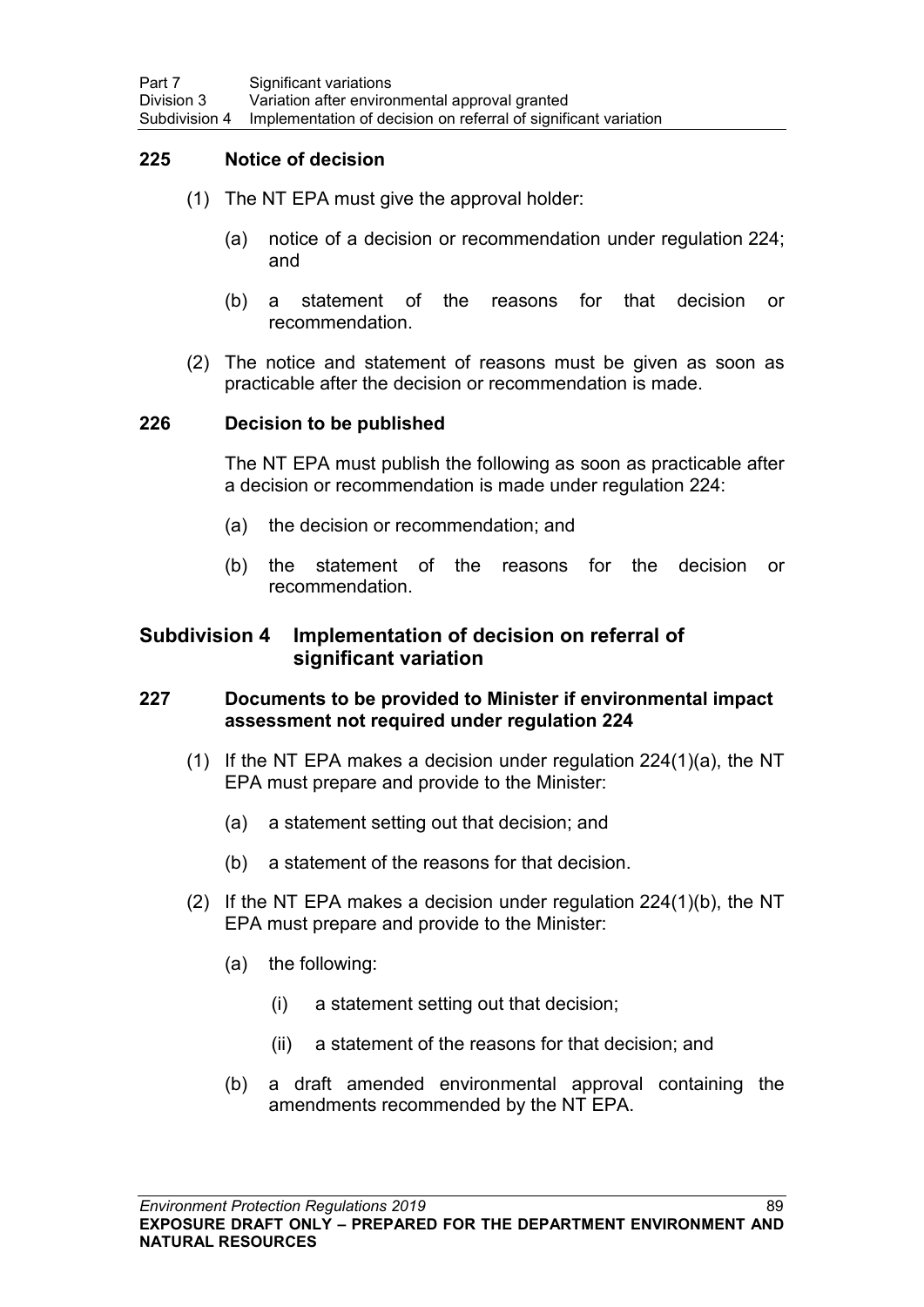### 225 Notice of decision

(1) The NT EPA must give the approval holder:

(a) notice of a decision or recommendation under regulation 224; and

(b) a statement of the reasons for that decision or recommendation.

(2) The notice and statement of reasons must be given as soon as practicable after the decision or recommendation is made.

### 226 Decision to be published

The NT EPA must publish the following as soon as practicable after a decision or recommendation is made under regulation 224:

(a) the decision or recommendation; and

(b) the statement of the reasons for the decision or recommendation.

## Subdivision 4 Implementation of decision on referral of significant variation

### 227 Documents to be provided to Minister if environmental impact assessment not required under regulation 224

(1) If the NT EPA makes a decision under regulation 224(1)(a), the NT EPA must prepare and provide to the Minister:

(a) a statement setting out that decision; and

(b) a statement of the reasons for that decision.

(2) If the NT EPA makes a decision under regulation 224(1)(b), the NT EPA must prepare and provide to the Minister:

(a) the following:

(i) a statement setting out that decision;

(ii) a statement of the reasons for that decision; and

(b) a draft amended environmental approval containing the amendments recommended by the NT EPA.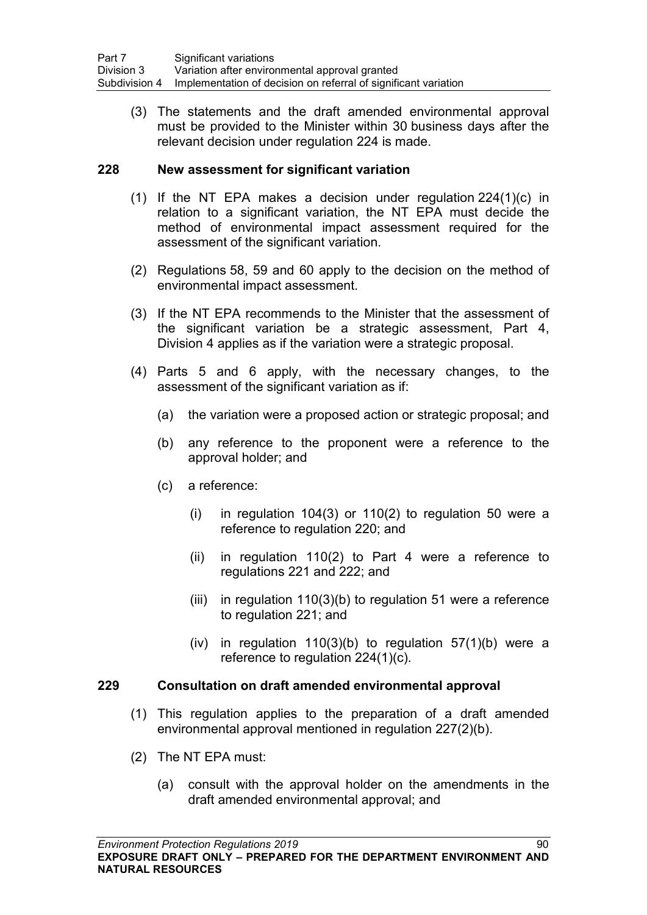(3) The statements and the draft amended environmental approval must be provided to the Minister within 30 business days after the relevant decision under regulation 224 is made.

### 228 New assessment for significant variation

(1) If the NT EPA makes a decision under regulation 224(1)(c) in relation to a significant variation, the NT EPA must decide the method of environmental impact assessment required for the assessment of the significant variation.

(2) Regulations 58, 59 and 60 apply to the decision on the method of environmental impact assessment.

(3) If the NT EPA recommends to the Minister that the assessment of the significant variation be a strategic assessment, Part 4, Division 4 applies as if the variation were a strategic proposal.

(4) Parts 5 and 6 apply, with the necessary changes, to the assessment of the significant variation as if:

- (a) the variation were a proposed action or strategic proposal; and
- (b) any reference to the proponent were a reference to the approval holder; and
- (c) a reference:
  - (i) in regulation 104(3) or 110(2) to regulation 50 were a reference to regulation 220; and
  - (ii) in regulation 110(2) to Part 4 were a reference to regulations 221 and 222; and
  - (iii) in regulation 110(3)(b) to regulation 51 were a reference to regulation 221; and
  - (iv) in regulation 110(3)(b) to regulation 57(1)(b) were a reference to regulation 224(1)(c).

### 229 Consultation on draft amended environmental approval

(1) This regulation applies to the preparation of a draft amended environmental approval mentioned in regulation 227(2)(b).

(2) The NT EPA must:

- (a) consult with the approval holder on the amendments in the draft amended environmental approval; and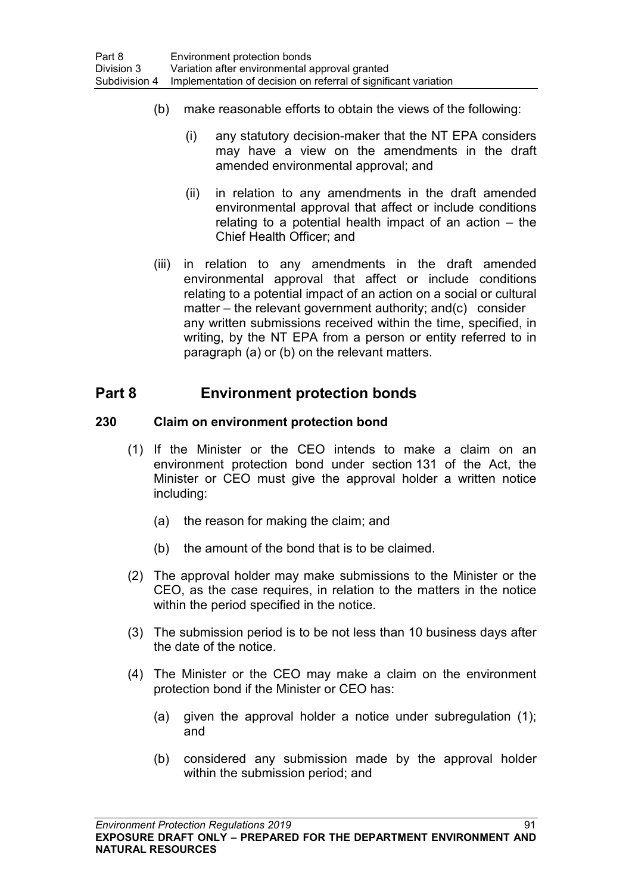(b) make reasonable efforts to obtain the views of the following:

(i) any statutory decision-maker that the NT EPA considers may have a view on the amendments in the draft amended environmental approval; and

(ii) in relation to any amendments in the draft amended environmental approval that affect or include conditions relating to a potential health impact of an action – the Chief Health Officer; and

(iii) in relation to any amendments in the draft amended environmental approval that affect or include conditions relating to a potential impact of an action on a social or cultural matter – the relevant government authority; and(c) consider any written submissions received within the time, specified, in writing, by the NT EPA from a person or entity referred to in paragraph (a) or (b) on the relevant matters.

## Part 8 Environment protection bonds

### 230 Claim on environment protection bond

(1) If the Minister or the CEO intends to make a claim on an environment protection bond under section 131 of the Act, the Minister or CEO must give the approval holder a written notice including:

(a) the reason for making the claim; and

(b) the amount of the bond that is to be claimed.

(2) The approval holder may make submissions to the Minister or the CEO, as the case requires, in relation to the matters in the notice within the period specified in the notice.

(3) The submission period is to be not less than 10 business days after the date of the notice.

(4) The Minister or the CEO may make a claim on the environment protection bond if the Minister or CEO has:

(a) given the approval holder a notice under subregulation (1); and

(b) considered any submission made by the approval holder within the submission period; and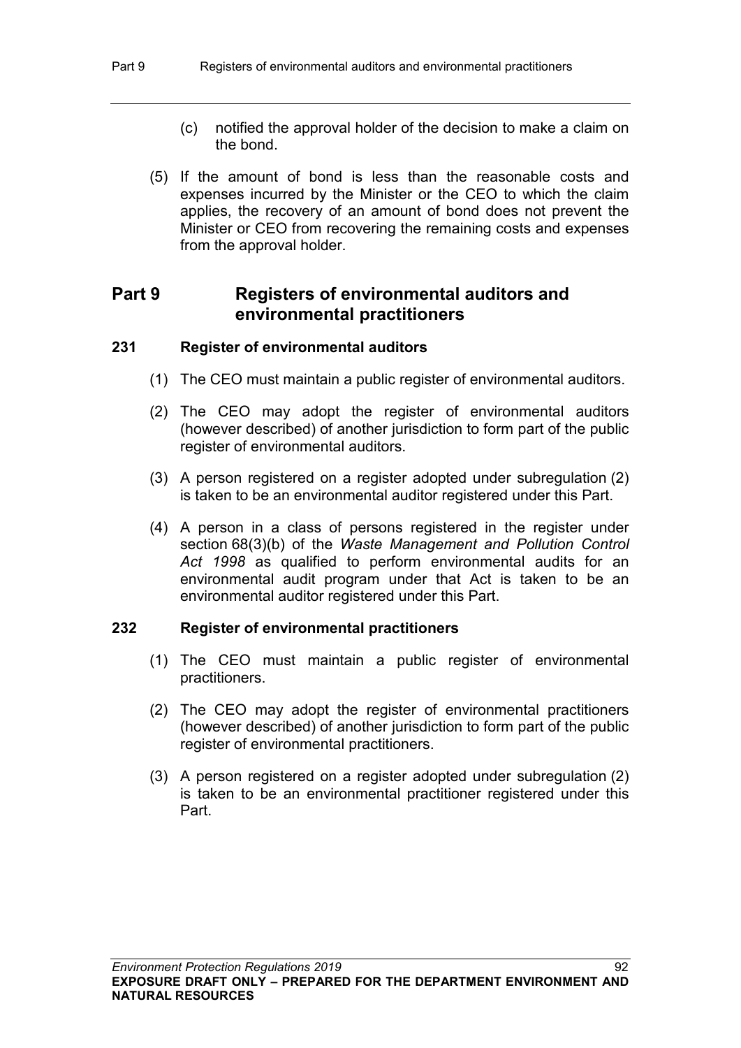(c) notified the approval holder of the decision to make a claim on the bond.

(5) If the amount of bond is less than the reasonable costs and expenses incurred by the Minister or the CEO to which the claim applies, the recovery of an amount of bond does not prevent the Minister or CEO from recovering the remaining costs and expenses from the approval holder.

# Part 9 Registers of environmental auditors and environmental practitioners

### 231 Register of environmental auditors

(1) The CEO must maintain a public register of environmental auditors.

(2) The CEO may adopt the register of environmental auditors (however described) of another jurisdiction to form part of the public register of environmental auditors.

(3) A person registered on a register adopted under subregulation (2) is taken to be an environmental auditor registered under this Part.

(4) A person in a class of persons registered in the register under section 68(3)(b) of the *Waste Management and Pollution Control Act 1998* as qualified to perform environmental audits for an environmental audit program under that Act is taken to be an environmental auditor registered under this Part.

### 232 Register of environmental practitioners

(1) The CEO must maintain a public register of environmental practitioners.

(2) The CEO may adopt the register of environmental practitioners (however described) of another jurisdiction to form part of the public register of environmental practitioners.

(3) A person registered on a register adopted under subregulation (2) is taken to be an environmental practitioner registered under this Part.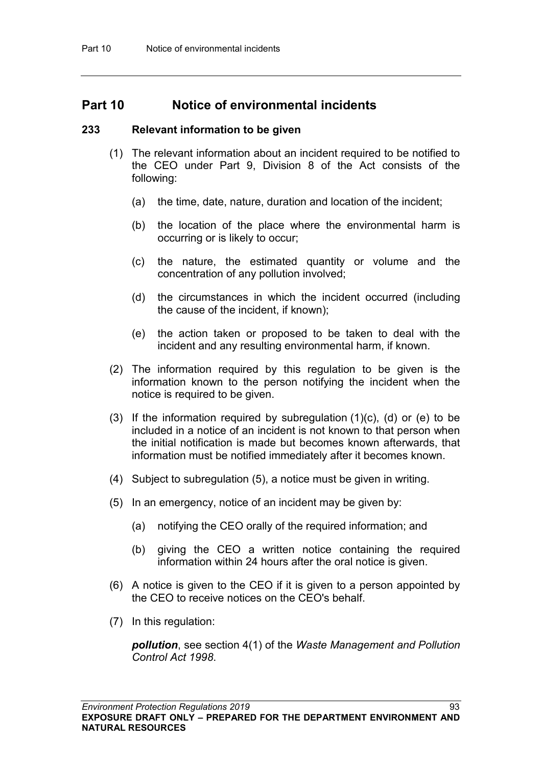# Part 10 Notice of environmental incidents

## 233 Relevant information to be given

(1) The relevant information about an incident required to be notified to the CEO under Part 9, Division 8 of the Act consists of the following:

(a) the time, date, nature, duration and location of the incident;

(b) the location of the place where the environmental harm is occurring or is likely to occur;

(c) the nature, the estimated quantity or volume and the concentration of any pollution involved;

(d) the circumstances in which the incident occurred (including the cause of the incident, if known);

(e) the action taken or proposed to be taken to deal with the incident and any resulting environmental harm, if known.

(2) The information required by this regulation to be given is the information known to the person notifying the incident when the notice is required to be given.

(3) If the information required by subregulation (1)(c), (d) or (e) to be included in a notice of an incident is not known to that person when the initial notification is made but becomes known afterwards, that information must be notified immediately after it becomes known.

(4) Subject to subregulation (5), a notice must be given in writing.

(5) In an emergency, notice of an incident may be given by:

(a) notifying the CEO orally of the required information; and

(b) giving the CEO a written notice containing the required information within 24 hours after the oral notice is given.

(6) A notice is given to the CEO if it is given to a person appointed by the CEO to receive notices on the CEO's behalf.

(7) In this regulation:

***pollution***, see section 4(1) of the *Waste Management and Pollution Control Act 1998*.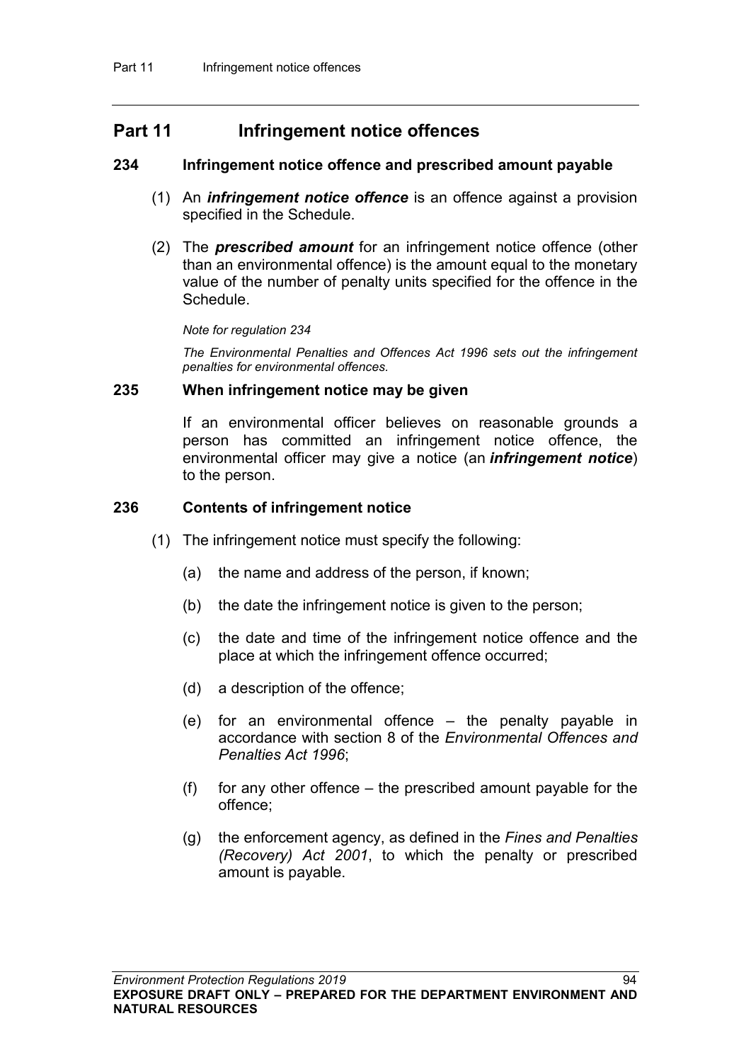# Part 11 Infringement notice offences

### 234 Infringement notice offence and prescribed amount payable

(1) An ***infringement notice offence*** is an offence against a provision specified in the Schedule.

(2) The ***prescribed amount*** for an infringement notice offence (other than an environmental offence) is the amount equal to the monetary value of the number of penalty units specified for the offence in the Schedule.

*Note for regulation 234*

*The Environmental Penalties and Offences Act 1996 sets out the infringement penalties for environmental offences.*

### 235 When infringement notice may be given

If an environmental officer believes on reasonable grounds a person has committed an infringement notice offence, the environmental officer may give a notice (an ***infringement notice***) to the person.

### 236 Contents of infringement notice

(1) The infringement notice must specify the following:

(a) the name and address of the person, if known;

(b) the date the infringement notice is given to the person;

(c) the date and time of the infringement notice offence and the place at which the infringement offence occurred;

(d) a description of the offence;

(e) for an environmental offence – the penalty payable in accordance with section 8 of the *Environmental Offences and Penalties Act 1996*;

(f) for any other offence – the prescribed amount payable for the offence;

(g) the enforcement agency, as defined in the *Fines and Penalties (Recovery) Act 2001*, to which the penalty or prescribed amount is payable.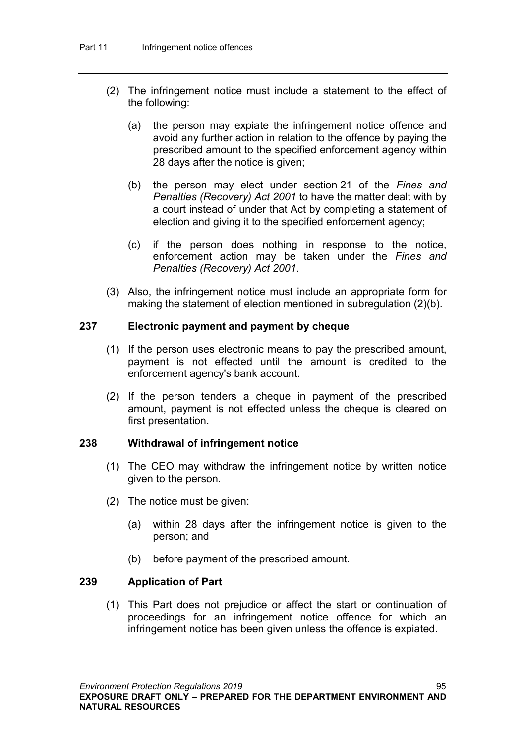(2) The infringement notice must include a statement to the effect of the following:

(a) the person may expiate the infringement notice offence and avoid any further action in relation to the offence by paying the prescribed amount to the specified enforcement agency within 28 days after the notice is given;

(b) the person may elect under section 21 of the *Fines and Penalties (Recovery) Act 2001* to have the matter dealt with by a court instead of under that Act by completing a statement of election and giving it to the specified enforcement agency;

(c) if the person does nothing in response to the notice, enforcement action may be taken under the *Fines and Penalties (Recovery) Act 2001*.

(3) Also, the infringement notice must include an appropriate form for making the statement of election mentioned in subregulation (2)(b).

### 237 Electronic payment and payment by cheque

(1) If the person uses electronic means to pay the prescribed amount, payment is not effected until the amount is credited to the enforcement agency's bank account.

(2) If the person tenders a cheque in payment of the prescribed amount, payment is not effected unless the cheque is cleared on first presentation.

### 238 Withdrawal of infringement notice

(1) The CEO may withdraw the infringement notice by written notice given to the person.

(2) The notice must be given:

(a) within 28 days after the infringement notice is given to the person; and

(b) before payment of the prescribed amount.

### 239 Application of Part

(1) This Part does not prejudice or affect the start or continuation of proceedings for an infringement notice offence for which an infringement notice has been given unless the offence is expiated.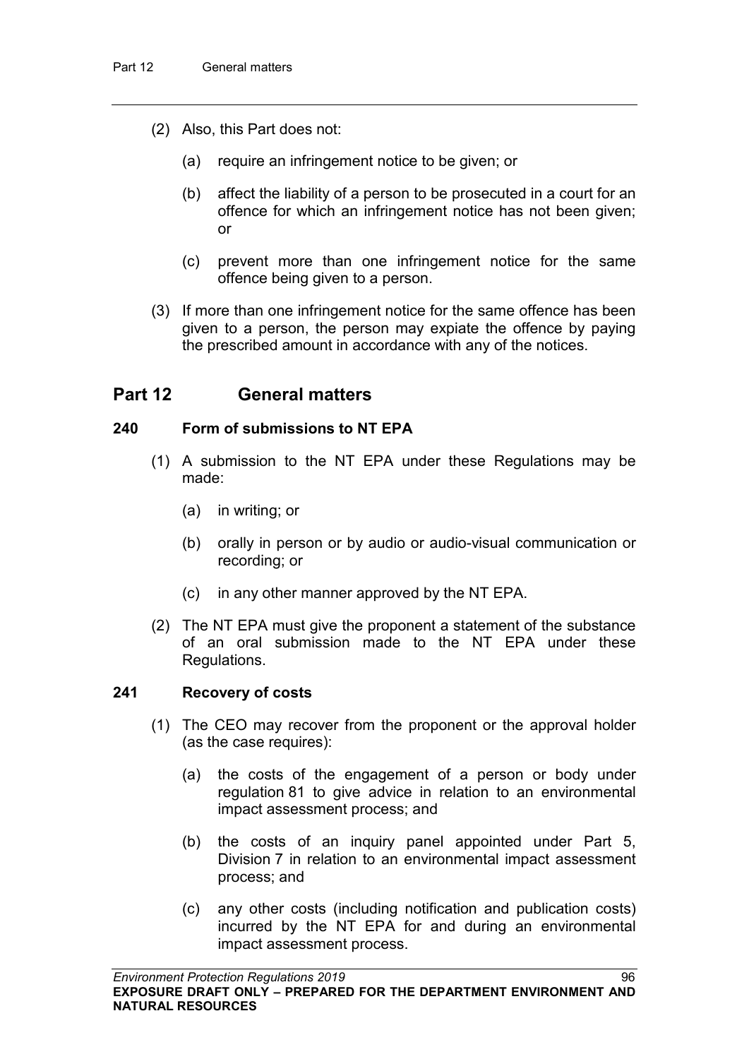(2) Also, this Part does not:

(a) require an infringement notice to be given; or

(b) affect the liability of a person to be prosecuted in a court for an offence for which an infringement notice has not been given; or

(c) prevent more than one infringement notice for the same offence being given to a person.

(3) If more than one infringement notice for the same offence has been given to a person, the person may expiate the offence by paying the prescribed amount in accordance with any of the notices.

# Part 12 General matters

### 240 Form of submissions to NT EPA

(1) A submission to the NT EPA under these Regulations may be made:

(a) in writing; or

(b) orally in person or by audio or audio-visual communication or recording; or

(c) in any other manner approved by the NT EPA.

(2) The NT EPA must give the proponent a statement of the substance of an oral submission made to the NT EPA under these Regulations.

### 241 Recovery of costs

(1) The CEO may recover from the proponent or the approval holder (as the case requires):

(a) the costs of the engagement of a person or body under regulation 81 to give advice in relation to an environmental impact assessment process; and

(b) the costs of an inquiry panel appointed under Part 5, Division 7 in relation to an environmental impact assessment process; and

(c) any other costs (including notification and publication costs) incurred by the NT EPA for and during an environmental impact assessment process.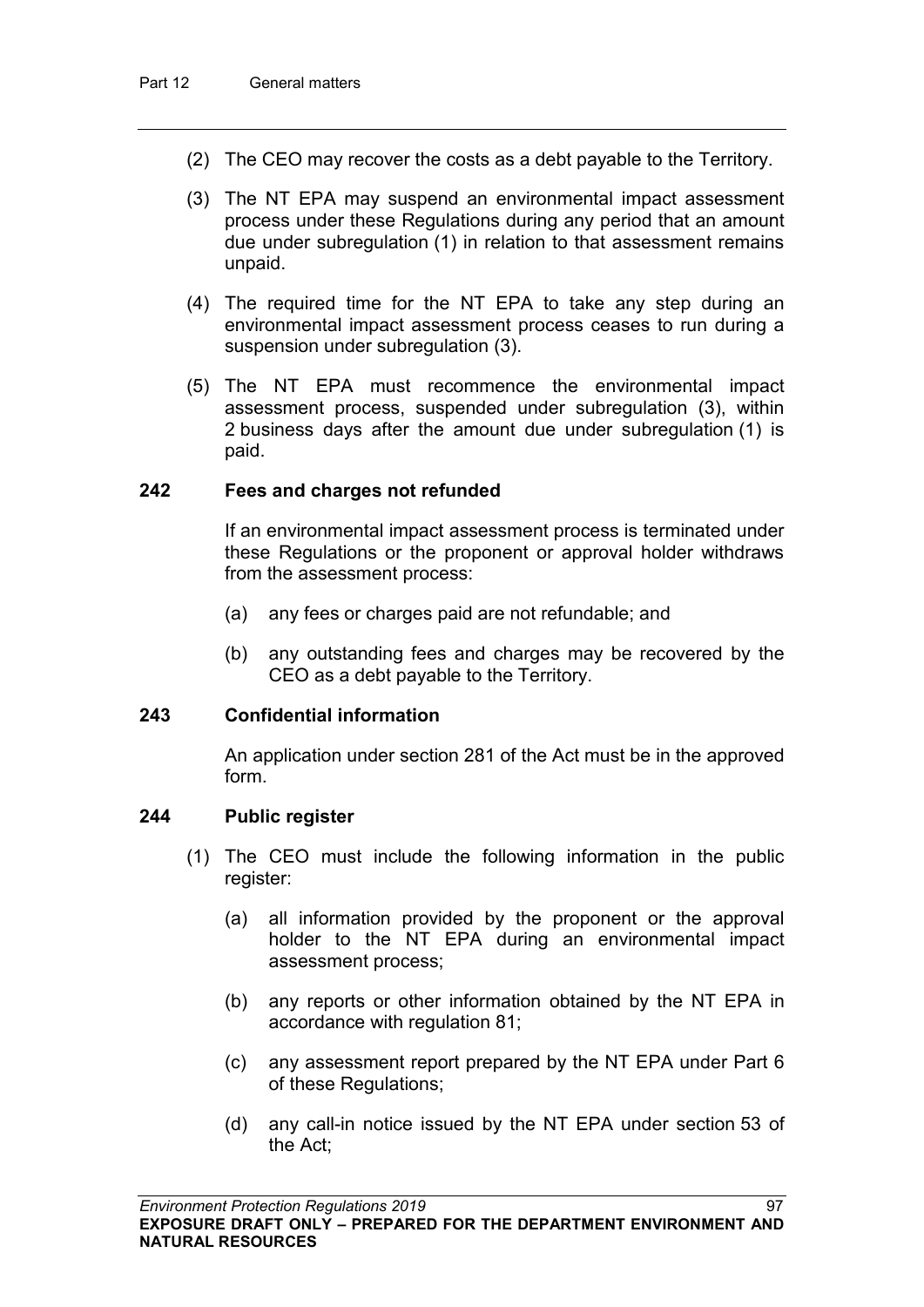(2) The CEO may recover the costs as a debt payable to the Territory.

(3) The NT EPA may suspend an environmental impact assessment process under these Regulations during any period that an amount due under subregulation (1) in relation to that assessment remains unpaid.

(4) The required time for the NT EPA to take any step during an environmental impact assessment process ceases to run during a suspension under subregulation (3).

(5) The NT EPA must recommence the environmental impact assessment process, suspended under subregulation (3), within 2 business days after the amount due under subregulation (1) is paid.

### 242 Fees and charges not refunded

If an environmental impact assessment process is terminated under these Regulations or the proponent or approval holder withdraws from the assessment process:

(a) any fees or charges paid are not refundable; and

(b) any outstanding fees and charges may be recovered by the CEO as a debt payable to the Territory.

### 243 Confidential information

An application under section 281 of the Act must be in the approved form.

### 244 Public register

(1) The CEO must include the following information in the public register:

(a) all information provided by the proponent or the approval holder to the NT EPA during an environmental impact assessment process;

(b) any reports or other information obtained by the NT EPA in accordance with regulation 81;

(c) any assessment report prepared by the NT EPA under Part 6 of these Regulations;

(d) any call-in notice issued by the NT EPA under section 53 of the Act;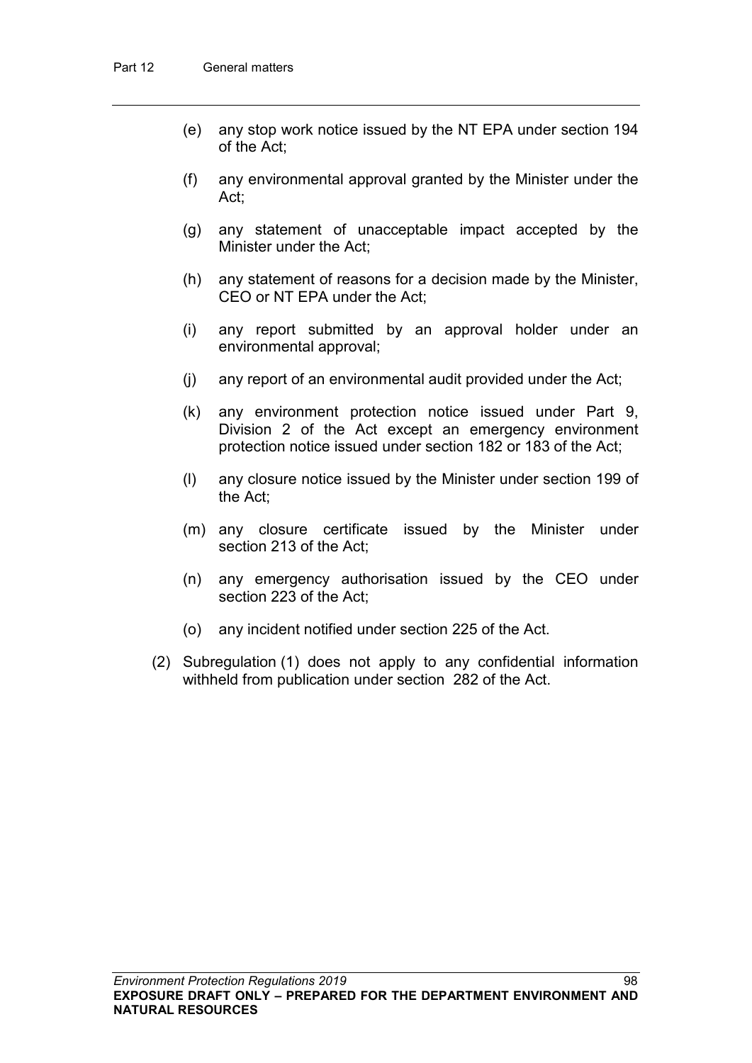(e) any stop work notice issued by the NT EPA under section 194 of the Act;

(f) any environmental approval granted by the Minister under the Act;

(g) any statement of unacceptable impact accepted by the Minister under the Act;

(h) any statement of reasons for a decision made by the Minister, CEO or NT EPA under the Act;

(i) any report submitted by an approval holder under an environmental approval;

(j) any report of an environmental audit provided under the Act;

(k) any environment protection notice issued under Part 9, Division 2 of the Act except an emergency environment protection notice issued under section 182 or 183 of the Act;

(l) any closure notice issued by the Minister under section 199 of the Act;

(m) any closure certificate issued by the Minister under section 213 of the Act;

(n) any emergency authorisation issued by the CEO under section 223 of the Act;

(o) any incident notified under section 225 of the Act.

(2) Subregulation (1) does not apply to any confidential information withheld from publication under section 282 of the Act.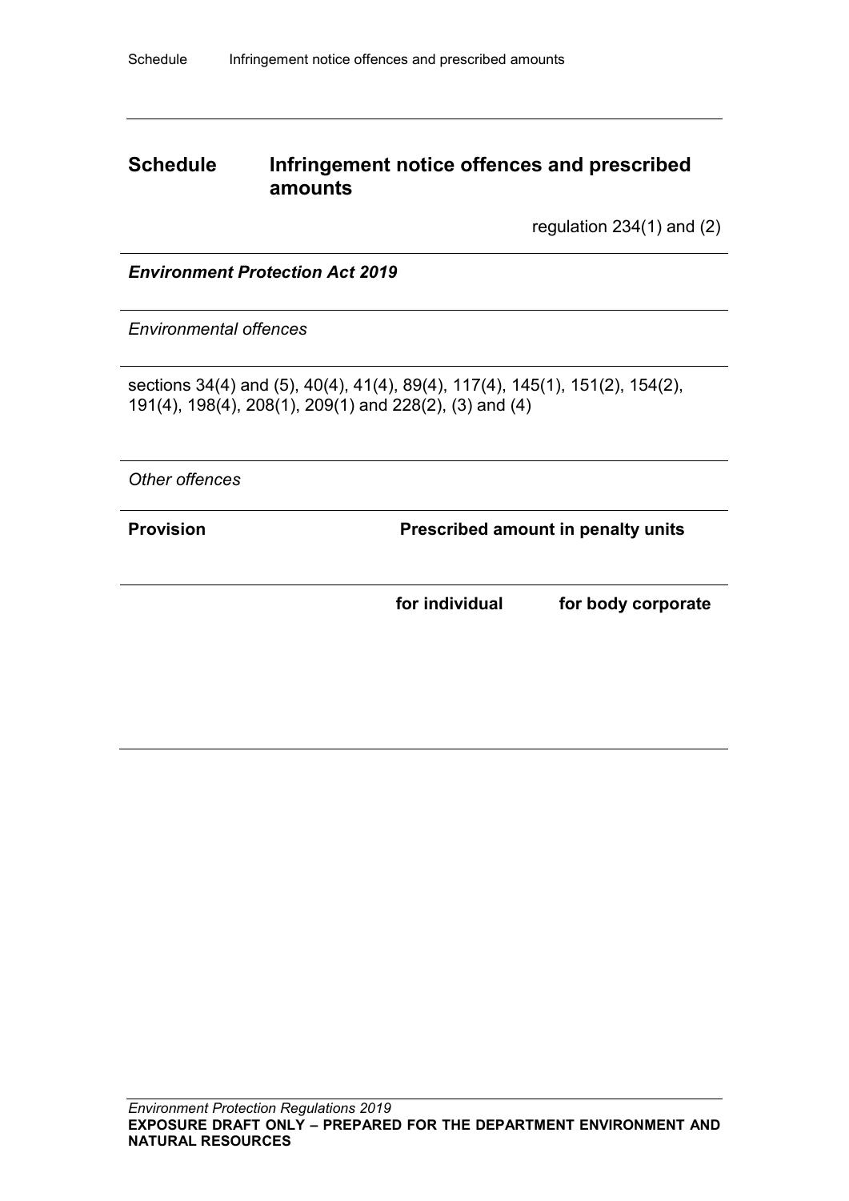# Schedule Infringement notice offences and prescribed amounts

regulation 234(1) and (2)

***Environment Protection Act 2019***

*Environmental offences*

sections 34(4) and (5), 40(4), 41(4), 89(4), 117(4), 145(1), 151(2), 154(2), 191(4), 198(4), 208(1), 209(1) and 228(2), (3) and (4)

*Other offences*

| **Provision** | **Prescribed amount in penalty units** | |
|---|---|---|
| | **for individual** | **for body corporate** |
| | | |